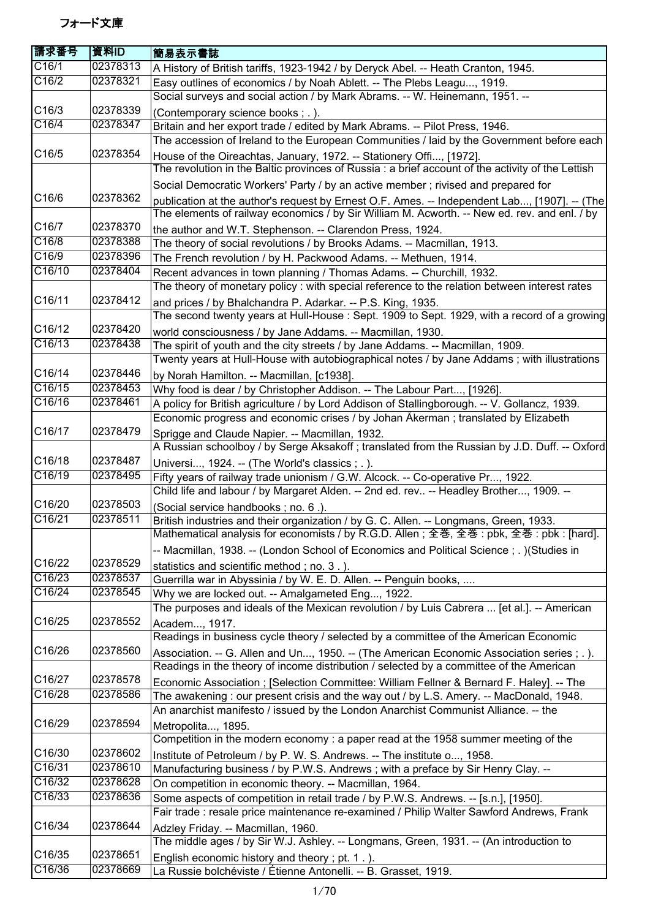# フォード文庫

| 請求番号 | 資料ID | 簡易表示書誌 |
| --- | --- | --- |
| C16/1 | 02378313 | A History of British tariffs, 1923-1942 / by Deryck Abel. -- Heath Cranton, 1945. |
| C16/2 | 02378321 | Easy outlines of economics / by Noah Ablett. -- The Plebs Leagu..., 1919. |
| C16/3 | 02378339 | Social surveys and social action / by Mark Abrams. -- W. Heinemann, 1951. -- (Contemporary science books ; . ). |
| C16/4 | 02378347 | Britain and her export trade / edited by Mark Abrams. -- Pilot Press, 1946. |
| C16/5 | 02378354 | The accession of Ireland to the European Communities / laid by the Government before each House of the Oireachtas, January, 1972. -- Stationery Offi..., [1972]. |
| C16/6 | 02378362 | The revolution in the Baltic provinces of Russia : a brief account of the activity of the Lettish Social Democratic Workers' Party / by an active member ; rivised and prepared for publication at the author's request by Ernest O.F. Ames. -- Independent Lab..., [1907]. -- (The |
| C16/7 | 02378370 | The elements of railway economics / by Sir William M. Acworth. -- New ed. rev. and enl. / by the author and W.T. Stephenson. -- Clarendon Press, 1924. |
| C16/8 | 02378388 | The theory of social revolutions / by Brooks Adams. -- Macmillan, 1913. |
| C16/9 | 02378396 | The French revolution / by H. Packwood Adams. -- Methuen, 1914. |
| C16/10 | 02378404 | Recent advances in town planning / Thomas Adams. -- Churchill, 1932. |
| C16/11 | 02378412 | The theory of monetary policy : with special reference to the relation between interest rates and prices / by Bhalchandra P. Adarkar. -- P.S. King, 1935. |
| C16/12 | 02378420 | The second twenty years at Hull-House : Sept. 1909 to Sept. 1929, with a record of a growing world consciousness / by Jane Addams. -- Macmillan, 1930. |
| C16/13 | 02378438 | The spirit of youth and the city streets / by Jane Addams. -- Macmillan, 1909. |
| C16/14 | 02378446 | Twenty years at Hull-House with autobiographical notes / by Jane Addams ; with illustrations by Norah Hamilton. -- Macmillan, [c1938]. |
| C16/15 | 02378453 | Why food is dear / by Christopher Addison. -- The Labour Part..., [1926]. |
| C16/16 | 02378461 | A policy for British agriculture / by Lord Addison of Stallingborough. -- V. Gollancz, 1939. |
| C16/17 | 02378479 | Economic progress and economic crises / by Johan Åkerman ; translated by Elizabeth Sprigge and Claude Napier. -- Macmillan, 1932. |
| C16/18 | 02378487 | A Russian schoolboy / by Serge Aksakoff ; translated from the Russian by J.D. Duff. -- Oxford Universi..., 1924. -- (The World's classics ; . ). |
| C16/19 | 02378495 | Fifty years of railway trade unionism / G.W. Alcock. -- Co-operative Pr..., 1922. |
| C16/20 | 02378503 | Child life and labour / by Margaret Alden. -- 2nd ed. rev.. -- Headley Brother..., 1909. -- (Social service handbooks ; no. 6 .). |
| C16/21 | 02378511 | British industries and their organization / by G. C. Allen. -- Longmans, Green, 1933. |
| C16/22 | 02378529 | Mathematical analysis for economists / by R.G.D. Allen ; 全巻, 全巻 : pbk, 全巻 : pbk : [hard]. -- Macmillan, 1938. -- (London School of Economics and Political Science ; . )(Studies in statistics and scientific method ; no. 3 . ). |
| C16/23 | 02378537 | Guerrilla war in Abyssinia / by W. E. D. Allen. -- Penguin books, .... |
| C16/24 | 02378545 | Why we are locked out. -- Amalgameted Eng..., 1922. |
| C16/25 | 02378552 | The purposes and ideals of the Mexican revolution / by Luis Cabrera ... [et al.]. -- American Academ..., 1917. |
| C16/26 | 02378560 | Readings in business cycle theory / selected by a committee of the American Economic Association. -- G. Allen and Un..., 1950. -- (The American Economic Association series ; . ). |
| C16/27 | 02378578 | Readings in the theory of income distribution / selected by a committee of the American Economic Association ; [Selection Committee: William Fellner & Bernard F. Haley]. -- The |
| C16/28 | 02378586 | The awakening : our present crisis and the way out / by L.S. Amery. -- MacDonald, 1948. |
| C16/29 | 02378594 | An anarchist manifesto / issued by the London Anarchist Communist Alliance. -- the Metropolita..., 1895. |
| C16/30 | 02378602 | Competition in the modern economy : a paper read at the 1958 summer meeting of the Institute of Petroleum / by P. W. S. Andrews. -- The institute o..., 1958. |
| C16/31 | 02378610 | Manufacturing business / by P.W.S. Andrews ; with a preface by Sir Henry Clay. -- |
| C16/32 | 02378628 | On competition in economic theory. -- Macmillan, 1964. |
| C16/33 | 02378636 | Some aspects of competition in retail trade / by P.W.S. Andrews. -- [s.n.], [1950]. |
| C16/34 | 02378644 | Fair trade : resale price maintenance re-examined / Philip Walter Sawford Andrews, Frank Adzley Friday. -- Macmillan, 1960. |
| C16/35 | 02378651 | The middle ages / by Sir W.J. Ashley. -- Longmans, Green, 1931. -- (An introduction to English economic history and theory ; pt. 1 . ). |
| C16/36 | 02378669 | La Russie bolchéviste / Étienne Antonelli. -- B. Grasset, 1919. |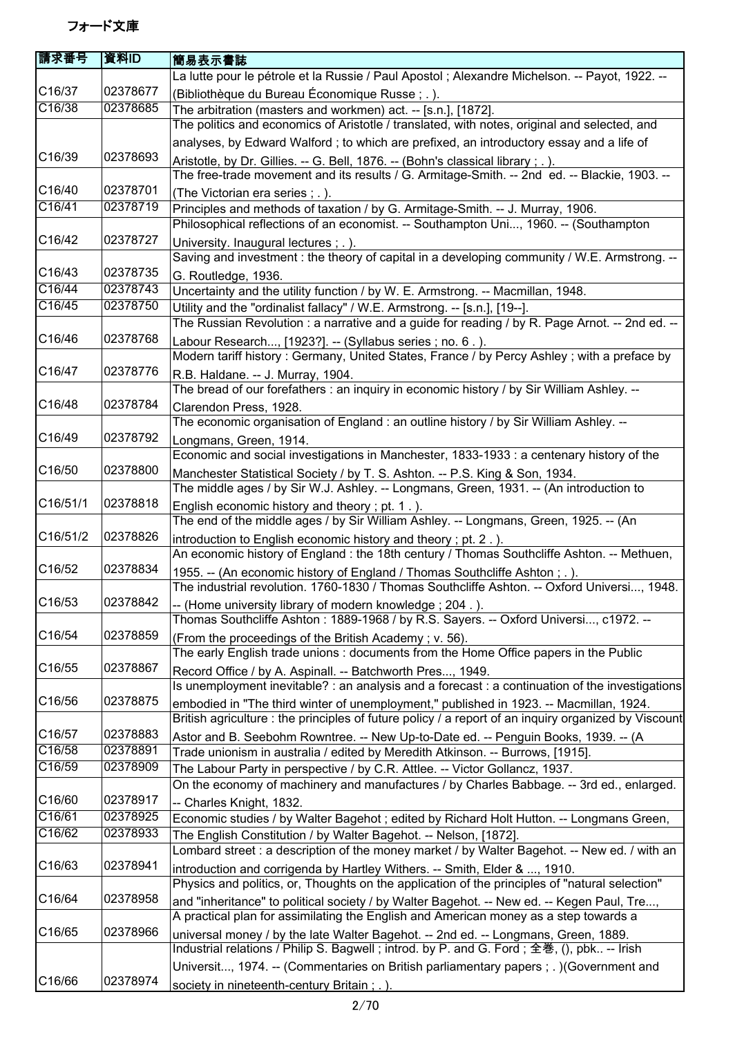フォード文庫

| 請求番号 | 資料ID | 簡易表示書誌 |
|---|---|---|
| C16/37 | 02378677 | La lutte pour le pétrole et la Russie / Paul Apostol ; Alexandre Michelson. -- Payot, 1922. -- (Bibliothèque du Bureau Économique Russe ; . ). |
| C16/38 | 02378685 | The arbitration (masters and workmen) act. -- [s.n.], [1872]. |
| C16/39 | 02378693 | The politics and economics of Aristotle / translated, with notes, original and selected, and analyses, by Edward Walford ; to which are prefixed, an introductory essay and a life of Aristotle, by Dr. Gillies. -- G. Bell, 1876. -- (Bohn's classical library ; . ). |
| C16/40 | 02378701 | The free-trade movement and its results / G. Armitage-Smith. -- 2nd  ed. -- Blackie, 1903. -- (The Victorian era series ; . ). |
| C16/41 | 02378719 | Principles and methods of taxation / by G. Armitage-Smith. -- J. Murray, 1906. |
| C16/42 | 02378727 | Philosophical reflections of an economist. -- Southampton Uni..., 1960. -- (Southampton University. Inaugural lectures ; . ). |
| C16/43 | 02378735 | Saving and investment : the theory of capital in a developing community / W.E. Armstrong. -- G. Routledge, 1936. |
| C16/44 | 02378743 | Uncertainty and the utility function / by W. E. Armstrong. -- Macmillan, 1948. |
| C16/45 | 02378750 | Utility and the "ordinalist fallacy" / W.E. Armstrong. -- [s.n.], [19--]. |
| C16/46 | 02378768 | The Russian Revolution : a narrative and a guide for reading / by R. Page Arnot. -- 2nd ed. -- Labour Research..., [1923?]. -- (Syllabus series ; no. 6 . ). |
| C16/47 | 02378776 | Modern tariff history : Germany, United States, France / by Percy Ashley ; with a preface by R.B. Haldane. -- J. Murray, 1904. |
| C16/48 | 02378784 | The bread of our forefathers : an inquiry in economic history / by Sir William Ashley. -- Clarendon Press, 1928. |
| C16/49 | 02378792 | The economic organisation of England : an outline history / by Sir William Ashley. -- Longmans, Green, 1914. |
| C16/50 | 02378800 | Economic and social investigations in Manchester, 1833-1933 : a centenary history of the Manchester Statistical Society / by T. S. Ashton. -- P.S. King & Son, 1934. |
| C16/51/1 | 02378818 | The middle ages / by Sir W.J. Ashley. -- Longmans, Green, 1931. -- (An introduction to English economic history and theory ; pt. 1 . ). |
| C16/51/2 | 02378826 | The end of the middle ages / by Sir William Ashley. -- Longmans, Green, 1925. -- (An introduction to English economic history and theory ; pt. 2 . ). |
| C16/52 | 02378834 | An economic history of England : the 18th century / Thomas Southcliffe Ashton. -- Methuen, 1955. -- (An economic history of England / Thomas Southcliffe Ashton ; . ). |
| C16/53 | 02378842 | The industrial revolution. 1760-1830 / Thomas Southcliffe Ashton. -- Oxford Universi..., 1948. -- (Home university library of modern knowledge ; 204 . ). |
| C16/54 | 02378859 | Thomas Southcliffe Ashton : 1889-1968 / by R.S. Sayers. -- Oxford Universi..., c1972. -- (From the proceedings of the British Academy ; v. 56). |
| C16/55 | 02378867 | The early English trade unions : documents from the Home Office papers in the Public Record Office / by A. Aspinall. -- Batchworth Pres..., 1949. |
| C16/56 | 02378875 | Is unemployment inevitable? : an analysis and a forecast : a continuation of the investigations embodied in "The third winter of unemployment," published in 1923. -- Macmillan, 1924. |
| C16/57 | 02378883 | British agriculture : the principles of future policy / a report of an inquiry organized by Viscount Astor and B. Seebohm Rowntree. -- New Up-to-Date ed. -- Penguin Books, 1939. -- (A |
| C16/58 | 02378891 | Trade unionism in australia / edited by Meredith Atkinson. -- Burrows, [1915]. |
| C16/59 | 02378909 | The Labour Party in perspective / by C.R. Attlee. -- Victor Gollancz, 1937. |
| C16/60 | 02378917 | On the economy of machinery and manufactures / by Charles Babbage. -- 3rd ed., enlarged. -- Charles Knight, 1832. |
| C16/61 | 02378925 | Economic studies / by Walter Bagehot ; edited by Richard Holt Hutton. -- Longmans Green, |
| C16/62 | 02378933 | The English Constitution / by Walter Bagehot. -- Nelson, [1872]. |
| C16/63 | 02378941 | Lombard street : a description of the money market / by Walter Bagehot. -- New ed. / with an introduction and corrigenda by Hartley Withers. -- Smith, Elder & ..., 1910. |
| C16/64 | 02378958 | Physics and politics, or, Thoughts on the application of the principles of "natural selection" and "inheritance" to political society / by Walter Bagehot. -- New ed. -- Kegen Paul, Tre..., |
| C16/65 | 02378966 | A practical plan for assimilating the English and American money as a step towards a universal money / by the late Walter Bagehot. -- 2nd ed. -- Longmans, Green, 1889. |
| C16/66 | 02378974 | Industrial relations / Philip S. Bagwell ; introd. by P. and G. Ford ; 全巻, (), pbk.. -- Irish Universit..., 1974. -- (Commentaries on British parliamentary papers ; . )(Government and society in nineteenth-century Britain ; . ). |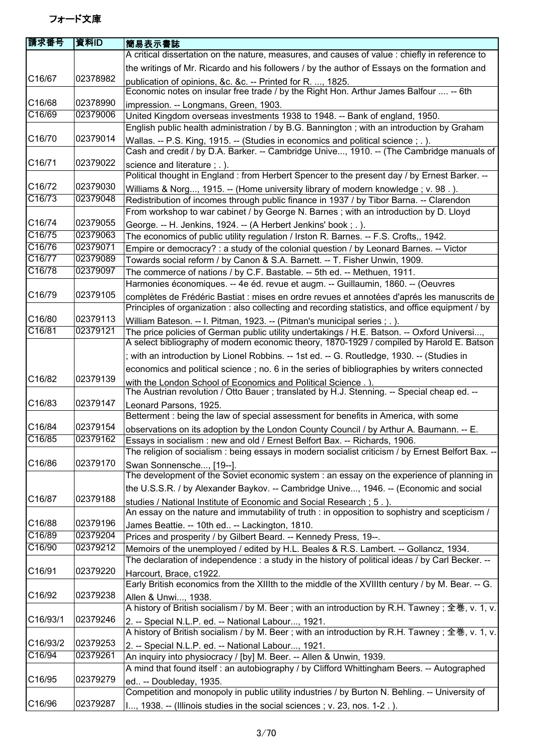フォード文庫

| 請求番号 | 資料ID | 簡易表示書誌 |
| --- | --- | --- |
| C16/67 | 02378982 | A critical dissertation on the nature, measures, and causes of value : chiefly in reference to the writings of Mr. Ricardo and his followers / by the author of Essays on the formation and publication of opinions, &c. &c. -- Printed for R. ..., 1825. |
| C16/68 | 02378990 | Economic notes on insular free trade / by the Right Hon. Arthur James Balfour .... -- 6th impression. -- Longmans, Green, 1903. |
| C16/69 | 02379006 | United Kingdom overseas investments 1938 to 1948. -- Bank of england, 1950. |
| C16/70 | 02379014 | English public health administration / by B.G. Bannington ; with an introduction by Graham Wallas. -- P.S. King, 1915. -- (Studies in economics and political science ; . ). |
| C16/71 | 02379022 | Cash and credit / by D.A. Barker. -- Cambridge Unive..., 1910. -- (The Cambridge manuals of science and literature ; . ). |
| C16/72 | 02379030 | Political thought in England : from Herbert Spencer to the present day / by Ernest Barker. -- Williams & Norg..., 1915. -- (Home university library of modern knowledge ; v. 98 . ). |
| C16/73 | 02379048 | Redistribution of incomes through public finance in 1937 / by Tibor Barna. -- Clarendon |
| C16/74 | 02379055 | From workshop to war cabinet / by George N. Barnes ; with an introduction by D. Lloyd George. -- H. Jenkins, 1924. -- (A Herbert Jenkins' book ; . ). |
| C16/75 | 02379063 | The economics of public utility regulation / Irston R. Barnes. -- F.S. Crofts,, 1942. |
| C16/76 | 02379071 | Empire or democracy? : a study of the colonial question / by Leonard Barnes. -- Victor |
| C16/77 | 02379089 | Towards social reform / by Canon & S.A. Barnett. -- T. Fisher Unwin, 1909. |
| C16/78 | 02379097 | The commerce of nations / by C.F. Bastable. -- 5th ed. -- Methuen, 1911. |
| C16/79 | 02379105 | Harmonies économiques. -- 4e éd. revue et augm. -- Guillaumin, 1860. -- (Oeuvres complètes de Frédéric Bastiat : mises en ordre revues et annotées d'aprés les manuscrits de |
| C16/80 | 02379113 | Principles of organization : also collecting and recording statistics, and office equipment / by William Bateson. -- I. Pitman, 1923. -- (Pitman's municipal series ; . ). |
| C16/81 | 02379121 | The price policies of German public utility undertakings / H.E. Batson. -- Oxford Universi..., |
| C16/82 | 02379139 | A select bibliography of modern economic theory, 1870-1929 / compiled by Harold E. Batson ; with an introduction by Lionel Robbins. -- 1st ed. -- G. Routledge, 1930. -- (Studies in economics and political science ; no. 6 in the series of bibliographies by writers connected with the London School of Economics and Political Science . ). |
| C16/83 | 02379147 | The Austrian revolution / Otto Bauer ; translated by H.J. Stenning. -- Special cheap ed. -- Leonard Parsons, 1925. |
| C16/84 | 02379154 | Betterment : being the law of special assessment for benefits in America, with some observations on its adoption by the London County Council / by Arthur A. Baumann. -- E. |
| C16/85 | 02379162 | Essays in socialism : new and old / Ernest Belfort Bax. -- Richards, 1906. |
| C16/86 | 02379170 | The religion of socialism : being essays in modern socialist criticism / by Ernest Belfort Bax. -- Swan Sonnensche..., [19--]. |
| C16/87 | 02379188 | The development of the Soviet economic system : an essay on the experience of planning in the U.S.S.R. / by Alexander Baykov. -- Cambridge Unive..., 1946. -- (Economic and social studies / National Institute of Economic and Social Research ; 5 . ). |
| C16/88 | 02379196 | An essay on the nature and immutability of truth : in opposition to sophistry and scepticism / James Beattie. -- 10th ed.. -- Lackington, 1810. |
| C16/89 | 02379204 | Prices and prosperity / by Gilbert Beard. -- Kennedy Press, 19--. |
| C16/90 | 02379212 | Memoirs of the unemployed / edited by H.L. Beales & R.S. Lambert. -- Gollancz, 1934. |
| C16/91 | 02379220 | The declaration of independence : a study in the history of political ideas / by Carl Becker. -- Harcourt, Brace, c1922. |
| C16/92 | 02379238 | Early British economics from the XIIIth to the middle of the XVIIIth century / by M. Bear. -- G. Allen & Unwi..., 1938. |
| C16/93/1 | 02379246 | A history of British socialism / by M. Beer ; with an introduction by R.H. Tawney ; 全巻, v. 1, v. 2. -- Special N.L.P. ed. -- National Labour..., 1921. |
| C16/93/2 | 02379253 | A history of British socialism / by M. Beer ; with an introduction by R.H. Tawney ; 全巻, v. 1, v. 2. -- Special N.L.P. ed. -- National Labour..., 1921. |
| C16/94 | 02379261 | An inquiry into physiocracy / [by] M. Beer. -- Allen & Unwin, 1939. |
| C16/95 | 02379279 | A mind that found itself : an autobiography / by Clifford Whittingham Beers. -- Autographed ed.. -- Doubleday, 1935. |
| C16/96 | 02379287 | Competition and monopoly in public utility industries / by Burton N. Behling. -- University of I..., 1938. -- (Illinois studies in the social sciences ; v. 23, nos. 1-2 . ). |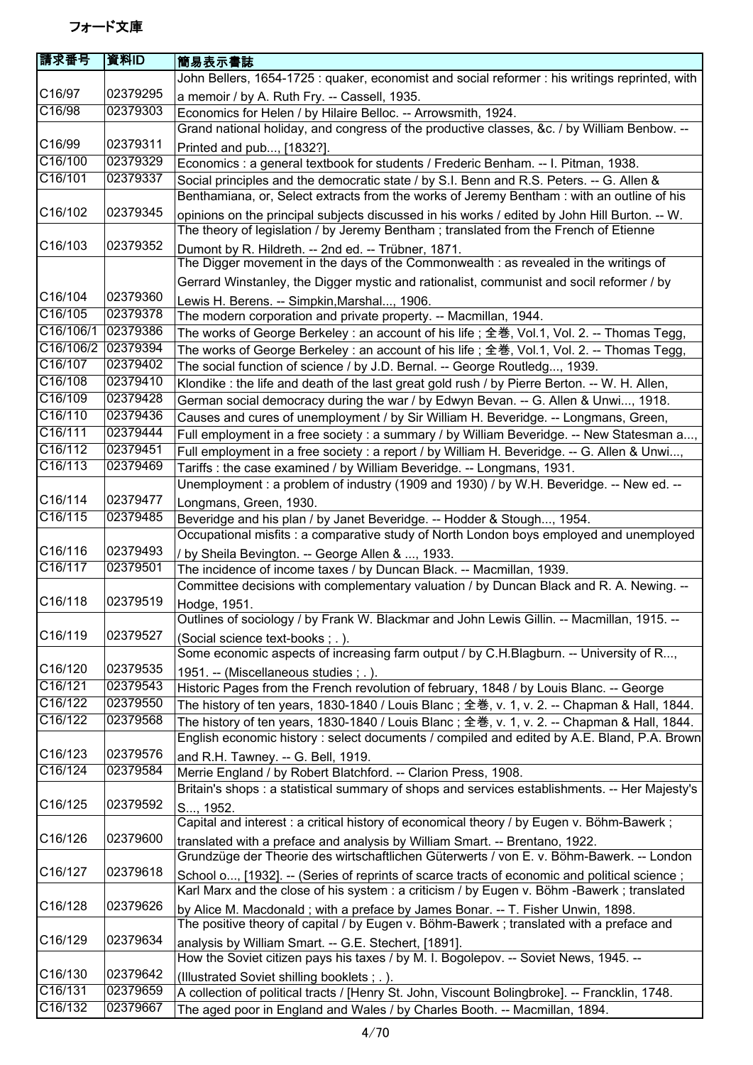フォード文庫

| 請求番号 | 資料ID | 簡易表示書誌 |
|---|---|---|
| C16/97 | 02379295 | John Bellers, 1654-1725 : quaker, economist and social reformer : his writings reprinted, with a memoir / by A. Ruth Fry. -- Cassell, 1935. |
| C16/98 | 02379303 | Economics for Helen / by Hilaire Belloc. -- Arrowsmith, 1924. |
| C16/99 | 02379311 | Grand national holiday, and congress of the productive classes, &c. / by William Benbow. -- Printed and pub..., [1832?]. |
| C16/100 | 02379329 | Economics : a general textbook for students / Frederic Benham. -- I. Pitman, 1938. |
| C16/101 | 02379337 | Social principles and the democratic state / by S.I. Benn and R.S. Peters. -- G. Allen & |
| C16/102 | 02379345 | Benthamiana, or, Select extracts from the works of Jeremy Bentham : with an outline of his opinions on the principal subjects discussed in his works / edited by John Hill Burton. -- W. |
| C16/103 | 02379352 | The theory of legislation / by Jeremy Bentham ; translated from the French of Etienne Dumont by R. Hildreth. -- 2nd ed. -- Trübner, 1871. |
| C16/104 | 02379360 | The Digger movement in the days of the Commonwealth : as revealed in the writings of Gerrard Winstanley, the Digger mystic and rationalist, communist and socil reformer / by Lewis H. Berens. -- Simpkin,Marshal..., 1906. |
| C16/105 | 02379378 | The modern corporation and private property. -- Macmillan, 1944. |
| C16/106/1 | 02379386 | The works of George Berkeley : an account of his life ; 全巻, Vol.1, Vol. 2. -- Thomas Tegg, |
| C16/106/2 | 02379394 | The works of George Berkeley : an account of his life ; 全巻, Vol.1, Vol. 2. -- Thomas Tegg, |
| C16/107 | 02379402 | The social function of science / by J.D. Bernal. -- George Routledg..., 1939. |
| C16/108 | 02379410 | Klondike : the life and death of the last great gold rush / by Pierre Berton. -- W. H. Allen, |
| C16/109 | 02379428 | German social democracy during the war / by Edwyn Bevan. -- G. Allen & Unwi..., 1918. |
| C16/110 | 02379436 | Causes and cures of unemployment / by Sir William H. Beveridge. -- Longmans, Green, |
| C16/111 | 02379444 | Full employment in a free society : a summary / by William Beveridge. -- New Statesman a..., |
| C16/112 | 02379451 | Full employment in a free society : a report / by William H. Beveridge. -- G. Allen & Unwi..., |
| C16/113 | 02379469 | Tariffs : the case examined / by William Beveridge. -- Longmans, 1931. |
| C16/114 | 02379477 | Unemployment : a problem of industry (1909 and 1930) / by W.H. Beveridge. -- New ed. -- Longmans, Green, 1930. |
| C16/115 | 02379485 | Beveridge and his plan / by Janet Beveridge. -- Hodder & Stough..., 1954. |
| C16/116 | 02379493 | Occupational misfits : a comparative study of North London boys employed and unemployed / by Sheila Bevington. -- George Allen & ..., 1933. |
| C16/117 | 02379501 | The incidence of income taxes / by Duncan Black. -- Macmillan, 1939. |
| C16/118 | 02379519 | Committee decisions with complementary valuation / by Duncan Black and R. A. Newing. -- Hodge, 1951. |
| C16/119 | 02379527 | Outlines of sociology / by Frank W. Blackmar and John Lewis Gillin. -- Macmillan, 1915. -- (Social science text-books ; . ). |
| C16/120 | 02379535 | Some economic aspects of increasing farm output / by C.H.Blagburn. -- University of R..., 1951. -- (Miscellaneous studies ; . ). |
| C16/121 | 02379543 | Historic Pages from the French revolution of february, 1848 / by Louis Blanc. -- George |
| C16/122 | 02379550 | The history of ten years, 1830-1840 / Louis Blanc ; 全巻, v. 1, v. 2. -- Chapman & Hall, 1844. |
| C16/122 | 02379568 | The history of ten years, 1830-1840 / Louis Blanc ; 全巻, v. 1, v. 2. -- Chapman & Hall, 1844. |
| C16/123 | 02379576 | English economic history : select documents / compiled and edited by A.E. Bland, P.A. Brown and R.H. Tawney. -- G. Bell, 1919. |
| C16/124 | 02379584 | Merrie England / by Robert Blatchford. -- Clarion Press, 1908. |
| C16/125 | 02379592 | Britain's shops : a statistical summary of shops and services establishments. -- Her Majesty's S..., 1952. |
| C16/126 | 02379600 | Capital and interest : a critical history of economical theory / by Eugen v. Böhm-Bawerk ; translated with a preface and analysis by William Smart. -- Brentano, 1922. |
| C16/127 | 02379618 | Grundzüge der Theorie des wirtschaftlichen Güterwerts / von E. v. Böhm-Bawerk. -- London School o..., [1932]. -- (Series of reprints of scarce tracts of economic and political science ; |
| C16/128 | 02379626 | Karl Marx and the close of his system : a criticism / by Eugen v. Böhm -Bawerk ; translated by Alice M. Macdonald ; with a preface by James Bonar. -- T. Fisher Unwin, 1898. |
| C16/129 | 02379634 | The positive theory of capital / by Eugen v. Böhm-Bawerk ; translated with a preface and analysis by William Smart. -- G.E. Stechert, [1891]. |
| C16/130 | 02379642 | How the Soviet citizen pays his taxes / by M. I. Bogolepov. -- Soviet News, 1945. -- (Illustrated Soviet shilling booklets ; . ). |
| C16/131 | 02379659 | A collection of political tracts / [Henry St. John, Viscount Bolingbroke]. -- Francklin, 1748. |
| C16/132 | 02379667 | The aged poor in England and Wales / by Charles Booth. -- Macmillan, 1894. |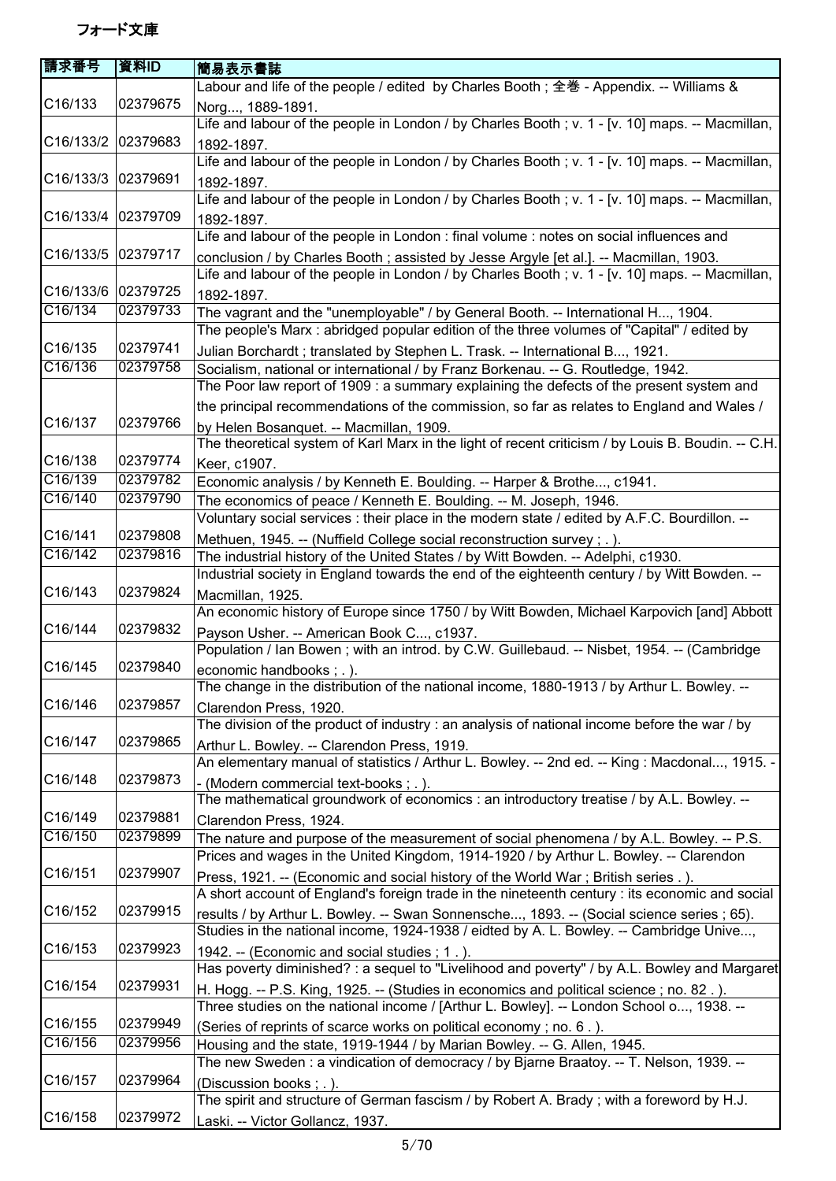# フォード文庫

| 請求番号 | 資料ID | 簡易表示書誌 |
| --- | --- | --- |
| C16/133 | 02379675 | Labour and life of the people / edited by Charles Booth ; 全巻 - Appendix. -- Williams & Norg..., 1889-1891. |
| C16/133/2 | 02379683 | Life and labour of the people in London / by Charles Booth ; v. 1 - [v. 10] maps. -- Macmillan, 1892-1897. |
| C16/133/3 | 02379691 | Life and labour of the people in London / by Charles Booth ; v. 1 - [v. 10] maps. -- Macmillan, 1892-1897. |
| C16/133/4 | 02379709 | Life and labour of the people in London / by Charles Booth ; v. 1 - [v. 10] maps. -- Macmillan, 1892-1897. |
| C16/133/5 | 02379717 | Life and labour of the people in London : final volume : notes on social influences and conclusion / by Charles Booth ; assisted by Jesse Argyle [et al.]. -- Macmillan, 1903. |
| C16/133/6 | 02379725 | Life and labour of the people in London / by Charles Booth ; v. 1 - [v. 10] maps. -- Macmillan, 1892-1897. |
| C16/134 | 02379733 | The vagrant and the "unemployable" / by General Booth. -- International H..., 1904. |
| C16/135 | 02379741 | The people's Marx : abridged popular edition of the three volumes of "Capital" / edited by Julian Borchardt ; translated by Stephen L. Trask. -- International B..., 1921. |
| C16/136 | 02379758 | Socialism, national or international / by Franz Borkenau. -- G. Routledge, 1942. |
| C16/137 | 02379766 | The Poor law report of 1909 : a summary explaining the defects of the present system and the principal recommendations of the commission, so far as relates to England and Wales / by Helen Bosanquet. -- Macmillan, 1909. |
| C16/138 | 02379774 | The theoretical system of Karl Marx in the light of recent criticism / by Louis B. Boudin. -- C.H. Keer, c1907. |
| C16/139 | 02379782 | Economic analysis / by Kenneth E. Boulding. -- Harper & Brothe..., c1941. |
| C16/140 | 02379790 | The economics of peace / Kenneth E. Boulding. -- M. Joseph, 1946. |
| C16/141 | 02379808 | Voluntary social services : their place in the modern state / edited by A.F.C. Bourdillon. -- Methuen, 1945. -- (Nuffield College social reconstruction survey ; . ). |
| C16/142 | 02379816 | The industrial history of the United States / by Witt Bowden. -- Adelphi, c1930. |
| C16/143 | 02379824 | Industrial society in England towards the end of the eighteenth century / by Witt Bowden. -- Macmillan, 1925. |
| C16/144 | 02379832 | An economic history of Europe since 1750 / by Witt Bowden, Michael Karpovich [and] Abbott Payson Usher. -- American Book C..., c1937. |
| C16/145 | 02379840 | Population / Ian Bowen ; with an introd. by C.W. Guillebaud. -- Nisbet, 1954. -- (Cambridge economic handbooks ; . ). |
| C16/146 | 02379857 | The change in the distribution of the national income, 1880-1913 / by Arthur L. Bowley. -- Clarendon Press, 1920. |
| C16/147 | 02379865 | The division of the product of industry : an analysis of national income before the war / by Arthur L. Bowley. -- Clarendon Press, 1919. |
| C16/148 | 02379873 | An elementary manual of statistics / Arthur L. Bowley. -- 2nd ed. -- King : Macdonal..., 1915. -- (Modern commercial text-books ; . ). |
| C16/149 | 02379881 | The mathematical groundwork of economics : an introductory treatise / by A.L. Bowley. -- Clarendon Press, 1924. |
| C16/150 | 02379899 | The nature and purpose of the measurement of social phenomena / by A.L. Bowley. -- P.S. |
| C16/151 | 02379907 | Prices and wages in the United Kingdom, 1914-1920 / by Arthur L. Bowley. -- Clarendon Press, 1921. -- (Economic and social history of the World War ; British series . ). |
| C16/152 | 02379915 | A short account of England's foreign trade in the nineteenth century : its economic and social results / by Arthur L. Bowley. -- Swan Sonnensche..., 1893. -- (Social science series ; 65). |
| C16/153 | 02379923 | Studies in the national income, 1924-1938 / eidted by A. L. Bowley. -- Cambridge Unive..., 1942. -- (Economic and social studies ; 1 . ). |
| C16/154 | 02379931 | Has poverty diminished? : a sequel to "Livelihood and poverty" / by A.L. Bowley and Margaret H. Hogg. -- P.S. King, 1925. -- (Studies in economics and political science ; no. 82 . ). |
| C16/155 | 02379949 | Three studies on the national income / [Arthur L. Bowley]. -- London School o..., 1938. -- (Series of reprints of scarce works on political economy ; no. 6 . ). |
| C16/156 | 02379956 | Housing and the state, 1919-1944 / by Marian Bowley. -- G. Allen, 1945. |
| C16/157 | 02379964 | The new Sweden : a vindication of democracy / by Bjarne Braatoy. -- T. Nelson, 1939. -- (Discussion books ; . ). |
| C16/158 | 02379972 | The spirit and structure of German fascism / by Robert A. Brady ; with a foreword by H.J. Laski. -- Victor Gollancz, 1937. |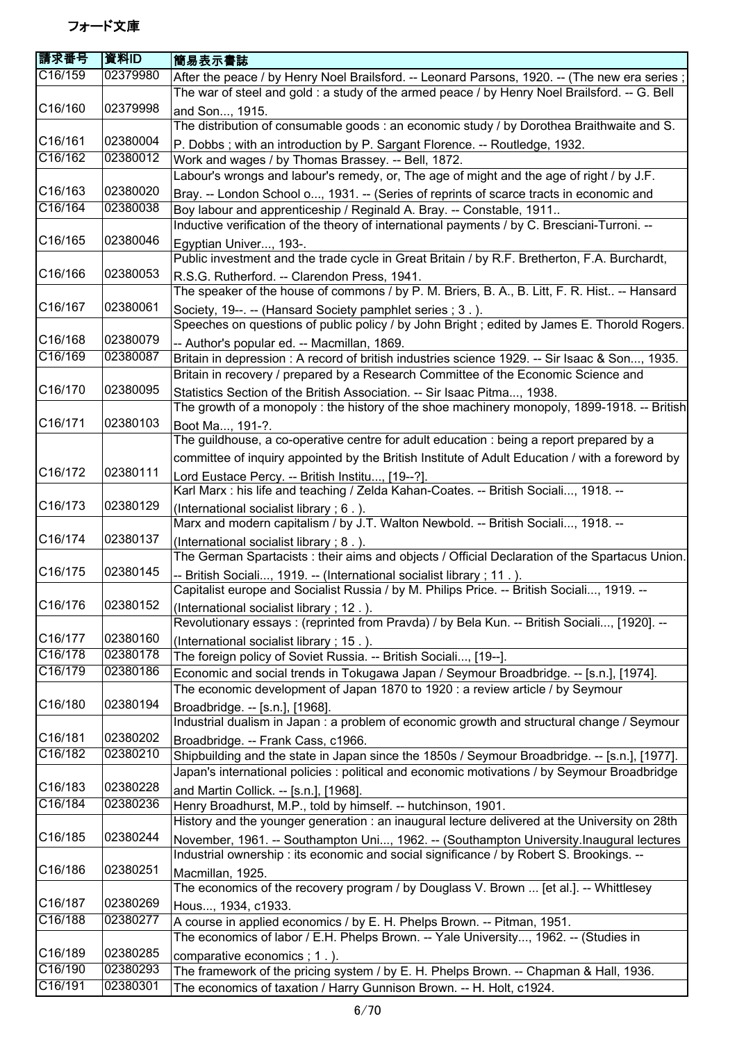# フォード文庫

| 請求番号 | 資料ID | 簡易表示書誌 |
|---|---|---|
| C16/159 | 02379980 | After the peace / by Henry Noel Brailsford. -- Leonard Parsons, 1920. -- (The new era series ; |
| C16/160 | 02379998 | The war of steel and gold : a study of the armed peace / by Henry Noel Brailsford. -- G. Bell and Son..., 1915. |
| C16/161 | 02380004 | The distribution of consumable goods : an economic study / by Dorothea Braithwaite and S. P. Dobbs ; with an introduction by P. Sargant Florence. -- Routledge, 1932. |
| C16/162 | 02380012 | Work and wages / by Thomas Brassey. -- Bell, 1872. |
| C16/163 | 02380020 | Labour's wrongs and labour's remedy, or, The age of might and the age of right / by J.F. Bray. -- London School o..., 1931. -- (Series of reprints of scarce tracts in economic and |
| C16/164 | 02380038 | Boy labour and apprenticeship / Reginald A. Bray. -- Constable, 1911.. |
| C16/165 | 02380046 | Inductive verification of the theory of international payments / by C. Bresciani-Turroni. -- Egyptian Univer..., 193-. |
| C16/166 | 02380053 | Public investment and the trade cycle in Great Britain / by R.F. Bretherton, F.A. Burchardt, R.S.G. Rutherford. -- Clarendon Press, 1941. |
| C16/167 | 02380061 | The speaker of the house of commons / by P. M. Briers, B. A., B. Litt, F. R. Hist.. -- Hansard Society, 19--. -- (Hansard Society pamphlet series ; 3 . ). |
| C16/168 | 02380079 | Speeches on questions of public policy / by John Bright ; edited by James E. Thorold Rogers. -- Author's popular ed. -- Macmillan, 1869. |
| C16/169 | 02380087 | Britain in depression : A record of british industries science 1929. -- Sir Isaac & Son..., 1935. |
| C16/170 | 02380095 | Britain in recovery / prepared by a Research Committee of the Economic Science and Statistics Section of the British Association. -- Sir Isaac Pitma..., 1938. |
| C16/171 | 02380103 | The growth of a monopoly : the history of the shoe machinery monopoly, 1899-1918. -- British Boot Ma..., 191-?. |
| C16/172 | 02380111 | The guildhouse, a co-operative centre for adult education : being a report prepared by a committee of inquiry appointed by the British Institute of Adult Education / with a foreword by Lord Eustace Percy. -- British Institu..., [19--?]. |
| C16/173 | 02380129 | Karl Marx : his life and teaching / Zelda Kahan-Coates. -- British Sociali..., 1918. -- (International socialist library ; 6 . ). |
| C16/174 | 02380137 | Marx and modern capitalism / by J.T. Walton Newbold. -- British Sociali..., 1918. -- (International socialist library ; 8 . ). |
| C16/175 | 02380145 | The German Spartacists : their aims and objects / Official Declaration of the Spartacus Union. -- British Sociali..., 1919. -- (International socialist library ; 11 . ). |
| C16/176 | 02380152 | Capitalist europe and Socialist Russia / by M. Philips Price. -- British Sociali..., 1919. -- (International socialist library ; 12 . ). |
| C16/177 | 02380160 | Revolutionary essays : (reprinted from Pravda) / by Bela Kun. -- British Sociali..., [1920]. -- (International socialist library ; 15 . ). |
| C16/178 | 02380178 | The foreign policy of Soviet Russia. -- British Sociali..., [19--]. |
| C16/179 | 02380186 | Economic and social trends in Tokugawa Japan / Seymour Broadbridge. -- [s.n.], [1974]. |
| C16/180 | 02380194 | The economic development of Japan 1870 to 1920 : a review article / by Seymour Broadbridge. -- [s.n.], [1968]. |
| C16/181 | 02380202 | Industrial dualism in Japan : a problem of economic growth and structural change / Seymour Broadbridge. -- Frank Cass, c1966. |
| C16/182 | 02380210 | Shipbuilding and the state in Japan since the 1850s / Seymour Broadbridge. -- [s.n.], [1977]. |
| C16/183 | 02380228 | Japan's international policies : political and economic motivations / by Seymour Broadbridge and Martin Collick. -- [s.n.], [1968]. |
| C16/184 | 02380236 | Henry Broadhurst, M.P., told by himself. -- hutchinson, 1901. |
| C16/185 | 02380244 | History and the younger generation : an inaugural lecture delivered at the University on 28th November, 1961. -- Southampton Uni..., 1962. -- (Southampton University.Inaugural lectures |
| C16/186 | 02380251 | Industrial ownership : its economic and social significance / by Robert S. Brookings. -- Macmillan, 1925. |
| C16/187 | 02380269 | The economics of the recovery program / by Douglass V. Brown ... [et al.]. -- Whittlesey Hous..., 1934, c1933. |
| C16/188 | 02380277 | A course in applied economics / by E. H. Phelps Brown. -- Pitman, 1951. |
| C16/189 | 02380285 | The economics of labor / E.H. Phelps Brown. -- Yale University..., 1962. -- (Studies in comparative economics ; 1 . ). |
| C16/190 | 02380293 | The framework of the pricing system / by E. H. Phelps Brown. -- Chapman & Hall, 1936. |
| C16/191 | 02380301 | The economics of taxation / Harry Gunnison Brown. -- H. Holt, c1924. |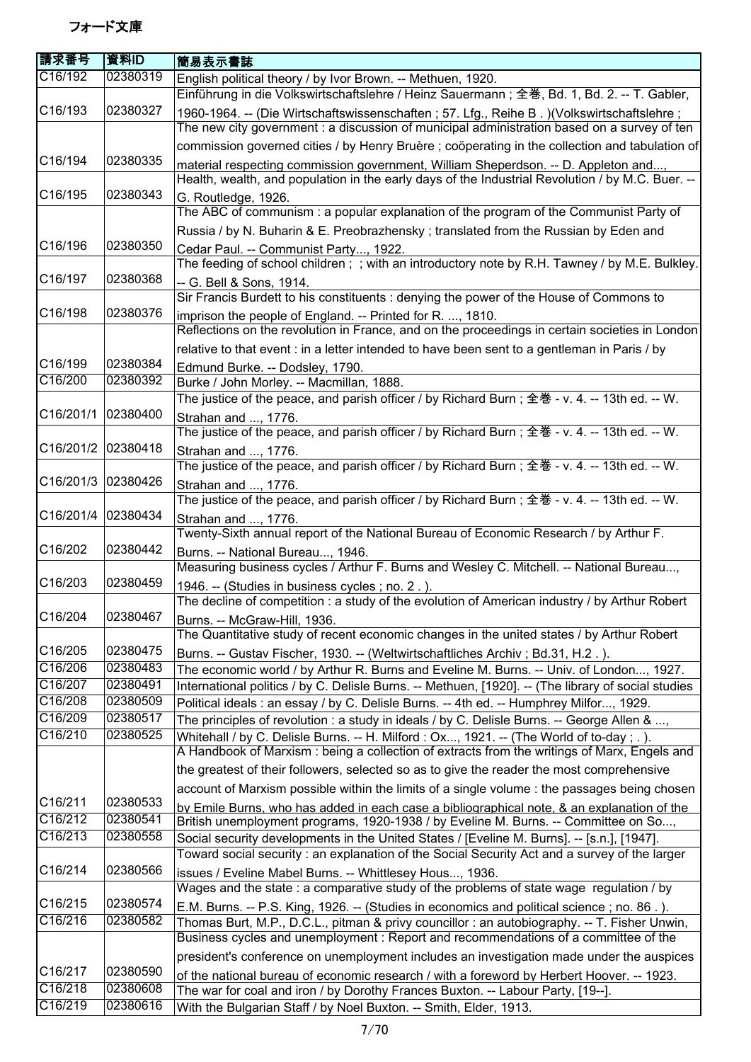フォード文庫

| 請求番号 | 資料ID | 簡易表示書誌 |
| --- | --- | --- |
| C16/192 | 02380319 | English political theory / by Ivor Brown. -- Methuen, 1920. |
| C16/193 | 02380327 | Einführung in die Volkswirtschaftslehre / Heinz Sauermann ; 全巻, Bd. 1, Bd. 2. -- T. Gabler, 1960-1964. -- (Die Wirtschaftswissenschaften ; 57. Lfg., Reihe B . )(Volkswirtschaftslehre ; |
| C16/194 | 02380335 | The new city government : a discussion of municipal administration based on a survey of ten commission governed cities / by Henry Bruère ; coöperating in the collection and tabulation of material respecting commission government, William Sheperdson. -- D. Appleton and..., |
| C16/195 | 02380343 | Health, wealth, and population in the early days of the Industrial Revolution / by M.C. Buer. -- G. Routledge, 1926. |
| C16/196 | 02380350 | The ABC of communism : a popular explanation of the program of the Communist Party of Russia / by N. Buharin & E. Preobrazhensky ; translated from the Russian by Eden and Cedar Paul. -- Communist Party..., 1922. |
| C16/197 | 02380368 | The feeding of school children ; ; with an introductory note by R.H. Tawney / by M.E. Bulkley. -- G. Bell & Sons, 1914. |
| C16/198 | 02380376 | Sir Francis Burdett to his constituents : denying the power of the House of Commons to imprison the people of England. -- Printed for R. ..., 1810. |
| C16/199 | 02380384 | Reflections on the revolution in France, and on the proceedings in certain societies in London relative to that event : in a letter intended to have been sent to a gentleman in Paris / by Edmund Burke. -- Dodsley, 1790. |
| C16/200 | 02380392 | Burke / John Morley. -- Macmillan, 1888. |
| C16/201/1 | 02380400 | The justice of the peace, and parish officer / by Richard Burn ; 全巻 - v. 4. -- 13th ed. -- W. Strahan and ..., 1776. |
| C16/201/2 | 02380418 | The justice of the peace, and parish officer / by Richard Burn ; 全巻 - v. 4. -- 13th ed. -- W. Strahan and ..., 1776. |
| C16/201/3 | 02380426 | The justice of the peace, and parish officer / by Richard Burn ; 全巻 - v. 4. -- 13th ed. -- W. Strahan and ..., 1776. |
| C16/201/4 | 02380434 | The justice of the peace, and parish officer / by Richard Burn ; 全巻 - v. 4. -- 13th ed. -- W. Strahan and ..., 1776. |
| C16/202 | 02380442 | Twenty-Sixth annual report of the National Bureau of Economic Research / by Arthur F. Burns. -- National Bureau..., 1946. |
| C16/203 | 02380459 | Measuring business cycles / Arthur F. Burns and Wesley C. Mitchell. -- National Bureau..., 1946. -- (Studies in business cycles ; no. 2 . ). |
| C16/204 | 02380467 | The decline of competition : a study of the evolution of American industry / by Arthur Robert Burns. -- McGraw-Hill, 1936. |
| C16/205 | 02380475 | The Quantitative study of recent economic changes in the united states / by Arthur Robert Burns. -- Gustav Fischer, 1930. -- (Weltwirtschaftliches Archiv ; Bd.31, H.2 . ). |
| C16/206 | 02380483 | The economic world / by Arthur R. Burns and Eveline M. Burns. -- Univ. of London..., 1927. |
| C16/207 | 02380491 | International politics / by C. Delisle Burns. -- Methuen, [1920]. -- (The library of social studies |
| C16/208 | 02380509 | Political ideals : an essay / by C. Delisle Burns. -- 4th ed. -- Humphrey Milfor..., 1929. |
| C16/209 | 02380517 | The principles of revolution : a study in ideals / by C. Delisle Burns. -- George Allen & ..., |
| C16/210 | 02380525 | Whitehall / by C. Delisle Burns. -- H. Milford : Ox..., 1921. -- (The World of to-day ; . ). |
| C16/211 | 02380533 | A Handbook of Marxism : being a collection of extracts from the writings of Marx, Engels and the greatest of their followers, selected so as to give the reader the most comprehensive account of Marxism possible within the limits of a single volume : the passages being chosen by Emile Burns, who has added in each case a bibliographical note, & an explanation of the |
| C16/212 | 02380541 | British unemployment programs, 1920-1938 / by Eveline M. Burns. -- Committee on So..., |
| C16/213 | 02380558 | Social security developments in the United States / [Eveline M. Burns]. -- [s.n.], [1947]. |
| C16/214 | 02380566 | Toward social security : an explanation of the Social Security Act and a survey of the larger issues / Eveline Mabel Burns. -- Whittlesey Hous..., 1936. |
| C16/215 | 02380574 | Wages and the state : a comparative study of the problems of state wage regulation / by E.M. Burns. -- P.S. King, 1926. -- (Studies in economics and political science ; no. 86 . ). |
| C16/216 | 02380582 | Thomas Burt, M.P., D.C.L., pitman & privy councillor : an autobiography. -- T. Fisher Unwin, |
| C16/217 | 02380590 | Business cycles and unemployment : Report and recommendations of a committee of the president's conference on unemployment includes an investigation made under the auspices of the national bureau of economic research / with a foreword by Herbert Hoover. -- 1923. |
| C16/218 | 02380608 | The war for coal and iron / by Dorothy Frances Buxton. -- Labour Party, [19--]. |
| C16/219 | 02380616 | With the Bulgarian Staff / by Noel Buxton. -- Smith, Elder, 1913. |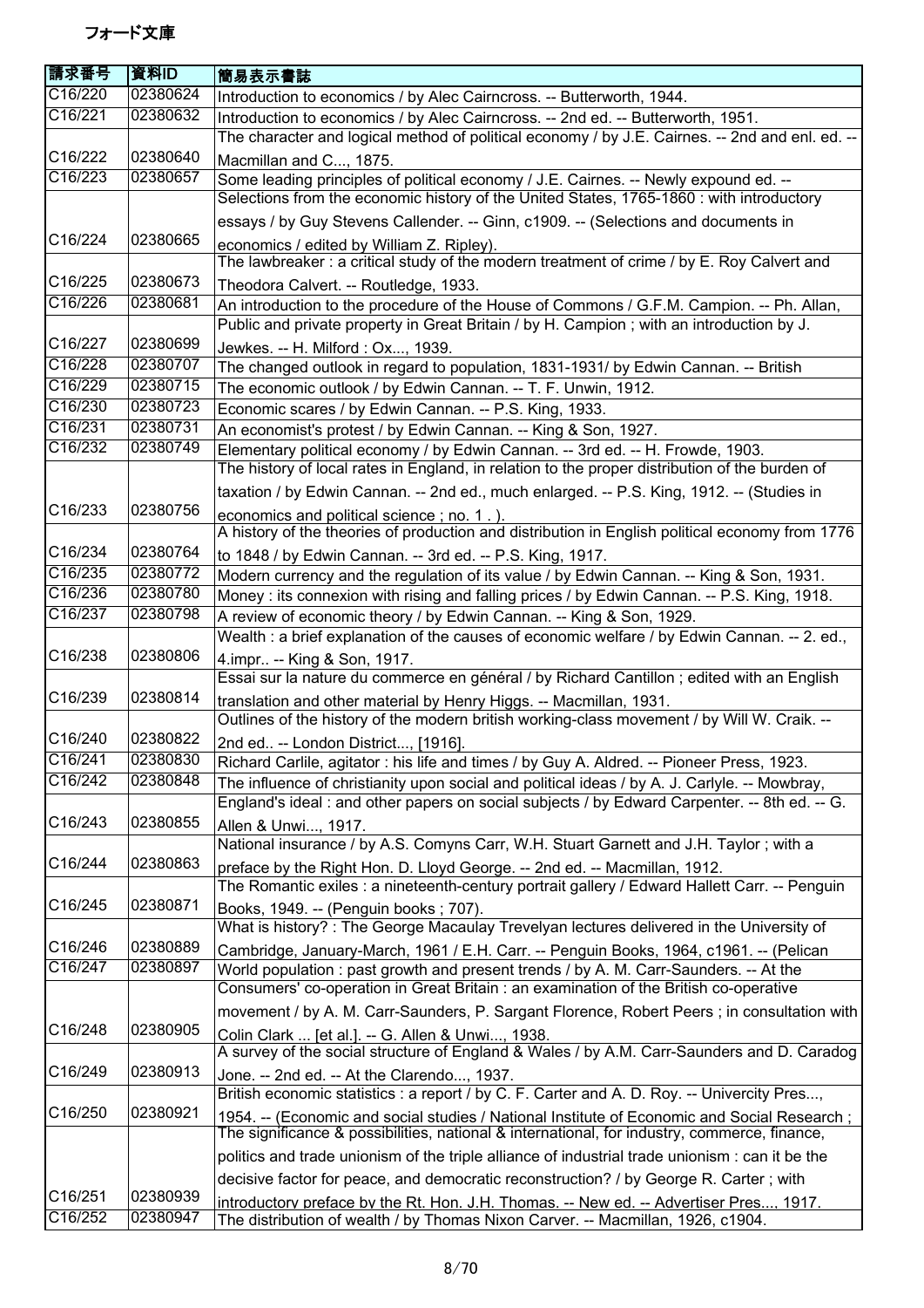フォード文庫

| 請求番号 | 資料ID | 簡易表示書誌 |
| --- | --- | --- |
| C16/220 | 02380624 | Introduction to economics / by Alec Cairncross. -- Butterworth, 1944. |
| C16/221 | 02380632 | Introduction to economics / by Alec Cairncross. -- 2nd ed. -- Butterworth, 1951. |
| C16/222 | 02380640 | The character and logical method of political economy / by J.E. Cairnes. -- 2nd and enl. ed. -- Macmillan and C..., 1875. |
| C16/223 | 02380657 | Some leading principles of political economy / J.E. Cairnes. -- Newly expound ed. -- |
| C16/224 | 02380665 | Selections from the economic history of the United States, 1765-1860 : with introductory essays / by Guy Stevens Callender. -- Ginn, c1909. -- (Selections and documents in economics / edited by William Z. Ripley). |
| C16/225 | 02380673 | The lawbreaker : a critical study of the modern treatment of crime / by E. Roy Calvert and Theodora Calvert. -- Routledge, 1933. |
| C16/226 | 02380681 | An introduction to the procedure of the House of Commons / G.F.M. Campion. -- Ph. Allan, |
| C16/227 | 02380699 | Public and private property in Great Britain / by H. Campion ; with an introduction by J. Jewkes. -- H. Milford : Ox..., 1939. |
| C16/228 | 02380707 | The changed outlook in regard to population, 1831-1931/ by Edwin Cannan. -- British |
| C16/229 | 02380715 | The economic outlook / by Edwin Cannan. -- T. F. Unwin, 1912. |
| C16/230 | 02380723 | Economic scares / by Edwin Cannan. -- P.S. King, 1933. |
| C16/231 | 02380731 | An economist's protest / by Edwin Cannan. -- King & Son, 1927. |
| C16/232 | 02380749 | Elementary political economy / by Edwin Cannan. -- 3rd ed. -- H. Frowde, 1903. |
| C16/233 | 02380756 | The history of local rates in England, in relation to the proper distribution of the burden of taxation / by Edwin Cannan. -- 2nd ed., much enlarged. -- P.S. King, 1912. -- (Studies in economics and political science ; no. 1 . ). |
| C16/234 | 02380764 | A history of the theories of production and distribution in English political economy from 1776 to 1848 / by Edwin Cannan. -- 3rd ed. -- P.S. King, 1917. |
| C16/235 | 02380772 | Modern currency and the regulation of its value / by Edwin Cannan. -- King & Son, 1931. |
| C16/236 | 02380780 | Money : its connexion with rising and falling prices / by Edwin Cannan. -- P.S. King, 1918. |
| C16/237 | 02380798 | A review of economic theory / by Edwin Cannan. -- King & Son, 1929. |
| C16/238 | 02380806 | Wealth : a brief explanation of the causes of economic welfare / by Edwin Cannan. -- 2. ed., 4.impr.. -- King & Son, 1917. |
| C16/239 | 02380814 | Essai sur la nature du commerce en général / by Richard Cantillon ; edited with an English translation and other material by Henry Higgs. -- Macmillan, 1931. |
| C16/240 | 02380822 | Outlines of the history of the modern british working-class movement / by Will W. Craik. -- 2nd ed.. -- London District..., [1916]. |
| C16/241 | 02380830 | Richard Carlile, agitator : his life and times / by Guy A. Aldred. -- Pioneer Press, 1923. |
| C16/242 | 02380848 | The influence of christianity upon social and political ideas / by A. J. Carlyle. -- Mowbray, |
| C16/243 | 02380855 | England's ideal : and other papers on social subjects / by Edward Carpenter. -- 8th ed. -- G. Allen & Unwi..., 1917. |
| C16/244 | 02380863 | National insurance / by A.S. Comyns Carr, W.H. Stuart Garnett and J.H. Taylor ; with a preface by the Right Hon. D. Lloyd George. -- 2nd ed. -- Macmillan, 1912. |
| C16/245 | 02380871 | The Romantic exiles : a nineteenth-century portrait gallery / Edward Hallett Carr. -- Penguin Books, 1949. -- (Penguin books ; 707). |
| C16/246 | 02380889 | What is history? : The George Macaulay Trevelyan lectures delivered in the University of Cambridge, January-March, 1961 / E.H. Carr. -- Penguin Books, 1964, c1961. -- (Pelican |
| C16/247 | 02380897 | World population : past growth and present trends / by A. M. Carr-Saunders. -- At the |
| C16/248 | 02380905 | Consumers' co-operation in Great Britain : an examination of the British co-operative movement / by A. M. Carr-Saunders, P. Sargant Florence, Robert Peers ; in consultation with Colin Clark ... [et al.]. -- G. Allen & Unwi..., 1938. |
| C16/249 | 02380913 | A survey of the social structure of England & Wales / by A.M. Carr-Saunders and D. Caradog Jone. -- 2nd ed. -- At the Clarendo..., 1937. |
| C16/250 | 02380921 | British economic statistics : a report / by C. F. Carter and A. D. Roy. -- Univercity Pres..., 1954. -- (Economic and social studies / National Institute of Economic and Social Research ; |
| C16/251 | 02380939 | The significance & possibilities, national & international, for industry, commerce, finance, politics and trade unionism of the triple alliance of industrial trade unionism : can it be the decisive factor for peace, and democratic reconstruction? / by George R. Carter ; with introductory preface by the Rt. Hon. J.H. Thomas. -- New ed. -- Advertiser Pres..., 1917. |
| C16/252 | 02380947 | The distribution of wealth / by Thomas Nixon Carver. -- Macmillan, 1926, c1904. |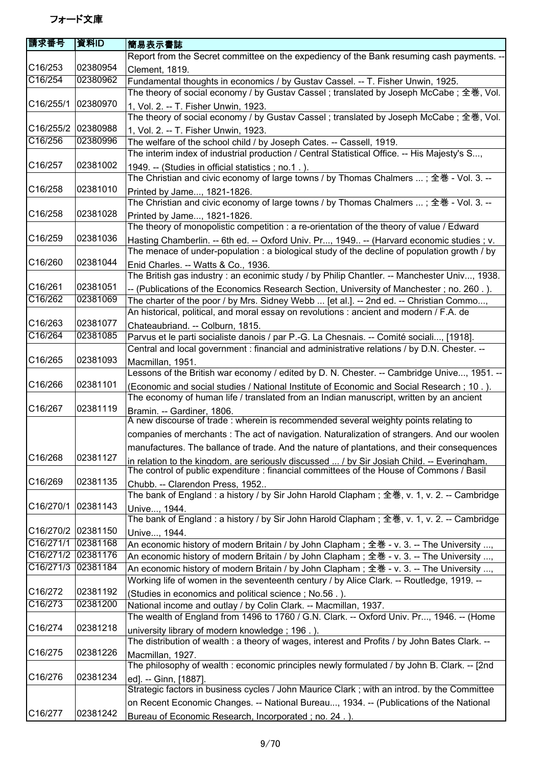# フォード文庫

| 請求番号 | 資料ID | 簡易表示書誌 |
|---|---|---|
| C16/253 | 02380954 | Report from the Secret committee on the expediency of the Bank resuming cash payments. -- Clement, 1819. |
| C16/254 | 02380962 | Fundamental thoughts in economics / by Gustav Cassel. -- T. Fisher Unwin, 1925. |
| C16/255/1 | 02380970 | The theory of social economy / by Gustav Cassel ; translated by Joseph McCabe ; 全巻, Vol. 1, Vol. 2. -- T. Fisher Unwin, 1923. |
| C16/255/2 | 02380988 | The theory of social economy / by Gustav Cassel ; translated by Joseph McCabe ; 全巻, Vol. 1, Vol. 2. -- T. Fisher Unwin, 1923. |
| C16/256 | 02380996 | The welfare of the school child / by Joseph Cates. -- Cassell, 1919. |
| C16/257 | 02381002 | The interim index of industrial production / Central Statistical Office. -- His Majesty's S..., 1949. -- (Studies in official statistics ; no.1 . ). |
| C16/258 | 02381010 | The Christian and civic economy of large towns / by Thomas Chalmers ... ; 全巻 - Vol. 3. -- Printed by Jame..., 1821-1826. |
| C16/258 | 02381028 | The Christian and civic economy of large towns / by Thomas Chalmers ... ; 全巻 - Vol. 3. -- Printed by Jame..., 1821-1826. |
| C16/259 | 02381036 | The theory of monopolistic competition : a re-orientation of the theory of value / Edward Hasting Chamberlin. -- 6th ed. -- Oxford Univ. Pr..., 1949.. -- (Harvard economic studies ; v. |
| C16/260 | 02381044 | The menace of under-population : a biological study of the decline of population growth / by Enid Charles. -- Watts & Co., 1936. |
| C16/261 | 02381051 | The British gas industry : an econimic study / by Philip Chantler. -- Manchester Univ..., 1938. -- (Publications of the Economics Research Section, University of Manchester ; no. 260 . ). |
| C16/262 | 02381069 | The charter of the poor / by Mrs. Sidney Webb ... [et al.]. -- 2nd ed. -- Christian Commo..., |
| C16/263 | 02381077 | An historical, political, and moral essay on revolutions : ancient and modern / F.A. de Chateaubriand. -- Colburn, 1815. |
| C16/264 | 02381085 | Parvus et le parti socialiste danois / par P.-G. La Chesnais. -- Comité sociali..., [1918]. |
| C16/265 | 02381093 | Central and local government : financial and administrative relations / by D.N. Chester. -- Macmillan, 1951. |
| C16/266 | 02381101 | Lessons of the British war economy / edited by D. N. Chester. -- Cambridge Unive..., 1951. -- (Economic and social studies / National Institute of Economic and Social Research ; 10 . ). |
| C16/267 | 02381119 | The economy of human life / translated from an Indian manuscript, written by an ancient Bramin. -- Gardiner, 1806. |
| C16/268 | 02381127 | A new discourse of trade : wherein is recommended several weighty points relating to companies of merchants : The act of navigation. Naturalization of strangers. And our woolen manufactures. The ballance of trade. And the nature of plantations, and their consequences in relation to the kingdom, are seriously discussed ... / by Sir Josiah Child. -- Everingham, |
| C16/269 | 02381135 | The control of public expenditure : financial committees of the House of Commons / Basil Chubb. -- Clarendon Press, 1952.. |
| C16/270/1 | 02381143 | The bank of England : a history / by Sir John Harold Clapham ; 全巻, v. 1, v. 2. -- Cambridge Unive..., 1944. |
| C16/270/2 | 02381150 | The bank of England : a history / by Sir John Harold Clapham ; 全巻, v. 1, v. 2. -- Cambridge Unive..., 1944. |
| C16/271/1 | 02381168 | An economic history of modern Britain / by John Clapham ; 全巻 - v. 3. -- The University ..., |
| C16/271/2 | 02381176 | An economic history of modern Britain / by John Clapham ; 全巻 - v. 3. -- The University ..., |
| C16/271/3 | 02381184 | An economic history of modern Britain / by John Clapham ; 全巻 - v. 3. -- The University ..., |
| C16/272 | 02381192 | Working life of women in the seventeenth century / by Alice Clark. -- Routledge, 1919. -- (Studies in economics and political science ; No.56 . ). |
| C16/273 | 02381200 | National income and outlay / by Colin Clark. -- Macmillan, 1937. |
| C16/274 | 02381218 | The wealth of England from 1496 to 1760 / G.N. Clark. -- Oxford Univ. Pr..., 1946. -- (Home university library of modern knowledge ; 196 . ). |
| C16/275 | 02381226 | The distribution of wealth : a theory of wages, interest and Profits / by John Bates Clark. -- Macmillan, 1927. |
| C16/276 | 02381234 | The philosophy of wealth : economic principles newly formulated / by John B. Clark. -- [2nd ed]. -- Ginn, [1887]. |
| C16/277 | 02381242 | Strategic factors in business cycles / John Maurice Clark ; with an introd. by the Committee on Recent Economic Changes. -- National Bureau..., 1934. -- (Publications of the National Bureau of Economic Research, Incorporated ; no. 24 . ). |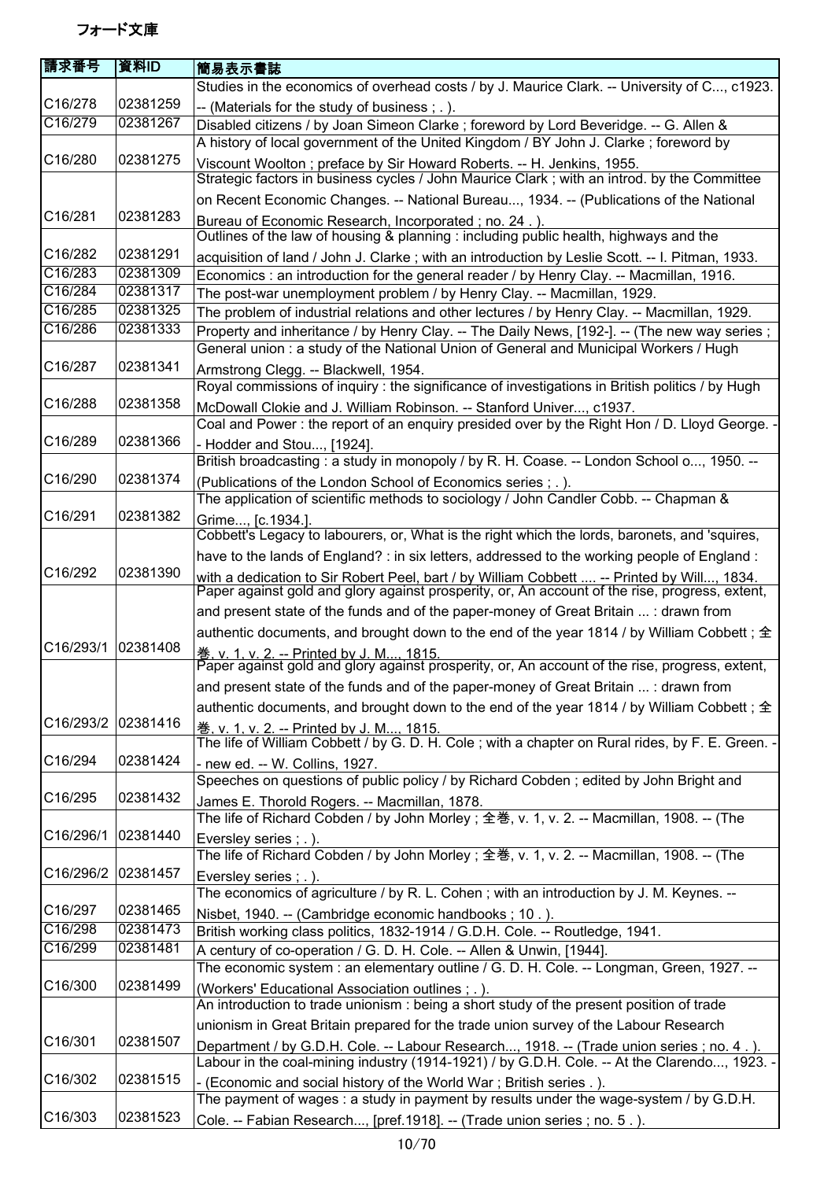# フォード文庫

| 請求番号 | 資料ID | 簡易表示書誌 |
| --- | --- | --- |
| C16/278 | 02381259 | Studies in the economics of overhead costs / by J. Maurice Clark. -- University of C..., c1923. -- (Materials for the study of business ; . ). |
| C16/279 | 02381267 | Disabled citizens / by Joan Simeon Clarke ; foreword by Lord Beveridge. -- G. Allen & |
| C16/280 | 02381275 | A history of local government of the United Kingdom / BY John J. Clarke ; foreword by Viscount Woolton ; preface by Sir Howard Roberts. -- H. Jenkins, 1955. |
| C16/281 | 02381283 | Strategic factors in business cycles / John Maurice Clark ; with an introd. by the Committee on Recent Economic Changes. -- National Bureau..., 1934. -- (Publications of the National Bureau of Economic Research, Incorporated ; no. 24 . ). |
| C16/282 | 02381291 | Outlines of the law of housing & planning : including public health, highways and the acquisition of land / John J. Clarke ; with an introduction by Leslie Scott. -- I. Pitman, 1933. |
| C16/283 | 02381309 | Economics : an introduction for the general reader / by Henry Clay. -- Macmillan, 1916. |
| C16/284 | 02381317 | The post-war unemployment problem / by Henry Clay. -- Macmillan, 1929. |
| C16/285 | 02381325 | The problem of industrial relations and other lectures / by Henry Clay. -- Macmillan, 1929. |
| C16/286 | 02381333 | Property and inheritance / by Henry Clay. -- The Daily News, [192-]. -- (The new way series ; |
| C16/287 | 02381341 | General union : a study of the National Union of General and Municipal Workers / Hugh Armstrong Clegg. -- Blackwell, 1954. |
| C16/288 | 02381358 | Royal commissions of inquiry : the significance of investigations in British politics / by Hugh McDowall Clokie and J. William Robinson. -- Stanford Univer..., c1937. |
| C16/289 | 02381366 | Coal and Power : the report of an enquiry presided over by the Right Hon / D. Lloyd George. -- Hodder and Stou..., [1924]. |
| C16/290 | 02381374 | British broadcasting : a study in monopoly / by R. H. Coase. -- London School o..., 1950. -- (Publications of the London School of Economics series ; . ). |
| C16/291 | 02381382 | The application of scientific methods to sociology / John Candler Cobb. -- Chapman & Grime..., [c.1934.]. |
| C16/292 | 02381390 | Cobbett's Legacy to labourers, or, What is the right which the lords, baronets, and 'squires, have to the lands of England? : in six letters, addressed to the working people of England : with a dedication to Sir Robert Peel, bart / by William Cobbett .... -- Printed by Will..., 1834. |
| C16/293/1 | 02381408 | Paper against gold and glory against prosperity, or, An account of the rise, progress, extent, and present state of the funds and of the paper-money of Great Britain ... : drawn from authentic documents, and brought down to the end of the year 1814 / by William Cobbett ; 全巻, v. 1, v. 2. -- Printed by J. M..., 1815. |
| C16/293/2 | 02381416 | Paper against gold and glory against prosperity, or, An account of the rise, progress, extent, and present state of the funds and of the paper-money of Great Britain ... : drawn from authentic documents, and brought down to the end of the year 1814 / by William Cobbett ; 全巻, v. 1, v. 2. -- Printed by J. M..., 1815. |
| C16/294 | 02381424 | The life of William Cobbett / by G. D. H. Cole ; with a chapter on Rural rides, by F. E. Green. -- new ed. -- W. Collins, 1927. |
| C16/295 | 02381432 | Speeches on questions of public policy / by Richard Cobden ; edited by John Bright and James E. Thorold Rogers. -- Macmillan, 1878. |
| C16/296/1 | 02381440 | The life of Richard Cobden / by John Morley ; 全巻, v. 1, v. 2. -- Macmillan, 1908. -- (The Eversley series ; . ). |
| C16/296/2 | 02381457 | The life of Richard Cobden / by John Morley ; 全巻, v. 1, v. 2. -- Macmillan, 1908. -- (The Eversley series ; . ). |
| C16/297 | 02381465 | The economics of agriculture / by R. L. Cohen ; with an introduction by J. M. Keynes. -- Nisbet, 1940. -- (Cambridge economic handbooks ; 10 . ). |
| C16/298 | 02381473 | British working class politics, 1832-1914 / G.D.H. Cole. -- Routledge, 1941. |
| C16/299 | 02381481 | A century of co-operation / G. D. H. Cole. -- Allen & Unwin, [1944]. |
| C16/300 | 02381499 | The economic system : an elementary outline / G. D. H. Cole. -- Longman, Green, 1927. -- (Workers' Educational Association outlines ; . ). |
| C16/301 | 02381507 | An introduction to trade unionism : being a short study of the present position of trade unionism in Great Britain prepared for the trade union survey of the Labour Research Department / by G.D.H. Cole. -- Labour Research..., 1918. -- (Trade union series ; no. 4 . ). |
| C16/302 | 02381515 | Labour in the coal-mining industry (1914-1921) / by G.D.H. Cole. -- At the Clarendo..., 1923. -- (Economic and social history of the World War ; British series . ). |
| C16/303 | 02381523 | The payment of wages : a study in payment by results under the wage-system / by G.D.H. Cole. -- Fabian Research..., [pref.1918]. -- (Trade union series ; no. 5 . ). |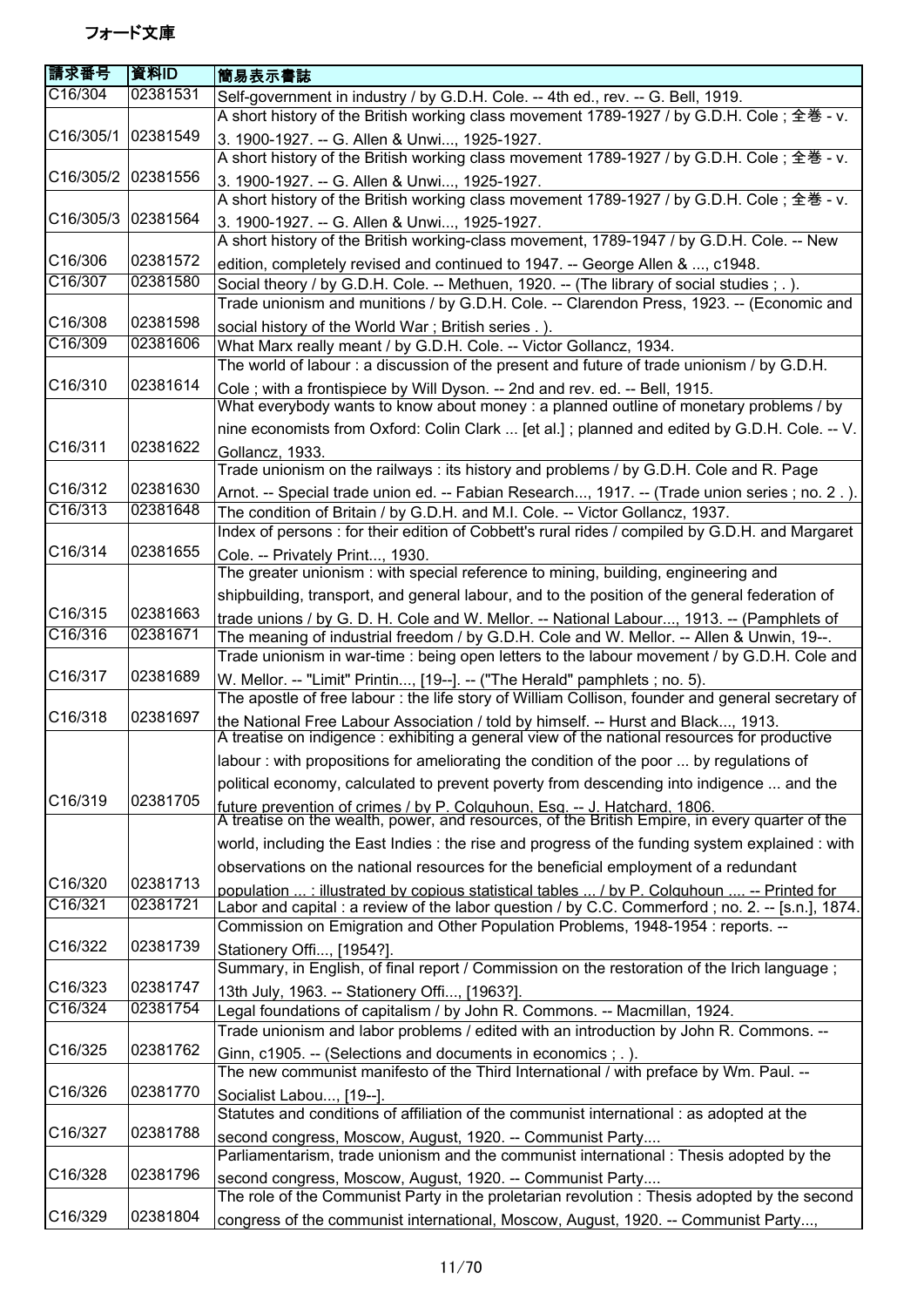フォード文庫

| 請求番号 | 資料ID | 簡易表示書誌 |
| --- | --- | --- |
| C16/304 | 02381531 | Self-government in industry / by G.D.H. Cole. -- 4th ed., rev. -- G. Bell, 1919. |
| C16/305/1 | 02381549 | A short history of the British working class movement 1789-1927 / by G.D.H. Cole ; 全巻 - v. 3. 1900-1927. -- G. Allen & Unwi..., 1925-1927. |
| C16/305/2 | 02381556 | A short history of the British working class movement 1789-1927 / by G.D.H. Cole ; 全巻 - v. 3. 1900-1927. -- G. Allen & Unwi..., 1925-1927. |
| C16/305/3 | 02381564 | A short history of the British working class movement 1789-1927 / by G.D.H. Cole ; 全巻 - v. 3. 1900-1927. -- G. Allen & Unwi..., 1925-1927. |
| C16/306 | 02381572 | A short history of the British working-class movement, 1789-1947 / by G.D.H. Cole. -- New edition, completely revised and continued to 1947. -- George Allen & ..., c1948. |
| C16/307 | 02381580 | Social theory / by G.D.H. Cole. -- Methuen, 1920. -- (The library of social studies ; . ). |
| C16/308 | 02381598 | Trade unionism and munitions / by G.D.H. Cole. -- Clarendon Press, 1923. -- (Economic and social history of the World War ; British series . ). |
| C16/309 | 02381606 | What Marx really meant / by G.D.H. Cole. -- Victor Gollancz, 1934. |
| C16/310 | 02381614 | The world of labour : a discussion of the present and future of trade unionism / by G.D.H. Cole ; with a frontispiece by Will Dyson. -- 2nd and rev. ed. -- Bell, 1915. |
| C16/311 | 02381622 | What everybody wants to know about money : a planned outline of monetary problems / by nine economists from Oxford: Colin Clark ... [et al.] ; planned and edited by G.D.H. Cole. -- V. Gollancz, 1933. |
| C16/312 | 02381630 | Trade unionism on the railways : its history and problems / by G.D.H. Cole and R. Page Arnot. -- Special trade union ed. -- Fabian Research..., 1917. -- (Trade union series ; no. 2 . ). |
| C16/313 | 02381648 | The condition of Britain / by G.D.H. and M.I. Cole. -- Victor Gollancz, 1937. |
| C16/314 | 02381655 | Index of persons : for their edition of Cobbett's rural rides / compiled by G.D.H. and Margaret Cole. -- Privately Print..., 1930. |
| C16/315 | 02381663 | The greater unionism : with special reference to mining, building, engineering and shipbuilding, transport, and general labour, and to the position of the general federation of trade unions / by G. D. H. Cole and W. Mellor. -- National Labour..., 1913. -- (Pamphlets of |
| C16/316 | 02381671 | The meaning of industrial freedom / by G.D.H. Cole and W. Mellor. -- Allen & Unwin, 19--. |
| C16/317 | 02381689 | Trade unionism in war-time : being open letters to the labour movement / by G.D.H. Cole and W. Mellor. -- "Limit" Printin..., [19--]. -- ("The Herald" pamphlets ; no. 5). |
| C16/318 | 02381697 | The apostle of free labour : the life story of William Collison, founder and general secretary of the National Free Labour Association / told by himself. -- Hurst and Black..., 1913. |
| C16/319 | 02381705 | A treatise on indigence : exhibiting a general view of the national resources for productive labour : with propositions for ameliorating the condition of the poor ... by regulations of political economy, calculated to prevent poverty from descending into indigence ... and the future prevention of crimes / by P. Colquhoun, Esq. -- J. Hatchard, 1806. |
| C16/320 | 02381713 | A treatise on the wealth, power, and resources, of the British Empire, in every quarter of the world, including the East Indies : the rise and progress of the funding system explained : with observations on the national resources for the beneficial employment of a redundant population ... : illustrated by copious statistical tables ... / by P. Colquhoun .... -- Printed for |
| C16/321 | 02381721 | Labor and capital : a review of the labor question / by C.C. Commerford ; no. 2. -- [s.n.], 1874. |
| C16/322 | 02381739 | Commission on Emigration and Other Population Problems, 1948-1954 : reports. -- Stationery Offi..., [1954?]. |
| C16/323 | 02381747 | Summary, in English, of final report / Commission on the restoration of the Irich language ; 13th July, 1963. -- Stationery Offi..., [1963?]. |
| C16/324 | 02381754 | Legal foundations of capitalism / by John R. Commons. -- Macmillan, 1924. |
| C16/325 | 02381762 | Trade unionism and labor problems / edited with an introduction by John R. Commons. -- Ginn, c1905. -- (Selections and documents in economics ; . ). |
| C16/326 | 02381770 | The new communist manifesto of the Third International / with preface by Wm. Paul. -- Socialist Labou..., [19--]. |
| C16/327 | 02381788 | Statutes and conditions of affiliation of the communist international : as adopted at the second congress, Moscow, August, 1920. -- Communist Party.... |
| C16/328 | 02381796 | Parliamentarism, trade unionism and the communist international : Thesis adopted by the second congress, Moscow, August, 1920. -- Communist Party.... |
| C16/329 | 02381804 | The role of the Communist Party in the proletarian revolution : Thesis adopted by the second congress of the communist international, Moscow, August, 1920. -- Communist Party..., |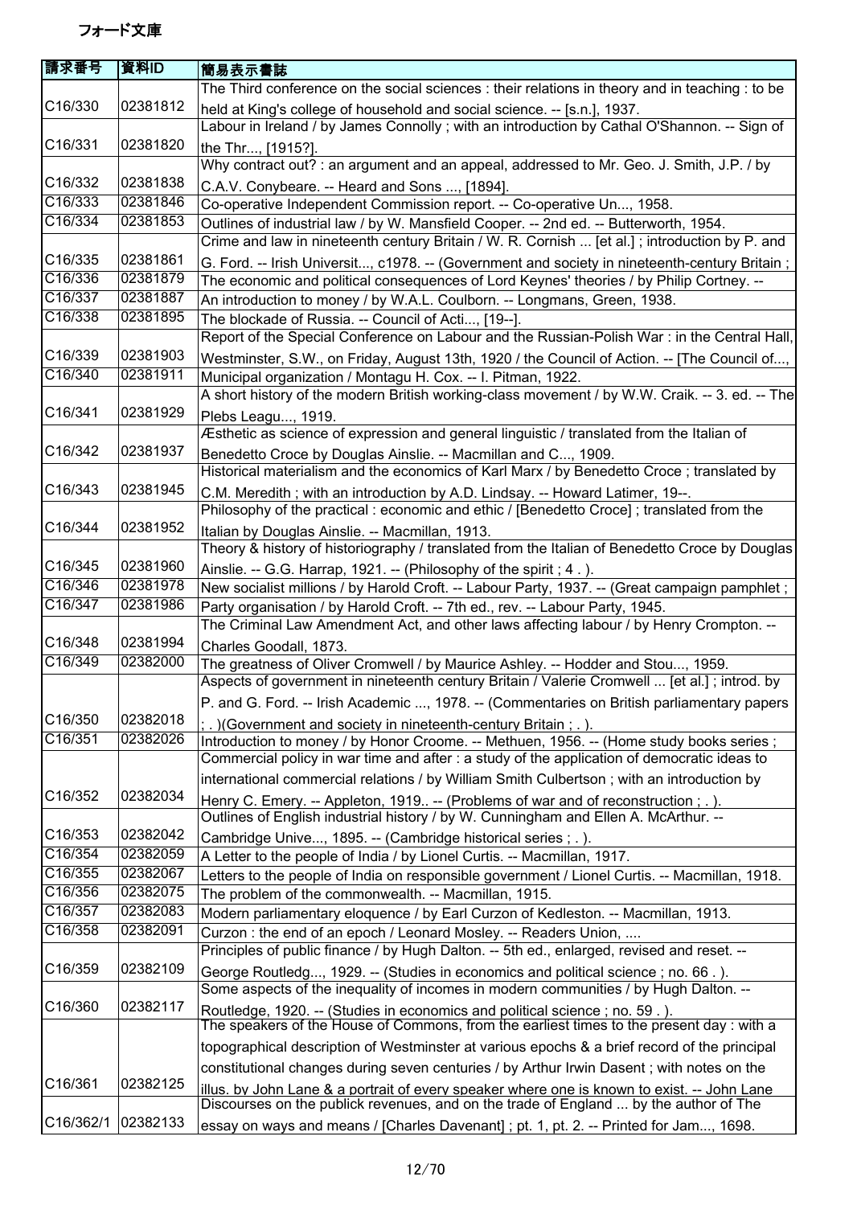# フォード文庫

| 請求番号 | 資料ID | 簡易表示書誌 |
|---|---|---|
| C16/330 | 02381812 | The Third conference on the social sciences : their relations in theory and in teaching : to be held at King's college of household and social science. -- [s.n.], 1937. |
| C16/331 | 02381820 | Labour in Ireland / by James Connolly ; with an introduction by Cathal O'Shannon. -- Sign of the Thr..., [1915?]. |
| C16/332 | 02381838 | Why contract out? : an argument and an appeal, addressed to Mr. Geo. J. Smith, J.P. / by C.A.V. Conybeare. -- Heard and Sons ..., [1894]. |
| C16/333 | 02381846 | Co-operative Independent Commission report. -- Co-operative Un..., 1958. |
| C16/334 | 02381853 | Outlines of industrial law / by W. Mansfield Cooper. -- 2nd ed. -- Butterworth, 1954. |
| C16/335 | 02381861 | Crime and law in nineteenth century Britain / W. R. Cornish ... [et al.] ; introduction by P. and G. Ford. -- Irish Universit..., c1978. -- (Government and society in nineteenth-century Britain ; |
| C16/336 | 02381879 | The economic and political consequences of Lord Keynes' theories / by Philip Cortney. -- |
| C16/337 | 02381887 | An introduction to money / by W.A.L. Coulborn. -- Longmans, Green, 1938. |
| C16/338 | 02381895 | The blockade of Russia. -- Council of Acti..., [19--]. |
| C16/339 | 02381903 | Report of the Special Conference on Labour and the Russian-Polish War : in the Central Hall, Westminster, S.W., on Friday, August 13th, 1920 / the Council of Action. -- [The Council of..., |
| C16/340 | 02381911 | Municipal organization / Montagu H. Cox. -- I. Pitman, 1922. |
| C16/341 | 02381929 | A short history of the modern British working-class movement / by W.W. Craik. -- 3. ed. -- The Plebs Leagu..., 1919. |
| C16/342 | 02381937 | Æsthetic as science of expression and general linguistic / translated from the Italian of Benedetto Croce by Douglas Ainslie. -- Macmillan and C..., 1909. |
| C16/343 | 02381945 | Historical materialism and the economics of Karl Marx / by Benedetto Croce ; translated by C.M. Meredith ; with an introduction by A.D. Lindsay. -- Howard Latimer, 19--. |
| C16/344 | 02381952 | Philosophy of the practical : economic and ethic / [Benedetto Croce] ; translated from the Italian by Douglas Ainslie. -- Macmillan, 1913. |
| C16/345 | 02381960 | Theory & history of historiography / translated from the Italian of Benedetto Croce by Douglas Ainslie. -- G.G. Harrap, 1921. -- (Philosophy of the spirit ; 4 . ). |
| C16/346 | 02381978 | New socialist millions / by Harold Croft. -- Labour Party, 1937. -- (Great campaign pamphlet ; |
| C16/347 | 02381986 | Party organisation / by Harold Croft. -- 7th ed., rev. -- Labour Party, 1945. |
| C16/348 | 02381994 | The Criminal Law Amendment Act, and other laws affecting labour / by Henry Crompton. -- Charles Goodall, 1873. |
| C16/349 | 02382000 | The greatness of Oliver Cromwell / by Maurice Ashley. -- Hodder and Stou..., 1959. |
| C16/350 | 02382018 | Aspects of government in nineteenth century Britain / Valerie Cromwell ... [et al.] ; introd. by P. and G. Ford. -- Irish Academic ..., 1978. -- (Commentaries on British parliamentary papers ; . )(Government and society in nineteenth-century Britain ; . ). |
| C16/351 | 02382026 | Introduction to money / by Honor Croome. -- Methuen, 1956. -- (Home study books series ; |
| C16/352 | 02382034 | Commercial policy in war time and after : a study of the application of democratic ideas to international commercial relations / by William Smith Culbertson ; with an introduction by Henry C. Emery. -- Appleton, 1919.. -- (Problems of war and of reconstruction ; . ). |
| C16/353 | 02382042 | Outlines of English industrial history / by W. Cunningham and Ellen A. McArthur. -- Cambridge Unive..., 1895. -- (Cambridge historical series ; . ). |
| C16/354 | 02382059 | A Letter to the people of India / by Lionel Curtis. -- Macmillan, 1917. |
| C16/355 | 02382067 | Letters to the people of India on responsible government / Lionel Curtis. -- Macmillan, 1918. |
| C16/356 | 02382075 | The problem of the commonwealth. -- Macmillan, 1915. |
| C16/357 | 02382083 | Modern parliamentary eloquence / by Earl Curzon of Kedleston. -- Macmillan, 1913. |
| C16/358 | 02382091 | Curzon : the end of an epoch / Leonard Mosley. -- Readers Union, .... |
| C16/359 | 02382109 | Principles of public finance / by Hugh Dalton. -- 5th ed., enlarged, revised and reset. -- George Routledg..., 1929. -- (Studies in economics and political science ; no. 66 . ). |
| C16/360 | 02382117 | Some aspects of the inequality of incomes in modern communities / by Hugh Dalton. -- Routledge, 1920. -- (Studies in economics and political science ; no. 59 . ). |
| C16/361 | 02382125 | The speakers of the House of Commons, from the earliest times to the present day : with a topographical description of Westminster at various epochs & a brief record of the principal constitutional changes during seven centuries / by Arthur Irwin Dasent ; with notes on the illus. by John Lane & a portrait of every speaker where one is known to exist. -- John Lane |
| C16/362/1 | 02382133 | Discourses on the publick revenues, and on the trade of England ... by the author of The essay on ways and means / [Charles Davenant] ; pt. 1, pt. 2. -- Printed for Jam..., 1698. |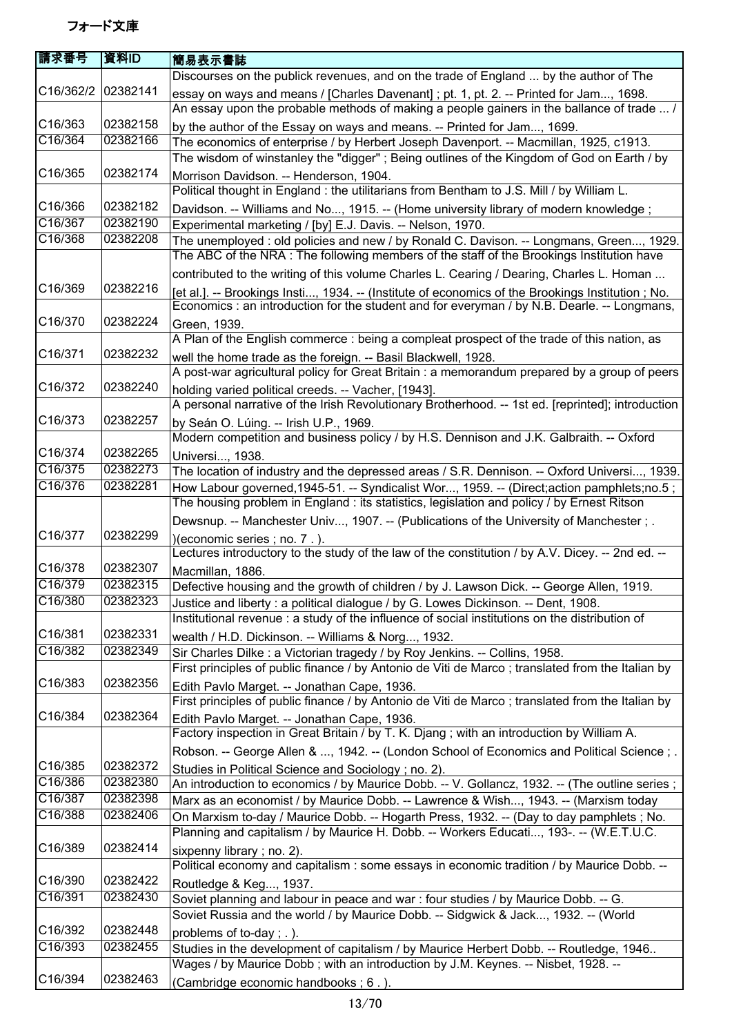フォード文庫

| 請求番号 | 資料ID | 簡易表示書誌 |
|---|---|---|
| C16/362/2 | 02382141 | Discourses on the publick revenues, and on the trade of England ... by the author of The essay on ways and means / [Charles Davenant] ; pt. 1, pt. 2. -- Printed for Jam..., 1698. |
| C16/363 | 02382158 | An essay upon the probable methods of making a people gainers in the ballance of trade ... / by the author of the Essay on ways and means. -- Printed for Jam..., 1699. |
| C16/364 | 02382166 | The economics of enterprise / by Herbert Joseph Davenport. -- Macmillan, 1925, c1913. |
| C16/365 | 02382174 | The wisdom of winstanley the "digger" ; Being outlines of the Kingdom of God on Earth / by Morrison Davidson. -- Henderson, 1904. |
| C16/366 | 02382182 | Political thought in England : the utilitarians from Bentham to J.S. Mill / by William L. Davidson. -- Williams and No..., 1915. -- (Home university library of modern knowledge ; |
| C16/367 | 02382190 | Experimental marketing / [by] E.J. Davis. -- Nelson, 1970. |
| C16/368 | 02382208 | The unemployed : old policies and new / by Ronald C. Davison. -- Longmans, Green..., 1929. |
| C16/369 | 02382216 | The ABC of the NRA : The following members of the staff of the Brookings Institution have contributed to the writing of this volume Charles L. Cearing / Dearing, Charles L. Homan ... [et al.]. -- Brookings Insti..., 1934. -- (Institute of economics of the Brookings Institution ; No. |
| C16/370 | 02382224 | Economics : an introduction for the student and for everyman / by N.B. Dearle. -- Longmans, Green, 1939. |
| C16/371 | 02382232 | A Plan of the English commerce : being a compleat prospect of the trade of this nation, as well the home trade as the foreign. -- Basil Blackwell, 1928. |
| C16/372 | 02382240 | A post-war agricultural policy for Great Britain : a memorandum prepared by a group of peers holding varied political creeds. -- Vacher, [1943]. |
| C16/373 | 02382257 | A personal narrative of the Irish Revolutionary Brotherhood. -- 1st ed. [reprinted]; introduction by Seán O. Lúing. -- Irish U.P., 1969. |
| C16/374 | 02382265 | Modern competition and business policy / by H.S. Dennison and J.K. Galbraith. -- Oxford Universi..., 1938. |
| C16/375 | 02382273 | The location of industry and the depressed areas / S.R. Dennison. -- Oxford Universi..., 1939. |
| C16/376 | 02382281 | How Labour governed,1945-51. -- Syndicalist Wor..., 1959. -- (Direct;action pamphlets;no.5 ; |
| C16/377 | 02382299 | The housing problem in England : its statistics, legislation and policy / by Ernest Ritson Dewsnup. -- Manchester Univ..., 1907. -- (Publications of the University of Manchester ; . )(economic series ; no. 7 . ). |
| C16/378 | 02382307 | Lectures introductory to the study of the law of the constitution / by A.V. Dicey. -- 2nd ed. -- Macmillan, 1886. |
| C16/379 | 02382315 | Defective housing and the growth of children / by J. Lawson Dick. -- George Allen, 1919. |
| C16/380 | 02382323 | Justice and liberty : a political dialogue / by G. Lowes Dickinson. -- Dent, 1908. |
| C16/381 | 02382331 | Institutional revenue : a study of the influence of social institutions on the distribution of wealth / H.D. Dickinson. -- Williams & Norg..., 1932. |
| C16/382 | 02382349 | Sir Charles Dilke : a Victorian tragedy / by Roy Jenkins. -- Collins, 1958. |
| C16/383 | 02382356 | First principles of public finance / by Antonio de Viti de Marco ; translated from the Italian by Edith Pavlo Marget. -- Jonathan Cape, 1936. |
| C16/384 | 02382364 | First principles of public finance / by Antonio de Viti de Marco ; translated from the Italian by Edith Pavlo Marget. -- Jonathan Cape, 1936. |
| C16/385 | 02382372 | Factory inspection in Great Britain / by T. K. Djang ; with an introduction by William A. Robson. -- George Allen & ..., 1942. -- (London School of Economics and Political Science ; . Studies in Political Science and Sociology ; no. 2). |
| C16/386 | 02382380 | An introduction to economics / by Maurice Dobb. -- V. Gollancz, 1932. -- (The outline series ; |
| C16/387 | 02382398 | Marx as an economist / by Maurice Dobb. -- Lawrence & Wish..., 1943. -- (Marxism today |
| C16/388 | 02382406 | On Marxism to-day / Maurice Dobb. -- Hogarth Press, 1932. -- (Day to day pamphlets ; No. |
| C16/389 | 02382414 | Planning and capitalism / by Maurice H. Dobb. -- Workers Educati..., 193-. -- (W.E.T.U.C. sixpenny library ; no. 2). |
| C16/390 | 02382422 | Political economy and capitalism : some essays in economic tradition / by Maurice Dobb. -- Routledge & Keg..., 1937. |
| C16/391 | 02382430 | Soviet planning and labour in peace and war : four studies / by Maurice Dobb. -- G. |
| C16/392 | 02382448 | Soviet Russia and the world / by Maurice Dobb. -- Sidgwick & Jack..., 1932. -- (World problems of to-day ; . ). |
| C16/393 | 02382455 | Studies in the development of capitalism / by Maurice Herbert Dobb. -- Routledge, 1946.. |
| C16/394 | 02382463 | Wages / by Maurice Dobb ; with an introduction by J.M. Keynes. -- Nisbet, 1928. -- (Cambridge economic handbooks ; 6 . ). |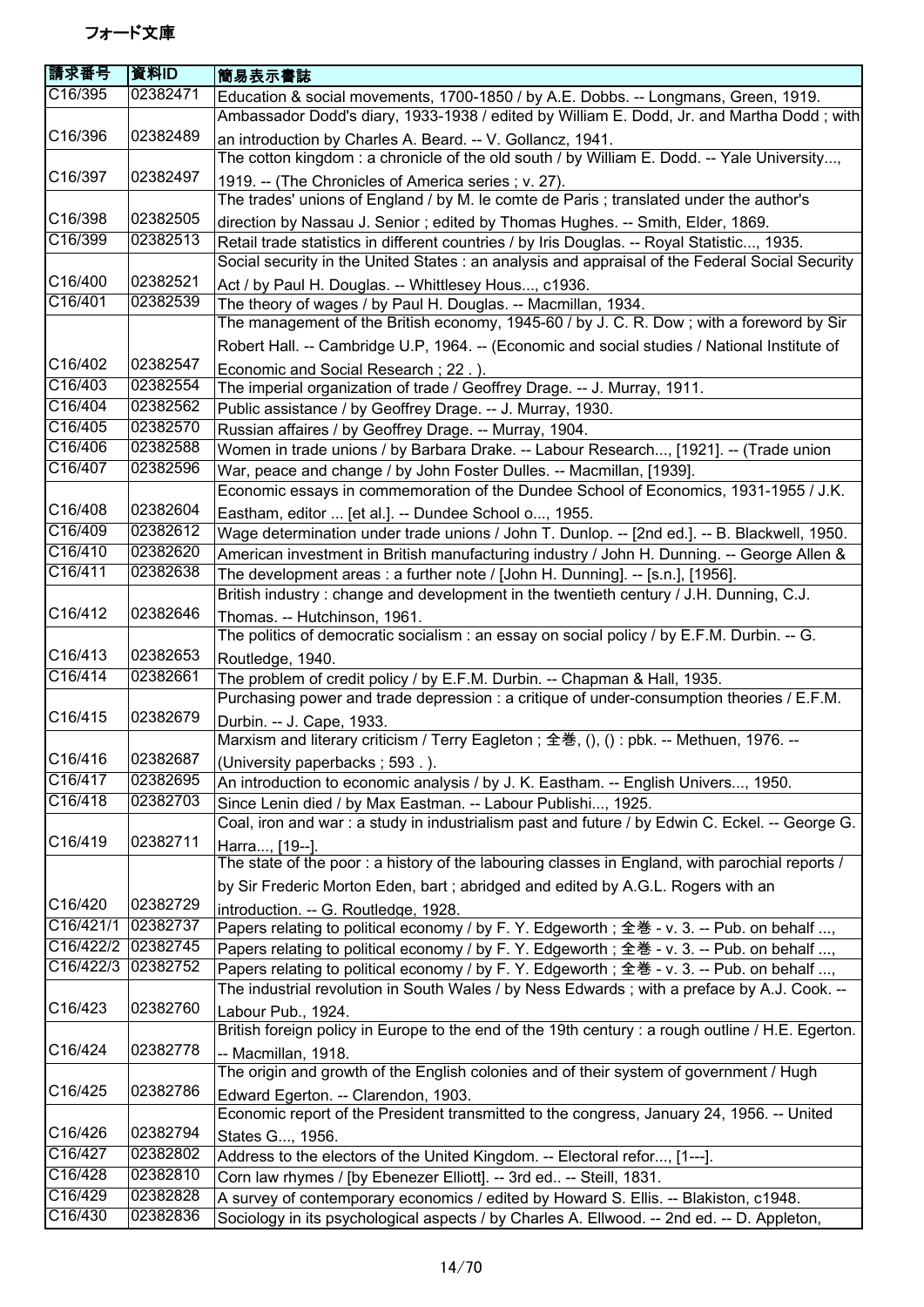フォード文庫

| 請求番号 | 資料ID | 簡易表示書誌 |
|---|---|---|
| C16/395 | 02382471 | Education & social movements, 1700-1850 / by A.E. Dobbs. -- Longmans, Green, 1919. |
| C16/396 | 02382489 | Ambassador Dodd's diary, 1933-1938 / edited by William E. Dodd, Jr. and Martha Dodd ; with an introduction by Charles A. Beard. -- V. Gollancz, 1941. |
| C16/397 | 02382497 | The cotton kingdom : a chronicle of the old south / by William E. Dodd. -- Yale University..., 1919. -- (The Chronicles of America series ; v. 27). |
| C16/398 | 02382505 | The trades' unions of England / by M. le comte de Paris ; translated under the author's direction by Nassau J. Senior ; edited by Thomas Hughes. -- Smith, Elder, 1869. |
| C16/399 | 02382513 | Retail trade statistics in different countries / by Iris Douglas. -- Royal Statistic..., 1935. |
| C16/400 | 02382521 | Social security in the United States : an analysis and appraisal of the Federal Social Security Act / by Paul H. Douglas. -- Whittlesey Hous..., c1936. |
| C16/401 | 02382539 | The theory of wages / by Paul H. Douglas. -- Macmillan, 1934. |
| C16/402 | 02382547 | The management of the British economy, 1945-60 / by J. C. R. Dow ; with a foreword by Sir Robert Hall. -- Cambridge U.P, 1964. -- (Economic and social studies / National Institute of Economic and Social Research ; 22 . ). |
| C16/403 | 02382554 | The imperial organization of trade / Geoffrey Drage. -- J. Murray, 1911. |
| C16/404 | 02382562 | Public assistance / by Geoffrey Drage. -- J. Murray, 1930. |
| C16/405 | 02382570 | Russian affaires / by Geoffrey Drage. -- Murray, 1904. |
| C16/406 | 02382588 | Women in trade unions / by Barbara Drake. -- Labour Research..., [1921]. -- (Trade union |
| C16/407 | 02382596 | War, peace and change / by John Foster Dulles. -- Macmillan, [1939]. |
| C16/408 | 02382604 | Economic essays in commemoration of the Dundee School of Economics, 1931-1955 / J.K. Eastham, editor ... [et al.]. -- Dundee School o..., 1955. |
| C16/409 | 02382612 | Wage determination under trade unions / John T. Dunlop. -- [2nd ed.]. -- B. Blackwell, 1950. |
| C16/410 | 02382620 | American investment in British manufacturing industry / John H. Dunning. -- George Allen & |
| C16/411 | 02382638 | The development areas : a further note / [John H. Dunning]. -- [s.n.], [1956]. |
| C16/412 | 02382646 | British industry : change and development in the twentieth century / J.H. Dunning, C.J. Thomas. -- Hutchinson, 1961. |
| C16/413 | 02382653 | The politics of democratic socialism : an essay on social policy / by E.F.M. Durbin. -- G. Routledge, 1940. |
| C16/414 | 02382661 | The problem of credit policy / by E.F.M. Durbin. -- Chapman & Hall, 1935. |
| C16/415 | 02382679 | Purchasing power and trade depression : a critique of under-consumption theories / E.F.M. Durbin. -- J. Cape, 1933. |
| C16/416 | 02382687 | Marxism and literary criticism / Terry Eagleton ; 全巻, (), () : pbk. -- Methuen, 1976. -- (University paperbacks ; 593 . ). |
| C16/417 | 02382695 | An introduction to economic analysis / by J. K. Eastham. -- English Univers..., 1950. |
| C16/418 | 02382703 | Since Lenin died / by Max Eastman. -- Labour Publishi..., 1925. |
| C16/419 | 02382711 | Coal, iron and war : a study in industrialism past and future / by Edwin C. Eckel. -- George G. Harra..., [19--]. |
| C16/420 | 02382729 | The state of the poor : a history of the labouring classes in England, with parochial reports / by Sir Frederic Morton Eden, bart ; abridged and edited by A.G.L. Rogers with an introduction. -- G. Routledge, 1928. |
| C16/421/1 | 02382737 | Papers relating to political economy / by F. Y. Edgeworth ; 全巻 - v. 3. -- Pub. on behalf ..., |
| C16/422/2 | 02382745 | Papers relating to political economy / by F. Y. Edgeworth ; 全巻 - v. 3. -- Pub. on behalf ..., |
| C16/422/3 | 02382752 | Papers relating to political economy / by F. Y. Edgeworth ; 全巻 - v. 3. -- Pub. on behalf ..., |
| C16/423 | 02382760 | The industrial revolution in South Wales / by Ness Edwards ; with a preface by A.J. Cook. -- Labour Pub., 1924. |
| C16/424 | 02382778 | British foreign policy in Europe to the end of the 19th century : a rough outline / H.E. Egerton. -- Macmillan, 1918. |
| C16/425 | 02382786 | The origin and growth of the English colonies and of their system of government / Hugh Edward Egerton. -- Clarendon, 1903. |
| C16/426 | 02382794 | Economic report of the President transmitted to the congress, January 24, 1956. -- United States G..., 1956. |
| C16/427 | 02382802 | Address to the electors of the United Kingdom. -- Electoral refor..., [1---]. |
| C16/428 | 02382810 | Corn law rhymes / [by Ebenezer Elliott]. -- 3rd ed.. -- Steill, 1831. |
| C16/429 | 02382828 | A survey of contemporary economics / edited by Howard S. Ellis. -- Blakiston, c1948. |
| C16/430 | 02382836 | Sociology in its psychological aspects / by Charles A. Ellwood. -- 2nd ed. -- D. Appleton, |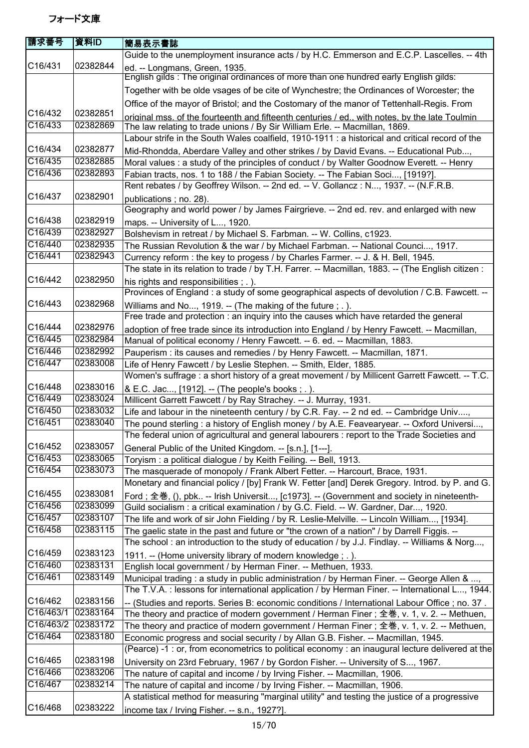# フォード文庫

| 請求番号 | 資料ID | 簡易表示書誌 |
|---|---|---|
| C16/431 | 02382844 | Guide to the unemployment insurance acts / by H.C. Emmerson and E.C.P. Lascelles. -- 4th ed. -- Longmans, Green, 1935. |
| C16/432 | 02382851 | English gilds : The original ordinances of more than one hundred early English gilds: Together with be olde vsages of be cite of Wynchestre; the Ordinances of Worcester; the Office of the mayor of Bristol; and the Costomary of the manor of Tettenhall-Regis. From original mss. of the fourteenth and fifteenth centuries / ed., with notes, by the late Toulmin |
| C16/433 | 02382869 | The law relating to trade unions / By Sir William Erle. -- Macmillan, 1869. |
| C16/434 | 02382877 | Labour strife in the South Wales coalfield, 1910-1911 : a historical and critical record of the Mid-Rhondda, Aberdare Valley and other strikes / by David Evans. -- Educational Pub..., |
| C16/435 | 02382885 | Moral values : a study of the principles of conduct / by Walter Goodnow Everett. -- Henry |
| C16/436 | 02382893 | Fabian tracts, nos. 1 to 188 / the Fabian Society. -- The Fabian Soci..., [1919?]. |
| C16/437 | 02382901 | Rent rebates / by Geoffrey Wilson. -- 2nd ed. -- V. Gollancz : N..., 1937. -- (N.F.R.B. publications ; no. 28). |
| C16/438 | 02382919 | Geography and world power / by James Fairgrieve. -- 2nd ed. rev. and enlarged with new maps. -- University of L..., 1920. |
| C16/439 | 02382927 | Bolshevism in retreat / by Michael S. Farbman. -- W. Collins, c1923. |
| C16/440 | 02382935 | The Russian Revolution & the war / by Michael Farbman. -- National Counci..., 1917. |
| C16/441 | 02382943 | Currency reform : the key to progess / by Charles Farmer. -- J. & H. Bell, 1945. |
| C16/442 | 02382950 | The state in its relation to trade / by T.H. Farrer. -- Macmillan, 1883. -- (The English citizen : his rights and responsibilities ; . ). |
| C16/443 | 02382968 | Provinces of England : a study of some geographical aspects of devolution / C.B. Fawcett. -- Williams and No..., 1919. -- (The making of the future ; . ). |
| C16/444 | 02382976 | Free trade and protection : an inquiry into the causes which have retarded the general adoption of free trade since its introduction into England / by Henry Fawcett. -- Macmillan, |
| C16/445 | 02382984 | Manual of political economy / Henry Fawcett. -- 6. ed. -- Macmillan, 1883. |
| C16/446 | 02382992 | Pauperism : its causes and remedies / by Henry Fawcett. -- Macmillan, 1871. |
| C16/447 | 02383008 | Life of Henry Fawcett / by Leslie Stephen. -- Smith, Elder, 1885. |
| C16/448 | 02383016 | Women's suffrage : a short history of a great movement / by Millicent Garrett Fawcett. -- T.C. & E.C. Jac..., [1912]. -- (The people's books ; . ). |
| C16/449 | 02383024 | Millicent Garrett Fawcett / by Ray Strachey. -- J. Murray, 1931. |
| C16/450 | 02383032 | Life and labour in the nineteenth century / by C.R. Fay. -- 2 nd ed. -- Cambridge Univ...., |
| C16/451 | 02383040 | The pound sterling : a history of English money / by A.E. Feavearyear. -- Oxford Universi..., |
| C16/452 | 02383057 | The federal union of agricultural and general labourers : report to the Trade Societies and General Public of the United Kingdom. -- [s.n.], [1---]. |
| C16/453 | 02383065 | Toryism : a political dialogue / by Keith Feiling. -- Bell, 1913. |
| C16/454 | 02383073 | The masquerade of monopoly / Frank Albert Fetter. -- Harcourt, Brace, 1931. |
| C16/455 | 02383081 | Monetary and financial policy / [by] Frank W. Fetter [and] Derek Gregory. Introd. by P. and G. Ford ; 全巻, (), pbk.. -- Irish Universit..., [c1973]. -- (Government and society in nineteenth- |
| C16/456 | 02383099 | Guild socialism : a critical examination / by G.C. Field. -- W. Gardner, Dar..., 1920. |
| C16/457 | 02383107 | The life and work of sir John Fielding / by R. Leslie-Melville. -- Lincoln William..., [1934]. |
| C16/458 | 02383115 | The gaelic state in the past and future or "the crown of a nation" / by Darrell Figgis. -- |
| C16/459 | 02383123 | The school : an introduction to the study of education / by J.J. Findlay. -- Williams & Norg..., 1911. -- (Home university library of modern knowledge ; . ). |
| C16/460 | 02383131 | English local government / by Herman Finer. -- Methuen, 1933. |
| C16/461 | 02383149 | Municipal trading : a study in public administration / by Herman Finer. -- George Allen & ..., |
| C16/462 | 02383156 | The T.V.A. : lessons for international application / by Herman Finer. -- International L..., 1944. -- (Studies and reports. Series B: economic conditions / International Labour Office ; no. 37 . |
| C16/463/1 | 02383164 | The theory and practice of modern government / Herman Finer ; 全巻, v. 1, v. 2. -- Methuen, |
| C16/463/2 | 02383172 | The theory and practice of modern government / Herman Finer ; 全巻, v. 1, v. 2. -- Methuen, |
| C16/464 | 02383180 | Economic progress and social security / by Allan G.B. Fisher. -- Macmillan, 1945. |
| C16/465 | 02383198 | (Pearce) -1 : or, from econometrics to political economy : an inaugural lecture delivered at the University on 23rd February, 1967 / by Gordon Fisher. -- University of S..., 1967. |
| C16/466 | 02383206 | The nature of capital and income / by Irving Fisher. -- Macmillan, 1906. |
| C16/467 | 02383214 | The nature of capital and income / by Irving Fisher. -- Macmillan, 1906. |
| C16/468 | 02383222 | A statistical method for measuring "marginal utility" and testing the justice of a progressive income tax / Irving Fisher. -- s.n., 1927?]. |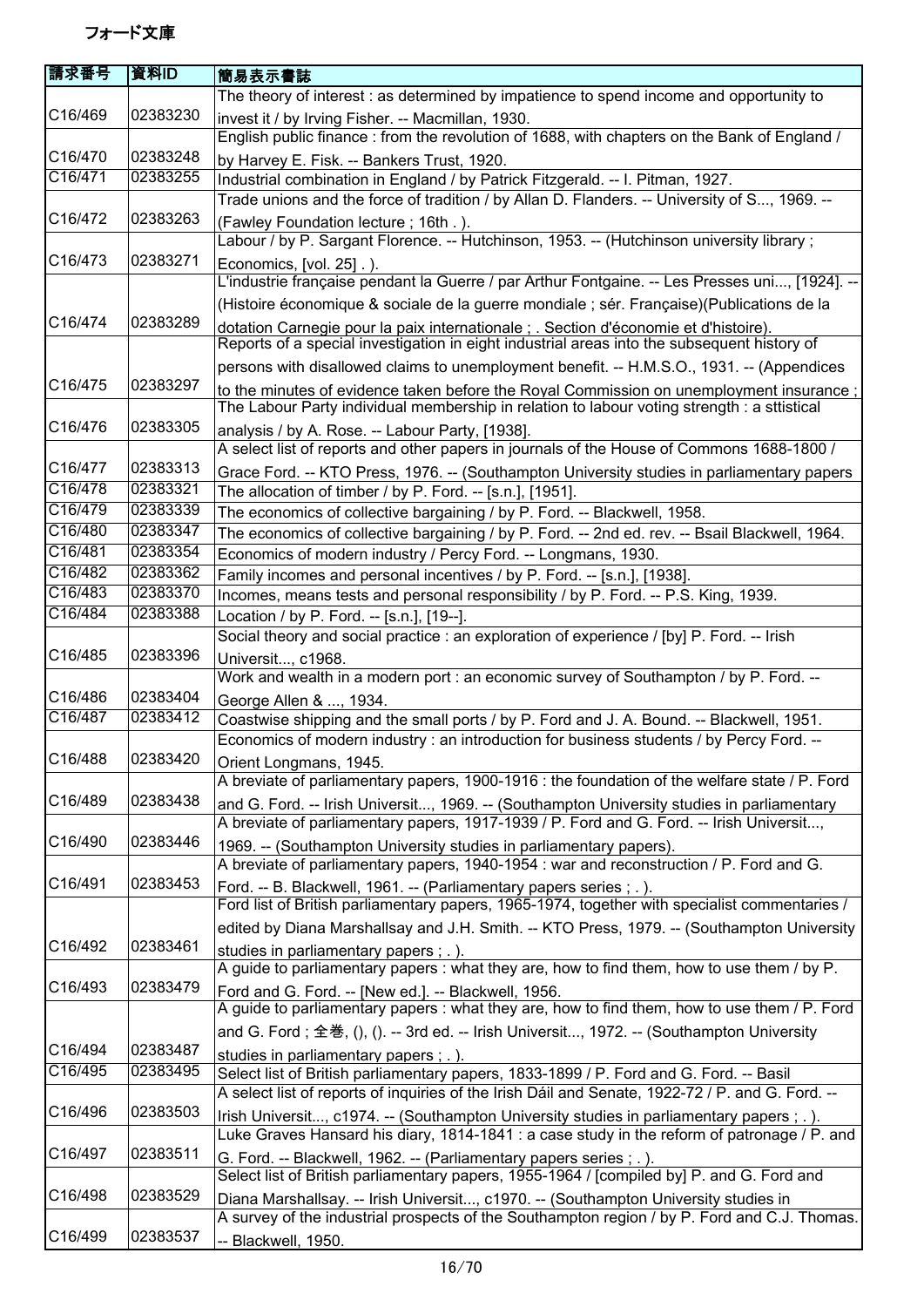# フォード文庫

| 請求番号 | 資料ID | 簡易表示書誌 |
|---|---|---|
| C16/469 | 02383230 | The theory of interest : as determined by impatience to spend income and opportunity to invest it / by Irving Fisher. -- Macmillan, 1930. |
| C16/470 | 02383248 | English public finance : from the revolution of 1688, with chapters on the Bank of England / by Harvey E. Fisk. -- Bankers Trust, 1920. |
| C16/471 | 02383255 | Industrial combination in England / by Patrick Fitzgerald. -- I. Pitman, 1927. |
| C16/472 | 02383263 | Trade unions and the force of tradition / by Allan D. Flanders. -- University of S..., 1969. -- (Fawley Foundation lecture ; 16th . ). |
| C16/473 | 02383271 | Labour / by P. Sargant Florence. -- Hutchinson, 1953. -- (Hutchinson university library ; Economics, [vol. 25] . ). |
| C16/474 | 02383289 | L'industrie française pendant la Guerre / par Arthur Fontgaine. -- Les Presses uni..., [1924]. -- (Histoire économique & sociale de la guerre mondiale ; sér. Française)(Publications de la dotation Carnegie pour la paix internationale ; . Section d'économie et d'histoire). |
| C16/475 | 02383297 | Reports of a special investigation in eight industrial areas into the subsequent history of persons with disallowed claims to unemployment benefit. -- H.M.S.O., 1931. -- (Appendices to the minutes of evidence taken before the Royal Commission on unemployment insurance ; |
| C16/476 | 02383305 | The Labour Party individual membership in relation to labour voting strength : a sttistical analysis / by A. Rose. -- Labour Party, [1938]. |
| C16/477 | 02383313 | A select list of reports and other papers in journals of the House of Commons 1688-1800 / Grace Ford. -- KTO Press, 1976. -- (Southampton University studies in parliamentary papers |
| C16/478 | 02383321 | The allocation of timber / by P. Ford. -- [s.n.], [1951]. |
| C16/479 | 02383339 | The economics of collective bargaining / by P. Ford. -- Blackwell, 1958. |
| C16/480 | 02383347 | The economics of collective bargaining / by P. Ford. -- 2nd ed. rev. -- Bsail Blackwell, 1964. |
| C16/481 | 02383354 | Economics of modern industry / Percy Ford. -- Longmans, 1930. |
| C16/482 | 02383362 | Family incomes and personal incentives / by P. Ford. -- [s.n.], [1938]. |
| C16/483 | 02383370 | Incomes, means tests and personal responsibility / by P. Ford. -- P.S. King, 1939. |
| C16/484 | 02383388 | Location / by P. Ford. -- [s.n.], [19--]. |
| C16/485 | 02383396 | Social theory and social practice : an exploration of experience / [by] P. Ford. -- Irish Universit..., c1968. |
| C16/486 | 02383404 | Work and wealth in a modern port : an economic survey of Southampton / by P. Ford. -- George Allen & ..., 1934. |
| C16/487 | 02383412 | Coastwise shipping and the small ports / by P. Ford and J. A. Bound. -- Blackwell, 1951. |
| C16/488 | 02383420 | Economics of modern industry : an introduction for business students / by Percy Ford. -- Orient Longmans, 1945. |
| C16/489 | 02383438 | A breviate of parliamentary papers, 1900-1916 : the foundation of the welfare state / P. Ford and G. Ford. -- Irish Universit..., 1969. -- (Southampton University studies in parliamentary |
| C16/490 | 02383446 | A breviate of parliamentary papers, 1917-1939 / P. Ford and G. Ford. -- Irish Universit..., 1969. -- (Southampton University studies in parliamentary papers). |
| C16/491 | 02383453 | A breviate of parliamentary papers, 1940-1954 : war and reconstruction / P. Ford and G. Ford. -- B. Blackwell, 1961. -- (Parliamentary papers series ; . ). |
| C16/492 | 02383461 | Ford list of British parliamentary papers, 1965-1974, together with specialist commentaries / edited by Diana Marshallsay and J.H. Smith. -- KTO Press, 1979. -- (Southampton University studies in parliamentary papers ; . ). |
| C16/493 | 02383479 | A guide to parliamentary papers : what they are, how to find them, how to use them / by P. Ford and G. Ford. -- [New ed.]. -- Blackwell, 1956. |
| C16/494 | 02383487 | A guide to parliamentary papers : what they are, how to find them, how to use them / P. Ford and G. Ford ; 全巻, (), (). -- 3rd ed. -- Irish Universit..., 1972. -- (Southampton University studies in parliamentary papers ; . ). |
| C16/495 | 02383495 | Select list of British parliamentary papers, 1833-1899 / P. Ford and G. Ford. -- Basil |
| C16/496 | 02383503 | A select list of reports of inquiries of the Irish Dáil and Senate, 1922-72 / P. and G. Ford. -- Irish Universit..., c1974. -- (Southampton University studies in parliamentary papers ; . ). |
| C16/497 | 02383511 | Luke Graves Hansard his diary, 1814-1841 : a case study in the reform of patronage / P. and G. Ford. -- Blackwell, 1962. -- (Parliamentary papers series ; . ). |
| C16/498 | 02383529 | Select list of British parliamentary papers, 1955-1964 / [compiled by] P. and G. Ford and Diana Marshallsay. -- Irish Universit..., c1970. -- (Southampton University studies in |
| C16/499 | 02383537 | A survey of the industrial prospects of the Southampton region / by P. Ford and C.J. Thomas. -- Blackwell, 1950. |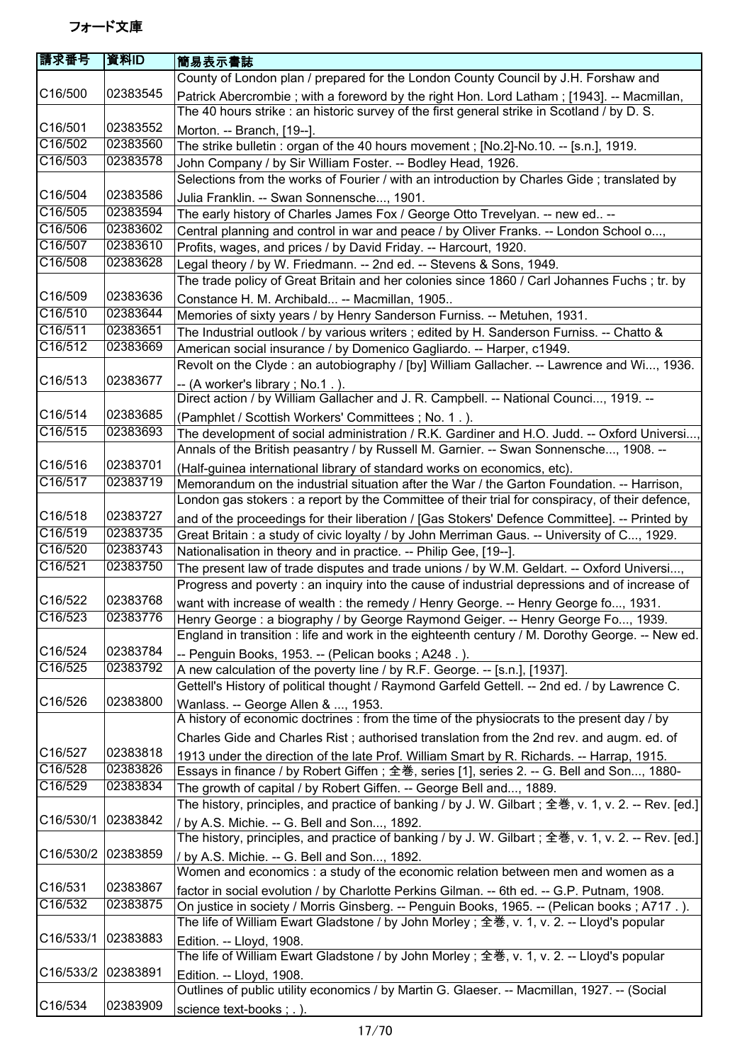フォード文庫

| 請求番号 | 資料ID | 簡易表示書誌 |
| --- | --- | --- |
| C16/500 | 02383545 | County of London plan / prepared for the London County Council by J.H. Forshaw and Patrick Abercrombie ; with a foreword by the right Hon. Lord Latham ; [1943]. -- Macmillan, |
| C16/501 | 02383552 | The 40 hours strike : an historic survey of the first general strike in Scotland / by D. S. Morton. -- Branch, [19--]. |
| C16/502 | 02383560 | The strike bulletin : organ of the 40 hours movement ; [No.2]-No.10. -- [s.n.], 1919. |
| C16/503 | 02383578 | John Company / by Sir William Foster. -- Bodley Head, 1926. |
| C16/504 | 02383586 | Selections from the works of Fourier / with an introduction by Charles Gide ; translated by Julia Franklin. -- Swan Sonnensche..., 1901. |
| C16/505 | 02383594 | The early history of Charles James Fox / George Otto Trevelyan. -- new ed.. -- |
| C16/506 | 02383602 | Central planning and control in war and peace / by Oliver Franks. -- London School o..., |
| C16/507 | 02383610 | Profits, wages, and prices / by David Friday. -- Harcourt, 1920. |
| C16/508 | 02383628 | Legal theory / by W. Friedmann. -- 2nd ed. -- Stevens & Sons, 1949. |
| C16/509 | 02383636 | The trade policy of Great Britain and her colonies since 1860 / Carl Johannes Fuchs ; tr. by Constance H. M. Archibald... -- Macmillan, 1905.. |
| C16/510 | 02383644 | Memories of sixty years / by Henry Sanderson Furniss. -- Metuhen, 1931. |
| C16/511 | 02383651 | The Industrial outlook / by various writers ; edited by H. Sanderson Furniss. -- Chatto & |
| C16/512 | 02383669 | American social insurance / by Domenico Gagliardo. -- Harper, c1949. |
| C16/513 | 02383677 | Revolt on the Clyde : an autobiography / [by] William Gallacher. -- Lawrence and Wi..., 1936. -- (A worker's library ; No.1 . ). |
| C16/514 | 02383685 | Direct action / by William Gallacher and J. R. Campbell. -- National Counci..., 1919. -- (Pamphlet / Scottish Workers' Committees ; No. 1 . ). |
| C16/515 | 02383693 | The development of social administration / R.K. Gardiner and H.O. Judd. -- Oxford Universi..., |
| C16/516 | 02383701 | Annals of the British peasantry / by Russell M. Garnier. -- Swan Sonnensche..., 1908. -- (Half-guinea international library of standard works on economics, etc). |
| C16/517 | 02383719 | Memorandum on the industrial situation after the War / the Garton Foundation. -- Harrison, |
| C16/518 | 02383727 | London gas stokers : a report by the Committee of their trial for conspiracy, of their defence, and of the proceedings for their liberation / [Gas Stokers' Defence Committee]. -- Printed by |
| C16/519 | 02383735 | Great Britain : a study of civic loyalty / by John Merriman Gaus. -- University of C..., 1929. |
| C16/520 | 02383743 | Nationalisation in theory and in practice. -- Philip Gee, [19--]. |
| C16/521 | 02383750 | The present law of trade disputes and trade unions / by W.M. Geldart. -- Oxford Universi..., |
| C16/522 | 02383768 | Progress and poverty : an inquiry into the cause of industrial depressions and of increase of want with increase of wealth : the remedy / Henry George. -- Henry George fo..., 1931. |
| C16/523 | 02383776 | Henry George : a biography / by George Raymond Geiger. -- Henry George Fo..., 1939. |
| C16/524 | 02383784 | England in transition : life and work in the eighteenth century / M. Dorothy George. -- New ed. -- Penguin Books, 1953. -- (Pelican books ; A248 . ). |
| C16/525 | 02383792 | A new calculation of the poverty line / by R.F. George. -- [s.n.], [1937]. |
| C16/526 | 02383800 | Gettell's History of political thought / Raymond Garfeld Gettell. -- 2nd ed. / by Lawrence C. Wanlass. -- George Allen & ..., 1953. |
| C16/527 | 02383818 | A history of economic doctrines : from the time of the physiocrats to the present day / by Charles Gide and Charles Rist ; authorised translation from the 2nd rev. and augm. ed. of 1913 under the direction of the late Prof. William Smart by R. Richards. -- Harrap, 1915. |
| C16/528 | 02383826 | Essays in finance / by Robert Giffen ; 全巻, series [1], series 2. -- G. Bell and Son..., 1880- |
| C16/529 | 02383834 | The growth of capital / by Robert Giffen. -- George Bell and..., 1889. |
| C16/530/1 | 02383842 | The history, principles, and practice of banking / by J. W. Gilbart ; 全巻, v. 1, v. 2. -- Rev. [ed.] / by A.S. Michie. -- G. Bell and Son..., 1892. |
| C16/530/2 | 02383859 | The history, principles, and practice of banking / by J. W. Gilbart ; 全巻, v. 1, v. 2. -- Rev. [ed.] / by A.S. Michie. -- G. Bell and Son..., 1892. |
| C16/531 | 02383867 | Women and economics : a study of the economic relation between men and women as a factor in social evolution / by Charlotte Perkins Gilman. -- 6th ed. -- G.P. Putnam, 1908. |
| C16/532 | 02383875 | On justice in society / Morris Ginsberg. -- Penguin Books, 1965. -- (Pelican books ; A717 . ). |
| C16/533/1 | 02383883 | The life of William Ewart Gladstone / by John Morley ; 全巻, v. 1, v. 2. -- Lloyd's popular Edition. -- Lloyd, 1908. |
| C16/533/2 | 02383891 | The life of William Ewart Gladstone / by John Morley ; 全巻, v. 1, v. 2. -- Lloyd's popular Edition. -- Lloyd, 1908. |
| C16/534 | 02383909 | Outlines of public utility economics / by Martin G. Glaeser. -- Macmillan, 1927. -- (Social science text-books ; . ). |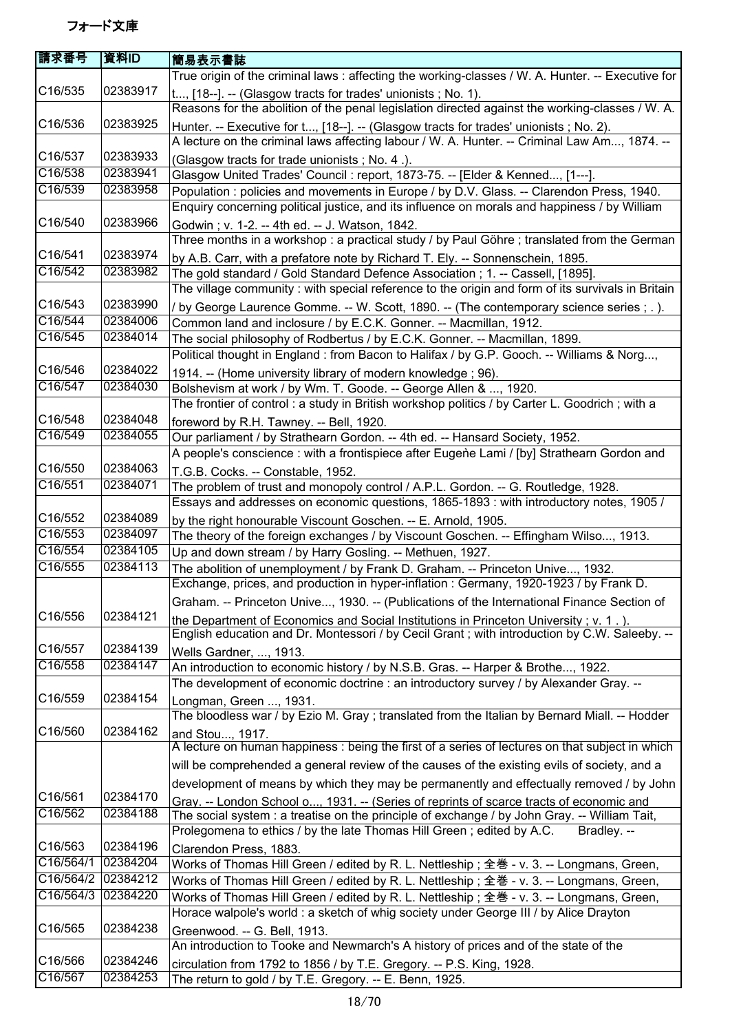# フォード文庫

| 請求番号 | 資料ID | 簡易表示書誌 |
|---|---|---|
| C16/535 | 02383917 | True origin of the criminal laws : affecting the working-classes / W. A. Hunter. -- Executive for t..., [18--]. -- (Glasgow tracts for trades' unionists ; No. 1). |
| C16/536 | 02383925 | Reasons for the abolition of the penal legislation directed against the working-classes / W. A. Hunter. -- Executive for t..., [18--]. -- (Glasgow tracts for trades' unionists ; No. 2). |
| C16/537 | 02383933 | A lecture on the criminal laws affecting labour / W. A. Hunter. -- Criminal Law Am..., 1874. -- (Glasgow tracts for trade unionists ; No. 4 .). |
| C16/538 | 02383941 | Glasgow United Trades' Council : report, 1873-75. -- [Elder & Kenned..., [1---]. |
| C16/539 | 02383958 | Population : policies and movements in Europe / by D.V. Glass. -- Clarendon Press, 1940. |
| C16/540 | 02383966 | Enquiry concerning political justice, and its influence on morals and happiness / by William Godwin ; v. 1-2. -- 4th ed. -- J. Watson, 1842. |
| C16/541 | 02383974 | Three months in a workshop : a practical study / by Paul Göhre ; translated from the German by A.B. Carr, with a prefatore note by Richard T. Ely. -- Sonnenschein, 1895. |
| C16/542 | 02383982 | The gold standard / Gold Standard Defence Association ; 1. -- Cassell, [1895]. |
| C16/543 | 02383990 | The village community : with special reference to the origin and form of its survivals in Britain / by George Laurence Gomme. -- W. Scott, 1890. -- (The contemporary science series ; . ). |
| C16/544 | 02384006 | Common land and inclosure / by E.C.K. Gonner. -- Macmillan, 1912. |
| C16/545 | 02384014 | The social philosophy of Rodbertus / by E.C.K. Gonner. -- Macmillan, 1899. |
| C16/546 | 02384022 | Political thought in England : from Bacon to Halifax / by G.P. Gooch. -- Williams & Norg..., 1914. -- (Home university library of modern knowledge ; 96). |
| C16/547 | 02384030 | Bolshevism at work / by Wm. T. Goode. -- George Allen & ..., 1920. |
| C16/548 | 02384048 | The frontier of control : a study in British workshop politics / by Carter L. Goodrich ; with a foreword by R.H. Tawney. -- Bell, 1920. |
| C16/549 | 02384055 | Our parliament / by Strathearn Gordon. -- 4th ed. -- Hansard Society, 1952. |
| C16/550 | 02384063 | A people's conscience : with a frontispiece after Eugène Lami / [by] Strathearn Gordon and T.G.B. Cocks. -- Constable, 1952. |
| C16/551 | 02384071 | The problem of trust and monopoly control / A.P.L. Gordon. -- G. Routledge, 1928. |
| C16/552 | 02384089 | Essays and addresses on economic questions, 1865-1893 : with introductory notes, 1905 / by the right honourable Viscount Goschen. -- E. Arnold, 1905. |
| C16/553 | 02384097 | The theory of the foreign exchanges / by Viscount Goschen. -- Effingham Wilso..., 1913. |
| C16/554 | 02384105 | Up and down stream / by Harry Gosling. -- Methuen, 1927. |
| C16/555 | 02384113 | The abolition of unemployment / by Frank D. Graham. -- Princeton Unive..., 1932. |
| C16/556 | 02384121 | Exchange, prices, and production in hyper-inflation : Germany, 1920-1923 / by Frank D. Graham. -- Princeton Unive..., 1930. -- (Publications of the International Finance Section of the Department of Economics and Social Institutions in Princeton University ; v. 1 . ). |
| C16/557 | 02384139 | English education and Dr. Montessori / by Cecil Grant ; with introduction by C.W. Saleeby. -- Wells Gardner, ..., 1913. |
| C16/558 | 02384147 | An introduction to economic history / by N.S.B. Gras. -- Harper & Brothe..., 1922. |
| C16/559 | 02384154 | The development of economic doctrine : an introductory survey / by Alexander Gray. -- Longman, Green ..., 1931. |
| C16/560 | 02384162 | The bloodless war / by Ezio M. Gray ; translated from the Italian by Bernard Miall. -- Hodder and Stou..., 1917. |
| C16/561 | 02384170 | A lecture on human happiness : being the first of a series of lectures on that subject in which will be comprehended a general review of the causes of the existing evils of society, and a development of means by which they may be permanently and effectually removed / by John Gray. -- London School o..., 1931. -- (Series of reprints of scarce tracts of economic and |
| C16/562 | 02384188 | The social system : a treatise on the principle of exchange / by John Gray. -- William Tait, |
| C16/563 | 02384196 | Prolegomena to ethics / by the late Thomas Hill Green ; edited by A.C. Bradley. -- Clarendon Press, 1883. |
| C16/564/1 | 02384204 | Works of Thomas Hill Green / edited by R. L. Nettleship ; 全巻 - v. 3. -- Longmans, Green, |
| C16/564/2 | 02384212 | Works of Thomas Hill Green / edited by R. L. Nettleship ; 全巻 - v. 3. -- Longmans, Green, |
| C16/564/3 | 02384220 | Works of Thomas Hill Green / edited by R. L. Nettleship ; 全巻 - v. 3. -- Longmans, Green, |
| C16/565 | 02384238 | Horace walpole's world : a sketch of whig society under George III / by Alice Drayton Greenwood. -- G. Bell, 1913. |
| C16/566 | 02384246 | An introduction to Tooke and Newmarch's A history of prices and of the state of the circulation from 1792 to 1856 / by T.E. Gregory. -- P.S. King, 1928. |
| C16/567 | 02384253 | The return to gold / by T.E. Gregory. -- E. Benn, 1925. |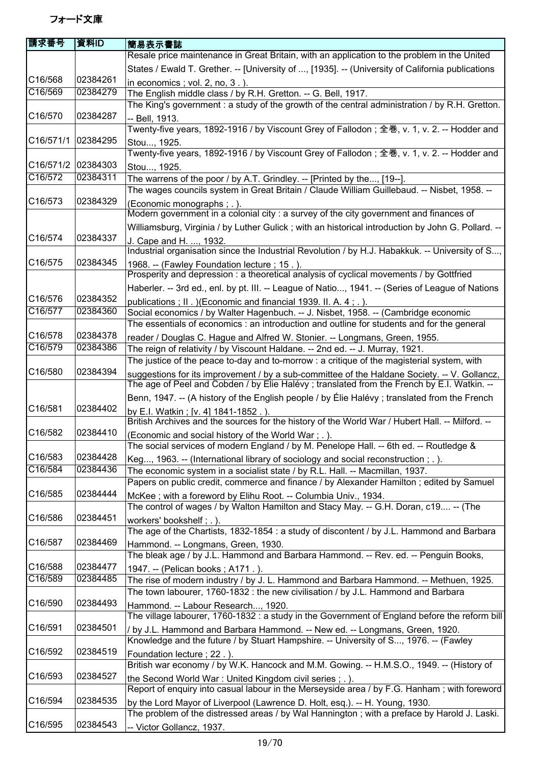フォード文庫

| 請求番号 | 資料ID | 簡易表示書誌 |
|---|---|---|
| C16/568 | 02384261 | Resale price maintenance in Great Britain, with an application to the problem in the United States / Ewald T. Grether. -- [University of ..., [1935]. -- (University of California publications in economics ; vol. 2, no, 3 . ). |
| C16/569 | 02384279 | The English middle class / by R.H. Gretton. -- G. Bell, 1917. |
| C16/570 | 02384287 | The King's government : a study of the growth of the central administration / by R.H. Gretton. -- Bell, 1913. |
| C16/571/1 | 02384295 | Twenty-five years, 1892-1916 / by Viscount Grey of Fallodon ; 全巻, v. 1, v. 2. -- Hodder and Stou..., 1925. |
| C16/571/2 | 02384303 | Twenty-five years, 1892-1916 / by Viscount Grey of Fallodon ; 全巻, v. 1, v. 2. -- Hodder and Stou..., 1925. |
| C16/572 | 02384311 | The warrens of the poor / by A.T. Grindley. -- [Printed by the..., [19--]. |
| C16/573 | 02384329 | The wages councils system in Great Britain / Claude William Guillebaud. -- Nisbet, 1958. -- (Economic monographs ; . ). |
| C16/574 | 02384337 | Modern government in a colonial city : a survey of the city government and finances of Williamsburg, Virginia / by Luther Gulick ; with an historical introduction by John G. Pollard. -- J. Cape and H. ..., 1932. |
| C16/575 | 02384345 | Industrial organisation since the Industrial Revolution / by H.J. Habakkuk. -- University of S..., 1968. -- (Fawley Foundation lecture ; 15 . ). |
| C16/576 | 02384352 | Prosperity and depression : a theoretical analysis of cyclical movements / by Gottfried Haberler. -- 3rd ed., enl. by pt. III. -- League of Natio..., 1941. -- (Series of League of Nations publications ; II . )(Economic and financial 1939. II. A. 4 ; . ). |
| C16/577 | 02384360 | Social economics / by Walter Hagenbuch. -- J. Nisbet, 1958. -- (Cambridge economic |
| C16/578 | 02384378 | The essentials of economics : an introduction and outline for students and for the general reader / Douglas C. Hague and Alfred W. Stonier. -- Longmans, Green, 1955. |
| C16/579 | 02384386 | The reign of relativity / by Viscount Haldane. -- 2nd ed. -- J. Murray, 1921. |
| C16/580 | 02384394 | The justice of the peace to-day and to-morrow : a critique of the magisterial system, with suggestions for its improvement / by a sub-committee of the Haldane Society. -- V. Gollancz, |
| C16/581 | 02384402 | The age of Peel and Cobden / by Elie Halévy ; translated from the French by E.I. Watkin. -- Benn, 1947. -- (A history of the English people / by Élie Halévy ; translated from the French by E.I. Watkin ; [v. 4] 1841-1852 . ). |
| C16/582 | 02384410 | British Archives and the sources for the history of the World War / Hubert Hall. -- Milford. -- (Economic and social history of the World War ; . ). |
| C16/583 | 02384428 | The social services of modern England / by M. Penelope Hall. -- 6th ed. -- Routledge & Keg..., 1963. -- (International library of sociology and social reconstruction ; . ). |
| C16/584 | 02384436 | The economic system in a socialist state / by R.L. Hall. -- Macmillan, 1937. |
| C16/585 | 02384444 | Papers on public credit, commerce and finance / by Alexander Hamilton ; edited by Samuel McKee ; with a foreword by Elihu Root. -- Columbia Univ., 1934. |
| C16/586 | 02384451 | The control of wages / by Walton Hamilton and Stacy May. -- G.H. Doran, c19.... -- (The workers' bookshelf ; . ). |
| C16/587 | 02384469 | The age of the Chartists, 1832-1854 : a study of discontent / by J.L. Hammond and Barbara Hammond. -- Longmans, Green, 1930. |
| C16/588 | 02384477 | The bleak age / by J.L. Hammond and Barbara Hammond. -- Rev. ed. -- Penguin Books, 1947. -- (Pelican books ; A171 . ). |
| C16/589 | 02384485 | The rise of modern industry / by J. L. Hammond and Barbara Hammond. -- Methuen, 1925. |
| C16/590 | 02384493 | The town labourer, 1760-1832 : the new civilisation / by J.L. Hammond and Barbara Hammond. -- Labour Research..., 1920. |
| C16/591 | 02384501 | The village labourer, 1760-1832 : a study in the Government of England before the reform bill / by J.L. Hammond and Barbara Hammond. -- New ed. -- Longmans, Green, 1920. |
| C16/592 | 02384519 | Knowledge and the future / by Stuart Hampshire. -- University of S..., 1976. -- (Fawley Foundation lecture ; 22 . ). |
| C16/593 | 02384527 | British war economy / by W.K. Hancock and M.M. Gowing. -- H.M.S.O., 1949. -- (History of the Second World War : United Kingdom civil series ; . ). |
| C16/594 | 02384535 | Report of enquiry into casual labour in the Merseyside area / by F.G. Hanham ; with foreword by the Lord Mayor of Liverpool (Lawrence D. Holt, esq.). -- H. Young, 1930. |
| C16/595 | 02384543 | The problem of the distressed areas / by Wal Hannington ; with a preface by Harold J. Laski. -- Victor Gollancz, 1937. |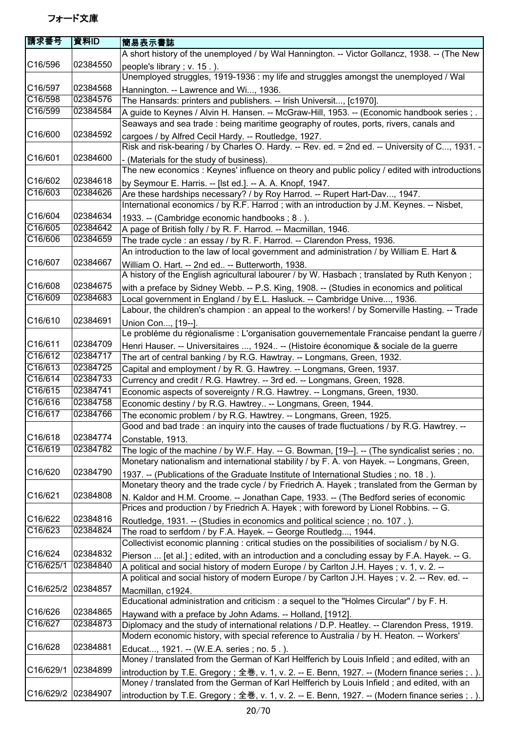# フォード文庫

| 請求番号 | 資料ID | 簡易表示書誌 |
|---|---|---|
| C16/596 | 02384550 | A short history of the unemployed / by Wal Hannington. -- Victor Gollancz, 1938. -- (The New people's library ; v. 15 . ). |
| C16/597 | 02384568 | Unemployed struggles, 1919-1936 : my life and struggles amongst the unemployed / Wal Hannington. -- Lawrence and Wi..., 1936. |
| C16/598 | 02384576 | The Hansards: printers and publishers. -- Irish Universit..., [c1970]. |
| C16/599 | 02384584 | A guide to Keynes / Alvin H. Hansen. -- McGraw-Hill, 1953. -- (Economic handbook series ; . |
| C16/600 | 02384592 | Seaways and sea trade : being maritime geography of routes, ports, rivers, canals and cargoes / by Alfred Cecil Hardy. -- Routledge, 1927. |
| C16/601 | 02384600 | Risk and risk-bearing / by Charles O. Hardy. -- Rev. ed. = 2nd ed. -- University of C..., 1931. -- (Materials for the study of business). |
| C16/602 | 02384618 | The new economics : Keynes' influence on theory and public policy / edited with introductions by Seymour E. Harris. -- [lst ed.]. -- A. A. Knopf, 1947. |
| C16/603 | 02384626 | Are these hardships necessary? / by Roy Harrod. -- Rupert Hart-Dav..., 1947. |
| C16/604 | 02384634 | International economics / by R.F. Harrod ; with an introduction by J.M. Keynes. -- Nisbet, 1933. -- (Cambridge economic handbooks ; 8 . ). |
| C16/605 | 02384642 | A page of British folly / by R. F. Harrod. -- Macmillan, 1946. |
| C16/606 | 02384659 | The trade cycle : an essay / by R. F. Harrod. -- Clarendon Press, 1936. |
| C16/607 | 02384667 | An introduction to the law of local government and administration / by William E. Hart & William O. Hart. -- 2nd ed.. -- Butterworth, 1938. |
| C16/608 | 02384675 | A history of the English agricultural labourer / by W. Hasbach ; translated by Ruth Kenyon ; with a preface by Sidney Webb. -- P.S. King, 1908. -- (Studies in economics and political |
| C16/609 | 02384683 | Local government in England / by E.L. Hasluck. -- Cambridge Unive..., 1936. |
| C16/610 | 02384691 | Labour, the children's champion : an appeal to the workers! / by Somerville Hasting. -- Trade Union Con..., [19--]. |
| C16/611 | 02384709 | Le probléme du régionalisme : L'organisation gouvernementale Francaise pendant la guerre / Henri Hauser. -- Universitaires ..., 1924.. -- (Histoire économique & sociale de la guerre |
| C16/612 | 02384717 | The art of central banking / by R.G. Hawtray. -- Longmans, Green, 1932. |
| C16/613 | 02384725 | Capital and employment / by R. G. Hawtrey. -- Longmans, Green, 1937. |
| C16/614 | 02384733 | Currency and credit / R.G. Hawtrey. -- 3rd ed. -- Longmans, Green, 1928. |
| C16/615 | 02384741 | Economic aspects of sovereignty / R.G. Hawtrey. -- Longmans, Green, 1930. |
| C16/616 | 02384758 | Economic destiny / by R.G. Hawtrey.. -- Longmans, Green, 1944. |
| C16/617 | 02384766 | The economic problem / by R.G. Hawtrey. -- Longmans, Green, 1925. |
| C16/618 | 02384774 | Good and bad trade : an inquiry into the causes of trade fluctuations / by R.G. Hawtrey. -- Constable, 1913. |
| C16/619 | 02384782 | The logic of the machine / by W.F. Hay. -- G. Bowman, [19--]. -- (The syndicalist series ; no. |
| C16/620 | 02384790 | Monetary nationalism and international stability / by F. A. von Hayek. -- Longmans, Green, 1937. -- (Publications of the Graduate Institute of International Studies ; no. 18 . ). |
| C16/621 | 02384808 | Monetary theory and the trade cycle / by Friedrich A. Hayek ; translated from the German by N. Kaldor and H.M. Croome. -- Jonathan Cape, 1933. -- (The Bedford series of economic |
| C16/622 | 02384816 | Prices and production / by Friedrich A. Hayek ; with foreword by Lionel Robbins. -- G. Routledge, 1931. -- (Studies in economics and political science ; no. 107 . ). |
| C16/623 | 02384824 | The road to serfdom / by F.A. Hayek. -- George Routledg..., 1944. |
| C16/624 | 02384832 | Collectivist economic planning : critical studies on the possibilities of socialism / by N.G. Pierson ... [et al.] ; edited, with an introduction and a concluding essay by F.A. Hayek. -- G. |
| C16/625/1 | 02384840 | A political and social history of modern Europe / by Carlton J.H. Hayes ; v. 1, v. 2. -- |
| C16/625/2 | 02384857 | A political and social history of modern Europe / by Carlton J.H. Hayes ; v. 2. -- Rev. ed. -- Macmillan, c1924. |
| C16/626 | 02384865 | Educational administration and criticism : a sequel to the "Holmes Circular" / by F. H. Haywand with a preface by John Adams. -- Holland, [1912]. |
| C16/627 | 02384873 | Diplomacy and the study of international relations / D.P. Heatley. -- Clarendon Press, 1919. |
| C16/628 | 02384881 | Modern economic history, with special reference to Australia / by H. Heaton. -- Workers' Educat..., 1921. -- (W.E.A. series ; no. 5 . ). |
| C16/629/1 | 02384899 | Money / translated from the German of Karl Helfferich by Louis Infield ; and edited, with an introduction by T.E. Gregory ; 全巻, v. 1, v. 2. -- E. Benn, 1927. -- (Modern finance series ; . ). |
| C16/629/2 | 02384907 | Money / translated from the German of Karl Helfferich by Louis Infield ; and edited, with an introduction by T.E. Gregory ; 全巻, v. 1, v. 2. -- E. Benn, 1927. -- (Modern finance series ; . ). |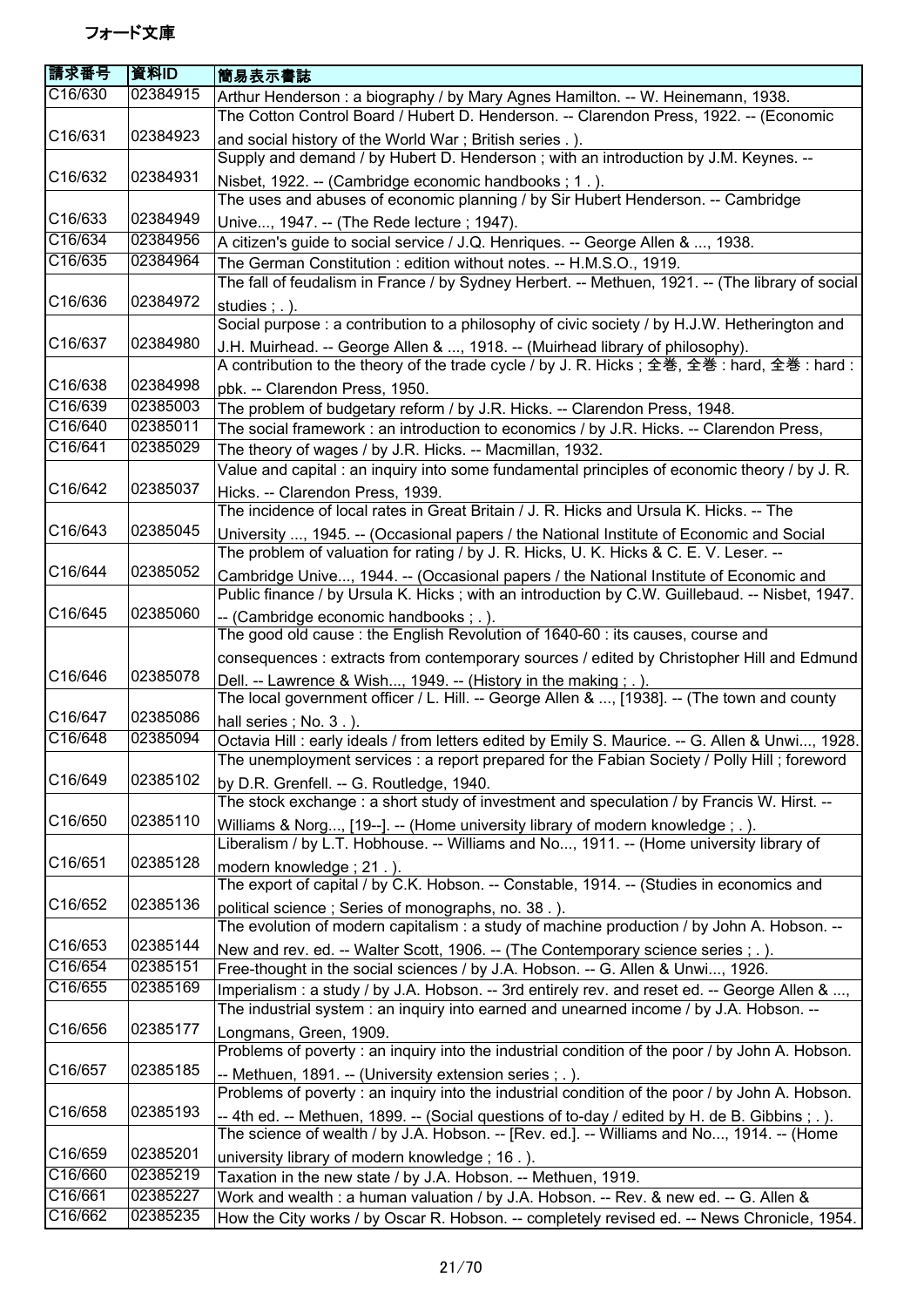フォード文庫

| 請求番号 | 資料ID | 簡易表示書誌 |
| --- | --- | --- |
| C16/630 | 02384915 | Arthur Henderson : a biography / by Mary Agnes Hamilton. -- W. Heinemann, 1938. |
| C16/631 | 02384923 | The Cotton Control Board / Hubert D. Henderson. -- Clarendon Press, 1922. -- (Economic and social history of the World War ; British series . ). |
| C16/632 | 02384931 | Supply and demand / by Hubert D. Henderson ; with an introduction by J.M. Keynes. -- Nisbet, 1922. -- (Cambridge economic handbooks ; 1 . ). |
| C16/633 | 02384949 | The uses and abuses of economic planning / by Sir Hubert Henderson. -- Cambridge Unive..., 1947. -- (The Rede lecture ; 1947). |
| C16/634 | 02384956 | A citizen's guide to social service / J.Q. Henriques. -- George Allen & ..., 1938. |
| C16/635 | 02384964 | The German Constitution : edition without notes. -- H.M.S.O., 1919. |
| C16/636 | 02384972 | The fall of feudalism in France / by Sydney Herbert. -- Methuen, 1921. -- (The library of social studies ; . ). |
| C16/637 | 02384980 | Social purpose : a contribution to a philosophy of civic society / by H.J.W. Hetherington and J.H. Muirhead. -- George Allen & ..., 1918. -- (Muirhead library of philosophy). |
| C16/638 | 02384998 | A contribution to the theory of the trade cycle / by J. R. Hicks ; 全巻, 全巻 : hard, 全巻 : hard : pbk. -- Clarendon Press, 1950. |
| C16/639 | 02385003 | The problem of budgetary reform / by J.R. Hicks. -- Clarendon Press, 1948. |
| C16/640 | 02385011 | The social framework : an introduction to economics / by J.R. Hicks. -- Clarendon Press, |
| C16/641 | 02385029 | The theory of wages / by J.R. Hicks. -- Macmillan, 1932. |
| C16/642 | 02385037 | Value and capital : an inquiry into some fundamental principles of economic theory / by J. R. Hicks. -- Clarendon Press, 1939. |
| C16/643 | 02385045 | The incidence of local rates in Great Britain / J. R. Hicks and Ursula K. Hicks. -- The University ..., 1945. -- (Occasional papers / the National Institute of Economic and Social |
| C16/644 | 02385052 | The problem of valuation for rating / by J. R. Hicks, U. K. Hicks & C. E. V. Leser. -- Cambridge Unive..., 1944. -- (Occasional papers / the National Institute of Economic and |
| C16/645 | 02385060 | Public finance / by Ursula K. Hicks ; with an introduction by C.W. Guillebaud. -- Nisbet, 1947. -- (Cambridge economic handbooks ; . ). |
| C16/646 | 02385078 | The good old cause : the English Revolution of 1640-60 : its causes, course and consequences : extracts from contemporary sources / edited by Christopher Hill and Edmund Dell. -- Lawrence & Wish..., 1949. -- (History in the making ; . ). |
| C16/647 | 02385086 | The local government officer / L. Hill. -- George Allen & ..., [1938]. -- (The town and county hall series ; No. 3 . ). |
| C16/648 | 02385094 | Octavia Hill : early ideals / from letters edited by Emily S. Maurice. -- G. Allen & Unwi..., 1928. |
| C16/649 | 02385102 | The unemployment services : a report prepared for the Fabian Society / Polly Hill ; foreword by D.R. Grenfell. -- G. Routledge, 1940. |
| C16/650 | 02385110 | The stock exchange : a short study of investment and speculation / by Francis W. Hirst. -- Williams & Norg..., [19--]. -- (Home university library of modern knowledge ; . ). |
| C16/651 | 02385128 | Liberalism / by L.T. Hobhouse. -- Williams and No..., 1911. -- (Home university library of modern knowledge ; 21 . ). |
| C16/652 | 02385136 | The export of capital / by C.K. Hobson. -- Constable, 1914. -- (Studies in economics and political science ; Series of monographs, no. 38 . ). |
| C16/653 | 02385144 | The evolution of modern capitalism : a study of machine production / by John A. Hobson. -- New and rev. ed. -- Walter Scott, 1906. -- (The Contemporary science series ; . ). |
| C16/654 | 02385151 | Free-thought in the social sciences / by J.A. Hobson. -- G. Allen & Unwi..., 1926. |
| C16/655 | 02385169 | Imperialism : a study / by J.A. Hobson. -- 3rd entirely rev. and reset ed. -- George Allen & ..., |
| C16/656 | 02385177 | The industrial system : an inquiry into earned and unearned income / by J.A. Hobson. -- Longmans, Green, 1909. |
| C16/657 | 02385185 | Problems of poverty : an inquiry into the industrial condition of the poor / by John A. Hobson. -- Methuen, 1891. -- (University extension series ; . ). |
| C16/658 | 02385193 | Problems of poverty : an inquiry into the industrial condition of the poor / by John A. Hobson. -- 4th ed. -- Methuen, 1899. -- (Social questions of to-day / edited by H. de B. Gibbins ; . ). |
| C16/659 | 02385201 | The science of wealth / by J.A. Hobson. -- [Rev. ed.]. -- Williams and No..., 1914. -- (Home university library of modern knowledge ; 16 . ). |
| C16/660 | 02385219 | Taxation in the new state / by J.A. Hobson. -- Methuen, 1919. |
| C16/661 | 02385227 | Work and wealth : a human valuation / by J.A. Hobson. -- Rev. & new ed. -- G. Allen & |
| C16/662 | 02385235 | How the City works / by Oscar R. Hobson. -- completely revised ed. -- News Chronicle, 1954. |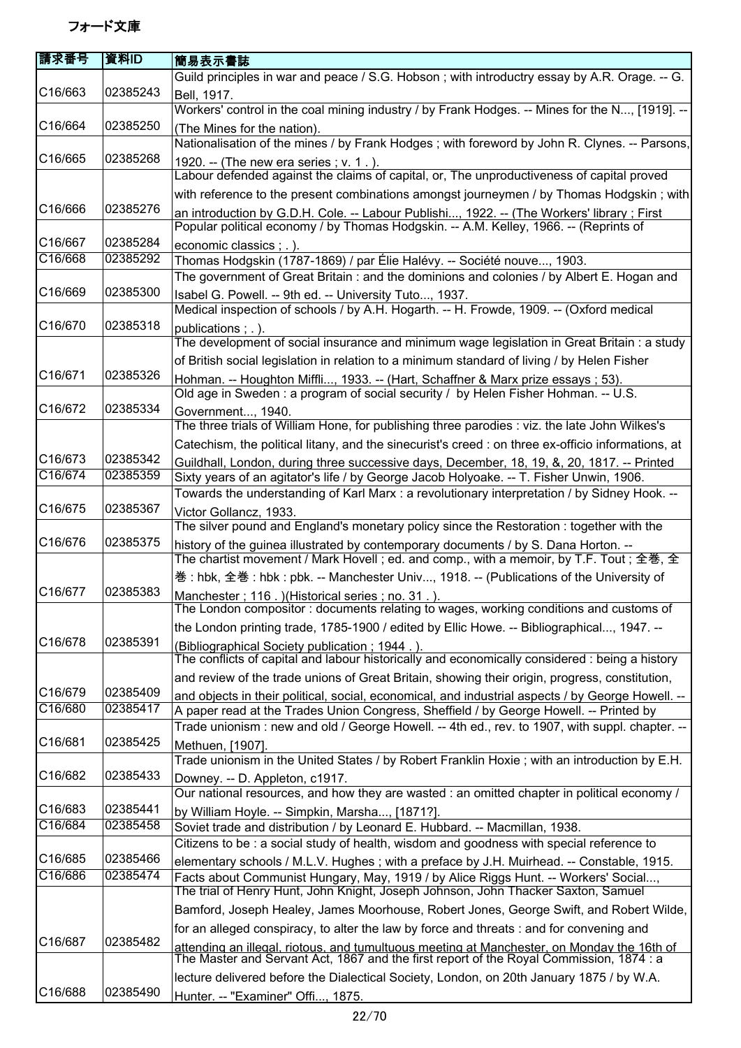フォード文庫

| 請求番号 | 資料ID | 簡易表示書誌 |
|---|---|---|
| C16/663 | 02385243 | Guild principles in war and peace / S.G. Hobson ; with introductry essay by A.R. Orage. -- G. Bell, 1917. |
| C16/664 | 02385250 | Workers' control in the coal mining industry / by Frank Hodges. -- Mines for the N..., [1919]. -- (The Mines for the nation). |
| C16/665 | 02385268 | Nationalisation of the mines / by Frank Hodges ; with foreword by John R. Clynes. -- Parsons, 1920. -- (The new era series ; v. 1 . ). |
| C16/666 | 02385276 | Labour defended against the claims of capital, or, The unproductiveness of capital proved with reference to the present combinations amongst journeymen / by Thomas Hodgskin ; with an introduction by G.D.H. Cole. -- Labour Publishi..., 1922. -- (The Workers' library ; First |
| C16/667 | 02385284 | Popular political economy / by Thomas Hodgskin. -- A.M. Kelley, 1966. -- (Reprints of economic classics ; . ). |
| C16/668 | 02385292 | Thomas Hodgskin (1787-1869) / par Élie Halévy. -- Société nouve..., 1903. |
| C16/669 | 02385300 | The government of Great Britain : and the dominions and colonies / by Albert E. Hogan and Isabel G. Powell. -- 9th ed. -- University Tuto..., 1937. |
| C16/670 | 02385318 | Medical inspection of schools / by A.H. Hogarth. -- H. Frowde, 1909. -- (Oxford medical publications ; . ). |
| C16/671 | 02385326 | The development of social insurance and minimum wage legislation in Great Britain : a study of British social legislation in relation to a minimum standard of living / by Helen Fisher Hohman. -- Houghton Miffli..., 1933. -- (Hart, Schaffner & Marx prize essays ; 53). |
| C16/672 | 02385334 | Old age in Sweden : a program of social security / by Helen Fisher Hohman. -- U.S. Government..., 1940. |
| C16/673 | 02385342 | The three trials of William Hone, for publishing three parodies : viz. the late John Wilkes's Catechism, the political litany, and the sinecurist's creed : on three ex-officio informations, at Guildhall, London, during three successive days, December, 18, 19, &, 20, 1817. -- Printed |
| C16/674 | 02385359 | Sixty years of an agitator's life / by George Jacob Holyoake. -- T. Fisher Unwin, 1906. |
| C16/675 | 02385367 | Towards the understanding of Karl Marx : a revolutionary interpretation / by Sidney Hook. -- Victor Gollancz, 1933. |
| C16/676 | 02385375 | The silver pound and England's monetary policy since the Restoration : together with the history of the guinea illustrated by contemporary documents / by S. Dana Horton. -- |
| C16/677 | 02385383 | The chartist movement / Mark Hovell ; ed. and comp., with a memoir, by T.F. Tout ; 全巻, 全巻 : hbk, 全巻 : hbk : pbk. -- Manchester Univ..., 1918. -- (Publications of the University of Manchester ; 116 . )(Historical series ; no. 31 . ). |
| C16/678 | 02385391 | The London compositor : documents relating to wages, working conditions and customs of the London printing trade, 1785-1900 / edited by Ellic Howe. -- Bibliographical..., 1947. -- (Bibliographical Society publication ; 1944 . ). |
| C16/679 | 02385409 | The conflicts of capital and labour historically and economically considered : being a history and review of the trade unions of Great Britain, showing their origin, progress, constitution, and objects in their political, social, economical, and industrial aspects / by George Howell. -- |
| C16/680 | 02385417 | A paper read at the Trades Union Congress, Sheffield / by George Howell. -- Printed by |
| C16/681 | 02385425 | Trade unionism : new and old / George Howell. -- 4th ed., rev. to 1907, with suppl. chapter. -- Methuen, [1907]. |
| C16/682 | 02385433 | Trade unionism in the United States / by Robert Franklin Hoxie ; with an introduction by E.H. Downey. -- D. Appleton, c1917. |
| C16/683 | 02385441 | Our national resources, and how they are wasted : an omitted chapter in political economy / by William Hoyle. -- Simpkin, Marsha..., [1871?]. |
| C16/684 | 02385458 | Soviet trade and distribution / by Leonard E. Hubbard. -- Macmillan, 1938. |
| C16/685 | 02385466 | Citizens to be : a social study of health, wisdom and goodness with special reference to elementary schools / M.L.V. Hughes ; with a preface by J.H. Muirhead. -- Constable, 1915. |
| C16/686 | 02385474 | Facts about Communist Hungary, May, 1919 / by Alice Riggs Hunt. -- Workers' Social..., |
| C16/687 | 02385482 | The trial of Henry Hunt, John Knight, Joseph Johnson, John Thacker Saxton, Samuel Bamford, Joseph Healey, James Moorhouse, Robert Jones, George Swift, and Robert Wilde, for an alleged conspiracy, to alter the law by force and threats : and for convening and attending an illegal, riotous, and tumultuous meeting at Manchester, on Monday the 16th of |
| C16/688 | 02385490 | The Master and Servant Act, 1867 and the first report of the Royal Commission, 1874 : a lecture delivered before the Dialectical Society, London, on 20th January 1875 / by W.A. Hunter. -- "Examiner" Offi..., 1875. |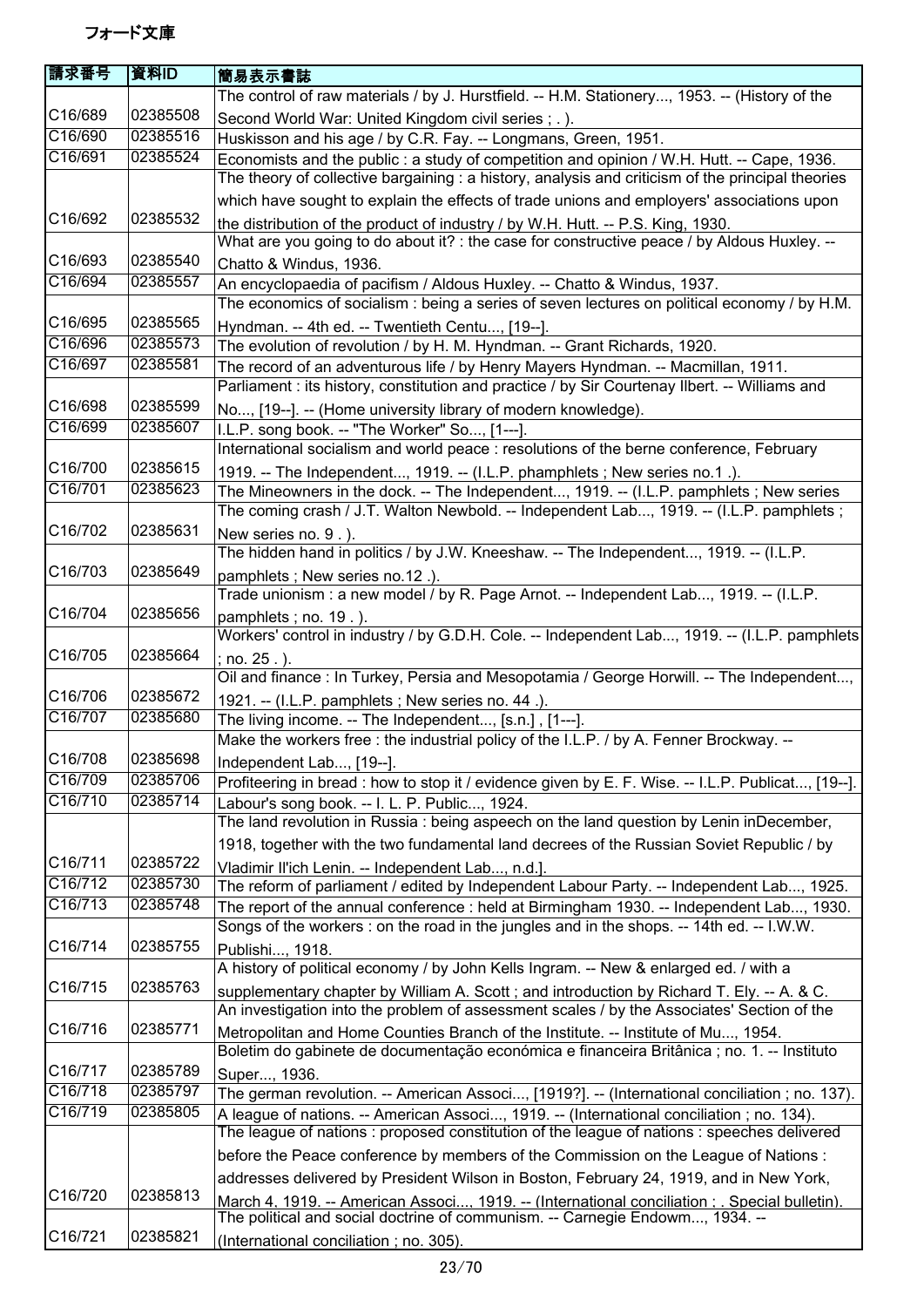フォード文庫

| 請求番号 | 資料ID | 簡易表示書誌 |
|---|---|---|
| C16/689 | 02385508 | The control of raw materials / by J. Hurstfield. -- H.M. Stationery..., 1953. -- (History of the Second World War: United Kingdom civil series ; . ). |
| C16/690 | 02385516 | Huskisson and his age / by C.R. Fay. -- Longmans, Green, 1951. |
| C16/691 | 02385524 | Economists and the public : a study of competition and opinion / W.H. Hutt. -- Cape, 1936. |
| C16/692 | 02385532 | The theory of collective bargaining : a history, analysis and criticism of the principal theories which have sought to explain the effects of trade unions and employers' associations upon the distribution of the product of industry / by W.H. Hutt. -- P.S. King, 1930. |
| C16/693 | 02385540 | What are you going to do about it? : the case for constructive peace / by Aldous Huxley. -- Chatto & Windus, 1936. |
| C16/694 | 02385557 | An encyclopaedia of pacifism / Aldous Huxley. -- Chatto & Windus, 1937. |
| C16/695 | 02385565 | The economics of socialism : being a series of seven lectures on political economy / by H.M. Hyndman. -- 4th ed. -- Twentieth Centu..., [19--]. |
| C16/696 | 02385573 | The evolution of revolution / by H. M. Hyndman. -- Grant Richards, 1920. |
| C16/697 | 02385581 | The record of an adventurous life / by Henry Mayers Hyndman. -- Macmillan, 1911. |
| C16/698 | 02385599 | Parliament : its history, constitution and practice / by Sir Courtenay Ilbert. -- Williams and No..., [19--]. -- (Home university library of modern knowledge). |
| C16/699 | 02385607 | I.L.P. song book. -- "The Worker" So..., [1---]. |
| C16/700 | 02385615 | International socialism and world peace : resolutions of the berne conference, February 1919. -- The Independent..., 1919. -- (I.L.P. phamphlets ; New series no.1 .). |
| C16/701 | 02385623 | The Mineowners in the dock. -- The Independent..., 1919. -- (I.L.P. pamphlets ; New series |
| C16/702 | 02385631 | The coming crash / J.T. Walton Newbold. -- Independent Lab..., 1919. -- (I.L.P. pamphlets ; New series no. 9 . ). |
| C16/703 | 02385649 | The hidden hand in politics / by J.W. Kneeshaw. -- The Independent..., 1919. -- (I.L.P. pamphlets ; New series no.12 .). |
| C16/704 | 02385656 | Trade unionism : a new model / by R. Page Arnot. -- Independent Lab..., 1919. -- (I.L.P. pamphlets ; no. 19 . ). |
| C16/705 | 02385664 | Workers' control in industry / by G.D.H. Cole. -- Independent Lab..., 1919. -- (I.L.P. pamphlets ; no. 25 . ). |
| C16/706 | 02385672 | Oil and finance : In Turkey, Persia and Mesopotamia / George Horwill. -- The Independent..., 1921. -- (I.L.P. pamphlets ; New series no. 44 .). |
| C16/707 | 02385680 | The living income. -- The Independent..., [s.n.] , [1---]. |
| C16/708 | 02385698 | Make the workers free : the industrial policy of the I.L.P. / by A. Fenner Brockway. -- Independent Lab..., [19--]. |
| C16/709 | 02385706 | Profiteering in bread : how to stop it / evidence given by E. F. Wise. -- I.L.P. Publicat..., [19--]. |
| C16/710 | 02385714 | Labour's song book. -- I. L. P. Public..., 1924. |
| C16/711 | 02385722 | The land revolution in Russia : being aspeech on the land question by Lenin inDecember, 1918, together with the two fundamental land decrees of the Russian Soviet Republic / by Vladimir Il'ich Lenin. -- Independent Lab..., n.d.]. |
| C16/712 | 02385730 | The reform of parliament / edited by Independent Labour Party. -- Independent Lab..., 1925. |
| C16/713 | 02385748 | The report of the annual conference : held at Birmingham 1930. -- Independent Lab..., 1930. |
| C16/714 | 02385755 | Songs of the workers : on the road in the jungles and in the shops. -- 14th ed. -- I.W.W. Publishi..., 1918. |
| C16/715 | 02385763 | A history of political economy / by John Kells Ingram. -- New & enlarged ed. / with a supplementary chapter by William A. Scott ; and introduction by Richard T. Ely. -- A. & C. |
| C16/716 | 02385771 | An investigation into the problem of assessment scales / by the Associates' Section of the Metropolitan and Home Counties Branch of the Institute. -- Institute of Mu..., 1954. |
| C16/717 | 02385789 | Boletim do gabinete de documentação económica e financeira Britânica ; no. 1. -- Instituto Super..., 1936. |
| C16/718 | 02385797 | The german revolution. -- American Associ..., [1919?]. -- (International conciliation ; no. 137). |
| C16/719 | 02385805 | A league of nations. -- American Associ..., 1919. -- (International conciliation ; no. 134). |
| C16/720 | 02385813 | The league of nations : proposed constitution of the league of nations : speeches delivered before the Peace conference by members of the Commission on the League of Nations : addresses delivered by President Wilson in Boston, February 24, 1919, and in New York, March 4, 1919. -- American Associ..., 1919. -- (International conciliation ; . Special bulletin). |
| C16/721 | 02385821 | The political and social doctrine of communism. -- Carnegie Endowm..., 1934. -- (International conciliation ; no. 305). |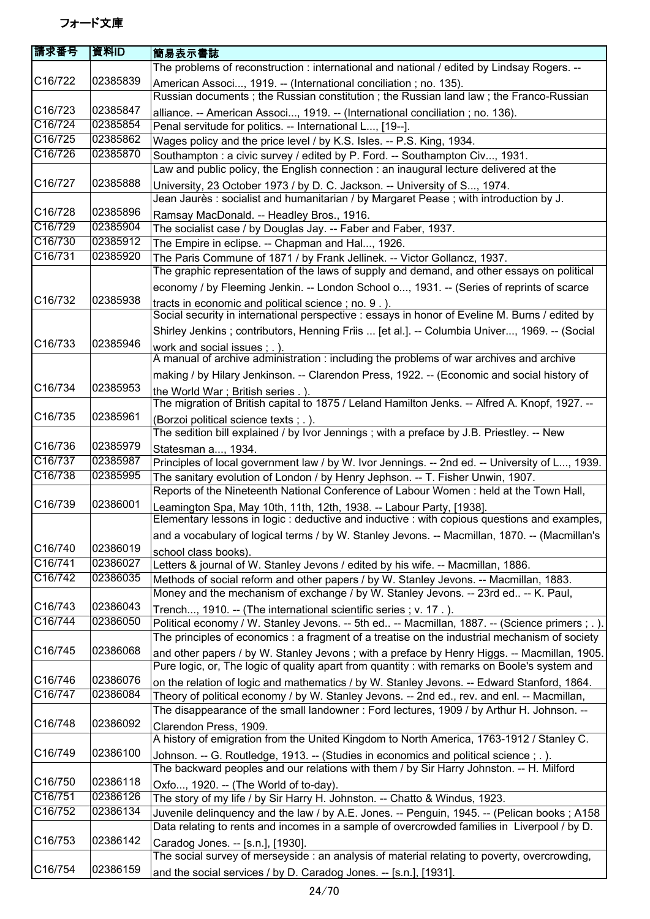フォード文庫

| 請求番号 | 資料ID | 簡易表示書誌 |
| --- | --- | --- |
| C16/722 | 02385839 | The problems of reconstruction : international and national / edited by Lindsay Rogers. -- American Associ..., 1919. -- (International conciliation ; no. 135). |
| C16/723 | 02385847 | Russian documents ; the Russian constitution ; the Russian land law ; the Franco-Russian alliance. -- American Associ..., 1919. -- (International conciliation ; no. 136). |
| C16/724 | 02385854 | Penal servitude for politics. -- International L..., [19--]. |
| C16/725 | 02385862 | Wages policy and the price level / by K.S. Isles. -- P.S. King, 1934. |
| C16/726 | 02385870 | Southampton : a civic survey / edited by P. Ford. -- Southampton Civ..., 1931. |
| C16/727 | 02385888 | Law and public policy, the English connection : an inaugural lecture delivered at the University, 23 October 1973 / by D. C. Jackson. -- University of S..., 1974. |
| C16/728 | 02385896 | Jean Jaurès : socialist and humanitarian / by Margaret Pease ; with introduction by J. Ramsay MacDonald. -- Headley Bros., 1916. |
| C16/729 | 02385904 | The socialist case / by Douglas Jay. -- Faber and Faber, 1937. |
| C16/730 | 02385912 | The Empire in eclipse. -- Chapman and Hal..., 1926. |
| C16/731 | 02385920 | The Paris Commune of 1871 / by Frank Jellinek. -- Victor Gollancz, 1937. |
| C16/732 | 02385938 | The graphic representation of the laws of supply and demand, and other essays on political economy / by Fleeming Jenkin. -- London School o..., 1931. -- (Series of reprints of scarce tracts in economic and political science ; no. 9 . ). |
| C16/733 | 02385946 | Social security in international perspective : essays in honor of Eveline M. Burns / edited by Shirley Jenkins ; contributors, Henning Friis ... [et al.]. -- Columbia Univer..., 1969. -- (Social work and social issues ; . ). |
| C16/734 | 02385953 | A manual of archive administration : including the problems of war archives and archive making / by Hilary Jenkinson. -- Clarendon Press, 1922. -- (Economic and social history of the World War ; British series . ). |
| C16/735 | 02385961 | The migration of British capital to 1875 / Leland Hamilton Jenks. -- Alfred A. Knopf, 1927. -- (Borzoi political science texts ; . ). |
| C16/736 | 02385979 | The sedition bill explained / by Ivor Jennings ; with a preface by J.B. Priestley. -- New Statesman a..., 1934. |
| C16/737 | 02385987 | Principles of local government law / by W. Ivor Jennings. -- 2nd ed. -- University of L..., 1939. |
| C16/738 | 02385995 | The sanitary evolution of London / by Henry Jephson. -- T. Fisher Unwin, 1907. |
| C16/739 | 02386001 | Reports of the Nineteenth National Conference of Labour Women : held at the Town Hall, Leamington Spa, May 10th, 11th, 12th, 1938. -- Labour Party, [1938]. |
| C16/740 | 02386019 | Elementary lessons in logic : deductive and inductive : with copious questions and examples, and a vocabulary of logical terms / by W. Stanley Jevons. -- Macmillan, 1870. -- (Macmillan's school class books). |
| C16/741 | 02386027 | Letters & journal of W. Stanley Jevons / edited by his wife. -- Macmillan, 1886. |
| C16/742 | 02386035 | Methods of social reform and other papers / by W. Stanley Jevons. -- Macmillan, 1883. |
| C16/743 | 02386043 | Money and the mechanism of exchange / by W. Stanley Jevons. -- 23rd ed.. -- K. Paul, Trench..., 1910. -- (The international scientific series ; v. 17 . ). |
| C16/744 | 02386050 | Political economy / W. Stanley Jevons. -- 5th ed.. -- Macmillan, 1887. -- (Science primers ; . ). |
| C16/745 | 02386068 | The principles of economics : a fragment of a treatise on the industrial mechanism of society and other papers / by W. Stanley Jevons ; with a preface by Henry Higgs. -- Macmillan, 1905. |
| C16/746 | 02386076 | Pure logic, or, The logic of quality apart from quantity : with remarks on Boole's system and on the relation of logic and mathematics / by W. Stanley Jevons. -- Edward Stanford, 1864. |
| C16/747 | 02386084 | Theory of political economy / by W. Stanley Jevons. -- 2nd ed., rev. and enl. -- Macmillan, |
| C16/748 | 02386092 | The disappearance of the small landowner : Ford lectures, 1909 / by Arthur H. Johnson. -- Clarendon Press, 1909. |
| C16/749 | 02386100 | A history of emigration from the United Kingdom to North America, 1763-1912 / Stanley C. Johnson. -- G. Routledge, 1913. -- (Studies in economics and political science ; . ). |
| C16/750 | 02386118 | The backward peoples and our relations with them / by Sir Harry Johnston. -- H. Milford Oxfo..., 1920. -- (The World of to-day). |
| C16/751 | 02386126 | The story of my life / by Sir Harry H. Johnston. -- Chatto & Windus, 1923. |
| C16/752 | 02386134 | Juvenile delinquency and the law / by A.E. Jones. -- Penguin, 1945. -- (Pelican books ; A158 |
| C16/753 | 02386142 | Data relating to rents and incomes in a sample of overcrowded families in Liverpool / by D. Caradog Jones. -- [s.n.], [1930]. |
| C16/754 | 02386159 | The social survey of merseyside : an analysis of material relating to poverty, overcrowding, and the social services / by D. Caradog Jones. -- [s.n.], [1931]. |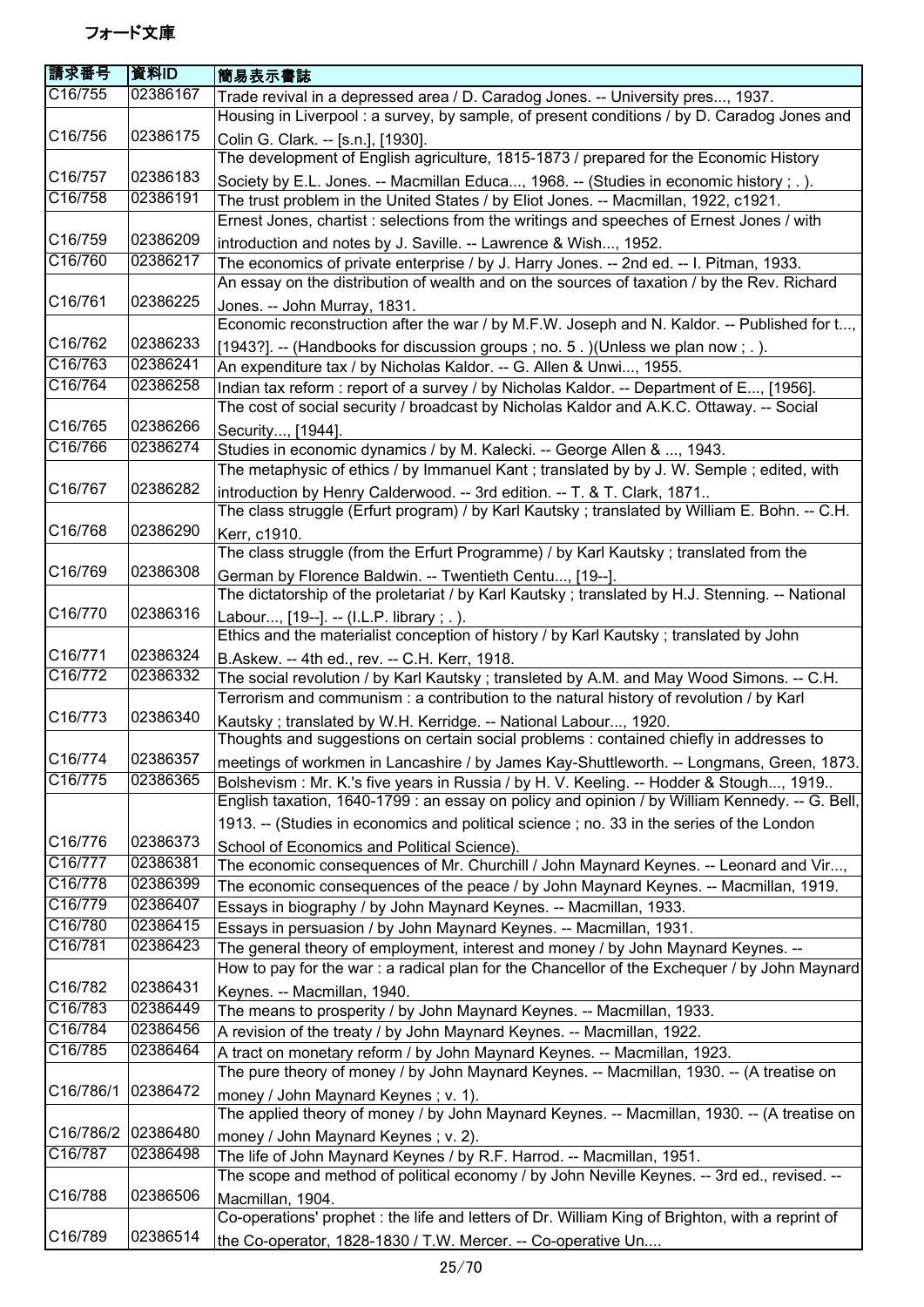# フォード文庫

| 請求番号 | 資料ID | 簡易表示書誌 |
| --- | --- | --- |
| C16/755 | 02386167 | Trade revival in a depressed area / D. Caradog Jones. -- University pres..., 1937. |
| C16/756 | 02386175 | Housing in Liverpool : a survey, by sample, of present conditions / by D. Caradog Jones and Colin G. Clark. -- [s.n.], [1930]. |
| C16/757 | 02386183 | The development of English agriculture, 1815-1873 / prepared for the Economic History Society by E.L. Jones. -- Macmillan Educa..., 1968. -- (Studies in economic history ; . ). |
| C16/758 | 02386191 | The trust problem in the United States / by Eliot Jones. -- Macmillan, 1922, c1921. |
| C16/759 | 02386209 | Ernest Jones, chartist : selections from the writings and speeches of Ernest Jones / with introduction and notes by J. Saville. -- Lawrence & Wish..., 1952. |
| C16/760 | 02386217 | The economics of private enterprise / by J. Harry Jones. -- 2nd ed. -- I. Pitman, 1933. |
| C16/761 | 02386225 | An essay on the distribution of wealth and on the sources of taxation / by the Rev. Richard Jones. -- John Murray, 1831. |
| C16/762 | 02386233 | Economic reconstruction after the war / by M.F.W. Joseph and N. Kaldor. -- Published for t..., [1943?]. -- (Handbooks for discussion groups ; no. 5 . )(Unless we plan now ; . ). |
| C16/763 | 02386241 | An expenditure tax / by Nicholas Kaldor. -- G. Allen & Unwi..., 1955. |
| C16/764 | 02386258 | Indian tax reform : report of a survey / by Nicholas Kaldor. -- Department of E..., [1956]. |
| C16/765 | 02386266 | The cost of social security / broadcast by Nicholas Kaldor and A.K.C. Ottaway. -- Social Security..., [1944]. |
| C16/766 | 02386274 | Studies in economic dynamics / by M. Kalecki. -- George Allen & ..., 1943. |
| C16/767 | 02386282 | The metaphysic of ethics / by Immanuel Kant ; translated by by J. W. Semple ; edited, with introduction by Henry Calderwood. -- 3rd edition. -- T. & T. Clark, 1871.. |
| C16/768 | 02386290 | The class struggle (Erfurt program) / by Karl Kautsky ; translated by William E. Bohn. -- C.H. Kerr, c1910. |
| C16/769 | 02386308 | The class struggle (from the Erfurt Programme) / by Karl Kautsky ; translated from the German by Florence Baldwin. -- Twentieth Centu..., [19--]. |
| C16/770 | 02386316 | The dictatorship of the proletariat / by Karl Kautsky ; translated by H.J. Stenning. -- National Labour..., [19--]. -- (I.L.P. library ; . ). |
| C16/771 | 02386324 | Ethics and the materialist conception of history / by Karl Kautsky ; translated by John B.Askew. -- 4th ed., rev. -- C.H. Kerr, 1918. |
| C16/772 | 02386332 | The social revolution / by Karl Kautsky ; transleted by A.M. and May Wood Simons. -- C.H. |
| C16/773 | 02386340 | Terrorism and communism : a contribution to the natural history of revolution / by Karl Kautsky ; translated by W.H. Kerridge. -- National Labour..., 1920. |
| C16/774 | 02386357 | Thoughts and suggestions on certain social problems : contained chiefly in addresses to meetings of workmen in Lancashire / by James Kay-Shuttleworth. -- Longmans, Green, 1873. |
| C16/775 | 02386365 | Bolshevism : Mr. K.'s five years in Russia / by H. V. Keeling. -- Hodder & Stough..., 1919.. |
| C16/776 | 02386373 | English taxation, 1640-1799 : an essay on policy and opinion / by William Kennedy. -- G. Bell, 1913. -- (Studies in economics and political science ; no. 33 in the series of the London School of Economics and Political Science). |
| C16/777 | 02386381 | The economic consequences of Mr. Churchill / John Maynard Keynes. -- Leonard and Vir..., |
| C16/778 | 02386399 | The economic consequences of the peace / by John Maynard Keynes. -- Macmillan, 1919. |
| C16/779 | 02386407 | Essays in biography / by John Maynard Keynes. -- Macmillan, 1933. |
| C16/780 | 02386415 | Essays in persuasion / by John Maynard Keynes. -- Macmillan, 1931. |
| C16/781 | 02386423 | The general theory of employment, interest and money / by John Maynard Keynes. -- |
| C16/782 | 02386431 | How to pay for the war : a radical plan for the Chancellor of the Exchequer / by John Maynard Keynes. -- Macmillan, 1940. |
| C16/783 | 02386449 | The means to prosperity / by John Maynard Keynes. -- Macmillan, 1933. |
| C16/784 | 02386456 | A revision of the treaty / by John Maynard Keynes. -- Macmillan, 1922. |
| C16/785 | 02386464 | A tract on monetary reform / by John Maynard Keynes. -- Macmillan, 1923. |
| C16/786/1 | 02386472 | The pure theory of money / by John Maynard Keynes. -- Macmillan, 1930. -- (A treatise on money / John Maynard Keynes ; v. 1). |
| C16/786/2 | 02386480 | The applied theory of money / by John Maynard Keynes. -- Macmillan, 1930. -- (A treatise on money / John Maynard Keynes ; v. 2). |
| C16/787 | 02386498 | The life of John Maynard Keynes / by R.F. Harrod. -- Macmillan, 1951. |
| C16/788 | 02386506 | The scope and method of political economy / by John Neville Keynes. -- 3rd ed., revised. -- Macmillan, 1904. |
| C16/789 | 02386514 | Co-operations' prophet : the life and letters of Dr. William King of Brighton, with a reprint of the Co-operator, 1828-1830 / T.W. Mercer. -- Co-operative Un.... |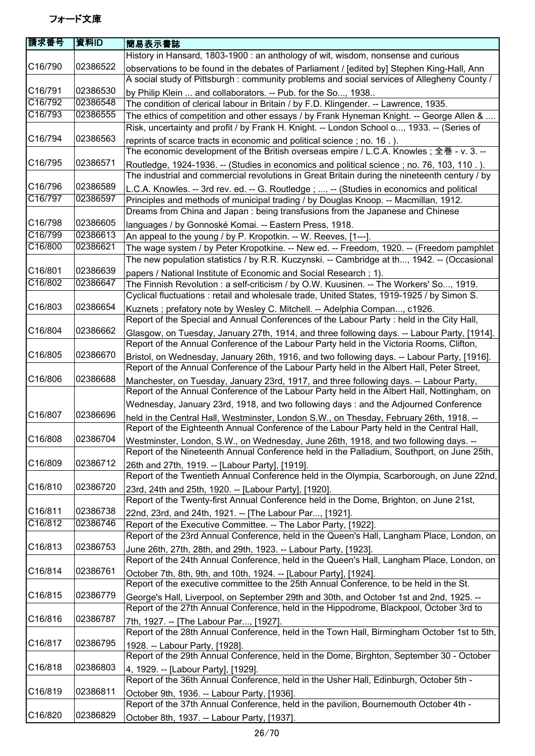フォード文庫

| 請求番号 | 資料ID | 簡易表示書誌 |
| --- | --- | --- |
| C16/790 | 02386522 | History in Hansard, 1803-1900 : an anthology of wit, wisdom, nonsense and curious observations to be found in the debates of Parliament / [edited by] Stephen King-Hall, Ann |
| C16/791 | 02386530 | A social study of Pittsburgh : community problems and social services of Allegheny County / by Philip Klein ... and collaborators. -- Pub. for the So..., 1938.. |
| C16/792 | 02386548 | The condition of clerical labour in Britain / by F.D. Klingender. -- Lawrence, 1935. |
| C16/793 | 02386555 | The ethics of competition and other essays / by Frank Hyneman Knight. -- George Allen & .... |
| C16/794 | 02386563 | Risk, uncertainty and profit / by Frank H. Knight. -- London School o..., 1933. -- (Series of reprints of scarce tracts in economic and political science ; no. 16 . ). |
| C16/795 | 02386571 | The economic development of the British overseas empire / L.C.A. Knowles ; 全巻 - v. 3. -- Routledge, 1924-1936. -- (Studies in economics and political science ; no. 76, 103, 110 . ). |
| C16/796 | 02386589 | The industrial and commercial revolutions in Great Britain during the nineteenth century / by L.C.A. Knowles. -- 3rd rev. ed. -- G. Routledge ; .... -- (Studies in economics and political |
| C16/797 | 02386597 | Principles and methods of municipal trading / by Douglas Knoop. -- Macmillan, 1912. |
| C16/798 | 02386605 | Dreams from China and Japan : being transfusions from the Japanese and Chinese languages / by Gonnoské Komai. -- Eastern Press, 1918. |
| C16/799 | 02386613 | An appeal to the young / by P. Kropotkin. -- W. Reeves, [1---]. |
| C16/800 | 02386621 | The wage system / by Peter Kropotkine. -- New ed. -- Freedom, 1920. -- (Freedom pamphlet |
| C16/801 | 02386639 | The new population statistics / by R.R. Kuczynski. -- Cambridge at th..., 1942. -- (Occasional papers / National Institute of Economic and Social Research ; 1). |
| C16/802 | 02386647 | The Finnish Revolution : a self-criticism / by O.W. Kuusinen. -- The Workers' So..., 1919. |
| C16/803 | 02386654 | Cyclical fluctuations : retail and wholesale trade, United States, 1919-1925 / by Simon S. Kuznets ; prefatory note by Wesley C. Mitchell. -- Adelphia Compan..., c1926. |
| C16/804 | 02386662 | Report of the Special and Annual Conferences of the Labour Party : held in the City Hall, Glasgow, on Tuesday, January 27th, 1914, and three following days. -- Labour Party, [1914]. |
| C16/805 | 02386670 | Report of the Annual Conference of the Labour Party held in the Victoria Rooms, Clifton, Bristol, on Wednesday, January 26th, 1916, and two following days. -- Labour Party, [1916]. |
| C16/806 | 02386688 | Report of the Annual Conference of the Labour Party held in the Albert Hall, Peter Street, Manchester, on Tuesday, January 23rd, 1917, and three following days. -- Labour Party, |
| C16/807 | 02386696 | Report of the Annual Conference of the Labour Party held in the Albert Hall, Nottingham, on Wednesday, January 23rd, 1918, and two following days : and the Adjourned Conference held in the Central Hall, Westminster, London S.W., on Thesday, February 26th, 1918. -- |
| C16/808 | 02386704 | Report of the Eighteenth Annual Conference of the Labour Party held in the Central Hall, Westminster, London, S.W., on Wednesday, June 26th, 1918, and two following days. -- |
| C16/809 | 02386712 | Report of the Nineteenth Annual Conference held in the Palladium, Southport, on June 25th, 26th and 27th, 1919. -- [Labour Party], [1919]. |
| C16/810 | 02386720 | Report of the Twentieth Annual Conference held in the Olympia, Scarborough, on June 22nd, 23rd, 24th and 25th, 1920. -- [Labour Party], [1920]. |
| C16/811 | 02386738 | Report of the Twenty-first Annual Conference held in the Dome, Brighton, on June 21st, 22nd, 23rd, and 24th, 1921. -- [The Labour Par..., [1921]. |
| C16/812 | 02386746 | Report of the Executive Committee. -- The Labor Party, [1922]. |
| C16/813 | 02386753 | Report of the 23rd Annual Conference, held in the Queen's Hall, Langham Place, London, on June 26th, 27th, 28th, and 29th, 1923. -- Labour Party, [1923]. |
| C16/814 | 02386761 | Report of the 24th Annual Conference, held in the Queen's Hall, Langham Place, London, on October 7th, 8th, 9th, and 10th, 1924. -- [Labour Party], [1924]. |
| C16/815 | 02386779 | Report of the executive committee to the 25th Annual Conference, to be held in the St. George's Hall, Liverpool, on September 29th and 30th, and October 1st and 2nd, 1925. -- |
| C16/816 | 02386787 | Report of the 27th Annual Conference, held in the Hippodrome, Blackpool, October 3rd to 7th, 1927. -- [The Labour Par..., [1927]. |
| C16/817 | 02386795 | Report of the 28th Annual Conference, held in the Town Hall, Birmingham October 1st to 5th, 1928. -- Labour Party, [1928]. |
| C16/818 | 02386803 | Report of the 29th Annual Conference, held in the Dome, Birghton, September 30 - October 4, 1929. -- [Labour Party], [1929]. |
| C16/819 | 02386811 | Report of the 36th Annual Conference, held in the Usher Hall, Edinburgh, October 5th - October 9th, 1936. -- Labour Party, [1936]. |
| C16/820 | 02386829 | Report of the 37th Annual Conference, held in the pavilion, Bournemouth October 4th - October 8th, 1937. -- Labour Party, [1937]. |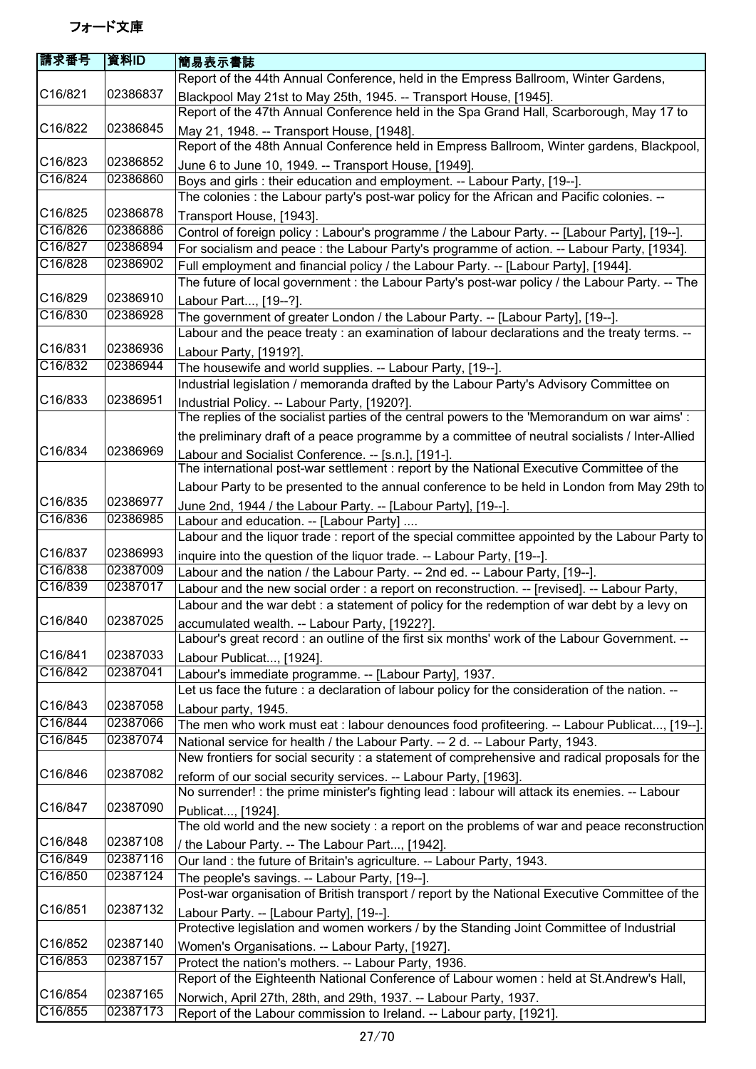フォード文庫

| 請求番号 | 資料ID | 簡易表示書誌 |
|---|---|---|
| C16/821 | 02386837 | Report of the 44th Annual Conference, held in the Empress Ballroom, Winter Gardens, Blackpool May 21st to May 25th, 1945. -- Transport House, [1945]. |
| C16/822 | 02386845 | Report of the 47th Annual Conference held in the Spa Grand Hall, Scarborough, May 17 to May 21, 1948. -- Transport House, [1948]. |
| C16/823 | 02386852 | Report of the 48th Annual Conference held in Empress Ballroom, Winter gardens, Blackpool, June 6 to June 10, 1949. -- Transport House, [1949]. |
| C16/824 | 02386860 | Boys and girls : their education and employment. -- Labour Party, [19--]. |
| C16/825 | 02386878 | The colonies : the Labour party's post-war policy for the African and Pacific colonies. -- Transport House, [1943]. |
| C16/826 | 02386886 | Control of foreign policy : Labour's programme / the Labour Party. -- [Labour Party], [19--]. |
| C16/827 | 02386894 | For socialism and peace : the Labour Party's programme of action. -- Labour Party, [1934]. |
| C16/828 | 02386902 | Full employment and financial policy / the Labour Party. -- [Labour Party], [1944]. |
| C16/829 | 02386910 | The future of local government : the Labour Party's post-war policy / the Labour Party. -- The Labour Part..., [19--?]. |
| C16/830 | 02386928 | The government of greater London / the Labour Party. -- [Labour Party], [19--]. |
| C16/831 | 02386936 | Labour and the peace treaty : an examination of labour declarations and the treaty terms. -- Labour Party, [1919?]. |
| C16/832 | 02386944 | The housewife and world supplies. -- Labour Party, [19--]. |
| C16/833 | 02386951 | Industrial legislation / memoranda drafted by the Labour Party's Advisory Committee on Industrial Policy. -- Labour Party, [1920?]. |
| C16/834 | 02386969 | The replies of the socialist parties of the central powers to the 'Memorandum on war aims' : the preliminary draft of a peace programme by a committee of neutral socialists / Inter-Allied Labour and Socialist Conference. -- [s.n.], [191-]. |
| C16/835 | 02386977 | The international post-war settlement : report by the National Executive Committee of the Labour Party to be presented to the annual conference to be held in London from May 29th to June 2nd, 1944 / the Labour Party. -- [Labour Party], [19--]. |
| C16/836 | 02386985 | Labour and education. -- [Labour Party] .... |
| C16/837 | 02386993 | Labour and the liquor trade : report of the special committee appointed by the Labour Party to inquire into the question of the liquor trade. -- Labour Party, [19--]. |
| C16/838 | 02387009 | Labour and the nation / the Labour Party. -- 2nd ed. -- Labour Party, [19--]. |
| C16/839 | 02387017 | Labour and the new social order : a report on reconstruction. -- [revised]. -- Labour Party, |
| C16/840 | 02387025 | Labour and the war debt : a statement of policy for the redemption of war debt by a levy on accumulated wealth. -- Labour Party, [1922?]. |
| C16/841 | 02387033 | Labour's great record : an outline of the first six months' work of the Labour Government. -- Labour Publicat..., [1924]. |
| C16/842 | 02387041 | Labour's immediate programme. -- [Labour Party], 1937. |
| C16/843 | 02387058 | Let us face the future : a declaration of labour policy for the consideration of the nation. -- Labour party, 1945. |
| C16/844 | 02387066 | The men who work must eat : labour denounces food profiteering. -- Labour Publicat..., [19--]. |
| C16/845 | 02387074 | National service for health / the Labour Party. -- 2 d. -- Labour Party, 1943. |
| C16/846 | 02387082 | New frontiers for social security : a statement of comprehensive and radical proposals for the reform of our social security services. -- Labour Party, [1963]. |
| C16/847 | 02387090 | No surrender! : the prime minister's fighting lead : labour will attack its enemies. -- Labour Publicat..., [1924]. |
| C16/848 | 02387108 | The old world and the new society : a report on the problems of war and peace reconstruction / the Labour Party. -- The Labour Part..., [1942]. |
| C16/849 | 02387116 | Our land : the future of Britain's agriculture. -- Labour Party, 1943. |
| C16/850 | 02387124 | The people's savings. -- Labour Party, [19--]. |
| C16/851 | 02387132 | Post-war organisation of British transport / report by the National Executive Committee of the Labour Party. -- [Labour Party], [19--]. |
| C16/852 | 02387140 | Protective legislation and women workers / by the Standing Joint Committee of Industrial Women's Organisations. -- Labour Party, [1927]. |
| C16/853 | 02387157 | Protect the nation's mothers. -- Labour Party, 1936. |
| C16/854 | 02387165 | Report of the Eighteenth National Conference of Labour women : held at St.Andrew's Hall, Norwich, April 27th, 28th, and 29th, 1937. -- Labour Party, 1937. |
| C16/855 | 02387173 | Report of the Labour commission to Ireland. -- Labour party, [1921]. |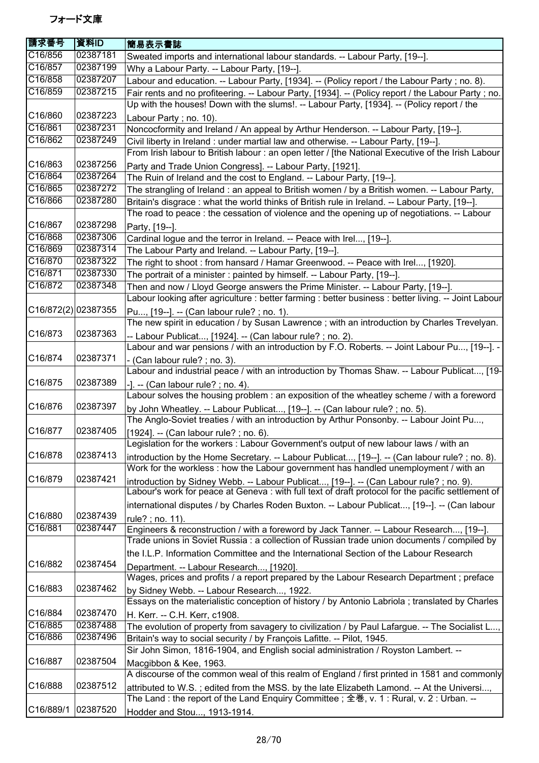フォード文庫

| 請求番号 | 資料ID | 簡易表示書誌 |
|---|---|---|
| C16/856 | 02387181 | Sweated imports and international labour standards. -- Labour Party, [19--]. |
| C16/857 | 02387199 | Why a Labour Party. -- Labour Party, [19--]. |
| C16/858 | 02387207 | Labour and education. -- Labour Party, [1934]. -- (Policy report / the Labour Party ; no. 8). |
| C16/859 | 02387215 | Fair rents and no profiteering. -- Labour Party, [1934]. -- (Policy report / the Labour Party ; no. |
| C16/860 | 02387223 | Up with the houses! Down with the slums!. -- Labour Party, [1934]. -- (Policy report / the Labour Party ; no. 10). |
| C16/861 | 02387231 | Noncocformity and Ireland / An appeal by Arthur Henderson. -- Labour Party, [19--]. |
| C16/862 | 02387249 | Civil liberty in Ireland : under martial law and otherwise. -- Labour Party, [19--]. |
| C16/863 | 02387256 | From Irish labour to British labour : an open letter / [the National Executive of the Irish Labour Party and Trade Union Congress]. -- Labour Party, [1921]. |
| C16/864 | 02387264 | The Ruin of Ireland and the cost to England. -- Labour Party, [19--]. |
| C16/865 | 02387272 | The strangling of Ireland : an appeal to British women / by a British women. -- Labour Party, |
| C16/866 | 02387280 | Britain's disgrace : what the world thinks of British rule in Ireland. -- Labour Party, [19--]. |
| C16/867 | 02387298 | The road to peace : the cessation of violence and the opening up of negotiations. -- Labour Party, [19--]. |
| C16/868 | 02387306 | Cardinal logue and the terror in Ireland. -- Peace with Irel..., [19--]. |
| C16/869 | 02387314 | The Labour Party and Ireland. -- Labour Party, [19--]. |
| C16/870 | 02387322 | The right to shoot : from hansard / Hamar Greenwood. -- Peace with Irel..., [1920]. |
| C16/871 | 02387330 | The portrait of a minister : painted by himself. -- Labour Party, [19--]. |
| C16/872 | 02387348 | Then and now / Lloyd George answers the Prime Minister. -- Labour Party, [19--]. |
| C16/872(2) | 02387355 | Labour looking after agriculture : better farming : better business : better living. -- Joint Labour Pu..., [19--]. -- (Can labour rule? ; no. 1). |
| C16/873 | 02387363 | The new spirit in education / by Susan Lawrence ; with an introduction by Charles Trevelyan. -- Labour Publicat..., [1924]. -- (Can labour rule? ; no. 2). |
| C16/874 | 02387371 | Labour and war pensions / with an introduction by F.O. Roberts. -- Joint Labour Pu..., [19--]. -- (Can labour rule? ; no. 3). |
| C16/875 | 02387389 | Labour and industrial peace / with an introduction by Thomas Shaw. -- Labour Publicat..., [19--]. -- (Can labour rule? ; no. 4). |
| C16/876 | 02387397 | Labour solves the housing problem : an exposition of the wheatley scheme / with a foreword by John Wheatley. -- Labour Publicat..., [19--]. -- (Can labour rule? ; no. 5). |
| C16/877 | 02387405 | The Anglo-Soviet treaties / with an introduction by Arthur Ponsonby. -- Labour Joint Pu..., [1924]. -- (Can labour rule? ; no. 6). |
| C16/878 | 02387413 | Legislation for the workers : Labour Government's output of new labour laws / with an introduction by the Home Secretary. -- Labour Publicat..., [19--]. -- (Can labour rule? ; no. 8). |
| C16/879 | 02387421 | Work for the workless : how the Labour government has handled unemployment / with an introduction by Sidney Webb. -- Labour Publicat..., [19--]. -- (Can Labour rule? ; no. 9). |
| C16/880 | 02387439 | Labour's work for peace at Geneva : with full text of draft protocol for the pacific settlement of international disputes / by Charles Roden Buxton. -- Labour Publicat..., [19--]. -- (Can labour rule? ; no. 11). |
| C16/881 | 02387447 | Engineers & reconstruction / with a foreword by Jack Tanner. -- Labour Research..., [19--]. |
| C16/882 | 02387454 | Trade unions in Soviet Russia : a collection of Russian trade union documents / compiled by the I.L.P. Information Committee and the International Section of the Labour Research Department. -- Labour Research..., [1920]. |
| C16/883 | 02387462 | Wages, prices and profits / a report prepared by the Labour Research Department ; preface by Sidney Webb. -- Labour Research..., 1922. |
| C16/884 | 02387470 | Essays on the materialistic conception of history / by Antonio Labriola ; translated by Charles H. Kerr. -- C.H. Kerr, c1908. |
| C16/885 | 02387488 | The evolution of property from savagery to civilization / by Paul Lafargue. -- The Socialist L..., |
| C16/886 | 02387496 | Britain's way to social security / by François Lafitte. -- Pilot, 1945. |
| C16/887 | 02387504 | Sir John Simon, 1816-1904, and English social administration / Royston Lambert. -- Macgibbon & Kee, 1963. |
| C16/888 | 02387512 | A discourse of the common weal of this realm of England / first printed in 1581 and commonly attributed to W.S. ; edited from the MSS. by the late Elizabeth Lamond. -- At the Universi..., |
| C16/889/1 | 02387520 | The Land : the report of the Land Enquiry Committee ; 全巻, v. 1 : Rural, v. 2 : Urban. -- Hodder and Stou..., 1913-1914. |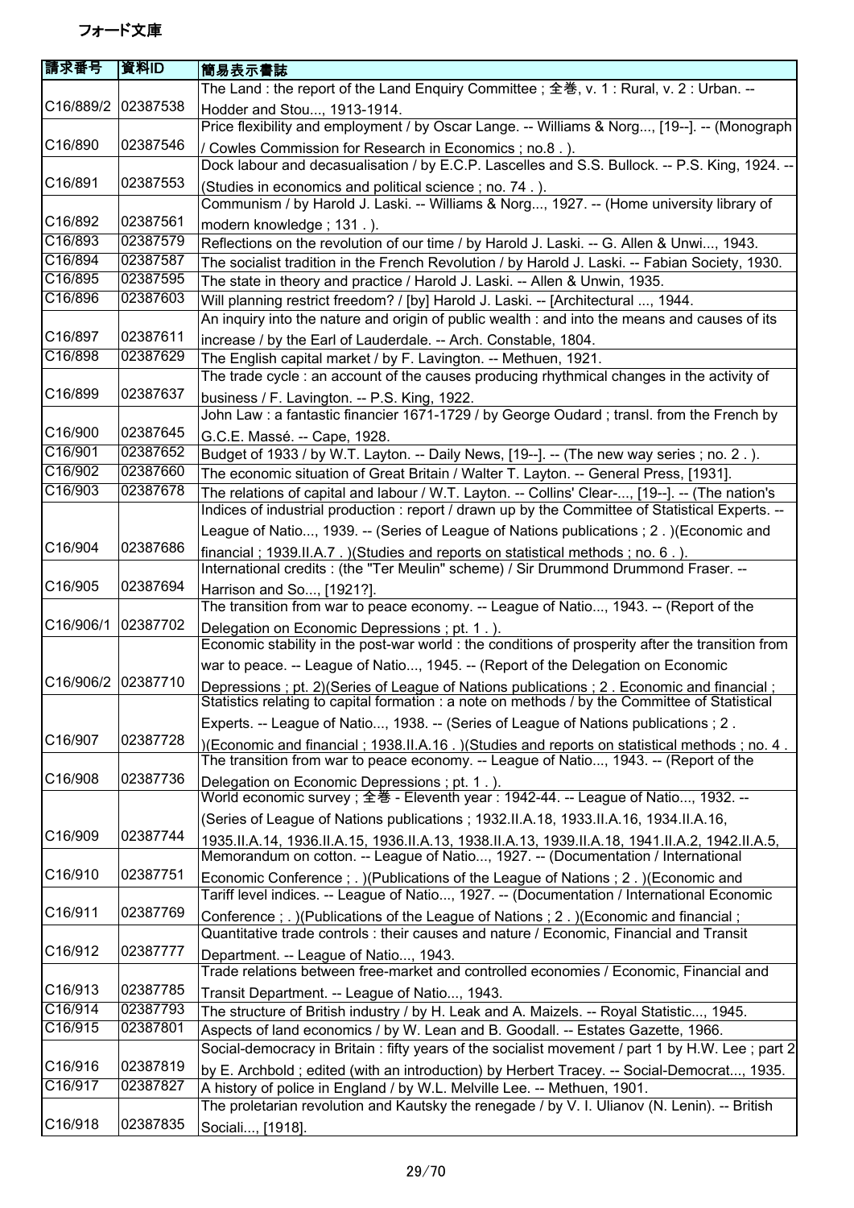# フォード文庫

| 請求番号 | 資料ID | 簡易表示書誌 |
| --- | --- | --- |
| C16/889/2 | 02387538 | The Land : the report of the Land Enquiry Committee ; 全巻, v. 1 : Rural, v. 2 : Urban. -- Hodder and Stou..., 1913-1914. |
| C16/890 | 02387546 | Price flexibility and employment / by Oscar Lange. -- Williams & Norg..., [19--]. -- (Monograph / Cowles Commission for Research in Economics ; no.8 . ). |
| C16/891 | 02387553 | Dock labour and decasualisation / by E.C.P. Lascelles and S.S. Bullock. -- P.S. King, 1924. -- (Studies in economics and political science ; no. 74 . ). |
| C16/892 | 02387561 | Communism / by Harold J. Laski. -- Williams & Norg..., 1927. -- (Home university library of modern knowledge ; 131 . ). |
| C16/893 | 02387579 | Reflections on the revolution of our time / by Harold J. Laski. -- G. Allen & Unwi..., 1943. |
| C16/894 | 02387587 | The socialist tradition in the French Revolution / by Harold J. Laski. -- Fabian Society, 1930. |
| C16/895 | 02387595 | The state in theory and practice / Harold J. Laski. -- Allen & Unwin, 1935. |
| C16/896 | 02387603 | Will planning restrict freedom? / [by] Harold J. Laski. -- [Architectural ..., 1944. |
| C16/897 | 02387611 | An inquiry into the nature and origin of public wealth : and into the means and causes of its increase / by the Earl of Lauderdale. -- Arch. Constable, 1804. |
| C16/898 | 02387629 | The English capital market / by F. Lavington. -- Methuen, 1921. |
| C16/899 | 02387637 | The trade cycle : an account of the causes producing rhythmical changes in the activity of business / F. Lavington. -- P.S. King, 1922. |
| C16/900 | 02387645 | John Law : a fantastic financier 1671-1729 / by George Oudard ; transl. from the French by G.C.E. Massé. -- Cape, 1928. |
| C16/901 | 02387652 | Budget of 1933 / by W.T. Layton. -- Daily News, [19--]. -- (The new way series ; no. 2 . ). |
| C16/902 | 02387660 | The economic situation of Great Britain / Walter T. Layton. -- General Press, [1931]. |
| C16/903 | 02387678 | The relations of capital and labour / W.T. Layton. -- Collins' Clear-..., [19--]. -- (The nation's |
| C16/904 | 02387686 | Indices of industrial production : report / drawn up by the Committee of Statistical Experts. -- League of Natio..., 1939. -- (Series of League of Nations publications ; 2 . )(Economic and financial ; 1939.II.A.7 . )(Studies and reports on statistical methods ; no. 6 . ). |
| C16/905 | 02387694 | International credits : (the "Ter Meulin" scheme) / Sir Drummond Drummond Fraser. -- Harrison and So..., [1921?]. |
| C16/906/1 | 02387702 | The transition from war to peace economy. -- League of Natio..., 1943. -- (Report of the Delegation on Economic Depressions ; pt. 1 . ). |
| C16/906/2 | 02387710 | Economic stability in the post-war world : the conditions of prosperity after the transition from war to peace. -- League of Natio..., 1945. -- (Report of the Delegation on Economic Depressions ; pt. 2)(Series of League of Nations publications ; 2 . Economic and financial ; |
| C16/907 | 02387728 | Statistics relating to capital formation : a note on methods / by the Committee of Statistical Experts. -- League of Natio..., 1938. -- (Series of League of Nations publications ; 2 . )(Economic and financial ; 1938.II.A.16 . )(Studies and reports on statistical methods ; no. 4 . |
| C16/908 | 02387736 | The transition from war to peace economy. -- League of Natio..., 1943. -- (Report of the Delegation on Economic Depressions ; pt. 1 . ). |
| C16/909 | 02387744 | World economic survey ; 全巻 - Eleventh year : 1942-44. -- League of Natio..., 1932. -- (Series of League of Nations publications ; 1932.II.A.18, 1933.II.A.16, 1934.II.A.16, 1935.II.A.14, 1936.II.A.15, 1936.II.A.13, 1938.II.A.13, 1939.II.A.18, 1941.II.A.2, 1942.II.A.5, |
| C16/910 | 02387751 | Memorandum on cotton. -- League of Natio..., 1927. -- (Documentation / International Economic Conference ; . )(Publications of the League of Nations ; 2 . )(Economic and |
| C16/911 | 02387769 | Tariff level indices. -- League of Natio..., 1927. -- (Documentation / International Economic Conference ; . )(Publications of the League of Nations ; 2 . )(Economic and financial ; |
| C16/912 | 02387777 | Quantitative trade controls : their causes and nature / Economic, Financial and Transit Department. -- League of Natio..., 1943. |
| C16/913 | 02387785 | Trade relations between free-market and controlled economies / Economic, Financial and Transit Department. -- League of Natio..., 1943. |
| C16/914 | 02387793 | The structure of British industry / by H. Leak and A. Maizels. -- Royal Statistic..., 1945. |
| C16/915 | 02387801 | Aspects of land economics / by W. Lean and B. Goodall. -- Estates Gazette, 1966. |
| C16/916 | 02387819 | Social-democracy in Britain : fifty years of the socialist movement / part 1 by H.W. Lee ; part 2 by E. Archbold ; edited (with an introduction) by Herbert Tracey. -- Social-Democrat..., 1935. |
| C16/917 | 02387827 | A history of police in England / by W.L. Melville Lee. -- Methuen, 1901. |
| C16/918 | 02387835 | The proletarian revolution and Kautsky the renegade / by V. I. Ulianov (N. Lenin). -- British Sociali..., [1918]. |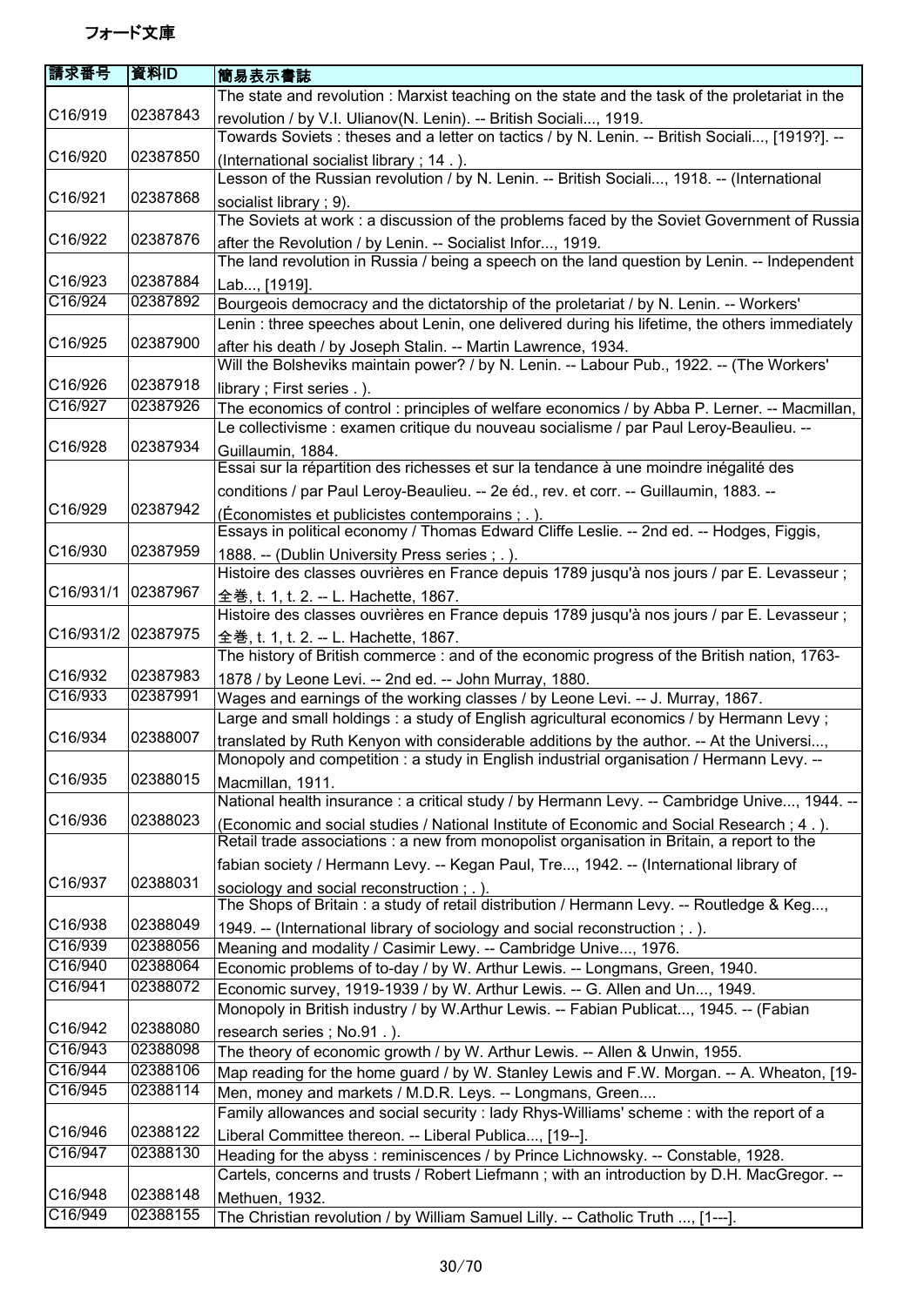| 請求番号 | 資料ID | 簡易表示書誌 |
| --- | --- | --- |
| C16/919 | 02387843 | The state and revolution : Marxist teaching on the state and the task of the proletariat in the revolution / by V.I. Ulianov(N. Lenin). -- British Sociali..., 1919. |
| C16/920 | 02387850 | Towards Soviets : theses and a letter on tactics / by N. Lenin. -- British Sociali..., [1919?]. -- (International socialist library ; 14 . ). |
| C16/921 | 02387868 | Lesson of the Russian revolution / by N. Lenin. -- British Sociali..., 1918. -- (International socialist library ; 9). |
| C16/922 | 02387876 | The Soviets at work : a discussion of the problems faced by the Soviet Government of Russia after the Revolution / by Lenin. -- Socialist Infor..., 1919. |
| C16/923 | 02387884 | The land revolution in Russia / being a speech on the land question by Lenin. -- Independent Lab..., [1919]. |
| C16/924 | 02387892 | Bourgeois democracy and the dictatorship of the proletariat / by N. Lenin. -- Workers' |
| C16/925 | 02387900 | Lenin : three speeches about Lenin, one delivered during his lifetime, the others immediately after his death / by Joseph Stalin. -- Martin Lawrence, 1934. |
| C16/926 | 02387918 | Will the Bolsheviks maintain power? / by N. Lenin. -- Labour Pub., 1922. -- (The Workers' library ; First series . ). |
| C16/927 | 02387926 | The economics of control : principles of welfare economics / by Abba P. Lerner. -- Macmillan, |
| C16/928 | 02387934 | Le collectivisme : examen critique du nouveau socialisme / par Paul Leroy-Beaulieu. -- Guillaumin, 1884. |
| C16/929 | 02387942 | Essai sur la répartition des richesses et sur la tendance à une moindre inégalité des conditions / par Paul Leroy-Beaulieu. -- 2e éd., rev. et corr. -- Guillaumin, 1883. -- (Économistes et publicistes contemporains ; . ). |
| C16/930 | 02387959 | Essays in political economy / Thomas Edward Cliffe Leslie. -- 2nd ed. -- Hodges, Figgis, 1888. -- (Dublin University Press series ; . ). |
| C16/931/1 | 02387967 | Histoire des classes ouvrières en France depuis 1789 jusqu'à nos jours / par E. Levasseur ; 全巻, t. 1, t. 2. -- L. Hachette, 1867. |
| C16/931/2 | 02387975 | Histoire des classes ouvrières en France depuis 1789 jusqu'à nos jours / par E. Levasseur ; 全巻, t. 1, t. 2. -- L. Hachette, 1867. |
| C16/932 | 02387983 | The history of British commerce : and of the economic progress of the British nation, 1763-1878 / by Leone Levi. -- 2nd ed. -- John Murray, 1880. |
| C16/933 | 02387991 | Wages and earnings of the working classes / by Leone Levi. -- J. Murray, 1867. |
| C16/934 | 02388007 | Large and small holdings : a study of English agricultural economics / by Hermann Levy ; translated by Ruth Kenyon with considerable additions by the author. -- At the Universi..., |
| C16/935 | 02388015 | Monopoly and competition : a study in English industrial organisation / Hermann Levy. -- Macmillan, 1911. |
| C16/936 | 02388023 | National health insurance : a critical study / by Hermann Levy. -- Cambridge Unive..., 1944. -- (Economic and social studies / National Institute of Economic and Social Research ; 4 . ). |
| C16/937 | 02388031 | Retail trade associations : a new from monopolist organisation in Britain, a report to the fabian society / Hermann Levy. -- Kegan Paul, Tre..., 1942. -- (International library of sociology and social reconstruction ; . ). |
| C16/938 | 02388049 | The Shops of Britain : a study of retail distribution / Hermann Levy. -- Routledge & Keg..., 1949. -- (International library of sociology and social reconstruction ; . ). |
| C16/939 | 02388056 | Meaning and modality / Casimir Lewy. -- Cambridge Unive..., 1976. |
| C16/940 | 02388064 | Economic problems of to-day / by W. Arthur Lewis. -- Longmans, Green, 1940. |
| C16/941 | 02388072 | Economic survey, 1919-1939 / by W. Arthur Lewis. -- G. Allen and Un..., 1949. |
| C16/942 | 02388080 | Monopoly in British industry / by W.Arthur Lewis. -- Fabian Publicat..., 1945. -- (Fabian research series ; No.91 . ). |
| C16/943 | 02388098 | The theory of economic growth / by W. Arthur Lewis. -- Allen & Unwin, 1955. |
| C16/944 | 02388106 | Map reading for the home guard / by W. Stanley Lewis and F.W. Morgan. -- A. Wheaton, [19- |
| C16/945 | 02388114 | Men, money and markets / M.D.R. Leys. -- Longmans, Green.... |
| C16/946 | 02388122 | Family allowances and social security : lady Rhys-Williams' scheme : with the report of a Liberal Committee thereon. -- Liberal Publica..., [19--]. |
| C16/947 | 02388130 | Heading for the abyss : reminiscences / by Prince Lichnowsky. -- Constable, 1928. |
| C16/948 | 02388148 | Cartels, concerns and trusts / Robert Liefmann ; with an introduction by D.H. MacGregor. -- Methuen, 1932. |
| C16/949 | 02388155 | The Christian revolution / by William Samuel Lilly. -- Catholic Truth ..., [1---]. |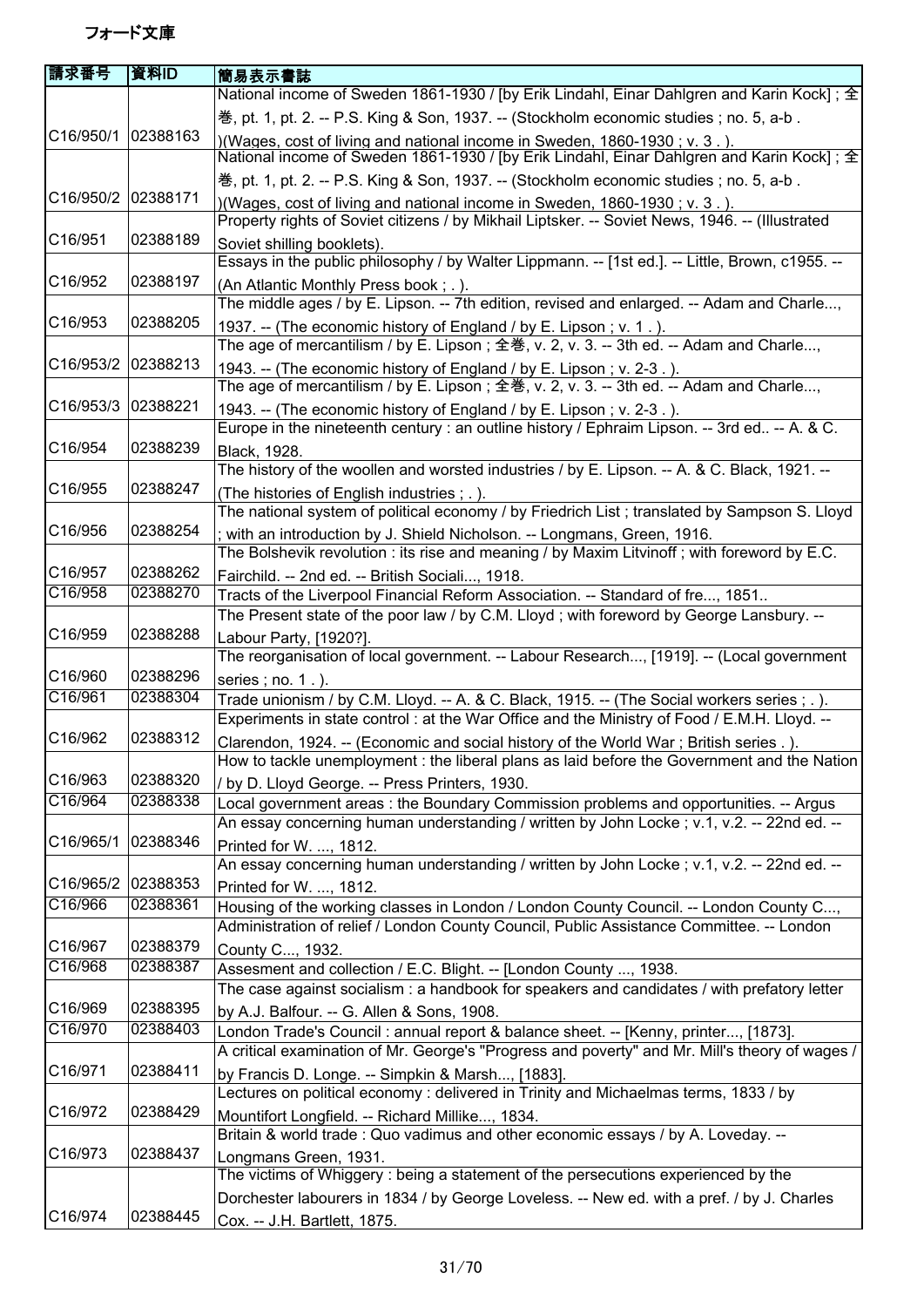フォード文庫

| 請求番号 | 資料ID | 簡易表示書誌 |
|---|---|---|
| C16/950/1 | 02388163 | National income of Sweden 1861-1930 / [by Erik Lindahl, Einar Dahlgren and Karin Kock] ; 全巻, pt. 1, pt. 2. -- P.S. King & Son, 1937. -- (Stockholm economic studies ; no. 5, a-b . )(Wages, cost of living and national income in Sweden, 1860-1930 ; v. 3 . ). |
| C16/950/2 | 02388171 | National income of Sweden 1861-1930 / [by Erik Lindahl, Einar Dahlgren and Karin Kock] ; 全巻, pt. 1, pt. 2. -- P.S. King & Son, 1937. -- (Stockholm economic studies ; no. 5, a-b . )(Wages, cost of living and national income in Sweden, 1860-1930 ; v. 3 . ). |
| C16/951 | 02388189 | Property rights of Soviet citizens / by Mikhail Liptsker. -- Soviet News, 1946. -- (Illustrated Soviet shilling booklets). |
| C16/952 | 02388197 | Essays in the public philosophy / by Walter Lippmann. -- [1st ed.]. -- Little, Brown, c1955. -- (An Atlantic Monthly Press book ; . ). |
| C16/953 | 02388205 | The middle ages / by E. Lipson. -- 7th edition, revised and enlarged. -- Adam and Charle..., 1937. -- (The economic history of England / by E. Lipson ; v. 1 . ). |
| C16/953/2 | 02388213 | The age of mercantilism / by E. Lipson ; 全巻, v. 2, v. 3. -- 3th ed. -- Adam and Charle..., 1943. -- (The economic history of England / by E. Lipson ; v. 2-3 . ). |
| C16/953/3 | 02388221 | The age of mercantilism / by E. Lipson ; 全巻, v. 2, v. 3. -- 3th ed. -- Adam and Charle..., 1943. -- (The economic history of England / by E. Lipson ; v. 2-3 . ). |
| C16/954 | 02388239 | Europe in the nineteenth century : an outline history / Ephraim Lipson. -- 3rd ed.. -- A. & C. Black, 1928. |
| C16/955 | 02388247 | The history of the woollen and worsted industries / by E. Lipson. -- A. & C. Black, 1921. -- (The histories of English industries ; . ). |
| C16/956 | 02388254 | The national system of political economy / by Friedrich List ; translated by Sampson S. Lloyd ; with an introduction by J. Shield Nicholson. -- Longmans, Green, 1916. |
| C16/957 | 02388262 | The Bolshevik revolution : its rise and meaning / by Maxim Litvinoff ; with foreword by E.C. Fairchild. -- 2nd ed. -- British Sociali..., 1918. |
| C16/958 | 02388270 | Tracts of the Liverpool Financial Reform Association. -- Standard of fre..., 1851.. |
| C16/959 | 02388288 | The Present state of the poor law / by C.M. Lloyd ; with foreword by George Lansbury. -- Labour Party, [1920?]. |
| C16/960 | 02388296 | The reorganisation of local government. -- Labour Research..., [1919]. -- (Local government series ; no. 1 . ). |
| C16/961 | 02388304 | Trade unionism / by C.M. Lloyd. -- A. & C. Black, 1915. -- (The Social workers series ; . ). |
| C16/962 | 02388312 | Experiments in state control : at the War Office and the Ministry of Food / E.M.H. Lloyd. -- Clarendon, 1924. -- (Economic and social history of the World War ; British series . ). |
| C16/963 | 02388320 | How to tackle unemployment : the liberal plans as laid before the Government and the Nation / by D. Lloyd George. -- Press Printers, 1930. |
| C16/964 | 02388338 | Local government areas : the Boundary Commission problems and opportunities. -- Argus |
| C16/965/1 | 02388346 | An essay concerning human understanding / written by John Locke ; v.1, v.2. -- 22nd ed. -- Printed for W. ..., 1812. |
| C16/965/2 | 02388353 | An essay concerning human understanding / written by John Locke ; v.1, v.2. -- 22nd ed. -- Printed for W. ..., 1812. |
| C16/966 | 02388361 | Housing of the working classes in London / London County Council. -- London County C..., |
| C16/967 | 02388379 | Administration of relief / London County Council, Public Assistance Committee. -- London County C..., 1932. |
| C16/968 | 02388387 | Assesment and collection / E.C. Blight. -- [London County ..., 1938. |
| C16/969 | 02388395 | The case against socialism : a handbook for speakers and candidates / with prefatory letter by A.J. Balfour. -- G. Allen & Sons, 1908. |
| C16/970 | 02388403 | London Trade's Council : annual report & balance sheet. -- [Kenny, printer..., [1873]. |
| C16/971 | 02388411 | A critical examination of Mr. George's "Progress and poverty" and Mr. Mill's theory of wages / by Francis D. Longe. -- Simpkin & Marsh..., [1883]. |
| C16/972 | 02388429 | Lectures on political economy : delivered in Trinity and Michaelmas terms, 1833 / by Mountifort Longfield. -- Richard Millike..., 1834. |
| C16/973 | 02388437 | Britain & world trade : Quo vadimus and other economic essays / by A. Loveday. -- Longmans Green, 1931. |
| C16/974 | 02388445 | The victims of Whiggery : being a statement of the persecutions experienced by the Dorchester labourers in 1834 / by George Loveless. -- New ed. with a pref. / by J. Charles Cox. -- J.H. Bartlett, 1875. |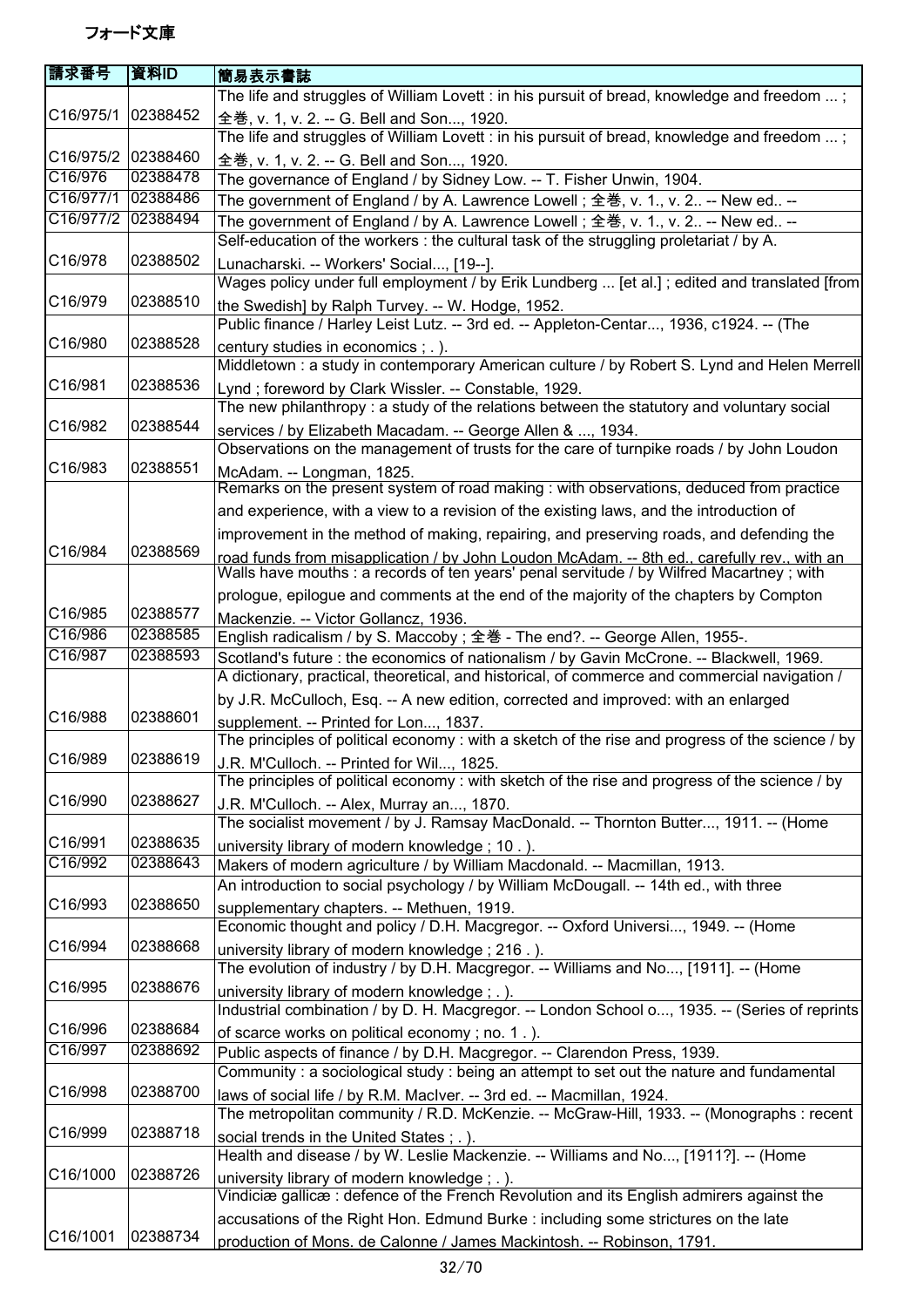# フォード文庫

| 請求番号 | 資料ID | 簡易表示書誌 |
|---|---|---|
| C16/975/1 | 02388452 | The life and struggles of William Lovett : in his pursuit of bread, knowledge and freedom ... ; 全巻, v. 1, v. 2. -- G. Bell and Son..., 1920. |
| C16/975/2 | 02388460 | The life and struggles of William Lovett : in his pursuit of bread, knowledge and freedom ... ; 全巻, v. 1, v. 2. -- G. Bell and Son..., 1920. |
| C16/976 | 02388478 | The governance of England / by Sidney Low. -- T. Fisher Unwin, 1904. |
| C16/977/1 | 02388486 | The government of England / by A. Lawrence Lowell ; 全巻, v. 1., v. 2.. -- New ed.. -- |
| C16/977/2 | 02388494 | The government of England / by A. Lawrence Lowell ; 全巻, v. 1., v. 2.. -- New ed.. -- |
| C16/978 | 02388502 | Self-education of the workers : the cultural task of the struggling proletariat / by A. Lunacharski. -- Workers' Social..., [19--]. |
| C16/979 | 02388510 | Wages policy under full employment / by Erik Lundberg ... [et al.] ; edited and translated [from the Swedish] by Ralph Turvey. -- W. Hodge, 1952. |
| C16/980 | 02388528 | Public finance / Harley Leist Lutz. -- 3rd ed. -- Appleton-Centar..., 1936, c1924. -- (The century studies in economics ; . ). |
| C16/981 | 02388536 | Middletown : a study in contemporary American culture / by Robert S. Lynd and Helen Merrell Lynd ; foreword by Clark Wissler. -- Constable, 1929. |
| C16/982 | 02388544 | The new philanthropy : a study of the relations between the statutory and voluntary social services / by Elizabeth Macadam. -- George Allen & ..., 1934. |
| C16/983 | 02388551 | Observations on the management of trusts for the care of turnpike roads / by John Loudon McAdam. -- Longman, 1825. |
| C16/984 | 02388569 | Remarks on the present system of road making : with observations, deduced from practice and experience, with a view to a revision of the existing laws, and the introduction of improvement in the method of making, repairing, and preserving roads, and defending the road funds from misapplication / by John Loudon McAdam. -- 8th ed., carefully rev., with an |
| C16/985 | 02388577 | Walls have mouths : a records of ten years' penal servitude / by Wilfred Macartney ; with prologue, epilogue and comments at the end of the majority of the chapters by Compton Mackenzie. -- Victor Gollancz, 1936. |
| C16/986 | 02388585 | English radicalism / by S. Maccoby ; 全巻 - The end?. -- George Allen, 1955-. |
| C16/987 | 02388593 | Scotland's future : the economics of nationalism / by Gavin McCrone. -- Blackwell, 1969. |
| C16/988 | 02388601 | A dictionary, practical, theoretical, and historical, of commerce and commercial navigation / by J.R. McCulloch, Esq. -- A new edition, corrected and improved: with an enlarged supplement. -- Printed for Lon..., 1837. |
| C16/989 | 02388619 | The principles of political economy : with a sketch of the rise and progress of the science / by J.R. M'Culloch. -- Printed for Wil..., 1825. |
| C16/990 | 02388627 | The principles of political economy : with sketch of the rise and progress of the science / by J.R. M'Culloch. -- Alex, Murray an..., 1870. |
| C16/991 | 02388635 | The socialist movement / by J. Ramsay MacDonald. -- Thornton Butter..., 1911. -- (Home university library of modern knowledge ; 10 . ). |
| C16/992 | 02388643 | Makers of modern agriculture / by William Macdonald. -- Macmillan, 1913. |
| C16/993 | 02388650 | An introduction to social psychology / by William McDougall. -- 14th ed., with three supplementary chapters. -- Methuen, 1919. |
| C16/994 | 02388668 | Economic thought and policy / D.H. Macgregor. -- Oxford Universi..., 1949. -- (Home university library of modern knowledge ; 216 . ). |
| C16/995 | 02388676 | The evolution of industry / by D.H. Macgregor. -- Williams and No..., [1911]. -- (Home university library of modern knowledge ; . ). |
| C16/996 | 02388684 | Industrial combination / by D. H. Macgregor. -- London School o..., 1935. -- (Series of reprints of scarce works on political economy ; no. 1 . ). |
| C16/997 | 02388692 | Public aspects of finance / by D.H. Macgregor. -- Clarendon Press, 1939. |
| C16/998 | 02388700 | Community : a sociological study : being an attempt to set out the nature and fundamental laws of social life / by R.M. MacIver. -- 3rd ed. -- Macmillan, 1924. |
| C16/999 | 02388718 | The metropolitan community / R.D. McKenzie. -- McGraw-Hill, 1933. -- (Monographs : recent social trends in the United States ; . ). |
| C16/1000 | 02388726 | Health and disease / by W. Leslie Mackenzie. -- Williams and No..., [1911?]. -- (Home university library of modern knowledge ; . ). |
| C16/1001 | 02388734 | Vindiciæ gallicæ : defence of the French Revolution and its English admirers against the accusations of the Right Hon. Edmund Burke : including some strictures on the late production of Mons. de Calonne / James Mackintosh. -- Robinson, 1791. |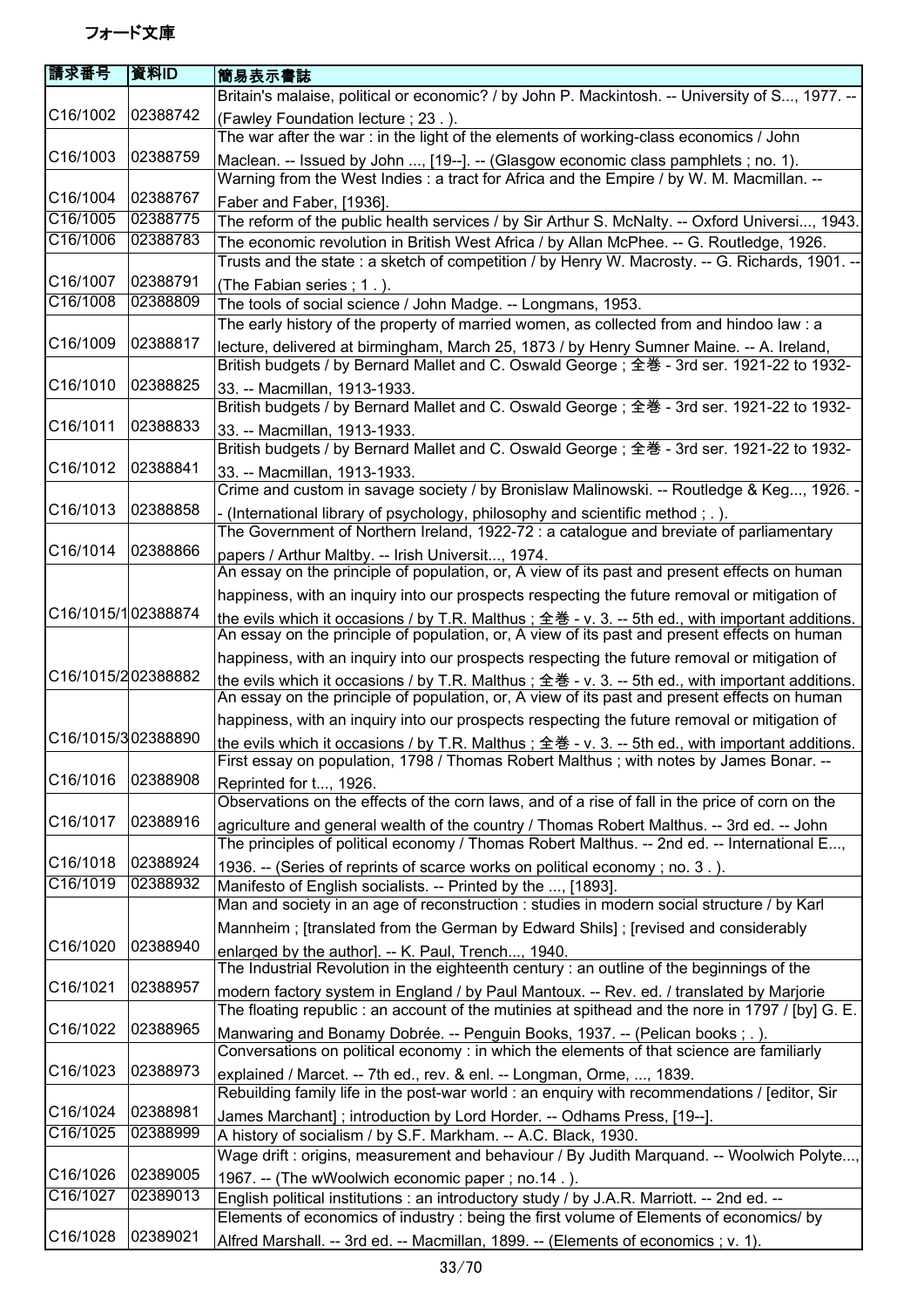フォード文庫

| 請求番号 | 資料ID | 簡易表示書誌 |
|---|---|---|
| C16/1002 | 02388742 | Britain's malaise, political or economic? / by John P. Mackintosh. -- University of S..., 1977. -- (Fawley Foundation lecture ; 23 . ). |
| C16/1003 | 02388759 | The war after the war : in the light of the elements of working-class economics / John Maclean. -- Issued by John ..., [19--]. -- (Glasgow economic class pamphlets ; no. 1). |
| C16/1004 | 02388767 | Warning from the West Indies : a tract for Africa and the Empire / by W. M. Macmillan. -- Faber and Faber, [1936]. |
| C16/1005 | 02388775 | The reform of the public health services / by Sir Arthur S. McNalty. -- Oxford Universi..., 1943. |
| C16/1006 | 02388783 | The economic revolution in British West Africa / by Allan McPhee. -- G. Routledge, 1926. |
| C16/1007 | 02388791 | Trusts and the state : a sketch of competition / by Henry W. Macrosty. -- G. Richards, 1901. -- (The Fabian series ; 1 . ). |
| C16/1008 | 02388809 | The tools of social science / John Madge. -- Longmans, 1953. |
| C16/1009 | 02388817 | The early history of the property of married women, as collected from and hindoo law : a lecture, delivered at birmingham, March 25, 1873 / by Henry Sumner Maine. -- A. Ireland, |
| C16/1010 | 02388825 | British budgets / by Bernard Mallet and C. Oswald George ; 全巻 - 3rd ser. 1921-22 to 1932-33. -- Macmillan, 1913-1933. |
| C16/1011 | 02388833 | British budgets / by Bernard Mallet and C. Oswald George ; 全巻 - 3rd ser. 1921-22 to 1932-33. -- Macmillan, 1913-1933. |
| C16/1012 | 02388841 | British budgets / by Bernard Mallet and C. Oswald George ; 全巻 - 3rd ser. 1921-22 to 1932-33. -- Macmillan, 1913-1933. |
| C16/1013 | 02388858 | Crime and custom in savage society / by Bronislaw Malinowski. -- Routledge & Keg..., 1926. -- (International library of psychology, philosophy and scientific method ; . ). |
| C16/1014 | 02388866 | The Government of Northern Ireland, 1922-72 : a catalogue and breviate of parliamentary papers / Arthur Maltby. -- Irish Universit..., 1974. |
| C16/1015/1 | 02388874 | An essay on the principle of population, or, A view of its past and present effects on human happiness, with an inquiry into our prospects respecting the future removal or mitigation of the evils which it occasions / by T.R. Malthus ; 全巻 - v. 3. -- 5th ed., with important additions. |
| C16/1015/2 | 02388882 | An essay on the principle of population, or, A view of its past and present effects on human happiness, with an inquiry into our prospects respecting the future removal or mitigation of the evils which it occasions / by T.R. Malthus ; 全巻 - v. 3. -- 5th ed., with important additions. |
| C16/1015/3 | 02388890 | An essay on the principle of population, or, A view of its past and present effects on human happiness, with an inquiry into our prospects respecting the future removal or mitigation of the evils which it occasions / by T.R. Malthus ; 全巻 - v. 3. -- 5th ed., with important additions. |
| C16/1016 | 02388908 | First essay on population, 1798 / Thomas Robert Malthus ; with notes by James Bonar. -- Reprinted for t..., 1926. |
| C16/1017 | 02388916 | Observations on the effects of the corn laws, and of a rise of fall in the price of corn on the agriculture and general wealth of the country / Thomas Robert Malthus. -- 3rd ed. -- John |
| C16/1018 | 02388924 | The principles of political economy / Thomas Robert Malthus. -- 2nd ed. -- International E..., 1936. -- (Series of reprints of scarce works on political economy ; no. 3 . ). |
| C16/1019 | 02388932 | Manifesto of English socialists. -- Printed by the ..., [1893]. |
| C16/1020 | 02388940 | Man and society in an age of reconstruction : studies in modern social structure / by Karl Mannheim ; [translated from the German by Edward Shils] ; [revised and considerably enlarged by the author]. -- K. Paul, Trench..., 1940. |
| C16/1021 | 02388957 | The Industrial Revolution in the eighteenth century : an outline of the beginnings of the modern factory system in England / by Paul Mantoux. -- Rev. ed. / translated by Marjorie |
| C16/1022 | 02388965 | The floating republic : an account of the mutinies at spithead and the nore in 1797 / [by] G. E. Manwaring and Bonamy Dobrée. -- Penguin Books, 1937. -- (Pelican books ; . ). |
| C16/1023 | 02388973 | Conversations on political economy : in which the elements of that science are familiarly explained / Marcet. -- 7th ed., rev. & enl. -- Longman, Orme, ..., 1839. |
| C16/1024 | 02388981 | Rebuilding family life in the post-war world : an enquiry with recommendations / [editor, Sir James Marchant] ; introduction by Lord Horder. -- Odhams Press, [19--]. |
| C16/1025 | 02388999 | A history of socialism / by S.F. Markham. -- A.C. Black, 1930. |
| C16/1026 | 02389005 | Wage drift : origins, measurement and behaviour / By Judith Marquand. -- Woolwich Polyte..., 1967. -- (The wWoolwich economic paper ; no.14 . ). |
| C16/1027 | 02389013 | English political institutions : an introductory study / by J.A.R. Marriott. -- 2nd ed. -- |
| C16/1028 | 02389021 | Elements of economics of industry : being the first volume of Elements of economics/ by Alfred Marshall. -- 3rd ed. -- Macmillan, 1899. -- (Elements of economics ; v. 1). |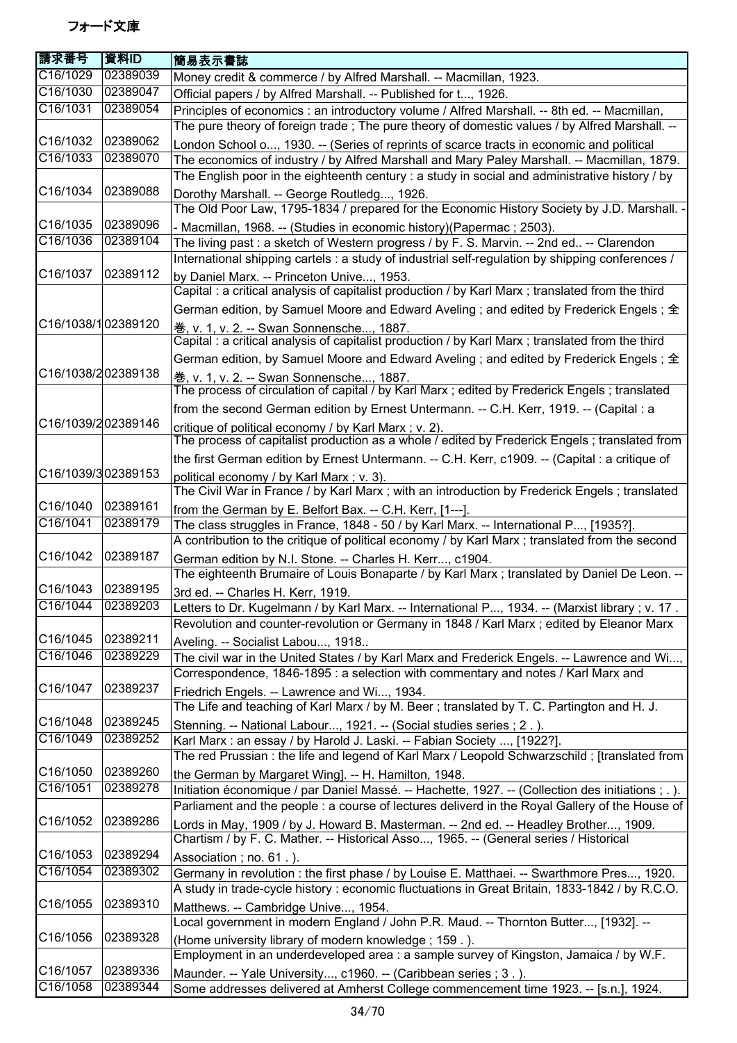フォード文庫

| 請求番号 | 資料ID | 簡易表示書誌 |
|---|---|---|
| C16/1029 | 02389039 | Money credit & commerce / by Alfred Marshall. -- Macmillan, 1923. |
| C16/1030 | 02389047 | Official papers / by Alfred Marshall. -- Published for t..., 1926. |
| C16/1031 | 02389054 | Principles of economics : an introductory volume / Alfred Marshall. -- 8th ed. -- Macmillan, |
| C16/1032 | 02389062 | The pure theory of foreign trade ; The pure theory of domestic values / by Alfred Marshall. -- London School o..., 1930. -- (Series of reprints of scarce tracts in economic and political |
| C16/1033 | 02389070 | The economics of industry / by Alfred Marshall and Mary Paley Marshall. -- Macmillan, 1879. |
| C16/1034 | 02389088 | The English poor in the eighteenth century : a study in social and administrative history / by Dorothy Marshall. -- George Routledg..., 1926. |
| C16/1035 | 02389096 | The Old Poor Law, 1795-1834 / prepared for the Economic History Society by J.D. Marshall. -- Macmillan, 1968. -- (Studies in economic history)(Papermac ; 2503). |
| C16/1036 | 02389104 | The living past : a sketch of Western progress / by F. S. Marvin. -- 2nd ed.. -- Clarendon |
| C16/1037 | 02389112 | International shipping cartels : a study of industrial self-regulation by shipping conferences / by Daniel Marx. -- Princeton Unive..., 1953. |
| C16/1038/1 | 02389120 | Capital : a critical analysis of capitalist production / by Karl Marx ; translated from the third German edition, by Samuel Moore and Edward Aveling ; and edited by Frederick Engels ; 全巻, v. 1, v. 2. -- Swan Sonnensche..., 1887. |
| C16/1038/2 | 02389138 | Capital : a critical analysis of capitalist production / by Karl Marx ; translated from the third German edition, by Samuel Moore and Edward Aveling ; and edited by Frederick Engels ; 全巻, v. 1, v. 2. -- Swan Sonnensche..., 1887. |
| C16/1039/2 | 02389146 | The process of circulation of capital / by Karl Marx ; edited by Frederick Engels ; translated from the second German edition by Ernest Untermann. -- C.H. Kerr, 1919. -- (Capital : a critique of political economy / by Karl Marx ; v. 2). |
| C16/1039/3 | 02389153 | The process of capitalist production as a whole / edited by Frederick Engels ; translated from the first German edition by Ernest Untermann. -- C.H. Kerr, c1909. -- (Capital : a critique of political economy / by Karl Marx ; v. 3). |
| C16/1040 | 02389161 | The Civil War in France / by Karl Marx ; with an introduction by Frederick Engels ; translated from the German by E. Belfort Bax. -- C.H. Kerr, [1---]. |
| C16/1041 | 02389179 | The class struggles in France, 1848 - 50 / by Karl Marx. -- International P..., [1935?]. |
| C16/1042 | 02389187 | A contribution to the critique of political economy / by Karl Marx ; translated from the second German edition by N.I. Stone. -- Charles H. Kerr..., c1904. |
| C16/1043 | 02389195 | The eighteenth Brumaire of Louis Bonaparte / by Karl Marx ; translated by Daniel De Leon. -- 3rd ed. -- Charles H. Kerr, 1919. |
| C16/1044 | 02389203 | Letters to Dr. Kugelmann / by Karl Marx. -- International P..., 1934. -- (Marxist library ; v. 17 . |
| C16/1045 | 02389211 | Revolution and counter-revolution or Germany in 1848 / Karl Marx ; edited by Eleanor Marx Aveling. -- Socialist Labou..., 1918.. |
| C16/1046 | 02389229 | The civil war in the United States / by Karl Marx and Frederick Engels. -- Lawrence and Wi..., |
| C16/1047 | 02389237 | Correspondence, 1846-1895 : a selection with commentary and notes / Karl Marx and Friedrich Engels. -- Lawrence and Wi..., 1934. |
| C16/1048 | 02389245 | The Life and teaching of Karl Marx / by M. Beer ; translated by T. C. Partington and H. J. Stenning. -- National Labour..., 1921. -- (Social studies series ; 2 . ). |
| C16/1049 | 02389252 | Karl Marx : an essay / by Harold J. Laski. -- Fabian Society ..., [1922?]. |
| C16/1050 | 02389260 | The red Prussian : the life and legend of Karl Marx / Leopold Schwarzschild ; [translated from the German by Margaret Wing]. -- H. Hamilton, 1948. |
| C16/1051 | 02389278 | Initiation économique / par Daniel Massé. -- Hachette, 1927. -- (Collection des initiations ; . ). |
| C16/1052 | 02389286 | Parliament and the people : a course of lectures deliverd in the Royal Gallery of the House of Lords in May, 1909 / by J. Howard B. Masterman. -- 2nd ed. -- Headley Brother..., 1909. |
| C16/1053 | 02389294 | Chartism / by F. C. Mather. -- Historical Asso..., 1965. -- (General series / Historical Association ; no. 61 . ). |
| C16/1054 | 02389302 | Germany in revolution : the first phase / by Louise E. Matthaei. -- Swarthmore Pres..., 1920. |
| C16/1055 | 02389310 | A study in trade-cycle history : economic fluctuations in Great Britain, 1833-1842 / by R.C.O. Matthews. -- Cambridge Unive..., 1954. |
| C16/1056 | 02389328 | Local government in modern England / John P.R. Maud. -- Thornton Butter..., [1932]. -- (Home university library of modern knowledge ; 159 . ). |
| C16/1057 | 02389336 | Employment in an underdeveloped area : a sample survey of Kingston, Jamaica / by W.F. Maunder. -- Yale University..., c1960. -- (Caribbean series ; 3 . ). |
| C16/1058 | 02389344 | Some addresses delivered at Amherst College commencement time 1923. -- [s.n.], 1924. |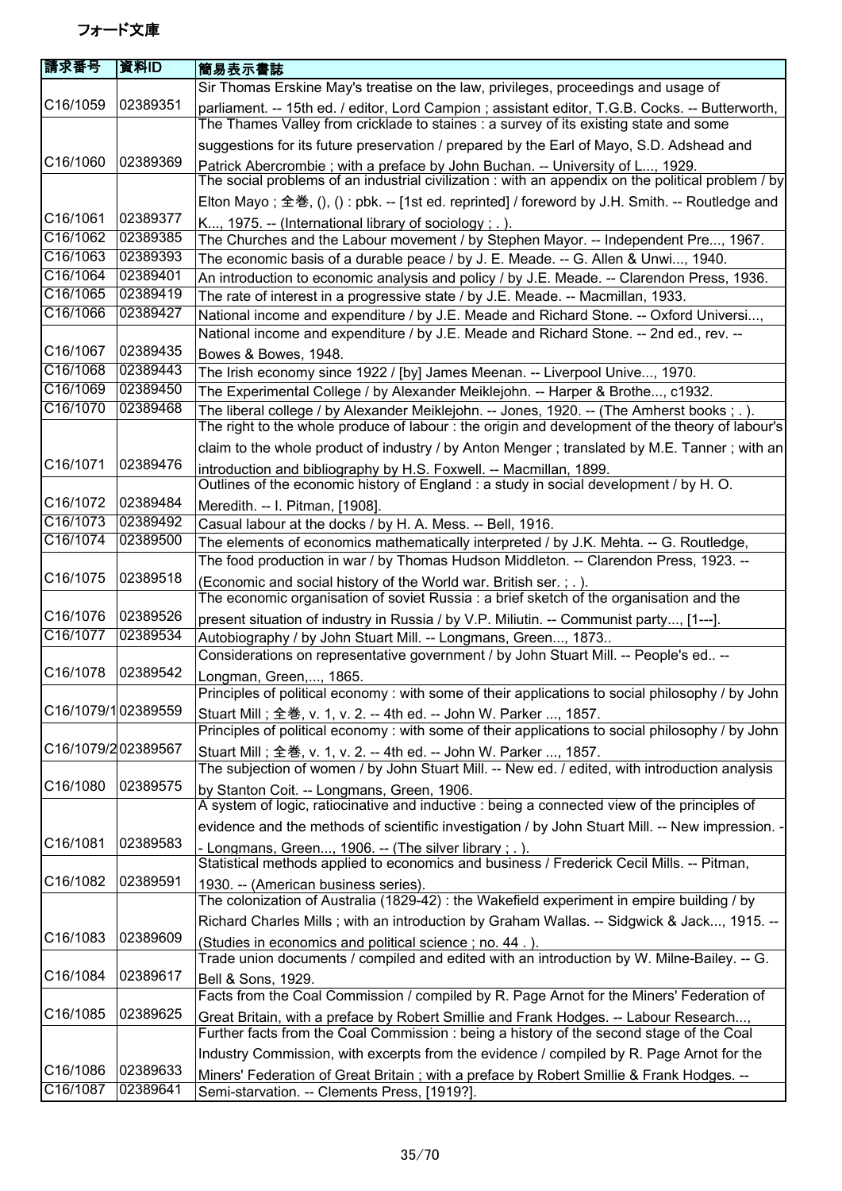フォード文庫

| 請求番号 | 資料ID | 簡易表示書誌 |
|---|---|---|
| C16/1059 | 02389351 | Sir Thomas Erskine May's treatise on the law, privileges, proceedings and usage of parliament. -- 15th ed. / editor, Lord Campion ; assistant editor, T.G.B. Cocks. -- Butterworth, |
| C16/1060 | 02389369 | The Thames Valley from cricklade to staines : a survey of its existing state and some suggestions for its future preservation / prepared by the Earl of Mayo, S.D. Adshead and Patrick Abercrombie ; with a preface by John Buchan. -- University of L..., 1929. |
| C16/1061 | 02389377 | The social problems of an industrial civilization : with an appendix on the political problem / by Elton Mayo ; 全巻, (), () : pbk. -- [1st ed. reprinted] / foreword by J.H. Smith. -- Routledge and K..., 1975. -- (International library of sociology ; . ). |
| C16/1062 | 02389385 | The Churches and the Labour movement / by Stephen Mayor. -- Independent Pre..., 1967. |
| C16/1063 | 02389393 | The economic basis of a durable peace / by J. E. Meade. -- G. Allen & Unwi..., 1940. |
| C16/1064 | 02389401 | An introduction to economic analysis and policy / by J.E. Meade. -- Clarendon Press, 1936. |
| C16/1065 | 02389419 | The rate of interest in a progressive state / by J.E. Meade. -- Macmillan, 1933. |
| C16/1066 | 02389427 | National income and expenditure / by J.E. Meade and Richard Stone. -- Oxford Universi..., |
| C16/1067 | 02389435 | National income and expenditure / by J.E. Meade and Richard Stone. -- 2nd ed., rev. -- Bowes & Bowes, 1948. |
| C16/1068 | 02389443 | The Irish economy since 1922 / [by] James Meenan. -- Liverpool Unive..., 1970. |
| C16/1069 | 02389450 | The Experimental College / by Alexander Meiklejohn. -- Harper & Brothe..., c1932. |
| C16/1070 | 02389468 | The liberal college / by Alexander Meiklejohn. -- Jones, 1920. -- (The Amherst books ; . ). |
| C16/1071 | 02389476 | The right to the whole produce of labour : the origin and development of the theory of labour's claim to the whole product of industry / by Anton Menger ; translated by M.E. Tanner ; with an introduction and bibliography by H.S. Foxwell. -- Macmillan, 1899. |
| C16/1072 | 02389484 | Outlines of the economic history of England : a study in social development / by H. O. Meredith. -- I. Pitman, [1908]. |
| C16/1073 | 02389492 | Casual labour at the docks / by H. A. Mess. -- Bell, 1916. |
| C16/1074 | 02389500 | The elements of economics mathematically interpreted / by J.K. Mehta. -- G. Routledge, |
| C16/1075 | 02389518 | The food production in war / by Thomas Hudson Middleton. -- Clarendon Press, 1923. -- (Economic and social history of the World war. British ser. ; . ). |
| C16/1076 | 02389526 | The economic organisation of soviet Russia : a brief sketch of the organisation and the present situation of industry in Russia / by V.P. Miliutin. -- Communist party..., [1---]. |
| C16/1077 | 02389534 | Autobiography / by John Stuart Mill. -- Longmans, Green..., 1873.. |
| C16/1078 | 02389542 | Considerations on representative government / by John Stuart Mill. -- People's ed.. -- Longman, Green,..., 1865. |
| C16/1079/1 | 02389559 | Principles of political economy : with some of their applications to social philosophy / by John Stuart Mill ; 全巻, v. 1, v. 2. -- 4th ed. -- John W. Parker ..., 1857. |
| C16/1079/2 | 02389567 | Principles of political economy : with some of their applications to social philosophy / by John Stuart Mill ; 全巻, v. 1, v. 2. -- 4th ed. -- John W. Parker ..., 1857. |
| C16/1080 | 02389575 | The subjection of women / by John Stuart Mill. -- New ed. / edited, with introduction analysis by Stanton Coit. -- Longmans, Green, 1906. |
| C16/1081 | 02389583 | A system of logic, ratiocinative and inductive : being a connected view of the principles of evidence and the methods of scientific investigation / by John Stuart Mill. -- New impression. -- Longmans, Green..., 1906. -- (The silver library ; . ). |
| C16/1082 | 02389591 | Statistical methods applied to economics and business / Frederick Cecil Mills. -- Pitman, 1930. -- (American business series). |
| C16/1083 | 02389609 | The colonization of Australia (1829-42) : the Wakefield experiment in empire building / by Richard Charles Mills ; with an introduction by Graham Wallas. -- Sidgwick & Jack..., 1915. -- (Studies in economics and political science ; no. 44 . ). |
| C16/1084 | 02389617 | Trade union documents / compiled and edited with an introduction by W. Milne-Bailey. -- G. Bell & Sons, 1929. |
| C16/1085 | 02389625 | Facts from the Coal Commission / compiled by R. Page Arnot for the Miners' Federation of Great Britain, with a preface by Robert Smillie and Frank Hodges. -- Labour Research..., |
| C16/1086 | 02389633 | Further facts from the Coal Commission : being a history of the second stage of the Coal Industry Commission, with excerpts from the evidence / compiled by R. Page Arnot for the Miners' Federation of Great Britain ; with a preface by Robert Smillie & Frank Hodges. -- |
| C16/1087 | 02389641 | Semi-starvation. -- Clements Press, [1919?]. |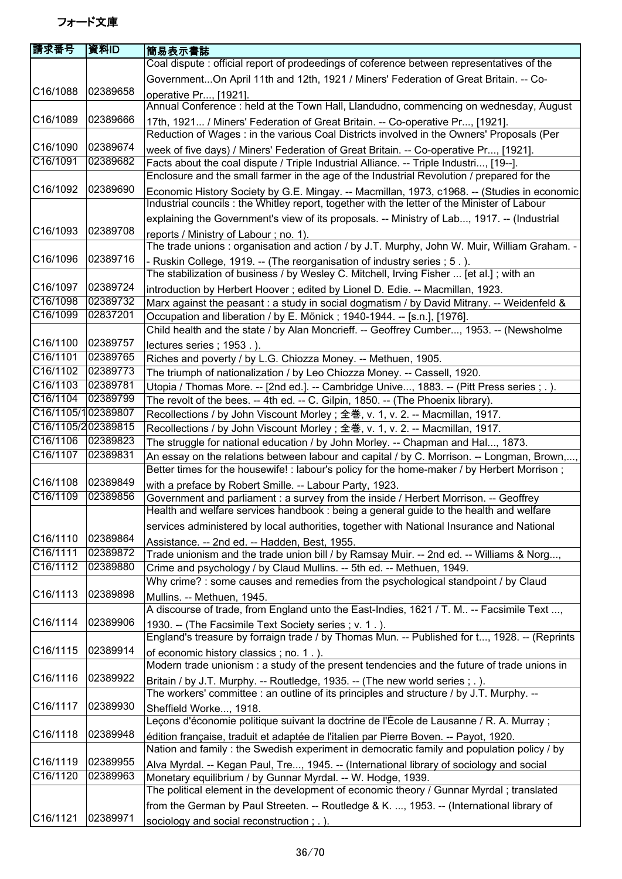# フォード文庫

| 請求番号 | 資料ID | 簡易表示書誌 |
|---|---|---|
| C16/1088 | 02389658 | Coal dispute : official report of prodeedings of coference between representatives of the Government...On April 11th and 12th, 1921 / Miners' Federation of Great Britain. -- Co-operative Pr..., [1921]. |
| C16/1089 | 02389666 | Annual Conference : held at the Town Hall, Llandudno, commencing on wednesday, August 17th, 1921... / Miners' Federation of Great Britain. -- Co-operative Pr..., [1921]. |
| C16/1090 | 02389674 | Reduction of Wages : in the various Coal Districts involved in the Owners' Proposals (Per week of five days) / Miners' Federation of Great Britain. -- Co-operative Pr..., [1921]. |
| C16/1091 | 02389682 | Facts about the coal dispute / Triple Industrial Alliance. -- Triple Industri..., [19--]. |
| C16/1092 | 02389690 | Enclosure and the small farmer in the age of the Industrial Revolution / prepared for the Economic History Society by G.E. Mingay. -- Macmillan, 1973, c1968. -- (Studies in economic |
| C16/1093 | 02389708 | Industrial councils : the Whitley report, together with the letter of the Minister of Labour explaining the Government's view of its proposals. -- Ministry of Lab..., 1917. -- (Industrial reports / Ministry of Labour ; no. 1). |
| C16/1096 | 02389716 | The trade unions : organisation and action / by J.T. Murphy, John W. Muir, William Graham. -- Ruskin College, 1919. -- (The reorganisation of industry series ; 5 . ). |
| C16/1097 | 02389724 | The stabilization of business / by Wesley C. Mitchell, Irving Fisher ... [et al.] ; with an introduction by Herbert Hoover ; edited by Lionel D. Edie. -- Macmillan, 1923. |
| C16/1098 | 02389732 | Marx against the peasant : a study in social dogmatism / by David Mitrany. -- Weidenfeld & |
| C16/1099 | 02837201 | Occupation and liberation / by E. Mönick ; 1940-1944. -- [s.n.], [1976]. |
| C16/1100 | 02389757 | Child health and the state / by Alan Moncrieff. -- Geoffrey Cumber..., 1953. -- (Newsholme lectures series ; 1953 . ). |
| C16/1101 | 02389765 | Riches and poverty / by L.G. Chiozza Money. -- Methuen, 1905. |
| C16/1102 | 02389773 | The triumph of nationalization / by Leo Chiozza Money. -- Cassell, 1920. |
| C16/1103 | 02389781 | Utopia / Thomas More. -- [2nd ed.]. -- Cambridge Unive..., 1883. -- (Pitt Press series ; . ). |
| C16/1104 | 02389799 | The revolt of the bees. -- 4th ed. -- C. Gilpin, 1850. -- (The Phoenix library). |
| C16/1105/1 | 02389807 | Recollections / by John Viscount Morley ; 全巻, v. 1, v. 2. -- Macmillan, 1917. |
| C16/1105/2 | 02389815 | Recollections / by John Viscount Morley ; 全巻, v. 1, v. 2. -- Macmillan, 1917. |
| C16/1106 | 02389823 | The struggle for national education / by John Morley. -- Chapman and Hal..., 1873. |
| C16/1107 | 02389831 | An essay on the relations between labour and capital / by C. Morrison. -- Longman, Brown,..., |
| C16/1108 | 02389849 | Better times for the housewife! : labour's policy for the home-maker / by Herbert Morrison ; with a preface by Robert Smille. -- Labour Party, 1923. |
| C16/1109 | 02389856 | Government and parliament : a survey from the inside / Herbert Morrison. -- Geoffrey |
| C16/1110 | 02389864 | Health and welfare services handbook : being a general guide to the health and welfare services administered by local authorities, together with National Insurance and National Assistance. -- 2nd ed. -- Hadden, Best, 1955. |
| C16/1111 | 02389872 | Trade unionism and the trade union bill / by Ramsay Muir. -- 2nd ed. -- Williams & Norg..., |
| C16/1112 | 02389880 | Crime and psychology / by Claud Mullins. -- 5th ed. -- Methuen, 1949. |
| C16/1113 | 02389898 | Why crime? : some causes and remedies from the psychological standpoint / by Claud Mullins. -- Methuen, 1945. |
| C16/1114 | 02389906 | A discourse of trade, from England unto the East-Indies, 1621 / T. M.. -- Facsimile Text ..., 1930. -- (The Facsimile Text Society series ; v. 1 . ). |
| C16/1115 | 02389914 | England's treasure by forraign trade / by Thomas Mun. -- Published for t..., 1928. -- (Reprints of economic history classics ; no. 1 . ). |
| C16/1116 | 02389922 | Modern trade unionism : a study of the present tendencies and the future of trade unions in Britain / by J.T. Murphy. -- Routledge, 1935. -- (The new world series ; . ). |
| C16/1117 | 02389930 | The workers' committee : an outline of its principles and structure / by J.T. Murphy. -- Sheffield Worke..., 1918. |
| C16/1118 | 02389948 | Leçons d'économie politique suivant la doctrine de l'École de Lausanne / R. A. Murray ; édition française, traduit et adaptée de l'italien par Pierre Boven. -- Payot, 1920. |
| C16/1119 | 02389955 | Nation and family : the Swedish experiment in democratic family and population policy / by Alva Myrdal. -- Kegan Paul, Tre..., 1945. -- (International library of sociology and social |
| C16/1120 | 02389963 | Monetary equilibrium / by Gunnar Myrdal. -- W. Hodge, 1939. |
| C16/1121 | 02389971 | The political element in the development of economic theory / Gunnar Myrdal ; translated from the German by Paul Streeten. -- Routledge & K. ..., 1953. -- (International library of sociology and social reconstruction ; . ). |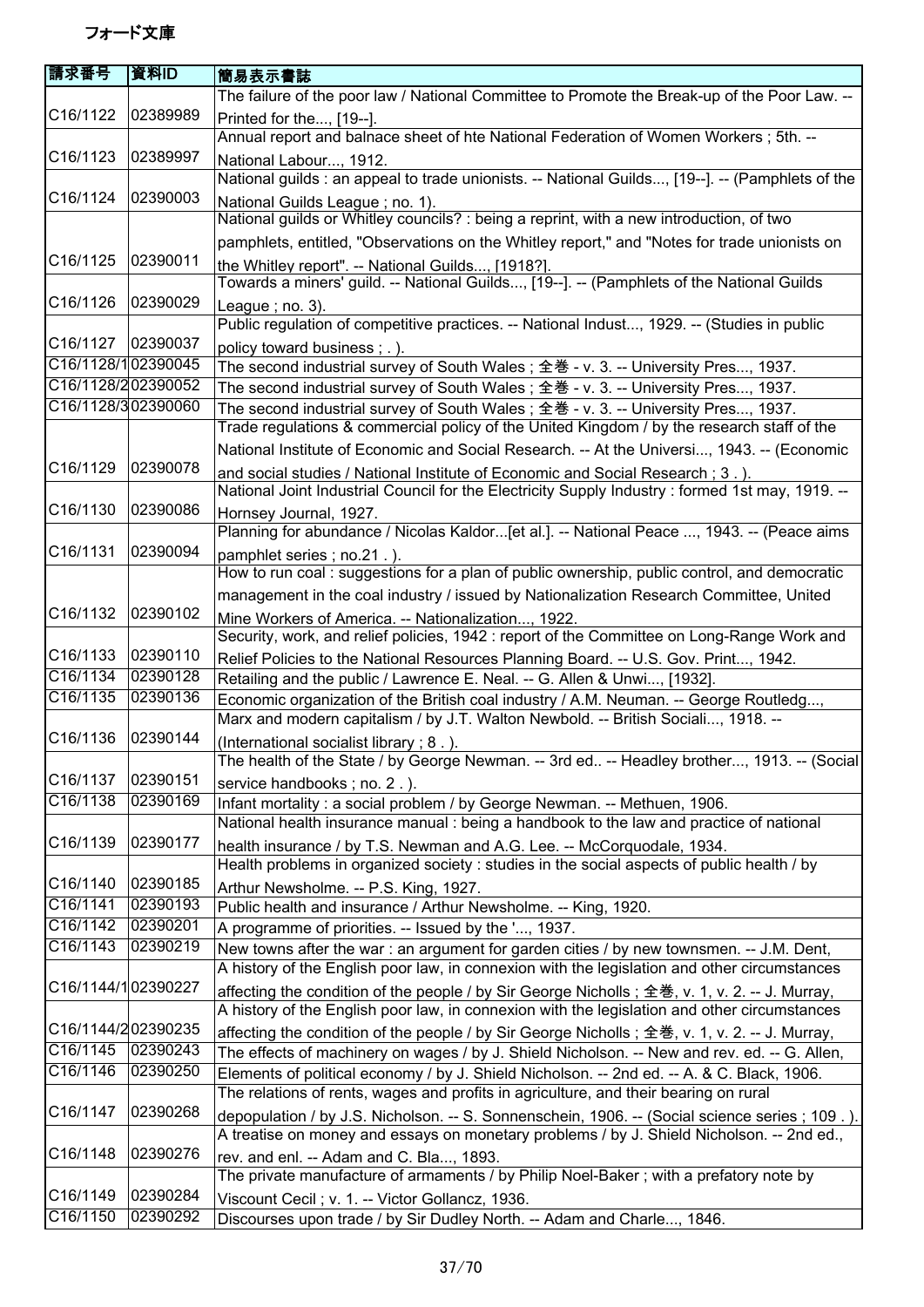# フォード文庫

| 請求番号 | 資料ID | 簡易表示書誌 |
| --- | --- | --- |
| C16/1122 | 02389989 | The failure of the poor law / National Committee to Promote the Break-up of the Poor Law. -- Printed for the..., [19--]. |
| C16/1123 | 02389997 | Annual report and balnace sheet of hte National Federation of Women Workers ; 5th. -- National Labour..., 1912. |
| C16/1124 | 02390003 | National guilds : an appeal to trade unionists. -- National Guilds..., [19--]. -- (Pamphlets of the National Guilds League ; no. 1). |
| C16/1125 | 02390011 | National guilds or Whitley councils? : being a reprint, with a new introduction, of two pamphlets, entitled, "Observations on the Whitley report," and "Notes for trade unionists on the Whitley report". -- National Guilds..., [1918?]. |
| C16/1126 | 02390029 | Towards a miners' guild. -- National Guilds..., [19--]. -- (Pamphlets of the National Guilds League ; no. 3). |
| C16/1127 | 02390037 | Public regulation of competitive practices. -- National Indust..., 1929. -- (Studies in public policy toward business ; . ). |
| C16/1128/1 | 02390045 | The second industrial survey of South Wales ; 全巻 - v. 3. -- University Pres..., 1937. |
| C16/1128/2 | 02390052 | The second industrial survey of South Wales ; 全巻 - v. 3. -- University Pres..., 1937. |
| C16/1128/3 | 02390060 | The second industrial survey of South Wales ; 全巻 - v. 3. -- University Pres..., 1937. |
| C16/1129 | 02390078 | Trade regulations & commercial policy of the United Kingdom / by the research staff of the National Institute of Economic and Social Research. -- At the Universi..., 1943. -- (Economic and social studies / National Institute of Economic and Social Research ; 3 . ). |
| C16/1130 | 02390086 | National Joint Industrial Council for the Electricity Supply Industry : formed 1st may, 1919. -- Hornsey Journal, 1927. |
| C16/1131 | 02390094 | Planning for abundance / Nicolas Kaldor...[et al.]. -- National Peace ..., 1943. -- (Peace aims pamphlet series ; no.21 . ). |
| C16/1132 | 02390102 | How to run coal : suggestions for a plan of public ownership, public control, and democratic management in the coal industry / issued by Nationalization Research Committee, United Mine Workers of America. -- Nationalization..., 1922. |
| C16/1133 | 02390110 | Security, work, and relief policies, 1942 : report of the Committee on Long-Range Work and Relief Policies to the National Resources Planning Board. -- U.S. Gov. Print..., 1942. |
| C16/1134 | 02390128 | Retailing and the public / Lawrence E. Neal. -- G. Allen & Unwi..., [1932]. |
| C16/1135 | 02390136 | Economic organization of the British coal industry / A.M. Neuman. -- George Routledg..., |
| C16/1136 | 02390144 | Marx and modern capitalism / by J.T. Walton Newbold. -- British Sociali..., 1918. -- (International socialist library ; 8 . ). |
| C16/1137 | 02390151 | The health of the State / by George Newman. -- 3rd ed.. -- Headley brother..., 1913. -- (Social service handbooks ; no. 2 . ). |
| C16/1138 | 02390169 | Infant mortality : a social problem / by George Newman. -- Methuen, 1906. |
| C16/1139 | 02390177 | National health insurance manual : being a handbook to the law and practice of national health insurance / by T.S. Newman and A.G. Lee. -- McCorquodale, 1934. |
| C16/1140 | 02390185 | Health problems in organized society : studies in the social aspects of public health / by Arthur Newsholme. -- P.S. King, 1927. |
| C16/1141 | 02390193 | Public health and insurance / Arthur Newsholme. -- King, 1920. |
| C16/1142 | 02390201 | A programme of priorities. -- Issued by the '..., 1937. |
| C16/1143 | 02390219 | New towns after the war : an argument for garden cities / by new townsmen. -- J.M. Dent, |
| C16/1144/1 | 02390227 | A history of the English poor law, in connexion with the legislation and other circumstances affecting the condition of the people / by Sir George Nicholls ; 全巻, v. 1, v. 2. -- J. Murray, |
| C16/1144/2 | 02390235 | A history of the English poor law, in connexion with the legislation and other circumstances affecting the condition of the people / by Sir George Nicholls ; 全巻, v. 1, v. 2. -- J. Murray, |
| C16/1145 | 02390243 | The effects of machinery on wages / by J. Shield Nicholson. -- New and rev. ed. -- G. Allen, |
| C16/1146 | 02390250 | Elements of political economy / by J. Shield Nicholson. -- 2nd ed. -- A. & C. Black, 1906. |
| C16/1147 | 02390268 | The relations of rents, wages and profits in agriculture, and their bearing on rural depopulation / by J.S. Nicholson. -- S. Sonnenschein, 1906. -- (Social science series ; 109 . ). |
| C16/1148 | 02390276 | A treatise on money and essays on monetary problems / by J. Shield Nicholson. -- 2nd ed., rev. and enl. -- Adam and C. Bla..., 1893. |
| C16/1149 | 02390284 | The private manufacture of armaments / by Philip Noel-Baker ; with a prefatory note by Viscount Cecil ; v. 1. -- Victor Gollancz, 1936. |
| C16/1150 | 02390292 | Discourses upon trade / by Sir Dudley North. -- Adam and Charle..., 1846. |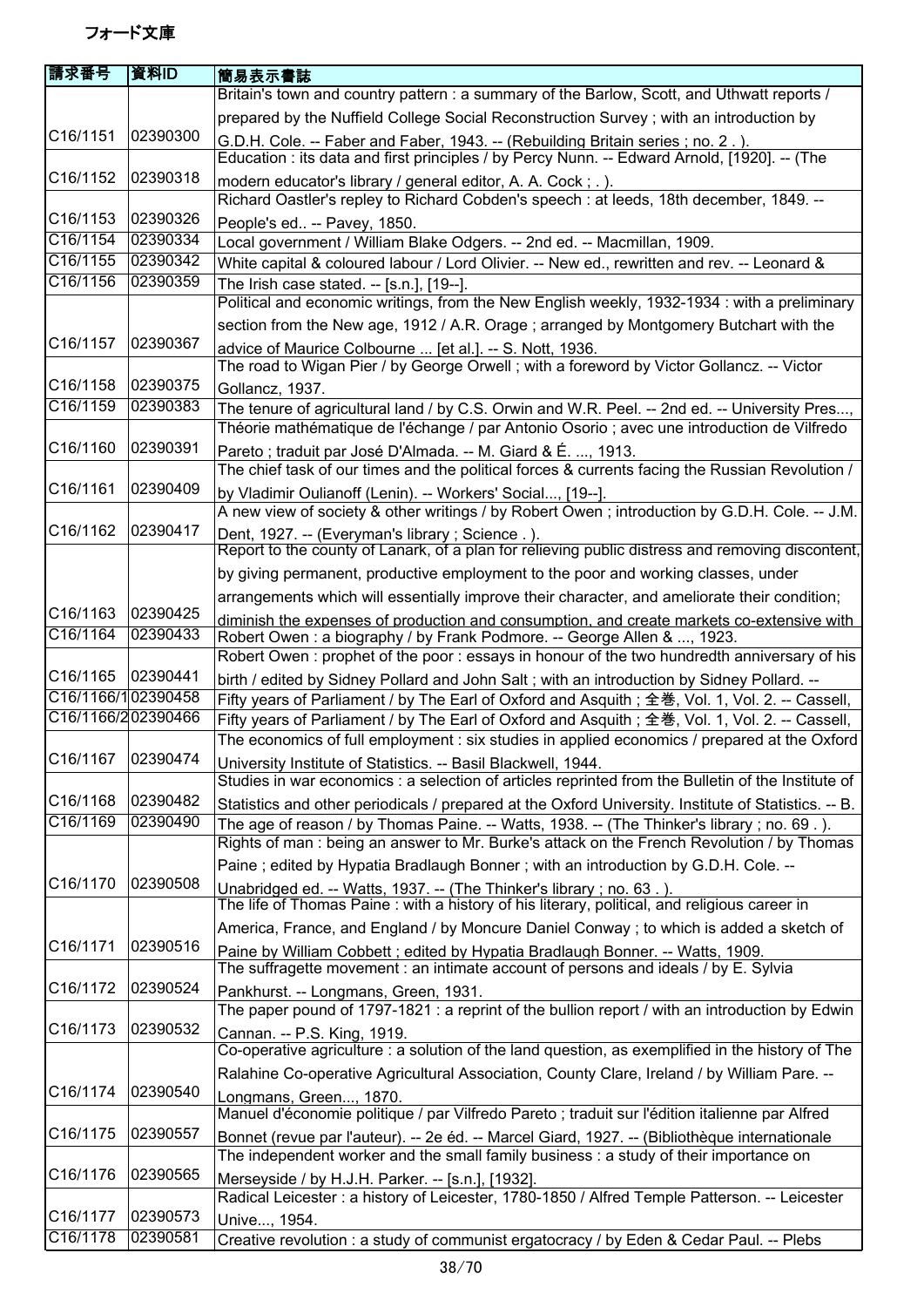フォード文庫

| 請求番号 | 資料ID | 簡易表示書誌 |
|---|---|---|
| C16/1151 | 02390300 | Britain's town and country pattern : a summary of the Barlow, Scott, and Uthwatt reports / prepared by the Nuffield College Social Reconstruction Survey ; with an introduction by G.D.H. Cole. -- Faber and Faber, 1943. -- (Rebuilding Britain series ; no. 2 . ). |
| C16/1152 | 02390318 | Education : its data and first principles / by Percy Nunn. -- Edward Arnold, [1920]. -- (The modern educator's library / general editor, A. A. Cock ; . ). |
| C16/1153 | 02390326 | Richard Oastler's repley to Richard Cobden's speech : at leeds, 18th december, 1849. -- People's ed.. -- Pavey, 1850. |
| C16/1154 | 02390334 | Local government / William Blake Odgers. -- 2nd ed. -- Macmillan, 1909. |
| C16/1155 | 02390342 | White capital & coloured labour / Lord Olivier. -- New ed., rewritten and rev. -- Leonard & |
| C16/1156 | 02390359 | The Irish case stated. -- [s.n.], [19--]. |
| C16/1157 | 02390367 | Political and economic writings, from the New English weekly, 1932-1934 : with a preliminary section from the New age, 1912 / A.R. Orage ; arranged by Montgomery Butchart with the advice of Maurice Colbourne ... [et al.]. -- S. Nott, 1936. |
| C16/1158 | 02390375 | The road to Wigan Pier / by George Orwell ; with a foreword by Victor Gollancz. -- Victor Gollancz, 1937. |
| C16/1159 | 02390383 | The tenure of agricultural land / by C.S. Orwin and W.R. Peel. -- 2nd ed. -- University Pres..., |
| C16/1160 | 02390391 | Théorie mathématique de l'échange / par Antonio Osorio ; avec une introduction de Vilfredo Pareto ; traduit par José D'Almada. -- M. Giard & É. ..., 1913. |
| C16/1161 | 02390409 | The chief task of our times and the political forces & currents facing the Russian Revolution / by Vladimir Oulianoff (Lenin). -- Workers' Social..., [19--]. |
| C16/1162 | 02390417 | A new view of society & other writings / by Robert Owen ; introduction by G.D.H. Cole. -- J.M. Dent, 1927. -- (Everyman's library ; Science . ). |
| C16/1163 | 02390425 | Report to the county of Lanark, of a plan for relieving public distress and removing discontent, by giving permanent, productive employment to the poor and working classes, under arrangements which will essentially improve their character, and ameliorate their condition; diminish the expenses of production and consumption, and create markets co-extensive with |
| C16/1164 | 02390433 | Robert Owen : a biography / by Frank Podmore. -- George Allen & ..., 1923. |
| C16/1165 | 02390441 | Robert Owen : prophet of the poor : essays in honour of the two hundredth anniversary of his birth / edited by Sidney Pollard and John Salt ; with an introduction by Sidney Pollard. -- |
| C16/1166/1 | 02390458 | Fifty years of Parliament / by The Earl of Oxford and Asquith ; 全巻, Vol. 1, Vol. 2. -- Cassell, |
| C16/1166/2 | 02390466 | Fifty years of Parliament / by The Earl of Oxford and Asquith ; 全巻, Vol. 1, Vol. 2. -- Cassell, |
| C16/1167 | 02390474 | The economics of full employment : six studies in applied economics / prepared at the Oxford University Institute of Statistics. -- Basil Blackwell, 1944. |
| C16/1168 | 02390482 | Studies in war economics : a selection of articles reprinted from the Bulletin of the Institute of Statistics and other periodicals / prepared at the Oxford University. Institute of Statistics. -- B. |
| C16/1169 | 02390490 | The age of reason / by Thomas Paine. -- Watts, 1938. -- (The Thinker's library ; no. 69 . ). |
| C16/1170 | 02390508 | Rights of man : being an answer to Mr. Burke's attack on the French Revolution / by Thomas Paine ; edited by Hypatia Bradlaugh Bonner ; with an introduction by G.D.H. Cole. -- Unabridged ed. -- Watts, 1937. -- (The Thinker's library ; no. 63 . ). |
| C16/1171 | 02390516 | The life of Thomas Paine : with a history of his literary, political, and religious career in America, France, and England / by Moncure Daniel Conway ; to which is added a sketch of Paine by William Cobbett ; edited by Hypatia Bradlaugh Bonner. -- Watts, 1909. |
| C16/1172 | 02390524 | The suffragette movement : an intimate account of persons and ideals / by E. Sylvia Pankhurst. -- Longmans, Green, 1931. |
| C16/1173 | 02390532 | The paper pound of 1797-1821 : a reprint of the bullion report / with an introduction by Edwin Cannan. -- P.S. King, 1919. |
| C16/1174 | 02390540 | Co-operative agriculture : a solution of the land question, as exemplified in the history of The Ralahine Co-operative Agricultural Association, County Clare, Ireland / by William Pare. -- Longmans, Green..., 1870. |
| C16/1175 | 02390557 | Manuel d'économie politique / par Vilfredo Pareto ; traduit sur l'édition italienne par Alfred Bonnet (revue par l'auteur). -- 2e éd. -- Marcel Giard, 1927. -- (Bibliothèque internationale |
| C16/1176 | 02390565 | The independent worker and the small family business : a study of their importance on Merseyside / by H.J.H. Parker. -- [s.n.], [1932]. |
| C16/1177 | 02390573 | Radical Leicester : a history of Leicester, 1780-1850 / Alfred Temple Patterson. -- Leicester Unive..., 1954. |
| C16/1178 | 02390581 | Creative revolution : a study of communist ergatocracy / by Eden & Cedar Paul. -- Plebs |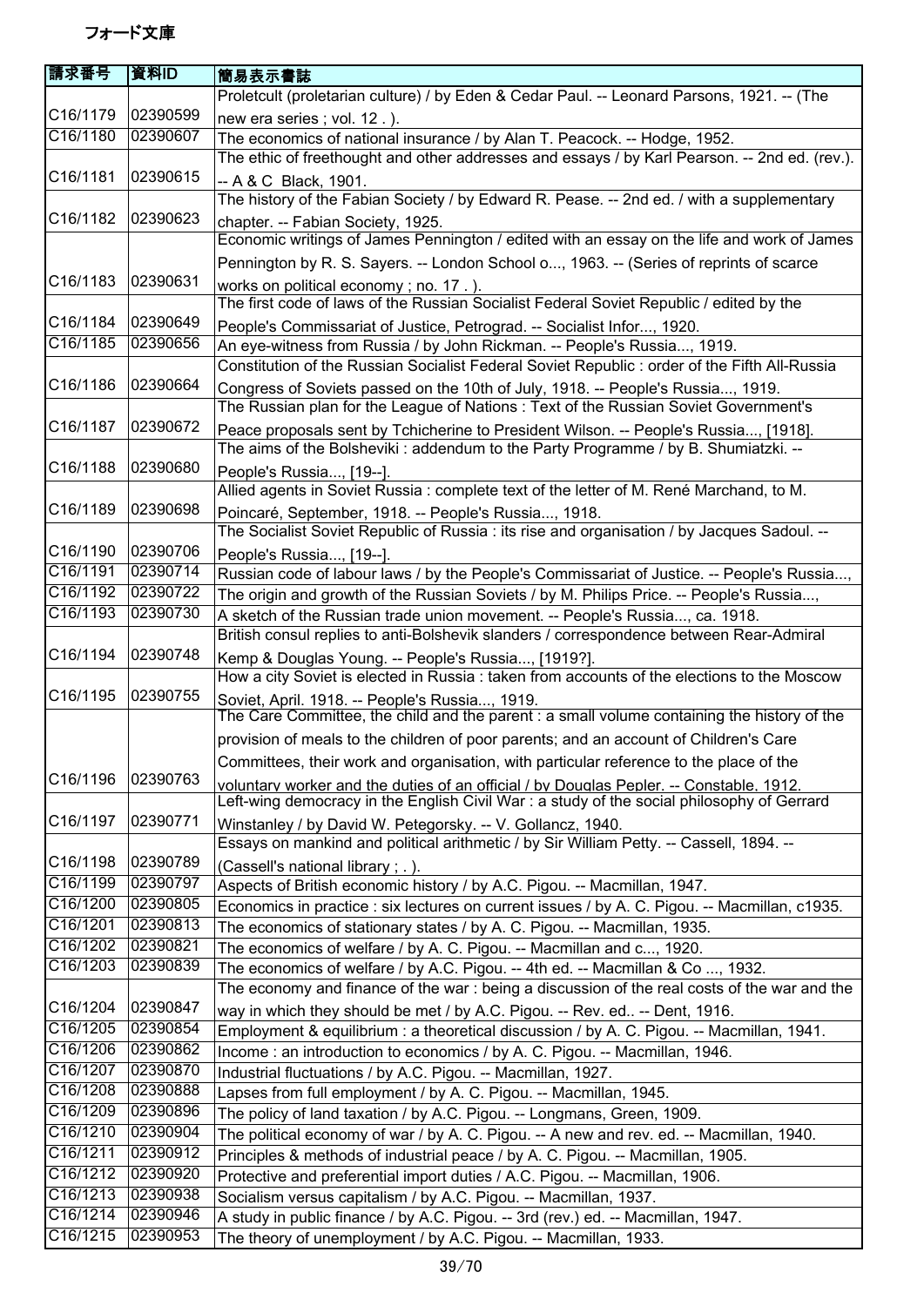# フォード文庫

| 請求番号 | 資料ID | 簡易表示書誌 |
|---|---|---|
| C16/1179 | 02390599 | Proletcult (proletarian culture) / by Eden & Cedar Paul. -- Leonard Parsons, 1921. -- (The new era series ; vol. 12 . ). |
| C16/1180 | 02390607 | The economics of national insurance / by Alan T. Peacock. -- Hodge, 1952. |
| C16/1181 | 02390615 | The ethic of freethought and other addresses and essays / by Karl Pearson. -- 2nd ed. (rev.). -- A & C Black, 1901. |
| C16/1182 | 02390623 | The history of the Fabian Society / by Edward R. Pease. -- 2nd ed. / with a supplementary chapter. -- Fabian Society, 1925. |
| C16/1183 | 02390631 | Economic writings of James Pennington / edited with an essay on the life and work of James Pennington by R. S. Sayers. -- London School o..., 1963. -- (Series of reprints of scarce works on political economy ; no. 17 . ). |
| C16/1184 | 02390649 | The first code of laws of the Russian Socialist Federal Soviet Republic / edited by the People's Commissariat of Justice, Petrograd. -- Socialist Infor..., 1920. |
| C16/1185 | 02390656 | An eye-witness from Russia / by John Rickman. -- People's Russia..., 1919. |
| C16/1186 | 02390664 | Constitution of the Russian Socialist Federal Soviet Republic : order of the Fifth All-Russia Congress of Soviets passed on the 10th of July, 1918. -- People's Russia..., 1919. |
| C16/1187 | 02390672 | The Russian plan for the League of Nations : Text of the Russian Soviet Government's Peace proposals sent by Tchicherine to President Wilson. -- People's Russia..., [1918]. |
| C16/1188 | 02390680 | The aims of the Bolsheviki : addendum to the Party Programme / by B. Shumiatzki. -- People's Russia..., [19--]. |
| C16/1189 | 02390698 | Allied agents in Soviet Russia : complete text of the letter of M. René Marchand, to M. Poincaré, September, 1918. -- People's Russia..., 1918. |
| C16/1190 | 02390706 | The Socialist Soviet Republic of Russia : its rise and organisation / by Jacques Sadoul. -- People's Russia..., [19--]. |
| C16/1191 | 02390714 | Russian code of labour laws / by the People's Commissariat of Justice. -- People's Russia..., |
| C16/1192 | 02390722 | The origin and growth of the Russian Soviets / by M. Philips Price. -- People's Russia..., |
| C16/1193 | 02390730 | A sketch of the Russian trade union movement. -- People's Russia..., ca. 1918. |
| C16/1194 | 02390748 | British consul replies to anti-Bolshevik slanders / correspondence between Rear-Admiral Kemp & Douglas Young. -- People's Russia..., [1919?]. |
| C16/1195 | 02390755 | How a city Soviet is elected in Russia : taken from accounts of the elections to the Moscow Soviet, April. 1918. -- People's Russia..., 1919. |
| C16/1196 | 02390763 | The Care Committee, the child and the parent : a small volume containing the history of the provision of meals to the children of poor parents; and an account of Children's Care Committees, their work and organisation, with particular reference to the place of the voluntary worker and the duties of an official / by Douglas Pepler. -- Constable, 1912. |
| C16/1197 | 02390771 | Left-wing democracy in the English Civil War : a study of the social philosophy of Gerrard Winstanley / by David W. Petegorsky. -- V. Gollancz, 1940. |
| C16/1198 | 02390789 | Essays on mankind and political arithmetic / by Sir William Petty. -- Cassell, 1894. -- (Cassell's national library ; . ). |
| C16/1199 | 02390797 | Aspects of British economic history / by A.C. Pigou. -- Macmillan, 1947. |
| C16/1200 | 02390805 | Economics in practice : six lectures on current issues / by A. C. Pigou. -- Macmillan, c1935. |
| C16/1201 | 02390813 | The economics of stationary states / by A. C. Pigou. -- Macmillan, 1935. |
| C16/1202 | 02390821 | The economics of welfare / by A. C. Pigou. -- Macmillan and c..., 1920. |
| C16/1203 | 02390839 | The economics of welfare / by A.C. Pigou. -- 4th ed. -- Macmillan & Co ..., 1932. |
| C16/1204 | 02390847 | The economy and finance of the war : being a discussion of the real costs of the war and the way in which they should be met / by A.C. Pigou. -- Rev. ed.. -- Dent, 1916. |
| C16/1205 | 02390854 | Employment & equilibrium : a theoretical discussion / by A. C. Pigou. -- Macmillan, 1941. |
| C16/1206 | 02390862 | Income : an introduction to economics / by A. C. Pigou. -- Macmillan, 1946. |
| C16/1207 | 02390870 | Industrial fluctuations / by A.C. Pigou. -- Macmillan, 1927. |
| C16/1208 | 02390888 | Lapses from full employment / by A. C. Pigou. -- Macmillan, 1945. |
| C16/1209 | 02390896 | The policy of land taxation / by A.C. Pigou. -- Longmans, Green, 1909. |
| C16/1210 | 02390904 | The political economy of war / by A. C. Pigou. -- A new and rev. ed. -- Macmillan, 1940. |
| C16/1211 | 02390912 | Principles & methods of industrial peace / by A. C. Pigou. -- Macmillan, 1905. |
| C16/1212 | 02390920 | Protective and preferential import duties / A.C. Pigou. -- Macmillan, 1906. |
| C16/1213 | 02390938 | Socialism versus capitalism / by A.C. Pigou. -- Macmillan, 1937. |
| C16/1214 | 02390946 | A study in public finance / by A.C. Pigou. -- 3rd (rev.) ed. -- Macmillan, 1947. |
| C16/1215 | 02390953 | The theory of unemployment / by A.C. Pigou. -- Macmillan, 1933. |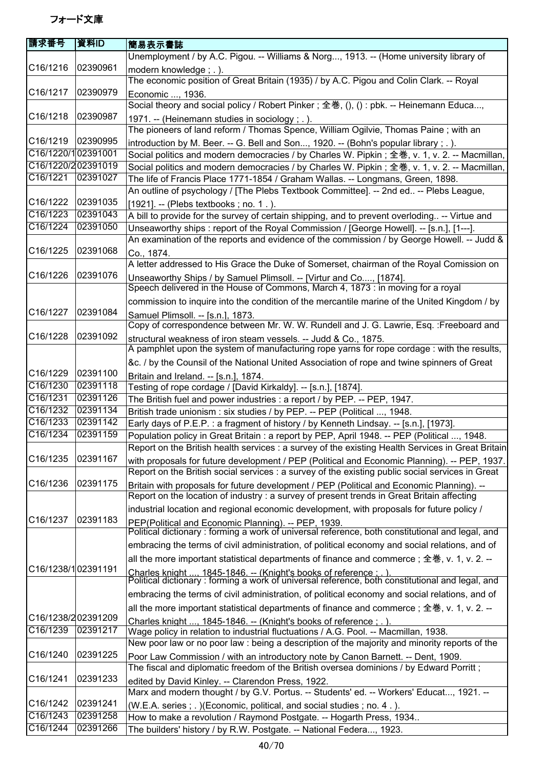# フォード文庫

| 請求番号 | 資料ID | 簡易表示書誌 |
| --- | --- | --- |
| C16/1216 | 02390961 | Unemployment / by A.C. Pigou. -- Williams & Norg..., 1913. -- (Home university library of modern knowledge ; . ). |
| C16/1217 | 02390979 | The economic position of Great Britain (1935) / by A.C. Pigou and Colin Clark. -- Royal Economic ..., 1936. |
| C16/1218 | 02390987 | Social theory and social policy / Robert Pinker ; 全巻, (), () : pbk. -- Heinemann Educa..., 1971. -- (Heinemann studies in sociology ; . ). |
| C16/1219 | 02390995 | The pioneers of land reform / Thomas Spence, William Ogilvie, Thomas Paine ; with an introduction by M. Beer. -- G. Bell and Son..., 1920. -- (Bohn's popular library ; . ). |
| C16/1220/1 | 02391001 | Social politics and modern democracies / by Charles W. Pipkin ; 全巻, v. 1, v. 2. -- Macmillan, |
| C16/1220/2 | 02391019 | Social politics and modern democracies / by Charles W. Pipkin ; 全巻, v. 1, v. 2. -- Macmillan, |
| C16/1221 | 02391027 | The life of Francis Place 1771-1854 / Graham Wallas. -- Longmans, Green, 1898. |
| C16/1222 | 02391035 | An outline of psychology / [The Plebs Textbook Committee]. -- 2nd ed.. -- Plebs League, [1921]. -- (Plebs textbooks ; no. 1 . ). |
| C16/1223 | 02391043 | A bill to provide for the survey of certain shipping, and to prevent overloding.. -- Virtue and |
| C16/1224 | 02391050 | Unseaworthy ships : report of the Royal Commission / [George Howell]. -- [s.n.], [1---]. |
| C16/1225 | 02391068 | An examination of the reports and evidence of the commission / by George Howell. -- Judd & Co., 1874. |
| C16/1226 | 02391076 | A letter addressed to His Grace the Duke of Somerset, chairman of the Royal Comission on Unseaworthy Ships / by Samuel Plimsoll. -- [Virtur and Co...., [1874]. |
| C16/1227 | 02391084 | Speech delivered in the House of Commons, March 4, 1873 : in moving for a royal commission to inquire into the condition of the mercantile marine of the United Kingdom / by Samuel Plimsoll. -- [s.n.], 1873. |
| C16/1228 | 02391092 | Copy of correspondence between Mr. W. W. Rundell and J. G. Lawrie, Esq. :Freeboard and structural weakness of iron steam vessels. -- Judd & Co., 1875. |
| C16/1229 | 02391100 | A pamphlet upon the system of manufacturing rope yarns for rope cordage : with the results, &c. / by the Counsil of the National United Association of rope and twine spinners of Great Britain and Ireland. -- [s.n.], 1874. |
| C16/1230 | 02391118 | Testing of rope cordage / [David Kirkaldy]. -- [s.n.], [1874]. |
| C16/1231 | 02391126 | The British fuel and power industries : a report / by PEP. -- PEP, 1947. |
| C16/1232 | 02391134 | British trade unionism : six studies / by PEP. -- PEP (Political ..., 1948. |
| C16/1233 | 02391142 | Early days of P.E.P. : a fragment of history / by Kenneth Lindsay. -- [s.n.], [1973]. |
| C16/1234 | 02391159 | Population policy in Great Britain : a report by PEP, April 1948. -- PEP (Political ..., 1948. |
| C16/1235 | 02391167 | Report on the British health services : a survey of the existing Health Services in Great Britain with proposals for future development / PEP (Political and Economic Planning). -- PEP, 1937. |
| C16/1236 | 02391175 | Report on the British social services : a survey of the existing public social services in Great Britain with proposals for future development / PEP (Political and Economic Planning). -- |
| C16/1237 | 02391183 | Report on the location of industry : a survey of present trends in Great Britain affecting industrial location and regional economic development, with proposals for future policy / PEP(Political and Economic Planning). -- PEP, 1939. |
| C16/1238/1 | 02391191 | Political dictionary : forming a work of universal reference, both constitutional and legal, and embracing the terms of civil administration, of political economy and social relations, and of all the more important statistical departments of finance and commerce ; 全巻, v. 1, v. 2. -- Charles knight ..., 1845-1846. -- (Knight's books of reference ; . ). |
| C16/1238/2 | 02391209 | Political dictionary : forming a work of universal reference, both constitutional and legal, and embracing the terms of civil administration, of political economy and social relations, and of all the more important statistical departments of finance and commerce ; 全巻, v. 1, v. 2. -- Charles knight ..., 1845-1846. -- (Knight's books of reference ; . ). |
| C16/1239 | 02391217 | Wage policy in relation to industrial fluctuations / A.G. Pool. -- Macmillan, 1938. |
| C16/1240 | 02391225 | New poor law or no poor law : being a description of the majority and minority reports of the Poor Law Commission / with an introductory note by Canon Barnett. -- Dent, 1909. |
| C16/1241 | 02391233 | The fiscal and diplomatic freedom of the British oversea dominions / by Edward Porritt ; edited by David Kinley. -- Clarendon Press, 1922. |
| C16/1242 | 02391241 | Marx and modern thought / by G.V. Portus. -- Students' ed. -- Workers' Educat..., 1921. -- (W.E.A. series ; . )(Economic, political, and social studies ; no. 4 . ). |
| C16/1243 | 02391258 | How to make a revolution / Raymond Postgate. -- Hogarth Press, 1934.. |
| C16/1244 | 02391266 | The builders' history / by R.W. Postgate. -- National Federa..., 1923. |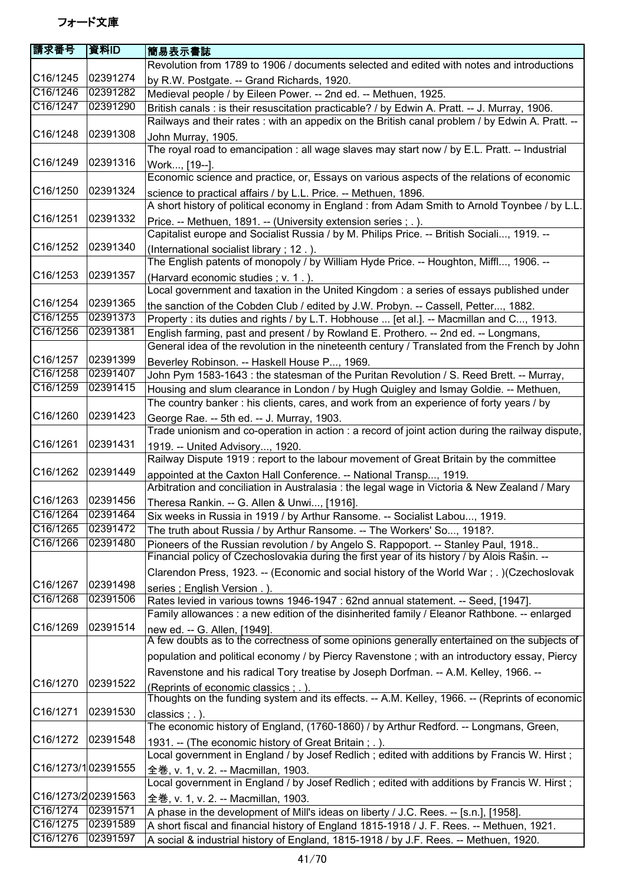フォード文庫

| 請求番号 | 資料ID | 簡易表示書誌 |
| --- | --- | --- |
| C16/1245 | 02391274 | Revolution from 1789 to 1906 / documents selected and edited with notes and introductions by R.W. Postgate. -- Grand Richards, 1920. |
| C16/1246 | 02391282 | Medieval people / by Eileen Power. -- 2nd ed. -- Methuen, 1925. |
| C16/1247 | 02391290 | British canals : is their resuscitation practicable? / by Edwin A. Pratt. -- J. Murray, 1906. |
| C16/1248 | 02391308 | Railways and their rates : with an appedix on the British canal problem / by Edwin A. Pratt. -- John Murray, 1905. |
| C16/1249 | 02391316 | The royal road to emancipation : all wage slaves may start now / by E.L. Pratt. -- Industrial Work..., [19--]. |
| C16/1250 | 02391324 | Economic science and practice, or, Essays on various aspects of the relations of economic science to practical affairs / by L.L. Price. -- Methuen, 1896. |
| C16/1251 | 02391332 | A short history of political economy in England : from Adam Smith to Arnold Toynbee / by L.L. Price. -- Methuen, 1891. -- (University extension series ; . ). |
| C16/1252 | 02391340 | Capitalist europe and Socialist Russia / by M. Philips Price. -- British Sociali..., 1919. -- (International socialist library ; 12 . ). |
| C16/1253 | 02391357 | The English patents of monopoly / by William Hyde Price. -- Houghton, Miffl..., 1906. -- (Harvard economic studies ; v. 1 . ). |
| C16/1254 | 02391365 | Local government and taxation in the United Kingdom : a series of essays published under the sanction of the Cobden Club / edited by J.W. Probyn. -- Cassell, Petter..., 1882. |
| C16/1255 | 02391373 | Property : its duties and rights / by L.T. Hobhouse ... [et al.]. -- Macmillan and C..., 1913. |
| C16/1256 | 02391381 | English farming, past and present / by Rowland E. Prothero. -- 2nd ed. -- Longmans, |
| C16/1257 | 02391399 | General idea of the revolution in the nineteenth century / Translated from the French by John Beverley Robinson. -- Haskell House P..., 1969. |
| C16/1258 | 02391407 | John Pym 1583-1643 : the statesman of the Puritan Revolution / S. Reed Brett. -- Murray, |
| C16/1259 | 02391415 | Housing and slum clearance in London / by Hugh Quigley and Ismay Goldie. -- Methuen, |
| C16/1260 | 02391423 | The country banker : his clients, cares, and work from an experience of forty years / by George Rae. -- 5th ed. -- J. Murray, 1903. |
| C16/1261 | 02391431 | Trade unionism and co-operation in action : a record of joint action during the railway dispute, 1919. -- United Advisory..., 1920. |
| C16/1262 | 02391449 | Railway Dispute 1919 : report to the labour movement of Great Britain by the committee appointed at the Caxton Hall Conference. -- National Transp..., 1919. |
| C16/1263 | 02391456 | Arbitration and conciliation in Australasia : the legal wage in Victoria & New Zealand / Mary Theresa Rankin. -- G. Allen & Unwi..., [1916]. |
| C16/1264 | 02391464 | Six weeks in Russia in 1919 / by Arthur Ransome. -- Socialist Labou..., 1919. |
| C16/1265 | 02391472 | The truth about Russia / by Arthur Ransome. -- The Workers' So..., 1918?. |
| C16/1266 | 02391480 | Pioneers of the Russian revolution / by Angelo S. Rappoport. -- Stanley Paul, 1918.. |
| C16/1267 | 02391498 | Financial policy of Czechoslovakia during the first year of its history / by Alois Rašin. -- Clarendon Press, 1923. -- (Economic and social history of the World War ; . )(Czechoslovak series ; English Version . ). |
| C16/1268 | 02391506 | Rates levied in various towns 1946-1947 : 62nd annual statement. -- Seed, [1947]. |
| C16/1269 | 02391514 | Family allowances : a new edition of the disinherited family / Eleanor Rathbone. -- enlarged new ed. -- G. Allen, [1949]. |
| C16/1270 | 02391522 | A few doubts as to the correctness of some opinions generally entertained on the subjects of population and political economy / by Piercy Ravenstone ; with an introductory essay, Piercy Ravenstone and his radical Tory treatise by Joseph Dorfman. -- A.M. Kelley, 1966. -- (Reprints of economic classics ; . ). |
| C16/1271 | 02391530 | Thoughts on the funding system and its effects. -- A.M. Kelley, 1966. -- (Reprints of economic classics ; . ). |
| C16/1272 | 02391548 | The economic history of England, (1760-1860) / by Arthur Redford. -- Longmans, Green, 1931. -- (The economic history of Great Britain ; . ). |
| C16/1273/1 | 02391555 | Local government in England / by Josef Redlich ; edited with additions by Francis W. Hirst ; 全巻, v. 1, v. 2. -- Macmillan, 1903. |
| C16/1273/2 | 02391563 | Local government in England / by Josef Redlich ; edited with additions by Francis W. Hirst ; 全巻, v. 1, v. 2. -- Macmillan, 1903. |
| C16/1274 | 02391571 | A phase in the development of Mill's ideas on liberty / J.C. Rees. -- [s.n.], [1958]. |
| C16/1275 | 02391589 | A short fiscal and financial history of England 1815-1918 / J. F. Rees. -- Methuen, 1921. |
| C16/1276 | 02391597 | A social & industrial history of England, 1815-1918 / by J.F. Rees. -- Methuen, 1920. |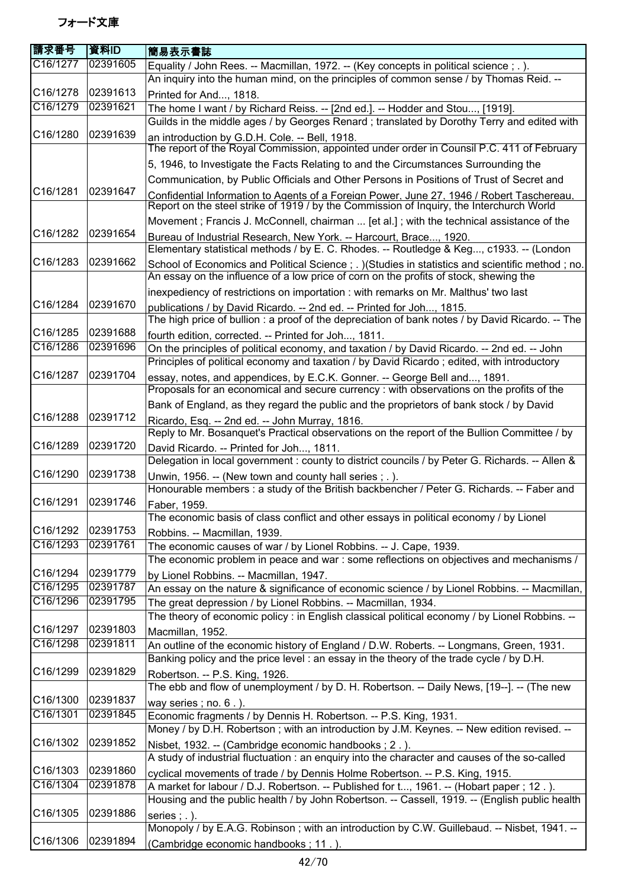フォード文庫

| 請求番号 | 資料ID | 簡易表示書誌 |
|---|---|---|
| C16/1277 | 02391605 | Equality / John Rees. -- Macmillan, 1972. -- (Key concepts in political science ; . ). |
| C16/1278 | 02391613 | An inquiry into the human mind, on the principles of common sense / by Thomas Reid. -- Printed for And..., 1818. |
| C16/1279 | 02391621 | The home I want / by Richard Reiss. -- [2nd ed.]. -- Hodder and Stou..., [1919]. |
| C16/1280 | 02391639 | Guilds in the middle ages / by Georges Renard ; translated by Dorothy Terry and edited with an introduction by G.D.H. Cole. -- Bell, 1918. |
| C16/1281 | 02391647 | The report of the Royal Commission, appointed under order in Counsil P.C. 411 of February 5, 1946, to Investigate the Facts Relating to and the Circumstances Surrounding the Communication, by Public Officials and Other Persons in Positions of Trust of Secret and Confidential Information to Agents of a Foreign Power, June 27, 1946 / Robert Taschereau, |
| C16/1282 | 02391654 | Report on the steel strike of 1919 / by the Commission of Inquiry, the Interchurch World Movement ; Francis J. McConnell, chairman ... [et al.] ; with the technical assistance of the Bureau of Industrial Research, New York. -- Harcourt, Brace..., 1920. |
| C16/1283 | 02391662 | Elementary statistical methods / by E. C. Rhodes. -- Routledge & Keg..., c1933. -- (London School of Economics and Political Science ; . )(Studies in statistics and scientific method ; no. |
| C16/1284 | 02391670 | An essay on the influence of a low price of corn on the profits of stock, shewing the inexpediency of restrictions on importation : with remarks on Mr. Malthus' two last publications / by David Ricardo. -- 2nd ed. -- Printed for Joh..., 1815. |
| C16/1285 | 02391688 | The high price of bullion : a proof of the depreciation of bank notes / by David Ricardo. -- The fourth edition, corrected. -- Printed for Joh..., 1811. |
| C16/1286 | 02391696 | On the principles of political economy, and taxation / by David Ricardo. -- 2nd ed. -- John |
| C16/1287 | 02391704 | Principles of political economy and taxation / by David Ricardo ; edited, with introductory essay, notes, and appendices, by E.C.K. Gonner. -- George Bell and..., 1891. |
| C16/1288 | 02391712 | Proposals for an economical and secure currency : with observations on the profits of the Bank of England, as they regard the public and the proprietors of bank stock / by David Ricardo, Esq. -- 2nd ed. -- John Murray, 1816. |
| C16/1289 | 02391720 | Reply to Mr. Bosanquet's Practical observations on the report of the Bullion Committee / by David Ricardo. -- Printed for Joh..., 1811. |
| C16/1290 | 02391738 | Delegation in local government : county to district councils / by Peter G. Richards. -- Allen & Unwin, 1956. -- (New town and county hall series ; . ). |
| C16/1291 | 02391746 | Honourable members : a study of the British backbencher / Peter G. Richards. -- Faber and Faber, 1959. |
| C16/1292 | 02391753 | The economic basis of class conflict and other essays in political economy / by Lionel Robbins. -- Macmillan, 1939. |
| C16/1293 | 02391761 | The economic causes of war / by Lionel Robbins. -- J. Cape, 1939. |
| C16/1294 | 02391779 | The economic problem in peace and war : some reflections on objectives and mechanisms / by Lionel Robbins. -- Macmillan, 1947. |
| C16/1295 | 02391787 | An essay on the nature & significance of economic science / by Lionel Robbins. -- Macmillan, |
| C16/1296 | 02391795 | The great depression / by Lionel Robbins. -- Macmillan, 1934. |
| C16/1297 | 02391803 | The theory of economic policy : in English classical political economy / by Lionel Robbins. -- Macmillan, 1952. |
| C16/1298 | 02391811 | An outline of the economic history of England / D.W. Roberts. -- Longmans, Green, 1931. |
| C16/1299 | 02391829 | Banking policy and the price level : an essay in the theory of the trade cycle / by D.H. Robertson. -- P.S. King, 1926. |
| C16/1300 | 02391837 | The ebb and flow of unemployment / by D. H. Robertson. -- Daily News, [19--]. -- (The new way series ; no. 6 . ). |
| C16/1301 | 02391845 | Economic fragments / by Dennis H. Robertson. -- P.S. King, 1931. |
| C16/1302 | 02391852 | Money / by D.H. Robertson ; with an introduction by J.M. Keynes. -- New edition revised. -- Nisbet, 1932. -- (Cambridge economic handbooks ; 2 . ). |
| C16/1303 | 02391860 | A study of industrial fluctuation : an enquiry into the character and causes of the so-called cyclical movements of trade / by Dennis Holme Robertson. -- P.S. King, 1915. |
| C16/1304 | 02391878 | A market for labour / D.J. Robertson. -- Published for t..., 1961. -- (Hobart paper ; 12 . ). |
| C16/1305 | 02391886 | Housing and the public health / by John Robertson. -- Cassell, 1919. -- (English public health series ; . ). |
| C16/1306 | 02391894 | Monopoly / by E.A.G. Robinson ; with an introduction by C.W. Guillebaud. -- Nisbet, 1941. -- (Cambridge economic handbooks ; 11 . ). |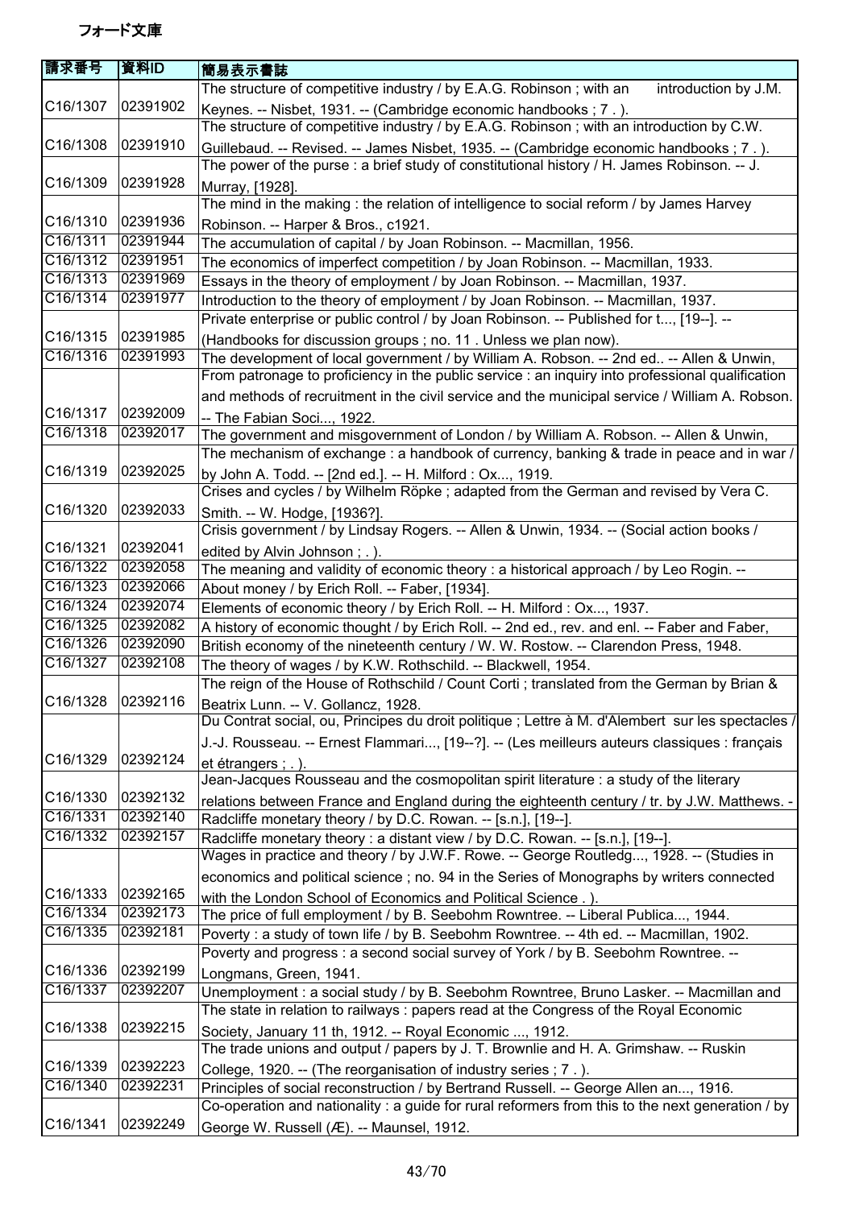# フォード文庫

| 請求番号 | 資料ID | 簡易表示書誌 |
| --- | --- | --- |
| C16/1307 | 02391902 | The structure of competitive industry / by E.A.G. Robinson ; with an introduction by J.M. Keynes. -- Nisbet, 1931. -- (Cambridge economic handbooks ; 7 . ). |
| C16/1308 | 02391910 | The structure of competitive industry / by E.A.G. Robinson ; with an introduction by C.W. Guillebaud. -- Revised. -- James Nisbet, 1935. -- (Cambridge economic handbooks ; 7 . ). |
| C16/1309 | 02391928 | The power of the purse : a brief study of constitutional history / H. James Robinson. -- J. Murray, [1928]. |
| C16/1310 | 02391936 | The mind in the making : the relation of intelligence to social reform / by James Harvey Robinson. -- Harper & Bros., c1921. |
| C16/1311 | 02391944 | The accumulation of capital / by Joan Robinson. -- Macmillan, 1956. |
| C16/1312 | 02391951 | The economics of imperfect competition / by Joan Robinson. -- Macmillan, 1933. |
| C16/1313 | 02391969 | Essays in the theory of employment / by Joan Robinson. -- Macmillan, 1937. |
| C16/1314 | 02391977 | Introduction to the theory of employment / by Joan Robinson. -- Macmillan, 1937. |
| C16/1315 | 02391985 | Private enterprise or public control / by Joan Robinson. -- Published for t..., [19--]. -- (Handbooks for discussion groups ; no. 11 . Unless we plan now). |
| C16/1316 | 02391993 | The development of local government / by William A. Robson. -- 2nd ed.. -- Allen & Unwin, |
| C16/1317 | 02392009 | From patronage to proficiency in the public service : an inquiry into professional qualification and methods of recruitment in the civil service and the municipal service / William A. Robson. -- The Fabian Soci..., 1922. |
| C16/1318 | 02392017 | The government and misgovernment of London / by William A. Robson. -- Allen & Unwin, |
| C16/1319 | 02392025 | The mechanism of exchange : a handbook of currency, banking & trade in peace and in war / by John A. Todd. -- [2nd ed.]. -- H. Milford : Ox..., 1919. |
| C16/1320 | 02392033 | Crises and cycles / by Wilhelm Röpke ; adapted from the German and revised by Vera C. Smith. -- W. Hodge, [1936?]. |
| C16/1321 | 02392041 | Crisis government / by Lindsay Rogers. -- Allen & Unwin, 1934. -- (Social action books / edited by Alvin Johnson ; . ). |
| C16/1322 | 02392058 | The meaning and validity of economic theory : a historical approach / by Leo Rogin. -- |
| C16/1323 | 02392066 | About money / by Erich Roll. -- Faber, [1934]. |
| C16/1324 | 02392074 | Elements of economic theory / by Erich Roll. -- H. Milford : Ox..., 1937. |
| C16/1325 | 02392082 | A history of economic thought / by Erich Roll. -- 2nd ed., rev. and enl. -- Faber and Faber, |
| C16/1326 | 02392090 | British economy of the nineteenth century / W. W. Rostow. -- Clarendon Press, 1948. |
| C16/1327 | 02392108 | The theory of wages / by K.W. Rothschild. -- Blackwell, 1954. |
| C16/1328 | 02392116 | The reign of the House of Rothschild / Count Corti ; translated from the German by Brian & Beatrix Lunn. -- V. Gollancz, 1928. |
| C16/1329 | 02392124 | Du Contrat social, ou, Principes du droit politique ; Lettre à M. d'Alembert sur les spectacles / J.-J. Rousseau. -- Ernest Flammari..., [19--?]. -- (Les meilleurs auteurs classiques : français et étrangers ; . ). |
| C16/1330 | 02392132 | Jean-Jacques Rousseau and the cosmopolitan spirit literature : a study of the literary relations between France and England during the eighteenth century / tr. by J.W. Matthews. - |
| C16/1331 | 02392140 | Radcliffe monetary theory / by D.C. Rowan. -- [s.n.], [19--]. |
| C16/1332 | 02392157 | Radcliffe monetary theory : a distant view / by D.C. Rowan. -- [s.n.], [19--]. |
| C16/1333 | 02392165 | Wages in practice and theory / by J.W.F. Rowe. -- George Routledg..., 1928. -- (Studies in economics and political science ; no. 94 in the Series of Monographs by writers connected with the London School of Economics and Political Science . ). |
| C16/1334 | 02392173 | The price of full employment / by B. Seebohm Rowntree. -- Liberal Publica..., 1944. |
| C16/1335 | 02392181 | Poverty : a study of town life / by B. Seebohm Rowntree. -- 4th ed. -- Macmillan, 1902. |
| C16/1336 | 02392199 | Poverty and progress : a second social survey of York / by B. Seebohm Rowntree. -- Longmans, Green, 1941. |
| C16/1337 | 02392207 | Unemployment : a social study / by B. Seebohm Rowntree, Bruno Lasker. -- Macmillan and |
| C16/1338 | 02392215 | The state in relation to railways : papers read at the Congress of the Royal Economic Society, January 11 th, 1912. -- Royal Economic ..., 1912. |
| C16/1339 | 02392223 | The trade unions and output / papers by J. T. Brownlie and H. A. Grimshaw. -- Ruskin College, 1920. -- (The reorganisation of industry series ; 7 . ). |
| C16/1340 | 02392231 | Principles of social reconstruction / by Bertrand Russell. -- George Allen an..., 1916. |
| C16/1341 | 02392249 | Co-operation and nationality : a guide for rural reformers from this to the next generation / by George W. Russell (Æ). -- Maunsel, 1912. |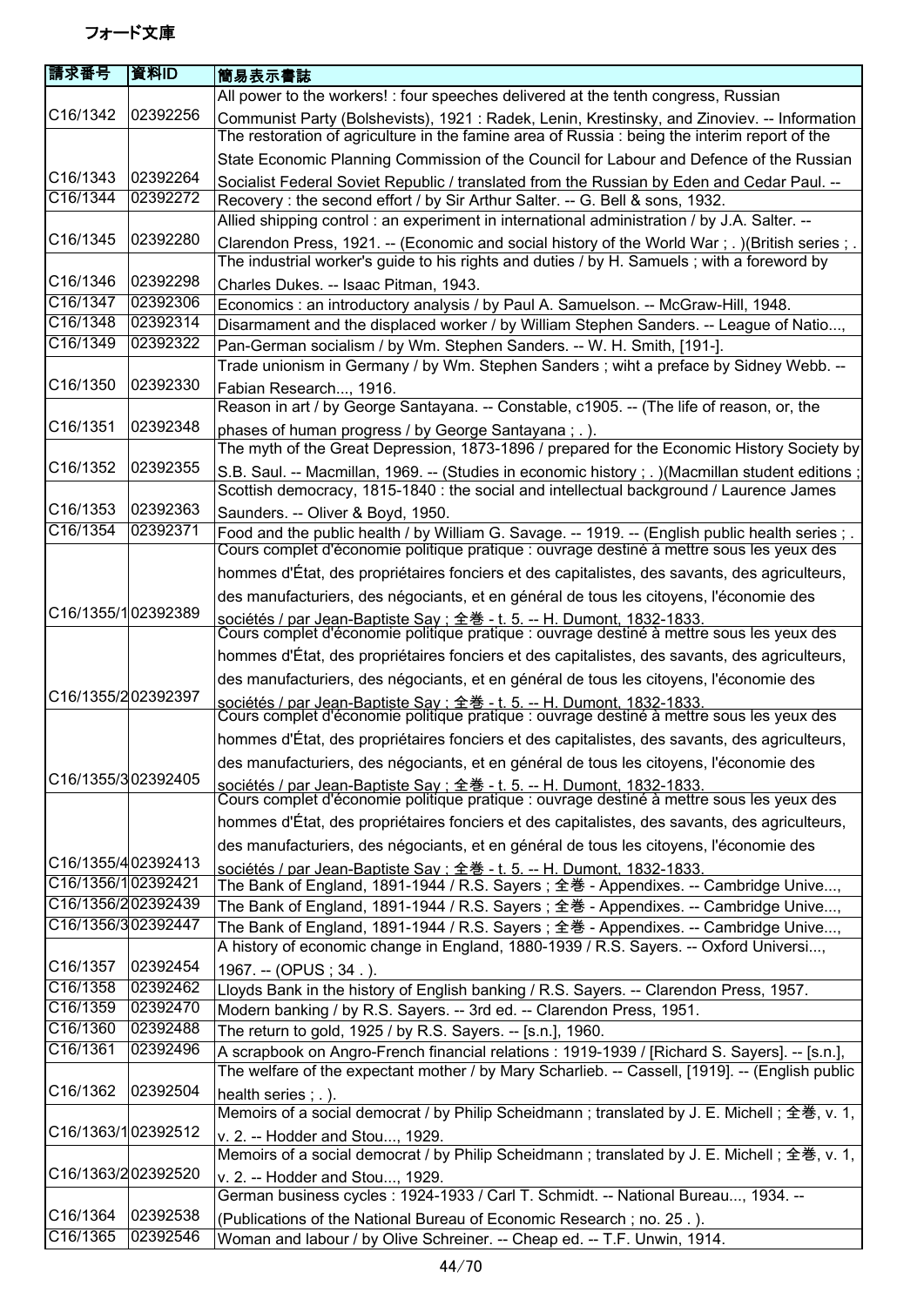フォード文庫

| 請求番号 | 資料ID | 簡易表示書誌 |
|---|---|---|
| C16/1342 | 02392256 | All power to the workers! : four speeches delivered at the tenth congress, Russian Communist Party (Bolshevists), 1921 : Radek, Lenin, Krestinsky, and Zinoviev. -- Information |
| C16/1343 | 02392264 | The restoration of agriculture in the famine area of Russia : being the interim report of the State Economic Planning Commission of the Council for Labour and Defence of the Russian Socialist Federal Soviet Republic / translated from the Russian by Eden and Cedar Paul. -- |
| C16/1344 | 02392272 | Recovery : the second effort / by Sir Arthur Salter. -- G. Bell & sons, 1932. |
| C16/1345 | 02392280 | Allied shipping control : an experiment in international administration / by J.A. Salter. -- Clarendon Press, 1921. -- (Economic and social history of the World War ; . )(British series ; . |
| C16/1346 | 02392298 | The industrial worker's guide to his rights and duties / by H. Samuels ; with a foreword by Charles Dukes. -- Isaac Pitman, 1943. |
| C16/1347 | 02392306 | Economics : an introductory analysis / by Paul A. Samuelson. -- McGraw-Hill, 1948. |
| C16/1348 | 02392314 | Disarmament and the displaced worker / by William Stephen Sanders. -- League of Natio..., |
| C16/1349 | 02392322 | Pan-German socialism / by Wm. Stephen Sanders. -- W. H. Smith, [191-]. |
| C16/1350 | 02392330 | Trade unionism in Germany / by Wm. Stephen Sanders ; wiht a preface by Sidney Webb. -- Fabian Research..., 1916. |
| C16/1351 | 02392348 | Reason in art / by George Santayana. -- Constable, c1905. -- (The life of reason, or, the phases of human progress / by George Santayana ; . ). |
| C16/1352 | 02392355 | The myth of the Great Depression, 1873-1896 / prepared for the Economic History Society by S.B. Saul. -- Macmillan, 1969. -- (Studies in economic history ; . )(Macmillan student editions ; |
| C16/1353 | 02392363 | Scottish democracy, 1815-1840 : the social and intellectual background / Laurence James Saunders. -- Oliver & Boyd, 1950. |
| C16/1354 | 02392371 | Food and the public health / by William G. Savage. -- 1919. -- (English public health series ; . |
| C16/1355/1 | 02392389 | Cours complet d'économie politique pratique : ouvrage destiné à mettre sous les yeux des hommes d'État, des propriétaires fonciers et des capitalistes, des savants, des agriculteurs, des manufacturiers, des négociants, et en général de tous les citoyens, l'économie des sociétés / par Jean-Baptiste Say ; 全巻 - t. 5. -- H. Dumont, 1832-1833. |
| C16/1355/2 | 02392397 | Cours complet d'économie politique pratique : ouvrage destiné à mettre sous les yeux des hommes d'État, des propriétaires fonciers et des capitalistes, des savants, des agriculteurs, des manufacturiers, des négociants, et en général de tous les citoyens, l'économie des sociétés / par Jean-Baptiste Say ; 全巻 - t. 5. -- H. Dumont, 1832-1833. |
| C16/1355/3 | 02392405 | Cours complet d'économie politique pratique : ouvrage destiné à mettre sous les yeux des hommes d'État, des propriétaires fonciers et des capitalistes, des savants, des agriculteurs, des manufacturiers, des négociants, et en général de tous les citoyens, l'économie des sociétés / par Jean-Baptiste Say ; 全巻 - t. 5. -- H. Dumont, 1832-1833. |
| C16/1355/4 | 02392413 | Cours complet d'économie politique pratique : ouvrage destiné à mettre sous les yeux des hommes d'État, des propriétaires fonciers et des capitalistes, des savants, des agriculteurs, des manufacturiers, des négociants, et en général de tous les citoyens, l'économie des sociétés / par Jean-Baptiste Say ; 全巻 - t. 5. -- H. Dumont, 1832-1833. |
| C16/1356/1 | 02392421 | The Bank of England, 1891-1944 / R.S. Sayers ; 全巻 - Appendixes. -- Cambridge Unive..., |
| C16/1356/2 | 02392439 | The Bank of England, 1891-1944 / R.S. Sayers ; 全巻 - Appendixes. -- Cambridge Unive..., |
| C16/1356/3 | 02392447 | The Bank of England, 1891-1944 / R.S. Sayers ; 全巻 - Appendixes. -- Cambridge Unive..., |
| C16/1357 | 02392454 | A history of economic change in England, 1880-1939 / R.S. Sayers. -- Oxford Universi..., 1967. -- (OPUS ; 34 . ). |
| C16/1358 | 02392462 | Lloyds Bank in the history of English banking / R.S. Sayers. -- Clarendon Press, 1957. |
| C16/1359 | 02392470 | Modern banking / by R.S. Sayers. -- 3rd ed. -- Clarendon Press, 1951. |
| C16/1360 | 02392488 | The return to gold, 1925 / by R.S. Sayers. -- [s.n.], 1960. |
| C16/1361 | 02392496 | A scrapbook on Angro-French financial relations : 1919-1939 / [Richard S. Sayers]. -- [s.n.], |
| C16/1362 | 02392504 | The welfare of the expectant mother / by Mary Scharlieb. -- Cassell, [1919]. -- (English public health series ; . ). |
| C16/1363/1 | 02392512 | Memoirs of a social democrat / by Philip Scheidmann ; translated by J. E. Michell ; 全巻, v. 1, v. 2. -- Hodder and Stou..., 1929. |
| C16/1363/2 | 02392520 | Memoirs of a social democrat / by Philip Scheidmann ; translated by J. E. Michell ; 全巻, v. 1, v. 2. -- Hodder and Stou..., 1929. |
| C16/1364 | 02392538 | German business cycles : 1924-1933 / Carl T. Schmidt. -- National Bureau..., 1934. -- (Publications of the National Bureau of Economic Research ; no. 25 . ). |
| C16/1365 | 02392546 | Woman and labour / by Olive Schreiner. -- Cheap ed. -- T.F. Unwin, 1914. |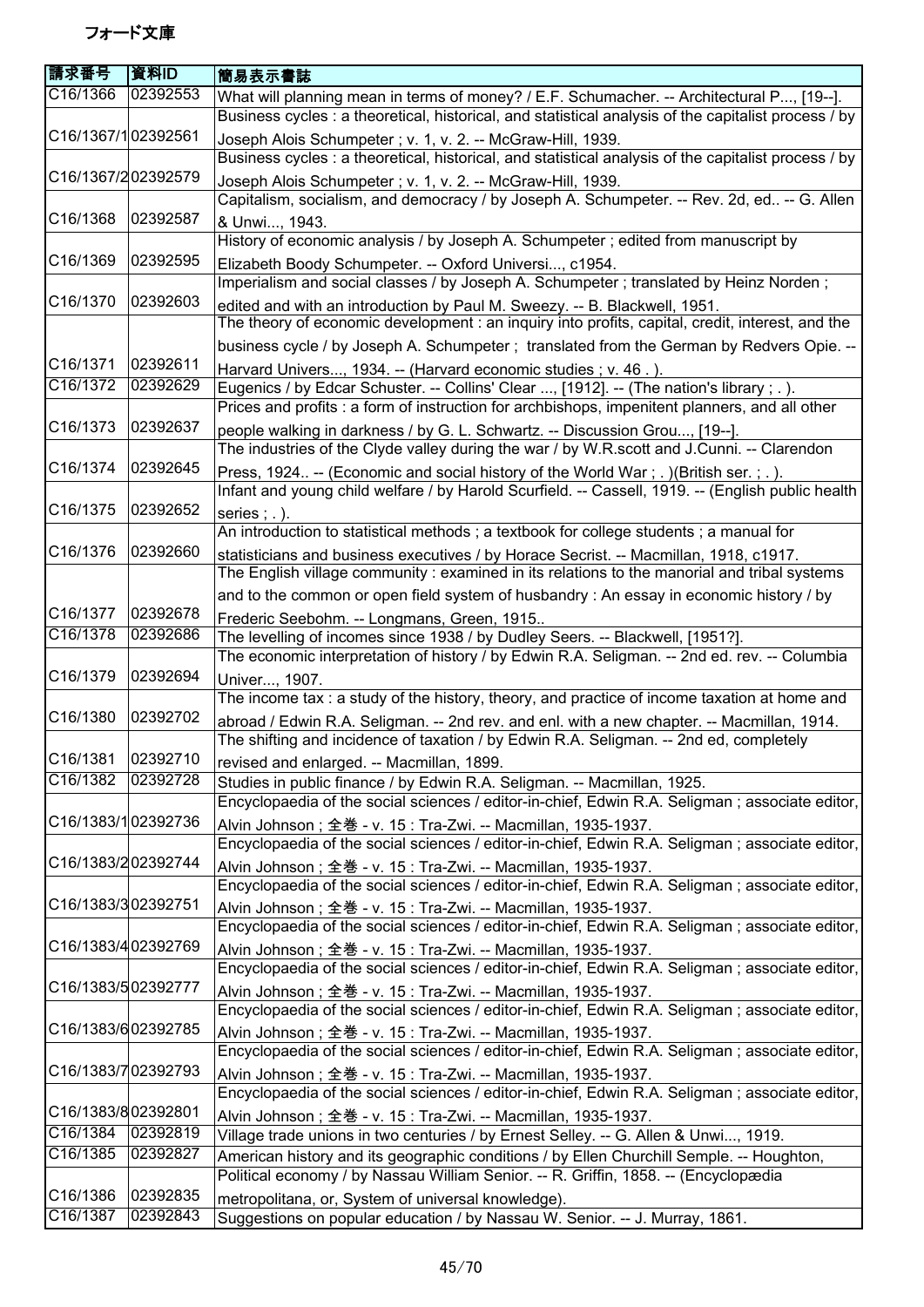フォード文庫

| 請求番号 | 資料ID | 簡易表示書誌 |
|---|---|---|
| C16/1366 | 02392553 | What will planning mean in terms of money? / E.F. Schumacher. -- Architectural P..., [19--]. |
| C16/1367/1 | 02392561 | Business cycles : a theoretical, historical, and statistical analysis of the capitalist process / by Joseph Alois Schumpeter ; v. 1, v. 2. -- McGraw-Hill, 1939. |
| C16/1367/2 | 02392579 | Business cycles : a theoretical, historical, and statistical analysis of the capitalist process / by Joseph Alois Schumpeter ; v. 1, v. 2. -- McGraw-Hill, 1939. |
| C16/1368 | 02392587 | Capitalism, socialism, and democracy / by Joseph A. Schumpeter. -- Rev. 2d, ed.. -- G. Allen & Unwi..., 1943. |
| C16/1369 | 02392595 | History of economic analysis / by Joseph A. Schumpeter ; edited from manuscript by Elizabeth Boody Schumpeter. -- Oxford Universi..., c1954. |
| C16/1370 | 02392603 | Imperialism and social classes / by Joseph A. Schumpeter ; translated by Heinz Norden ; edited and with an introduction by Paul M. Sweezy. -- B. Blackwell, 1951. |
| C16/1371 | 02392611 | The theory of economic development : an inquiry into profits, capital, credit, interest, and the business cycle / by Joseph A. Schumpeter ; translated from the German by Redvers Opie. -- Harvard Univers..., 1934. -- (Harvard economic studies ; v. 46 . ). |
| C16/1372 | 02392629 | Eugenics / by Edcar Schuster. -- Collins' Clear ..., [1912]. -- (The nation's library ; . ). |
| C16/1373 | 02392637 | Prices and profits : a form of instruction for archbishops, impenitent planners, and all other people walking in darkness / by G. L. Schwartz. -- Discussion Grou..., [19--]. |
| C16/1374 | 02392645 | The industries of the Clyde valley during the war / by W.R.scott and J.Cunni. -- Clarendon Press, 1924.. -- (Economic and social history of the World War ; . )(British ser. ; . ). |
| C16/1375 | 02392652 | Infant and young child welfare / by Harold Scurfield. -- Cassell, 1919. -- (English public health series ; . ). |
| C16/1376 | 02392660 | An introduction to statistical methods ; a textbook for college students ; a manual for statisticians and business executives / by Horace Secrist. -- Macmillan, 1918, c1917. |
| C16/1377 | 02392678 | The English village community : examined in its relations to the manorial and tribal systems and to the common or open field system of husbandry : An essay in economic history / by Frederic Seebohm. -- Longmans, Green, 1915.. |
| C16/1378 | 02392686 | The levelling of incomes since 1938 / by Dudley Seers. -- Blackwell, [1951?]. |
| C16/1379 | 02392694 | The economic interpretation of history / by Edwin R.A. Seligman. -- 2nd ed. rev. -- Columbia Univer..., 1907. |
| C16/1380 | 02392702 | The income tax : a study of the history, theory, and practice of income taxation at home and abroad / Edwin R.A. Seligman. -- 2nd rev. and enl. with a new chapter. -- Macmillan, 1914. |
| C16/1381 | 02392710 | The shifting and incidence of taxation / by Edwin R.A. Seligman. -- 2nd ed, completely revised and enlarged. -- Macmillan, 1899. |
| C16/1382 | 02392728 | Studies in public finance / by Edwin R.A. Seligman. -- Macmillan, 1925. |
| C16/1383/1 | 02392736 | Encyclopaedia of the social sciences / editor-in-chief, Edwin R.A. Seligman ; associate editor, Alvin Johnson ; 全巻 - v. 15 : Tra-Zwi. -- Macmillan, 1935-1937. |
| C16/1383/2 | 02392744 | Encyclopaedia of the social sciences / editor-in-chief, Edwin R.A. Seligman ; associate editor, Alvin Johnson ; 全巻 - v. 15 : Tra-Zwi. -- Macmillan, 1935-1937. |
| C16/1383/3 | 02392751 | Encyclopaedia of the social sciences / editor-in-chief, Edwin R.A. Seligman ; associate editor, Alvin Johnson ; 全巻 - v. 15 : Tra-Zwi. -- Macmillan, 1935-1937. |
| C16/1383/4 | 02392769 | Encyclopaedia of the social sciences / editor-in-chief, Edwin R.A. Seligman ; associate editor, Alvin Johnson ; 全巻 - v. 15 : Tra-Zwi. -- Macmillan, 1935-1937. |
| C16/1383/5 | 02392777 | Encyclopaedia of the social sciences / editor-in-chief, Edwin R.A. Seligman ; associate editor, Alvin Johnson ; 全巻 - v. 15 : Tra-Zwi. -- Macmillan, 1935-1937. |
| C16/1383/6 | 02392785 | Encyclopaedia of the social sciences / editor-in-chief, Edwin R.A. Seligman ; associate editor, Alvin Johnson ; 全巻 - v. 15 : Tra-Zwi. -- Macmillan, 1935-1937. |
| C16/1383/7 | 02392793 | Encyclopaedia of the social sciences / editor-in-chief, Edwin R.A. Seligman ; associate editor, Alvin Johnson ; 全巻 - v. 15 : Tra-Zwi. -- Macmillan, 1935-1937. |
| C16/1383/8 | 02392801 | Encyclopaedia of the social sciences / editor-in-chief, Edwin R.A. Seligman ; associate editor, Alvin Johnson ; 全巻 - v. 15 : Tra-Zwi. -- Macmillan, 1935-1937. |
| C16/1384 | 02392819 | Village trade unions in two centuries / by Ernest Selley. -- G. Allen & Unwi..., 1919. |
| C16/1385 | 02392827 | American history and its geographic conditions / by Ellen Churchill Semple. -- Houghton, |
| C16/1386 | 02392835 | Political economy / by Nassau William Senior. -- R. Griffin, 1858. -- (Encyclopædia metropolitana, or, System of universal knowledge). |
| C16/1387 | 02392843 | Suggestions on popular education / by Nassau W. Senior. -- J. Murray, 1861. |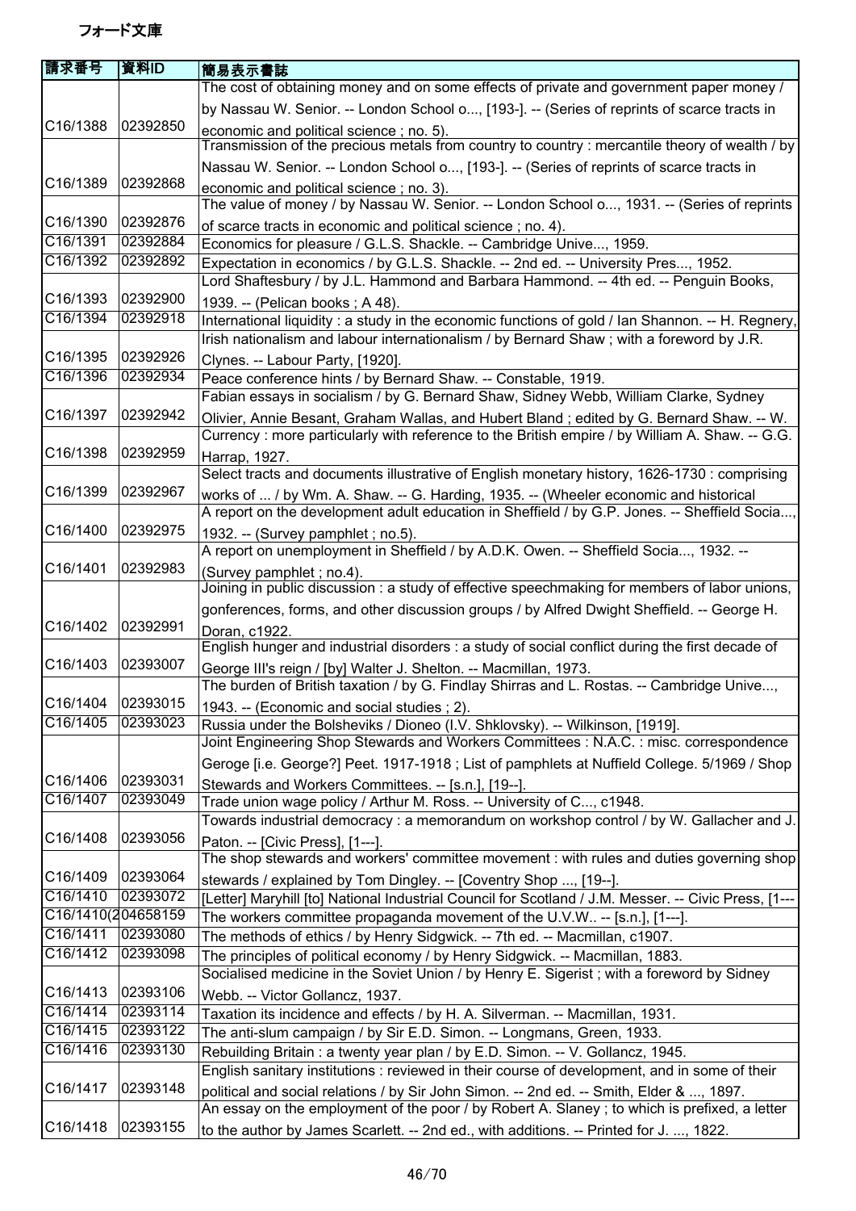フォード文庫

| 請求番号 | 資料ID | 簡易表示書誌 |
| --- | --- | --- |
| C16/1388 | 02392850 | The cost of obtaining money and on some effects of private and government paper money / by Nassau W. Senior. -- London School o..., [193-]. -- (Series of reprints of scarce tracts in economic and political science ; no. 5). |
| C16/1389 | 02392868 | Transmission of the precious metals from country to country : mercantile theory of wealth / by Nassau W. Senior. -- London School o..., [193-]. -- (Series of reprints of scarce tracts in economic and political science ; no. 3). |
| C16/1390 | 02392876 | The value of money / by Nassau W. Senior. -- London School o..., 1931. -- (Series of reprints of scarce tracts in economic and political science ; no. 4). |
| C16/1391 | 02392884 | Economics for pleasure / G.L.S. Shackle. -- Cambridge Unive..., 1959. |
| C16/1392 | 02392892 | Expectation in economics / by G.L.S. Shackle. -- 2nd ed. -- University Pres..., 1952. |
| C16/1393 | 02392900 | Lord Shaftesbury / by J.L. Hammond and Barbara Hammond. -- 4th ed. -- Penguin Books, 1939. -- (Pelican books ; A 48). |
| C16/1394 | 02392918 | International liquidity : a study in the economic functions of gold / Ian Shannon. -- H. Regnery, |
| C16/1395 | 02392926 | Irish nationalism and labour internationalism / by Bernard Shaw ; with a foreword by J.R. Clynes. -- Labour Party, [1920]. |
| C16/1396 | 02392934 | Peace conference hints / by Bernard Shaw. -- Constable, 1919. |
| C16/1397 | 02392942 | Fabian essays in socialism / by G. Bernard Shaw, Sidney Webb, William Clarke, Sydney Olivier, Annie Besant, Graham Wallas, and Hubert Bland ; edited by G. Bernard Shaw. -- W. |
| C16/1398 | 02392959 | Currency : more particularly with reference to the British empire / by William A. Shaw. -- G.G. Harrap, 1927. |
| C16/1399 | 02392967 | Select tracts and documents illustrative of English monetary history, 1626-1730 : comprising works of ... / by Wm. A. Shaw. -- G. Harding, 1935. -- (Wheeler economic and historical |
| C16/1400 | 02392975 | A report on the development adult education in Sheffield / by G.P. Jones. -- Sheffield Socia..., 1932. -- (Survey pamphlet ; no.5). |
| C16/1401 | 02392983 | A report on unemployment in Sheffield / by A.D.K. Owen. -- Sheffield Socia..., 1932. -- (Survey pamphlet ; no.4). |
| C16/1402 | 02392991 | Joining in public discussion : a study of effective speechmaking for members of labor unions, gonferences, forms, and other discussion groups / by Alfred Dwight Sheffield. -- George H. Doran, c1922. |
| C16/1403 | 02393007 | English hunger and industrial disorders : a study of social conflict during the first decade of George III's reign / [by] Walter J. Shelton. -- Macmillan, 1973. |
| C16/1404 | 02393015 | The burden of British taxation / by G. Findlay Shirras and L. Rostas. -- Cambridge Unive..., 1943. -- (Economic and social studies ; 2). |
| C16/1405 | 02393023 | Russia under the Bolsheviks / Dioneo (I.V. Shklovsky). -- Wilkinson, [1919]. |
| C16/1406 | 02393031 | Joint Engineering Shop Stewards and Workers Committees : N.A.C. : misc. correspondence Geroge [i.e. George?] Peet. 1917-1918 ; List of pamphlets at Nuffield College. 5/1969 / Shop Stewards and Workers Committees. -- [s.n.], [19--]. |
| C16/1407 | 02393049 | Trade union wage policy / Arthur M. Ross. -- University of C..., c1948. |
| C16/1408 | 02393056 | Towards industrial democracy : a memorandum on workshop control / by W. Gallacher and J. Paton. -- [Civic Press], [1---]. |
| C16/1409 | 02393064 | The shop stewards and workers' committee movement : with rules and duties governing shop stewards / explained by Tom Dingley. -- [Coventry Shop ..., [19--]. |
| C16/1410 | 02393072 | [Letter] Maryhill [to] National Industrial Council for Scotland / J.M. Messer. -- Civic Press, [1--- |
| C16/1410(2 | 04658159 | The workers committee propaganda movement of the U.V.W.. -- [s.n.], [1---]. |
| C16/1411 | 02393080 | The methods of ethics / by Henry Sidgwick. -- 7th ed. -- Macmillan, c1907. |
| C16/1412 | 02393098 | The principles of political economy / by Henry Sidgwick. -- Macmillan, 1883. |
| C16/1413 | 02393106 | Socialised medicine in the Soviet Union / by Henry E. Sigerist ; with a foreword by Sidney Webb. -- Victor Gollancz, 1937. |
| C16/1414 | 02393114 | Taxation its incidence and effects / by H. A. Silverman. -- Macmillan, 1931. |
| C16/1415 | 02393122 | The anti-slum campaign / by Sir E.D. Simon. -- Longmans, Green, 1933. |
| C16/1416 | 02393130 | Rebuilding Britain : a twenty year plan / by E.D. Simon. -- V. Gollancz, 1945. |
| C16/1417 | 02393148 | English sanitary institutions : reviewed in their course of development, and in some of their political and social relations / by Sir John Simon. -- 2nd ed. -- Smith, Elder & ..., 1897. |
| C16/1418 | 02393155 | An essay on the employment of the poor / by Robert A. Slaney ; to which is prefixed, a letter to the author by James Scarlett. -- 2nd ed., with additions. -- Printed for J. ..., 1822. |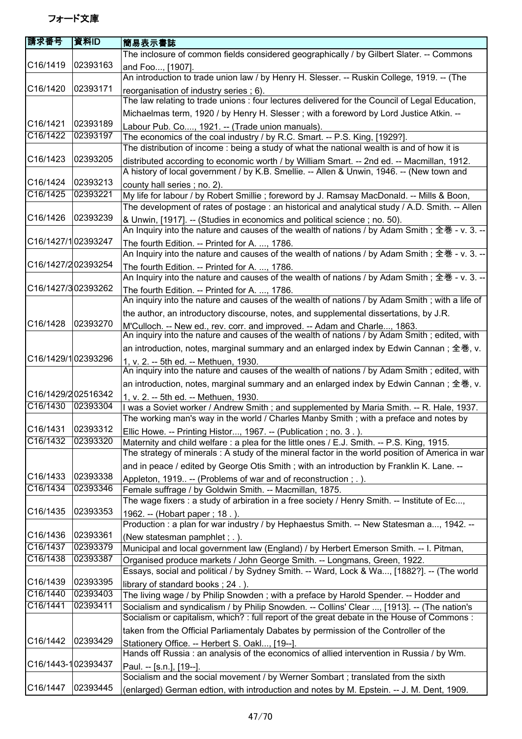フォード文庫

| 請求番号 | 資料ID | 簡易表示書誌 |
|---|---|---|
| C16/1419 | 02393163 | The inclosure of common fields considered geographically / by Gilbert Slater. -- Commons and Foo..., [1907]. |
| C16/1420 | 02393171 | An introduction to trade union law / by Henry H. Slesser. -- Ruskin College, 1919. -- (The reorganisation of industry series ; 6). |
| C16/1421 | 02393189 | The law relating to trade unions : four lectures delivered for the Council of Legal Education, Michaelmas term, 1920 / by Henry H. Slesser ; with a foreword by Lord Justice Atkin. -- Labour Pub. Co...., 1921. -- (Trade union manuals). |
| C16/1422 | 02393197 | The economics of the coal industry / by R.C. Smart. -- P.S. King, [1929?]. |
| C16/1423 | 02393205 | The distribution of income : being a study of what the national wealth is and of how it is distributed according to economic worth / by William Smart. -- 2nd ed. -- Macmillan, 1912. |
| C16/1424 | 02393213 | A history of local government / by K.B. Smellie. -- Allen & Unwin, 1946. -- (New town and county hall series ; no. 2). |
| C16/1425 | 02393221 | My life for labour / by Robert Smillie ; foreword by J. Ramsay MacDonald. -- Mills & Boon, |
| C16/1426 | 02393239 | The development of rates of postage : an historical and analytical study / A.D. Smith. -- Allen & Unwin, [1917]. -- (Studies in economics and political science ; no. 50). |
| C16/1427/1 | 02393247 | An Inquiry into the nature and causes of the wealth of nations / by Adam Smith ; 全巻 - v. 3. -- The fourth Edition. -- Printed for A. ..., 1786. |
| C16/1427/2 | 02393254 | An Inquiry into the nature and causes of the wealth of nations / by Adam Smith ; 全巻 - v. 3. -- The fourth Edition. -- Printed for A. ..., 1786. |
| C16/1427/3 | 02393262 | An Inquiry into the nature and causes of the wealth of nations / by Adam Smith ; 全巻 - v. 3. -- The fourth Edition. -- Printed for A. ..., 1786. |
| C16/1428 | 02393270 | An inquiry into the nature and causes of the wealth of nations / by Adam Smith ; with a life of the author, an introductory discourse, notes, and supplemental dissertations, by J.R. M'Culloch. -- New ed., rev. corr. and improved. -- Adam and Charle..., 1863. |
| C16/1429/1 | 02393296 | An inquiry into the nature and causes of the wealth of nations / by Adam Smith ; edited, with an introduction, notes, marginal summary and an enlarged index by Edwin Cannan ; 全巻, v. 1, v. 2. -- 5th ed. -- Methuen, 1930. |
| C16/1429/2 | 02516342 | An inquiry into the nature and causes of the wealth of nations / by Adam Smith ; edited, with an introduction, notes, marginal summary and an enlarged index by Edwin Cannan ; 全巻, v. 1, v. 2. -- 5th ed. -- Methuen, 1930. |
| C16/1430 | 02393304 | I was a Soviet worker / Andrew Smith ; and supplemented by Maria Smith. -- R. Hale, 1937. |
| C16/1431 | 02393312 | The working man's way in the world / Charles Manby Smith ; with a preface and notes by Ellic Howe. -- Printing Histor..., 1967. -- (Publication ; no. 3 . ). |
| C16/1432 | 02393320 | Maternity and child welfare : a plea for the little ones / E.J. Smith. -- P.S. King, 1915. |
| C16/1433 | 02393338 | The strategy of minerals : A study of the mineral factor in the world position of America in war and in peace / edited by George Otis Smith ; with an introduction by Franklin K. Lane. -- Appleton, 1919.. -- (Problems of war and of reconstruction ; . ). |
| C16/1434 | 02393346 | Female suffrage / by Goldwin Smith. -- Macmillan, 1875. |
| C16/1435 | 02393353 | The wage fixers : a study of arbiration in a free society / Henry Smith. -- Institute of Ec..., 1962. -- (Hobart paper ; 18 . ). |
| C16/1436 | 02393361 | Production : a plan for war industry / by Hephaestus Smith. -- New Statesman a..., 1942. -- (New statesman pamphlet ; . ). |
| C16/1437 | 02393379 | Municipal and local government law (England) / by Herbert Emerson Smith. -- I. Pitman, |
| C16/1438 | 02393387 | Organised produce markets / John George Smith. -- Longmans, Green, 1922. |
| C16/1439 | 02393395 | Essays, social and political / by Sydney Smith. -- Ward, Lock & Wa..., [1882?]. -- (The world library of standard books ; 24 . ). |
| C16/1440 | 02393403 | The living wage / by Philip Snowden ; with a preface by Harold Spender. -- Hodder and |
| C16/1441 | 02393411 | Socialism and syndicalism / by Philip Snowden. -- Collins' Clear ..., [1913]. -- (The nation's |
| C16/1442 | 02393429 | Socialism or capitalism, which? : full report of the great debate in the House of Commons : taken from the Official Parliamentaly Dabates by permission of the Controller of the Stationery Office. -- Herbert S. Oakl..., [19--]. |
| C16/1443-1 | 02393437 | Hands off Russia : an analysis of the economics of allied intervention in Russia / by Wm. Paul. -- [s.n.], [19--]. |
| C16/1447 | 02393445 | Socialism and the social movement / by Werner Sombart ; translated from the sixth (enlarged) German edtion, with introduction and notes by M. Epstein. -- J. M. Dent, 1909. |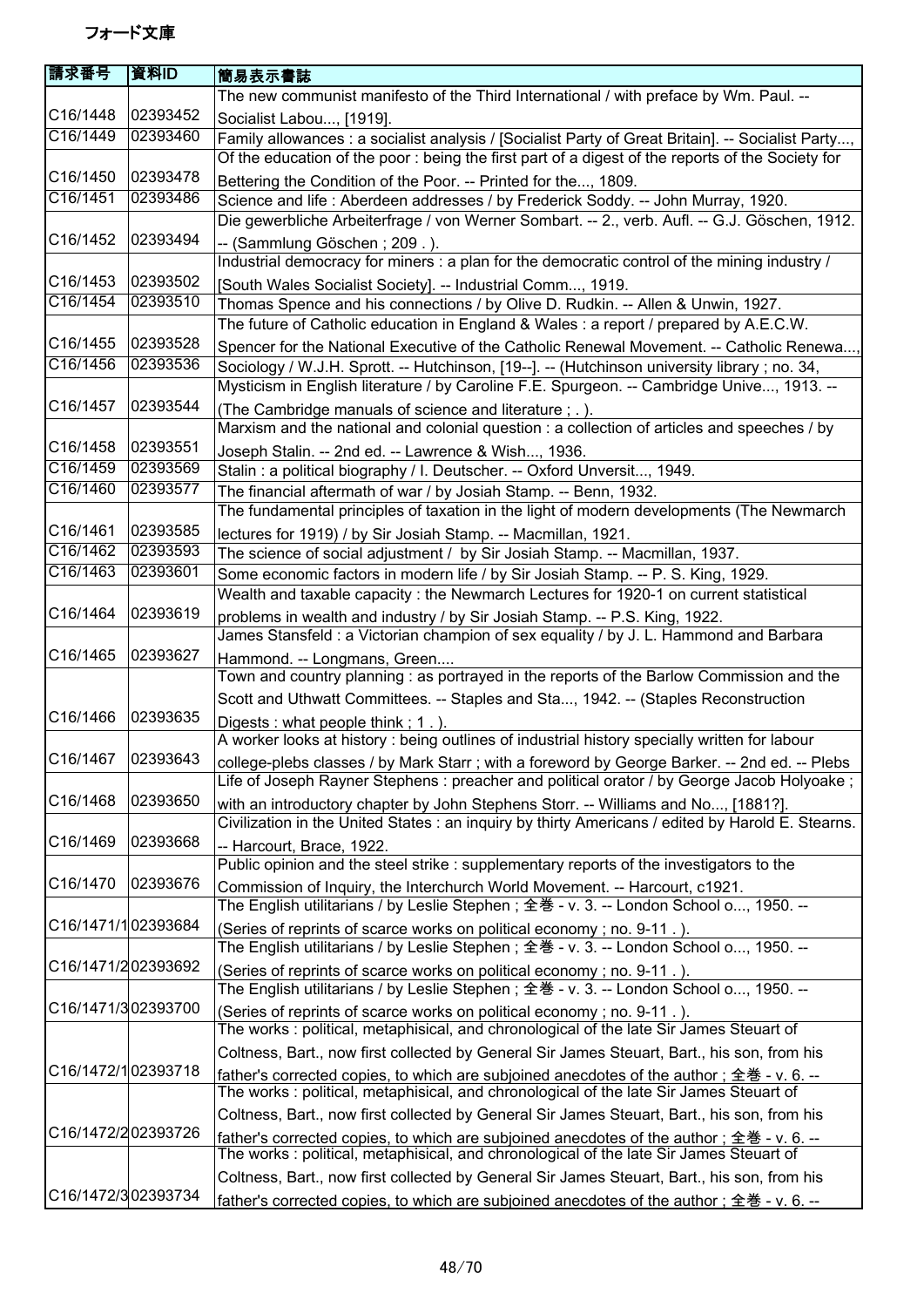# フォード文庫

| 請求番号 | 資料ID | 簡易表示書誌 |
|---|---|---|
| C16/1448 | 02393452 | The new communist manifesto of the Third International / with preface by Wm. Paul. -- Socialist Labou..., [1919]. |
| C16/1449 | 02393460 | Family allowances : a socialist analysis / [Socialist Party of Great Britain]. -- Socialist Party..., |
| C16/1450 | 02393478 | Of the education of the poor : being the first part of a digest of the reports of the Society for Bettering the Condition of the Poor. -- Printed for the..., 1809. |
| C16/1451 | 02393486 | Science and life : Aberdeen addresses / by Frederick Soddy. -- John Murray, 1920. |
| C16/1452 | 02393494 | Die gewerbliche Arbeiterfrage / von Werner Sombart. -- 2., verb. Aufl. -- G.J. Göschen, 1912. -- (Sammlung Göschen ; 209 . ). |
| C16/1453 | 02393502 | Industrial democracy for miners : a plan for the democratic control of the mining industry / [South Wales Socialist Society]. -- Industrial Comm..., 1919. |
| C16/1454 | 02393510 | Thomas Spence and his connections / by Olive D. Rudkin. -- Allen & Unwin, 1927. |
| C16/1455 | 02393528 | The future of Catholic education in England & Wales : a report / prepared by A.E.C.W. Spencer for the National Executive of the Catholic Renewal Movement. -- Catholic Renewa..., |
| C16/1456 | 02393536 | Sociology / W.J.H. Sprott. -- Hutchinson, [19--]. -- (Hutchinson university library ; no. 34, |
| C16/1457 | 02393544 | Mysticism in English literature / by Caroline F.E. Spurgeon. -- Cambridge Unive..., 1913. -- (The Cambridge manuals of science and literature ; . ). |
| C16/1458 | 02393551 | Marxism and the national and colonial question : a collection of articles and speeches / by Joseph Stalin. -- 2nd ed. -- Lawrence & Wish..., 1936. |
| C16/1459 | 02393569 | Stalin : a political biography / I. Deutscher. -- Oxford Unversit..., 1949. |
| C16/1460 | 02393577 | The financial aftermath of war / by Josiah Stamp. -- Benn, 1932. |
| C16/1461 | 02393585 | The fundamental principles of taxation in the light of modern developments (The Newmarch lectures for 1919) / by Sir Josiah Stamp. -- Macmillan, 1921. |
| C16/1462 | 02393593 | The science of social adjustment /  by Sir Josiah Stamp. -- Macmillan, 1937. |
| C16/1463 | 02393601 | Some economic factors in modern life / by Sir Josiah Stamp. -- P. S. King, 1929. |
| C16/1464 | 02393619 | Wealth and taxable capacity : the Newmarch Lectures for 1920-1 on current statistical problems in wealth and industry / by Sir Josiah Stamp. -- P.S. King, 1922. |
| C16/1465 | 02393627 | James Stansfeld : a Victorian champion of sex equality / by J. L. Hammond and Barbara Hammond. -- Longmans, Green.... |
| C16/1466 | 02393635 | Town and country planning : as portrayed in the reports of the Barlow Commission and the Scott and Uthwatt Committees. -- Staples and Sta..., 1942. -- (Staples Reconstruction Digests : what people think ; 1 . ). |
| C16/1467 | 02393643 | A worker looks at history : being outlines of industrial history specially written for labour college-plebs classes / by Mark Starr ; with a foreword by George Barker. -- 2nd ed. -- Plebs |
| C16/1468 | 02393650 | Life of Joseph Rayner Stephens : preacher and political orator / by George Jacob Holyoake ; with an introductory chapter by John Stephens Storr. -- Williams and No..., [1881?]. |
| C16/1469 | 02393668 | Civilization in the United States : an inquiry by thirty Americans / edited by Harold E. Stearns. -- Harcourt, Brace, 1922. |
| C16/1470 | 02393676 | Public opinion and the steel strike : supplementary reports of the investigators to the Commission of Inquiry, the Interchurch World Movement. -- Harcourt, c1921. |
| C16/1471/1 | 02393684 | The English utilitarians / by Leslie Stephen ; 全巻 - v. 3. -- London School o..., 1950. -- (Series of reprints of scarce works on political economy ; no. 9-11 . ). |
| C16/1471/2 | 02393692 | The English utilitarians / by Leslie Stephen ; 全巻 - v. 3. -- London School o..., 1950. -- (Series of reprints of scarce works on political economy ; no. 9-11 . ). |
| C16/1471/3 | 02393700 | The English utilitarians / by Leslie Stephen ; 全巻 - v. 3. -- London School o..., 1950. -- (Series of reprints of scarce works on political economy ; no. 9-11 . ). |
| C16/1472/1 | 02393718 | The works : political, metaphisical, and chronological of the late Sir James Steuart of Coltness, Bart., now first collected by General Sir James Steuart, Bart., his son, from his father's corrected copies, to which are subjoined anecdotes of the author ; 全巻 - v. 6. -- |
| C16/1472/2 | 02393726 | The works : political, metaphisical, and chronological of the late Sir James Steuart of Coltness, Bart., now first collected by General Sir James Steuart, Bart., his son, from his father's corrected copies, to which are subjoined anecdotes of the author ; 全巻 - v. 6. -- |
| C16/1472/3 | 02393734 | The works : political, metaphisical, and chronological of the late Sir James Steuart of Coltness, Bart., now first collected by General Sir James Steuart, Bart., his son, from his father's corrected copies, to which are subjoined anecdotes of the author ; 全巻 - v. 6. -- |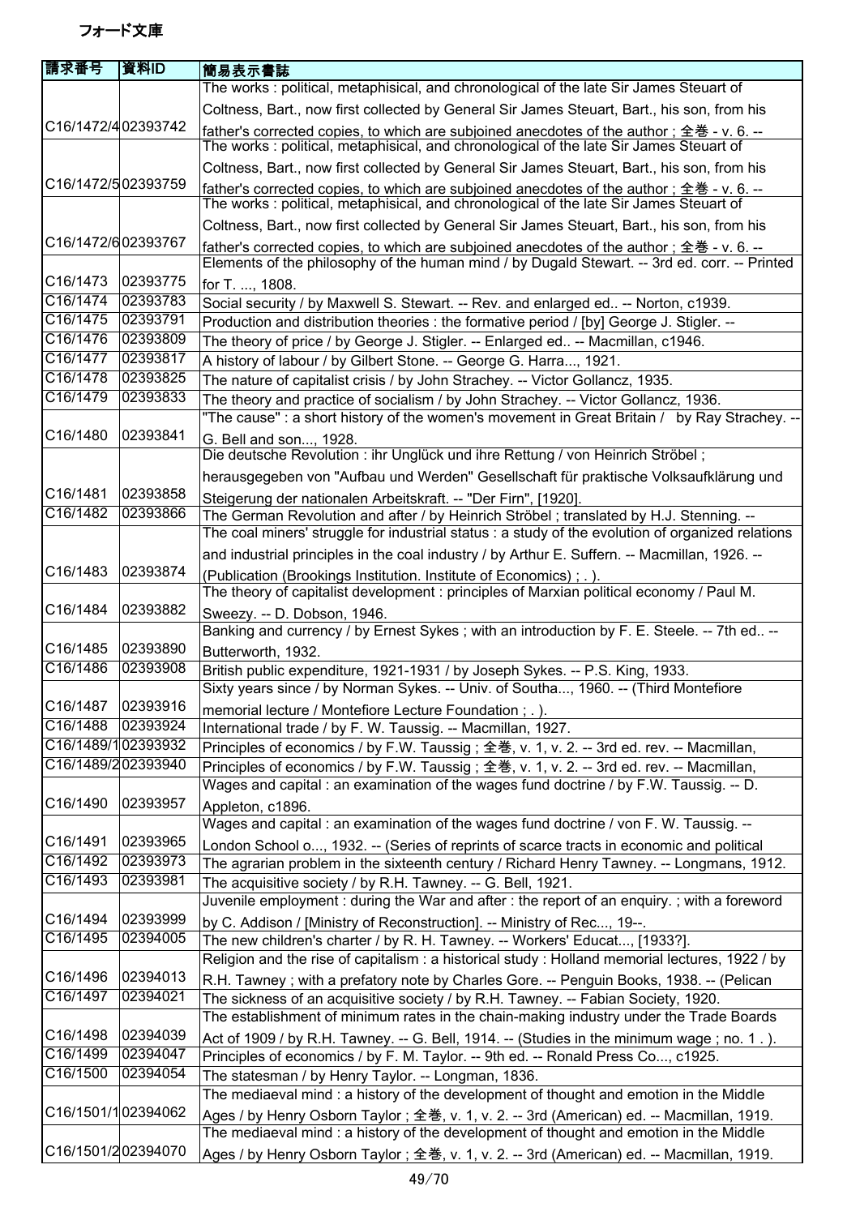フォード文庫

| 請求番号 | 資料ID | 簡易表示書誌 |
| --- | --- | --- |
| C16/1472/4 | 02393742 | The works : political, metaphisical, and chronological of the late Sir James Steuart of Coltness, Bart., now first collected by General Sir James Steuart, Bart., his son, from his father's corrected copies, to which are subjoined anecdotes of the author ; 全巻 - v. 6. -- |
| C16/1472/5 | 02393759 | The works : political, metaphisical, and chronological of the late Sir James Steuart of Coltness, Bart., now first collected by General Sir James Steuart, Bart., his son, from his father's corrected copies, to which are subjoined anecdotes of the author ; 全巻 - v. 6. -- |
| C16/1472/6 | 02393767 | The works : political, metaphisical, and chronological of the late Sir James Steuart of Coltness, Bart., now first collected by General Sir James Steuart, Bart., his son, from his father's corrected copies, to which are subjoined anecdotes of the author ; 全巻 - v. 6. -- |
| C16/1473 | 02393775 | Elements of the philosophy of the human mind / by Dugald Stewart. -- 3rd ed. corr. -- Printed for T. ..., 1808. |
| C16/1474 | 02393783 | Social security / by Maxwell S. Stewart. -- Rev. and enlarged ed.. -- Norton, c1939. |
| C16/1475 | 02393791 | Production and distribution theories : the formative period / [by] George J. Stigler. -- |
| C16/1476 | 02393809 | The theory of price / by George J. Stigler. -- Enlarged ed.. -- Macmillan, c1946. |
| C16/1477 | 02393817 | A history of labour / by Gilbert Stone. -- George G. Harra..., 1921. |
| C16/1478 | 02393825 | The nature of capitalist crisis / by John Strachey. -- Victor Gollancz, 1935. |
| C16/1479 | 02393833 | The theory and practice of socialism / by John Strachey. -- Victor Gollancz, 1936. |
| C16/1480 | 02393841 | "The cause" : a short history of the women's movement in Great Britain / by Ray Strachey. -- G. Bell and son..., 1928. |
| C16/1481 | 02393858 | Die deutsche Revolution : ihr Unglück und ihre Rettung / von Heinrich Ströbel ; herausgegeben von "Aufbau und Werden" Gesellschaft für praktische Volksaufklärung und Steigerung der nationalen Arbeitskraft. -- "Der Firn", [1920]. |
| C16/1482 | 02393866 | The German Revolution and after / by Heinrich Ströbel ; translated by H.J. Stenning. -- |
| C16/1483 | 02393874 | The coal miners' struggle for industrial status : a study of the evolution of organized relations and industrial principles in the coal industry / by Arthur E. Suffern. -- Macmillan, 1926. -- (Publication (Brookings Institution. Institute of Economics) ; . ). |
| C16/1484 | 02393882 | The theory of capitalist development : principles of Marxian political economy / Paul M. Sweezy. -- D. Dobson, 1946. |
| C16/1485 | 02393890 | Banking and currency / by Ernest Sykes ; with an introduction by F. E. Steele. -- 7th ed.. -- Butterworth, 1932. |
| C16/1486 | 02393908 | British public expenditure, 1921-1931 / by Joseph Sykes. -- P.S. King, 1933. |
| C16/1487 | 02393916 | Sixty years since / by Norman Sykes. -- Univ. of Southa..., 1960. -- (Third Montefiore memorial lecture / Montefiore Lecture Foundation ; . ). |
| C16/1488 | 02393924 | International trade / by F. W. Taussig. -- Macmillan, 1927. |
| C16/1489/1 | 02393932 | Principles of economics / by F.W. Taussig ; 全巻, v. 1, v. 2. -- 3rd ed. rev. -- Macmillan, |
| C16/1489/2 | 02393940 | Principles of economics / by F.W. Taussig ; 全巻, v. 1, v. 2. -- 3rd ed. rev. -- Macmillan, |
| C16/1490 | 02393957 | Wages and capital : an examination of the wages fund doctrine / by F.W. Taussig. -- D. Appleton, c1896. |
| C16/1491 | 02393965 | Wages and capital : an examination of the wages fund doctrine / von F. W. Taussig. -- London School o..., 1932. -- (Series of reprints of scarce tracts in economic and political |
| C16/1492 | 02393973 | The agrarian problem in the sixteenth century / Richard Henry Tawney. -- Longmans, 1912. |
| C16/1493 | 02393981 | The acquisitive society / by R.H. Tawney. -- G. Bell, 1921. |
| C16/1494 | 02393999 | Juvenile employment : during the War and after : the report of an enquiry. ; with a foreword by C. Addison / [Ministry of Reconstruction]. -- Ministry of Rec..., 19--. |
| C16/1495 | 02394005 | The new children's charter / by R. H. Tawney. -- Workers' Educat..., [1933?]. |
| C16/1496 | 02394013 | Religion and the rise of capitalism : a historical study : Holland memorial lectures, 1922 / by R.H. Tawney ; with a prefatory note by Charles Gore. -- Penguin Books, 1938. -- (Pelican |
| C16/1497 | 02394021 | The sickness of an acquisitive society / by R.H. Tawney. -- Fabian Society, 1920. |
| C16/1498 | 02394039 | The establishment of minimum rates in the chain-making industry under the Trade Boards Act of 1909 / by R.H. Tawney. -- G. Bell, 1914. -- (Studies in the minimum wage ; no. 1 . ). |
| C16/1499 | 02394047 | Principles of economics / by F. M. Taylor. -- 9th ed. -- Ronald Press Co..., c1925. |
| C16/1500 | 02394054 | The statesman / by Henry Taylor. -- Longman, 1836. |
| C16/1501/1 | 02394062 | The mediaeval mind : a history of the development of thought and emotion in the Middle Ages / by Henry Osborn Taylor ; 全巻, v. 1, v. 2. -- 3rd (American) ed. -- Macmillan, 1919. |
| C16/1501/2 | 02394070 | The mediaeval mind : a history of the development of thought and emotion in the Middle Ages / by Henry Osborn Taylor ; 全巻, v. 1, v. 2. -- 3rd (American) ed. -- Macmillan, 1919. |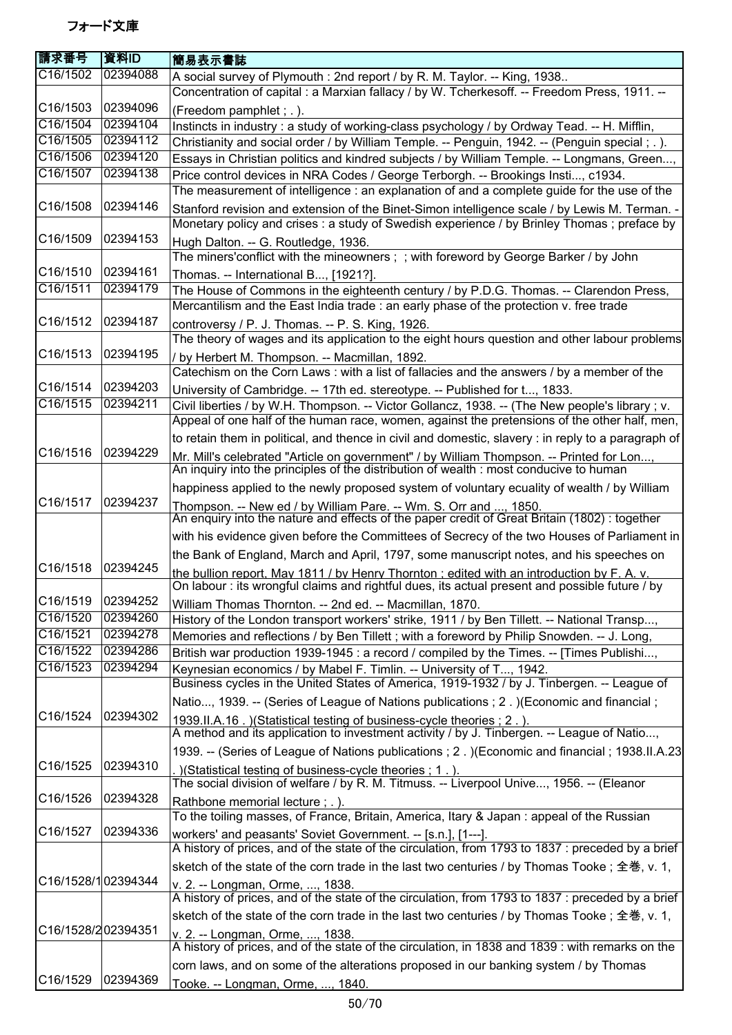フォード文庫

| 請求番号 | 資料ID | 簡易表示書誌 |
| --- | --- | --- |
| C16/1502 | 02394088 | A social survey of Plymouth : 2nd report / by R. M. Taylor. -- King, 1938.. |
| C16/1503 | 02394096 | Concentration of capital : a Marxian fallacy / by W. Tcherkesoff. -- Freedom Press, 1911. -- (Freedom pamphlet ; . ). |
| C16/1504 | 02394104 | Instincts in industry : a study of working-class psychology / by Ordway Tead. -- H. Mifflin, |
| C16/1505 | 02394112 | Christianity and social order / by William Temple. -- Penguin, 1942. -- (Penguin special ; . ). |
| C16/1506 | 02394120 | Essays in Christian politics and kindred subjects / by William Temple. -- Longmans, Green..., |
| C16/1507 | 02394138 | Price control devices in NRA Codes / George Terborgh. -- Brookings Insti..., c1934. |
| C16/1508 | 02394146 | The measurement of intelligence : an explanation of and a complete guide for the use of the Stanford revision and extension of the Binet-Simon intelligence scale / by Lewis M. Terman. - |
| C16/1509 | 02394153 | Monetary policy and crises : a study of Swedish experience / by Brinley Thomas ; preface by Hugh Dalton. -- G. Routledge, 1936. |
| C16/1510 | 02394161 | The miners'conflict with the mineowners ; ; with foreword by George Barker / by John Thomas. -- International B..., [1921?]. |
| C16/1511 | 02394179 | The House of Commons in the eighteenth century / by P.D.G. Thomas. -- Clarendon Press, |
| C16/1512 | 02394187 | Mercantilism and the East India trade : an early phase of the protection v. free trade controversy / P. J. Thomas. -- P. S. King, 1926. |
| C16/1513 | 02394195 | The theory of wages and its application to the eight hours question and other labour problems / by Herbert M. Thompson. -- Macmillan, 1892. |
| C16/1514 | 02394203 | Catechism on the Corn Laws : with a list of fallacies and the answers / by a member of the University of Cambridge. -- 17th ed. stereotype. -- Published for t..., 1833. |
| C16/1515 | 02394211 | Civil liberties / by W.H. Thompson. -- Victor Gollancz, 1938. -- (The New people's library ; v. |
| C16/1516 | 02394229 | Appeal of one half of the human race, women, against the pretensions of the other half, men, to retain them in political, and thence in civil and domestic, slavery : in reply to a paragraph of Mr. Mill's celebrated "Article on government" / by William Thompson. -- Printed for Lon..., |
| C16/1517 | 02394237 | An inquiry into the principles of the distribution of wealth : most conducive to human happiness applied to the newly proposed system of voluntary ecuality of wealth / by William Thompson. -- New ed / by William Pare. -- Wm. S. Orr and ..., 1850. |
| C16/1518 | 02394245 | An enquiry into the nature and effects of the paper credit of Great Britain (1802) : together with his evidence given before the Committees of Secrecy of the two Houses of Parliament in the Bank of England, March and April, 1797, some manuscript notes, and his speeches on the bullion report, May 1811 / by Henry Thornton ; edited with an introduction by F. A. v. |
| C16/1519 | 02394252 | On labour : its wrongful claims and rightful dues, its actual present and possible future / by William Thomas Thornton. -- 2nd ed. -- Macmillan, 1870. |
| C16/1520 | 02394260 | History of the London transport workers' strike, 1911 / by Ben Tillett. -- National Transp..., |
| C16/1521 | 02394278 | Memories and reflections / by Ben Tillett ; with a foreword by Philip Snowden. -- J. Long, |
| C16/1522 | 02394286 | British war production 1939-1945 : a record / compiled by the Times. -- [Times Publishi..., |
| C16/1523 | 02394294 | Keynesian economics / by Mabel F. Timlin. -- University of T..., 1942. |
| C16/1524 | 02394302 | Business cycles in the United States of America, 1919-1932 / by J. Tinbergen. -- League of Natio..., 1939. -- (Series of League of Nations publications ; 2 . )(Economic and financial ; 1939.II.A.16 . )(Statistical testing of business-cycle theories ; 2 . ). |
| C16/1525 | 02394310 | A method and its application to investment activity / by J. Tinbergen. -- League of Natio..., 1939. -- (Series of League of Nations publications ; 2 . )(Economic and financial ; 1938.II.A.23 . )(Statistical testing of business-cycle theories ; 1 . ). |
| C16/1526 | 02394328 | The social division of welfare / by R. M. Titmuss. -- Liverpool Unive..., 1956. -- (Eleanor Rathbone memorial lecture ; . ). |
| C16/1527 | 02394336 | To the toiling masses, of France, Britain, America, Itary & Japan : appeal of the Russian workers' and peasants' Soviet Government. -- [s.n.], [1---]. |
| C16/1528/1 | 02394344 | A history of prices, and of the state of the circulation, from 1793 to 1837 : preceded by a brief sketch of the state of the corn trade in the last two centuries / by Thomas Tooke ; 全巻, v. 1, v. 2. -- Longman, Orme, ..., 1838. |
| C16/1528/2 | 02394351 | A history of prices, and of the state of the circulation, from 1793 to 1837 : preceded by a brief sketch of the state of the corn trade in the last two centuries / by Thomas Tooke ; 全巻, v. 1, v. 2. -- Longman, Orme, ..., 1838. |
| C16/1529 | 02394369 | A history of prices, and of the state of the circulation, in 1838 and 1839 : with remarks on the corn laws, and on some of the alterations proposed in our banking system / by Thomas Tooke. -- Longman, Orme, ..., 1840. |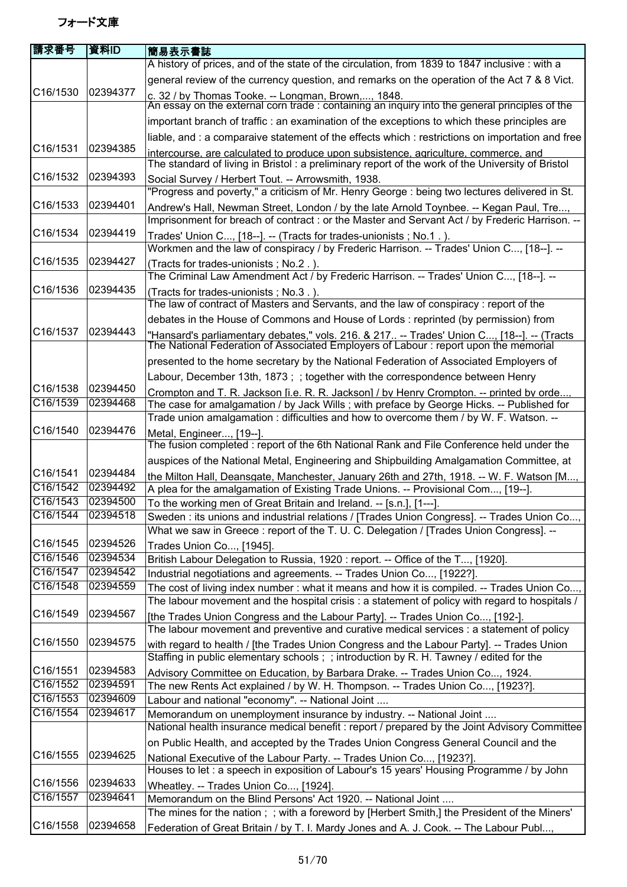フォード文庫

| 請求番号 | 資料ID | 簡易表示書誌 |
|---|---|---|
| C16/1530 | 02394377 | A history of prices, and of the state of the circulation, from 1839 to 1847 inclusive : with a general review of the currency question, and remarks on the operation of the Act 7 & 8 Vict. c. 32 / by Thomas Tooke. -- Longman, Brown,..., 1848. |
| C16/1531 | 02394385 | An essay on the external corn trade : containing an inquiry into the general principles of the important branch of traffic : an examination of the exceptions to which these principles are liable, and : a comparaive statement of the effects which : restrictions on importation and free intercourse, are calculated to produce upon subsistence, agriculture, commerce, and |
| C16/1532 | 02394393 | The standard of living in Bristol : a preliminary report of the work of the University of Bristol Social Survey / Herbert Tout. -- Arrowsmith, 1938. |
| C16/1533 | 02394401 | "Progress and poverty," a criticism of Mr. Henry George : being two lectures delivered in St. Andrew's Hall, Newman Street, London / by the late Arnold Toynbee. -- Kegan Paul, Tre..., |
| C16/1534 | 02394419 | Imprisonment for breach of contract : or the Master and Servant Act / by Frederic Harrison. -- Trades' Union C..., [18--]. -- (Tracts for trades-unionists ; No.1 . ). |
| C16/1535 | 02394427 | Workmen and the law of conspiracy / by Frederic Harrison. -- Trades' Union C..., [18--]. -- (Tracts for trades-unionists ; No.2 . ). |
| C16/1536 | 02394435 | The Criminal Law Amendment Act / by Frederic Harrison. -- Trades' Union C..., [18--]. -- (Tracts for trades-unionists ; No.3 . ). |
| C16/1537 | 02394443 | The law of contract of Masters and Servants, and the law of conspiracy : report of the debates in the House of Commons and House of Lords : reprinted (by permission) from "Hansard's parliamentary debates," vols. 216. & 217.. -- Trades' Union C..., [18--]. -- (Tracts |
| C16/1538 | 02394450 | The National Federation of Associated Employers of Labour : report upon the memorial presented to the home secretary by the National Federation of Associated Employers of Labour, December 13th, 1873 ; ; together with the correspondence between Henry Crompton and T. R. Jackson [i.e. R. R. Jackson] / by Henry Crompton. -- printed by orde..., |
| C16/1539 | 02394468 | The case for amalgamation / by Jack Wills ; with preface by George Hicks. -- Published for |
| C16/1540 | 02394476 | Trade union amalgamation : difficulties and how to overcome them / by W. F. Watson. -- Metal, Engineer..., [19--]. |
| C16/1541 | 02394484 | The fusion completed : report of the 6th National Rank and File Conference held under the auspices of the National Metal, Engineering and Shipbuilding Amalgamation Committee, at the Milton Hall, Deansgate, Manchester, January 26th and 27th, 1918. -- W. F. Watson [M..., |
| C16/1542 | 02394492 | A plea for the amalgamation of Existing Trade Unions. -- Provisional Com..., [19--]. |
| C16/1543 | 02394500 | To the working men of Great Britain and Ireland. -- [s.n.], [1---]. |
| C16/1544 | 02394518 | Sweden : its unions and industrial relations / [Trades Union Congress]. -- Trades Union Co..., |
| C16/1545 | 02394526 | What we saw in Greece : report of the T. U. C. Delegation / [Trades Union Congress]. -- Trades Union Co..., [1945]. |
| C16/1546 | 02394534 | British Labour Delegation to Russia, 1920 : report. -- Office of the T..., [1920]. |
| C16/1547 | 02394542 | Industrial negotiations and agreements. -- Trades Union Co..., [1922?]. |
| C16/1548 | 02394559 | The cost of living index number : what it means and how it is compiled. -- Trades Union Co..., |
| C16/1549 | 02394567 | The labour movement and the hospital crisis : a statement of policy with regard to hospitals / [the Trades Union Congress and the Labour Party]. -- Trades Union Co..., [192-]. |
| C16/1550 | 02394575 | The labour movement and preventive and curative medical services : a statement of policy with regard to health / [the Trades Union Congress and the Labour Party]. -- Trades Union |
| C16/1551 | 02394583 | Staffing in public elementary schools ; ; introduction by R. H. Tawney / edited for the Advisory Committee on Education, by Barbara Drake. -- Trades Union Co..., 1924. |
| C16/1552 | 02394591 | The new Rents Act explained / by W. H. Thompson. -- Trades Union Co..., [1923?]. |
| C16/1553 | 02394609 | Labour and national "economy". -- National Joint .... |
| C16/1554 | 02394617 | Memorandum on unemployment insurance by industry. -- National Joint .... |
| C16/1555 | 02394625 | National health insurance medical benefit : report / prepared by the Joint Advisory Committee on Public Health, and accepted by the Trades Union Congress General Council and the National Executive of the Labour Party. -- Trades Union Co..., [1923?]. |
| C16/1556 | 02394633 | Houses to let : a speech in exposition of Labour's 15 years' Housing Programme / by John Wheatley. -- Trades Union Co..., [1924]. |
| C16/1557 | 02394641 | Memorandum on the Blind Persons' Act 1920. -- National Joint .... |
| C16/1558 | 02394658 | The mines for the nation ; ; with a foreword by [Herbert Smith,] the President of the Miners' Federation of Great Britain / by T. I. Mardy Jones and A. J. Cook. -- The Labour Publ..., |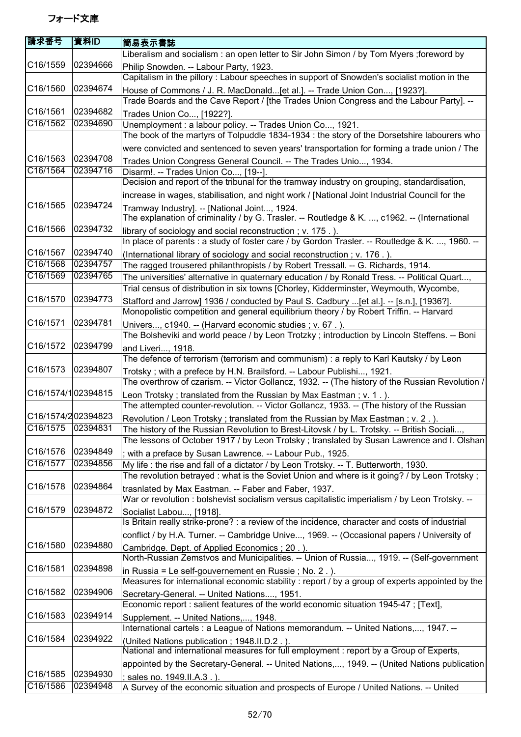# フォード文庫

| 請求番号 | 資料ID | 簡易表示書誌 |
|---|---|---|
| C16/1559 | 02394666 | Liberalism and socialism : an open letter to Sir John Simon / by Tom Myers ;foreword by Philip Snowden. -- Labour Party, 1923. |
| C16/1560 | 02394674 | Capitalism in the pillory : Labour speeches in support of Snowden's socialist motion in the House of Commons / J. R. MacDonald...[et al.]. -- Trade Union Con..., [1923?]. |
| C16/1561 | 02394682 | Trade Boards and the Cave Report / [the Trades Union Congress and the Labour Party]. -- Trades Union Co..., [1922?]. |
| C16/1562 | 02394690 | Unemployment : a labour policy. -- Trades Union Co..., 1921. |
| C16/1563 | 02394708 | The book of the martyrs of Tolpuddle 1834-1934 : the story of the Dorsetshire labourers who were convicted and sentenced to seven years' transportation for forming a trade union / The Trades Union Congress General Council. -- The Trades Unio..., 1934. |
| C16/1564 | 02394716 | Disarm!. -- Trades Union Co..., [19--]. |
| C16/1565 | 02394724 | Decision and report of the tribunal for the tramway industry on grouping, standardisation, increase in wages, stabilisation, and night work / [National Joint Industrial Council for the Tramway Industry]. -- [National Joint..., 1924. |
| C16/1566 | 02394732 | The explanation of criminality / by G. Trasler. -- Routledge & K. ..., c1962. -- (International library of sociology and social reconstruction ; v. 175 . ). |
| C16/1567 | 02394740 | In place of parents : a study of foster care / by Gordon Trasler. -- Routledge & K. ..., 1960. -- (International library of sociology and social reconstruction ; v. 176 . ). |
| C16/1568 | 02394757 | The ragged trousered philanthropists / by Robert Tressall. -- G. Richards, 1914. |
| C16/1569 | 02394765 | The universities' alternative in quaternary education / by Ronald Tress. -- Political Quart..., |
| C16/1570 | 02394773 | Trial census of distribution in six towns [Chorley, Kidderminster, Weymouth, Wycombe, Stafford and Jarrow] 1936 / conducted by Paul S. Cadbury ...[et al.]. -- [s.n.], [1936?]. |
| C16/1571 | 02394781 | Monopolistic competition and general equilibrium theory / by Robert Triffin. -- Harvard Univers..., c1940. -- (Harvard economic studies ; v. 67 . ). |
| C16/1572 | 02394799 | The Bolsheviki and world peace / by Leon Trotzky ; introduction by Lincoln Steffens. -- Boni and Liveri..., 1918. |
| C16/1573 | 02394807 | The defence of terrorism (terrorism and communism) : a reply to Karl Kautsky / by Leon Trotsky ; with a prefece by H.N. Brailsford. -- Labour Publishi..., 1921. |
| C16/1574/1 | 02394815 | The overthrow of czarism. -- Victor Gollancz, 1932. -- (The history of the Russian Revolution / Leon Trotsky ; translated from the Russian by Max Eastman ; v. 1 . ). |
| C16/1574/2 | 02394823 | The attempted counter-revolution. -- Victor Gollancz, 1933. -- (The history of the Russian Revolution / Leon Trotsky ; translated from the Russian by Max Eastman ; v. 2 . ). |
| C16/1575 | 02394831 | The history of the Russian Revolution to Brest-Litovsk / by L. Trotsky. -- British Sociali..., |
| C16/1576 | 02394849 | The lessons of October 1917 / by Leon Trotsky ; translated by Susan Lawrence and I. Olshan ; with a preface by Susan Lawrence. -- Labour Pub., 1925. |
| C16/1577 | 02394856 | My life : the rise and fall of a dictator / by Leon Trotsky. -- T. Butterworth, 1930. |
| C16/1578 | 02394864 | The revolution betrayed : what is the Soviet Union and where is it going? / by Leon Trotsky ; trasnlated by Max Eastman. -- Faber and Faber, 1937. |
| C16/1579 | 02394872 | War or revolution : bolshevist socialism versus capitalistic imperialism / by Leon Trotsky. -- Socialist Labou..., [1918]. |
| C16/1580 | 02394880 | Is Britain really strike-prone? : a review of the incidence, character and costs of industrial conflict / by H.A. Turner. -- Cambridge Unive..., 1969. -- (Occasional papers / University of Cambridge. Dept. of Applied Economics ; 20 . ). |
| C16/1581 | 02394898 | North-Russian Zemstvos and Municipalities. -- Union of Russia..., 1919. -- (Self-government in Russia = Le self-gouvernement en Russie ; No. 2 . ). |
| C16/1582 | 02394906 | Measures for international economic stability : report / by a group of experts appointed by the Secretary-General. -- United Nations...., 1951. |
| C16/1583 | 02394914 | Economic report : salient features of the world economic situation 1945-47 ; [Text], Supplement. -- United Nations,..., 1948. |
| C16/1584 | 02394922 | International cartels : a League of Nations memorandum. -- United Nations,..., 1947. -- (United Nations publication ; 1948.II.D.2 . ). |
| C16/1585 | 02394930 | National and international measures for full employment : report by a Group of Experts, appointed by the Secretary-General. -- United Nations,..., 1949. -- (United Nations publication ; sales no. 1949.II.A.3 . ). |
| C16/1586 | 02394948 | A Survey of the economic situation and prospects of Europe / United Nations. -- United |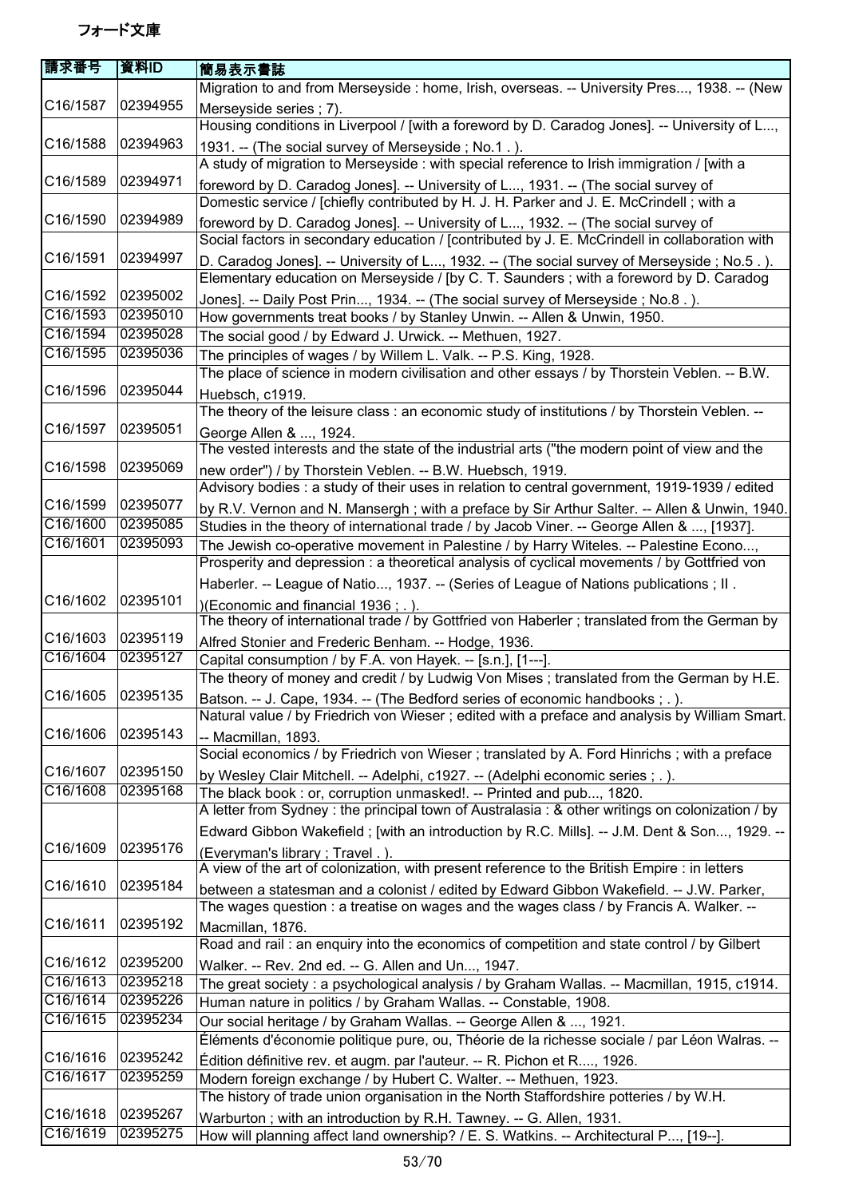フォード文庫

| 請求番号 | 資料ID | 簡易表示書誌 |
|---|---|---|
| C16/1587 | 02394955 | Migration to and from Merseyside : home, Irish, overseas. -- University Pres..., 1938. -- (New Merseyside series ; 7). |
| C16/1588 | 02394963 | Housing conditions in Liverpool / [with a foreword by D. Caradog Jones]. -- University of L..., 1931. -- (The social survey of Merseyside ; No.1 . ). |
| C16/1589 | 02394971 | A study of migration to Merseyside : with special reference to Irish immigration / [with a foreword by D. Caradog Jones]. -- University of L..., 1931. -- (The social survey of |
| C16/1590 | 02394989 | Domestic service / [chiefly contributed by H. J. H. Parker and J. E. McCrindell ; with a foreword by D. Caradog Jones]. -- University of L..., 1932. -- (The social survey of |
| C16/1591 | 02394997 | Social factors in secondary education / [contributed by J. E. McCrindell in collaboration with D. Caradog Jones]. -- University of L..., 1932. -- (The social survey of Merseyside ; No.5 . ). |
| C16/1592 | 02395002 | Elementary education on Merseyside / [by C. T. Saunders ; with a foreword by D. Caradog Jones]. -- Daily Post Prin..., 1934. -- (The social survey of Merseyside ; No.8 . ). |
| C16/1593 | 02395010 | How governments treat books / by Stanley Unwin. -- Allen & Unwin, 1950. |
| C16/1594 | 02395028 | The social good / by Edward J. Urwick. -- Methuen, 1927. |
| C16/1595 | 02395036 | The principles of wages / by Willem L. Valk. -- P.S. King, 1928. |
| C16/1596 | 02395044 | The place of science in modern civilisation and other essays / by Thorstein Veblen. -- B.W. Huebsch, c1919. |
| C16/1597 | 02395051 | The theory of the leisure class : an economic study of institutions / by Thorstein Veblen. -- George Allen & ..., 1924. |
| C16/1598 | 02395069 | The vested interests and the state of the industrial arts ("the modern point of view and the new order") / by Thorstein Veblen. -- B.W. Huebsch, 1919. |
| C16/1599 | 02395077 | Advisory bodies : a study of their uses in relation to central government, 1919-1939 / edited by R.V. Vernon and N. Mansergh ; with a preface by Sir Arthur Salter. -- Allen & Unwin, 1940. |
| C16/1600 | 02395085 | Studies in the theory of international trade / by Jacob Viner. -- George Allen & ..., [1937]. |
| C16/1601 | 02395093 | The Jewish co-operative movement in Palestine / by Harry Witeles. -- Palestine Econo..., |
| C16/1602 | 02395101 | Prosperity and depression : a theoretical analysis of cyclical movements / by Gottfried von Haberler. -- League of Natio..., 1937. -- (Series of League of Nations publications ; II . )(Economic and financial 1936 ; . ). |
| C16/1603 | 02395119 | The theory of international trade / by Gottfried von Haberler ; translated from the German by Alfred Stonier and Frederic Benham. -- Hodge, 1936. |
| C16/1604 | 02395127 | Capital consumption / by F.A. von Hayek. -- [s.n.], [1---]. |
| C16/1605 | 02395135 | The theory of money and credit / by Ludwig Von Mises ; translated from the German by H.E. Batson. -- J. Cape, 1934. -- (The Bedford series of economic handbooks ; . ). |
| C16/1606 | 02395143 | Natural value / by Friedrich von Wieser ; edited with a preface and analysis by William Smart. -- Macmillan, 1893. |
| C16/1607 | 02395150 | Social economics / by Friedrich von Wieser ; translated by A. Ford Hinrichs ; with a preface by Wesley Clair Mitchell. -- Adelphi, c1927. -- (Adelphi economic series ; . ). |
| C16/1608 | 02395168 | The black book : or, corruption unmasked!. -- Printed and pub..., 1820. |
| C16/1609 | 02395176 | A letter from Sydney : the principal town of Australasia : & other writings on colonization / by Edward Gibbon Wakefield ; [with an introduction by R.C. Mills]. -- J.M. Dent & Son..., 1929. -- (Everyman's library ; Travel . ). |
| C16/1610 | 02395184 | A view of the art of colonization, with present reference to the British Empire : in letters between a statesman and a colonist / edited by Edward Gibbon Wakefield. -- J.W. Parker, |
| C16/1611 | 02395192 | The wages question : a treatise on wages and the wages class / by Francis A. Walker. -- Macmillan, 1876. |
| C16/1612 | 02395200 | Road and rail : an enquiry into the economics of competition and state control / by Gilbert Walker. -- Rev. 2nd ed. -- G. Allen and Un..., 1947. |
| C16/1613 | 02395218 | The great society : a psychological analysis / by Graham Wallas. -- Macmillan, 1915, c1914. |
| C16/1614 | 02395226 | Human nature in politics / by Graham Wallas. -- Constable, 1908. |
| C16/1615 | 02395234 | Our social heritage / by Graham Wallas. -- George Allen & ..., 1921. |
| C16/1616 | 02395242 | Éléments d'économie politique pure, ou, Théorie de la richesse sociale / par Léon Walras. -- Édition définitive rev. et augm. par l'auteur. -- R. Pichon et R...., 1926. |
| C16/1617 | 02395259 | Modern foreign exchange / by Hubert C. Walter. -- Methuen, 1923. |
| C16/1618 | 02395267 | The history of trade union organisation in the North Staffordshire potteries / by W.H. Warburton ; with an introduction by R.H. Tawney. -- G. Allen, 1931. |
| C16/1619 | 02395275 | How will planning affect land ownership? / E. S. Watkins. -- Architectural P..., [19--]. |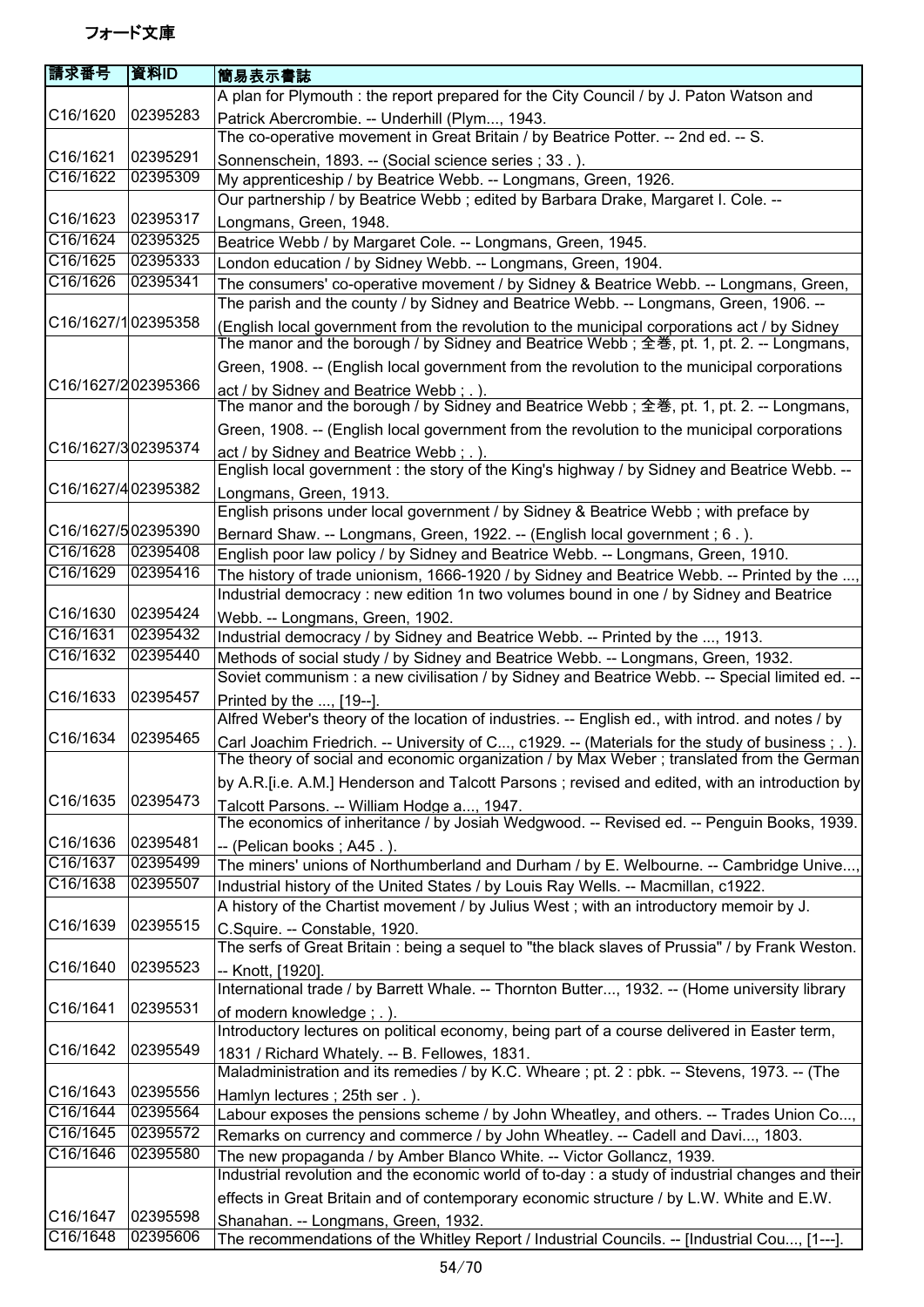フォード文庫

| 請求番号 | 資料ID | 簡易表示書誌 |
|---|---|---|
| C16/1620 | 02395283 | A plan for Plymouth : the report prepared for the City Council / by J. Paton Watson and Patrick Abercrombie. -- Underhill (Plym..., 1943. |
| C16/1621 | 02395291 | The co-operative movement in Great Britain / by Beatrice Potter. -- 2nd ed. -- S. Sonnenschein, 1893. -- (Social science series ; 33 . ). |
| C16/1622 | 02395309 | My apprenticeship / by Beatrice Webb. -- Longmans, Green, 1926. |
| C16/1623 | 02395317 | Our partnership / by Beatrice Webb ; edited by Barbara Drake, Margaret I. Cole. -- Longmans, Green, 1948. |
| C16/1624 | 02395325 | Beatrice Webb / by Margaret Cole. -- Longmans, Green, 1945. |
| C16/1625 | 02395333 | London education / by Sidney Webb. -- Longmans, Green, 1904. |
| C16/1626 | 02395341 | The consumers' co-operative movement / by Sidney & Beatrice Webb. -- Longmans, Green, |
| C16/1627/1 | 02395358 | The parish and the county / by Sidney and Beatrice Webb. -- Longmans, Green, 1906. -- (English local government from the revolution to the municipal corporations act / by Sidney |
| C16/1627/2 | 02395366 | The manor and the borough / by Sidney and Beatrice Webb ; 全巻, pt. 1, pt. 2. -- Longmans, Green, 1908. -- (English local government from the revolution to the municipal corporations act / by Sidney and Beatrice Webb ; . ). |
| C16/1627/3 | 02395374 | The manor and the borough / by Sidney and Beatrice Webb ; 全巻, pt. 1, pt. 2. -- Longmans, Green, 1908. -- (English local government from the revolution to the municipal corporations act / by Sidney and Beatrice Webb ; . ). |
| C16/1627/4 | 02395382 | English local government : the story of the King's highway / by Sidney and Beatrice Webb. -- Longmans, Green, 1913. |
| C16/1627/5 | 02395390 | English prisons under local government / by Sidney & Beatrice Webb ; with preface by Bernard Shaw. -- Longmans, Green, 1922. -- (English local government ; 6 . ). |
| C16/1628 | 02395408 | English poor law policy / by Sidney and Beatrice Webb. -- Longmans, Green, 1910. |
| C16/1629 | 02395416 | The history of trade unionism, 1666-1920 / by Sidney and Beatrice Webb. -- Printed by the ..., |
| C16/1630 | 02395424 | Industrial democracy : new edition 1n two volumes bound in one / by Sidney and Beatrice Webb. -- Longmans, Green, 1902. |
| C16/1631 | 02395432 | Industrial democracy / by Sidney and Beatrice Webb. -- Printed by the ..., 1913. |
| C16/1632 | 02395440 | Methods of social study / by Sidney and Beatrice Webb. -- Longmans, Green, 1932. |
| C16/1633 | 02395457 | Soviet communism : a new civilisation / by Sidney and Beatrice Webb. -- Special limited ed. -- Printed by the ..., [19--]. |
| C16/1634 | 02395465 | Alfred Weber's theory of the location of industries. -- English ed., with introd. and notes / by Carl Joachim Friedrich. -- University of C..., c1929. -- (Materials for the study of business ; . ). |
| C16/1635 | 02395473 | The theory of social and economic organization / by Max Weber ; translated from the German by A.R.[i.e. A.M.] Henderson and Talcott Parsons ; revised and edited, with an introduction by Talcott Parsons. -- William Hodge a..., 1947. |
| C16/1636 | 02395481 | The economics of inheritance / by Josiah Wedgwood. -- Revised ed. -- Penguin Books, 1939. -- (Pelican books ; A45 . ). |
| C16/1637 | 02395499 | The miners' unions of Northumberland and Durham / by E. Welbourne. -- Cambridge Unive..., |
| C16/1638 | 02395507 | Industrial history of the United States / by Louis Ray Wells. -- Macmillan, c1922. |
| C16/1639 | 02395515 | A history of the Chartist movement / by Julius West ; with an introductory memoir by J. C.Squire. -- Constable, 1920. |
| C16/1640 | 02395523 | The serfs of Great Britain : being a sequel to "the black slaves of Prussia" / by Frank Weston. -- Knott, [1920]. |
| C16/1641 | 02395531 | International trade / by Barrett Whale. -- Thornton Butter..., 1932. -- (Home university library of modern knowledge ; . ). |
| C16/1642 | 02395549 | Introductory lectures on political economy, being part of a course delivered in Easter term, 1831 / Richard Whately. -- B. Fellowes, 1831. |
| C16/1643 | 02395556 | Maladministration and its remedies / by K.C. Wheare ; pt. 2 : pbk. -- Stevens, 1973. -- (The Hamlyn lectures ; 25th ser . ). |
| C16/1644 | 02395564 | Labour exposes the pensions scheme / by John Wheatley, and others. -- Trades Union Co..., |
| C16/1645 | 02395572 | Remarks on currency and commerce / by John Wheatley. -- Cadell and Davi..., 1803. |
| C16/1646 | 02395580 | The new propaganda / by Amber Blanco White. -- Victor Gollancz, 1939. |
| C16/1647 | 02395598 | Industrial revolution and the economic world of to-day : a study of industrial changes and their effects in Great Britain and of contemporary economic structure / by L.W. White and E.W. Shanahan. -- Longmans, Green, 1932. |
| C16/1648 | 02395606 | The recommendations of the Whitley Report / Industrial Councils. -- [Industrial Cou..., [1---]. |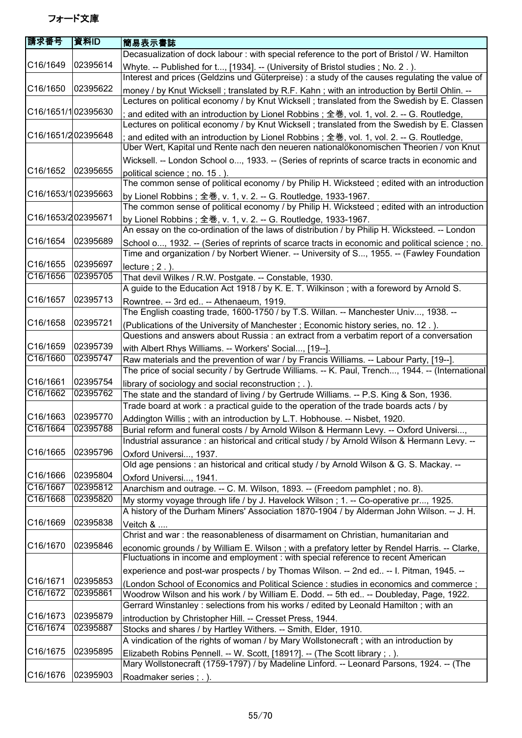# フォード文庫

| 請求番号 | 資料ID | 簡易表示書誌 |
|---|---|---|
| C16/1649 | 02395614 | Decasualization of dock labour : with special reference to the port of Bristol / W. Hamilton Whyte. -- Published for t..., [1934]. -- (University of Bristol studies ; No. 2 . ). |
| C16/1650 | 02395622 | Interest and prices (Geldzins und Güterpreise) : a study of the causes regulating the value of money / by Knut Wicksell ; translated by R.F. Kahn ; with an introduction by Bertil Ohlin. -- |
| C16/1651/1 | 02395630 | Lectures on political economy / by Knut Wicksell ; translated from the Swedish by E. Classen ; and edited with an introduction by Lionel Robbins ; 全巻, vol. 1, vol. 2. -- G. Routledge, |
| C16/1651/2 | 02395648 | Lectures on political economy / by Knut Wicksell ; translated from the Swedish by E. Classen ; and edited with an introduction by Lionel Robbins ; 全巻, vol. 1, vol. 2. -- G. Routledge, |
| C16/1652 | 02395655 | Über Wert, Kapital und Rente nach den neueren nationalökonomischen Theorien / von Knut Wicksell. -- London School o..., 1933. -- (Series of reprints of scarce tracts in economic and political science ; no. 15 . ). |
| C16/1653/1 | 02395663 | The common sense of political economy / by Philip H. Wicksteed ; edited with an introduction by Lionel Robbins ; 全巻, v. 1, v. 2. -- G. Routledge, 1933-1967. |
| C16/1653/2 | 02395671 | The common sense of political economy / by Philip H. Wicksteed ; edited with an introduction by Lionel Robbins ; 全巻, v. 1, v. 2. -- G. Routledge, 1933-1967. |
| C16/1654 | 02395689 | An essay on the co-ordination of the laws of distribution / by Philip H. Wicksteed. -- London School o..., 1932. -- (Series of reprints of scarce tracts in economic and political science ; no. |
| C16/1655 | 02395697 | Time and organization / by Norbert Wiener. -- University of S..., 1955. -- (Fawley Foundation lecture ; 2 . ). |
| C16/1656 | 02395705 | That devil Wilkes / R.W. Postgate. -- Constable, 1930. |
| C16/1657 | 02395713 | A guide to the Education Act 1918 / by K. E. T. Wilkinson ; with a foreword by Arnold S. Rowntree. -- 3rd ed.. -- Athenaeum, 1919. |
| C16/1658 | 02395721 | The English coasting trade, 1600-1750 / by T.S. Willan. -- Manchester Univ..., 1938. -- (Publications of the University of Manchester ; Economic history series, no. 12 . ). |
| C16/1659 | 02395739 | Questions and answers about Russia : an extract from a verbatim report of a conversation with Albert Rhys Williams. -- Workers' Social..., [19--]. |
| C16/1660 | 02395747 | Raw materials and the prevention of war / by Francis Williams. -- Labour Party, [19--]. |
| C16/1661 | 02395754 | The price of social security / by Gertrude Williams. -- K. Paul, Trench..., 1944. -- (International library of sociology and social reconstruction ; . ). |
| C16/1662 | 02395762 | The state and the standard of living / by Gertrude Williams. -- P.S. King & Son, 1936. |
| C16/1663 | 02395770 | Trade board at work : a practical guide to the operation of the trade boards acts / by Addington Willis ; with an introduction by L.T. Hobhouse. -- Nisbet, 1920. |
| C16/1664 | 02395788 | Burial reform and funeral costs / by Arnold Wilson & Hermann Levy. -- Oxford Universi..., |
| C16/1665 | 02395796 | Industrial assurance : an historical and critical study / by Arnold Wilson & Hermann Levy. -- Oxford Universi..., 1937. |
| C16/1666 | 02395804 | Old age pensions : an historical and critical study / by Arnold Wilson & G. S. Mackay. -- Oxford Universi..., 1941. |
| C16/1667 | 02395812 | Anarchism and outrage. -- C. M. Wilson, 1893. -- (Freedom pamphlet ; no. 8). |
| C16/1668 | 02395820 | My stormy voyage through life / by J. Havelock Wilson ; 1. -- Co-operative pr..., 1925. |
| C16/1669 | 02395838 | A history of the Durham Miners' Association 1870-1904 / by Alderman John Wilson. -- J. H. Veitch & .... |
| C16/1670 | 02395846 | Christ and war : the reasonableness of disarmament on Christian, humanitarian and economic grounds / by William E. Wilson ; with a prefatory letter by Rendel Harris. -- Clarke, |
| C16/1671 | 02395853 | Fluctuations in income and employment : with special reference to recent American experience and post-war prospects / by Thomas Wilson. -- 2nd ed.. -- I. Pitman, 1945. -- (London School of Economics and Political Science : studies in economics and commerce ; |
| C16/1672 | 02395861 | Woodrow Wilson and his work / by William E. Dodd. -- 5th ed.. -- Doubleday, Page, 1922. |
| C16/1673 | 02395879 | Gerrard Winstanley : selections from his works / edited by Leonald Hamilton ; with an introduction by Christopher Hill. -- Cresset Press, 1944. |
| C16/1674 | 02395887 | Stocks and shares / by Hartley Withers. -- Smith, Elder, 1910. |
| C16/1675 | 02395895 | A vindication of the rights of woman / by Mary Wollstonecraft ; with an introduction by Elizabeth Robins Pennell. -- W. Scott, [1891?]. -- (The Scott library ; . ). |
| C16/1676 | 02395903 | Mary Wollstonecraft (1759-1797) / by Madeline Linford. -- Leonard Parsons, 1924. -- (The Roadmaker series ; . ). |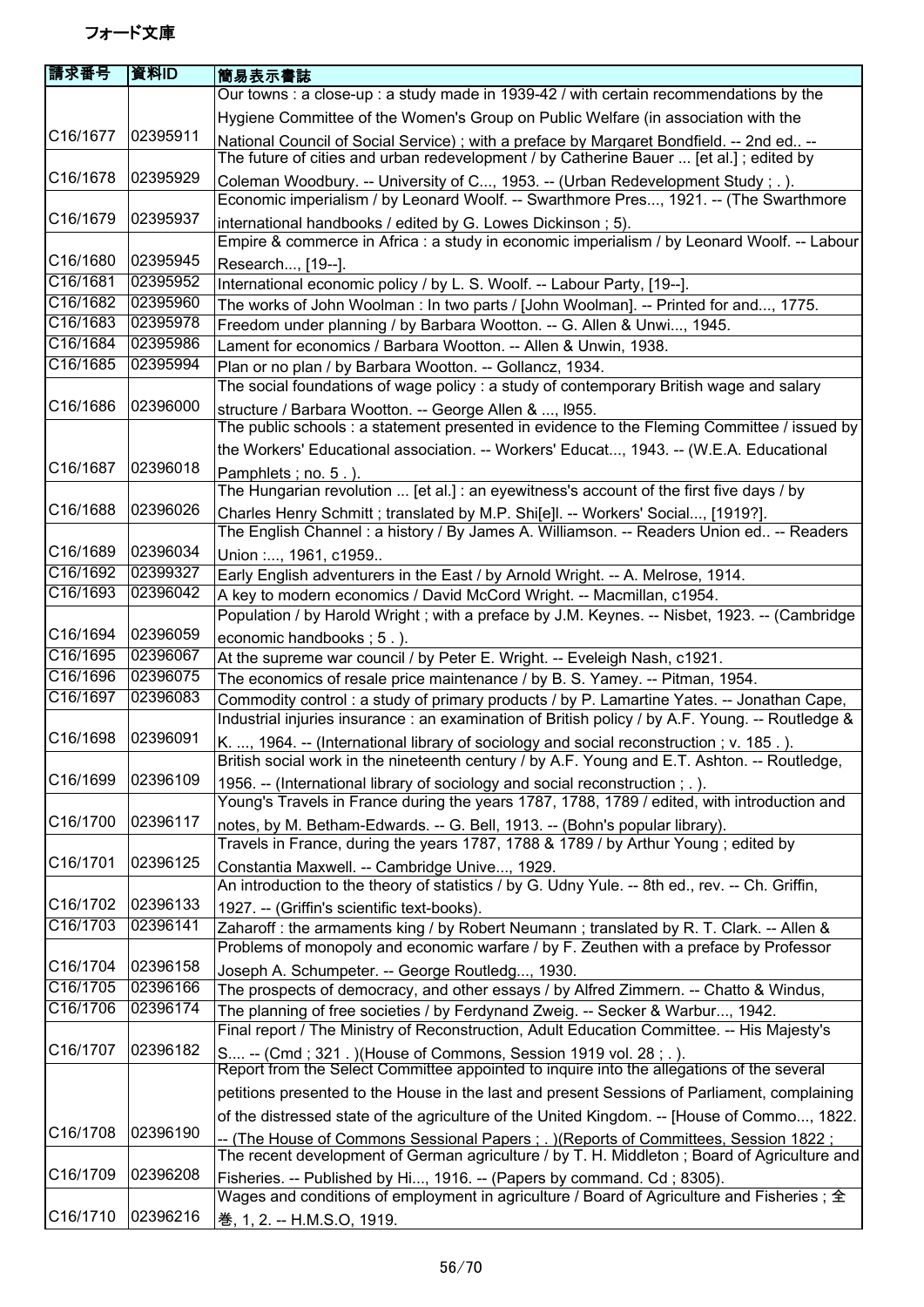フォード文庫

| 請求番号 | 資料ID | 簡易表示書誌 |
| --- | --- | --- |
| C16/1677 | 02395911 | Our towns : a close-up : a study made in 1939-42 / with certain recommendations by the Hygiene Committee of the Women's Group on Public Welfare (in association with the National Council of Social Service) ; with a preface by Margaret Bondfield. -- 2nd ed.. -- |
| C16/1678 | 02395929 | The future of cities and urban redevelopment / by Catherine Bauer ... [et al.] ; edited by Coleman Woodbury. -- University of C..., 1953. -- (Urban Redevelopment Study ; . ). |
| C16/1679 | 02395937 | Economic imperialism / by Leonard Woolf. -- Swarthmore Pres..., 1921. -- (The Swarthmore international handbooks / edited by G. Lowes Dickinson ; 5). |
| C16/1680 | 02395945 | Empire & commerce in Africa : a study in economic imperialism / by Leonard Woolf. -- Labour Research..., [19--]. |
| C16/1681 | 02395952 | International economic policy / by L. S. Woolf. -- Labour Party, [19--]. |
| C16/1682 | 02395960 | The works of John Woolman : In two parts / [John Woolman]. -- Printed for and..., 1775. |
| C16/1683 | 02395978 | Freedom under planning / by Barbara Wootton. -- G. Allen & Unwi..., 1945. |
| C16/1684 | 02395986 | Lament for economics / Barbara Wootton. -- Allen & Unwin, 1938. |
| C16/1685 | 02395994 | Plan or no plan / by Barbara Wootton. -- Gollancz, 1934. |
| C16/1686 | 02396000 | The social foundations of wage policy : a study of contemporary British wage and salary structure / Barbara Wootton. -- George Allen & ..., l955. |
| C16/1687 | 02396018 | The public schools : a statement presented in evidence to the Fleming Committee / issued by the Workers' Educational association. -- Workers' Educat..., 1943. -- (W.E.A. Educational Pamphlets ; no. 5 . ). |
| C16/1688 | 02396026 | The Hungarian revolution ... [et al.] : an eyewitness's account of the first five days / by Charles Henry Schmitt ; translated by M.P. Shi[e]l. -- Workers' Social..., [1919?]. |
| C16/1689 | 02396034 | The English Channel : a history / By James A. Williamson. -- Readers Union ed.. -- Readers Union :..., 1961, c1959.. |
| C16/1692 | 02399327 | Early English adventurers in the East / by Arnold Wright. -- A. Melrose, 1914. |
| C16/1693 | 02396042 | A key to modern economics / David McCord Wright. -- Macmillan, c1954. |
| C16/1694 | 02396059 | Population / by Harold Wright ; with a preface by J.M. Keynes. -- Nisbet, 1923. -- (Cambridge economic handbooks ; 5 . ). |
| C16/1695 | 02396067 | At the supreme war council / by Peter E. Wright. -- Eveleigh Nash, c1921. |
| C16/1696 | 02396075 | The economics of resale price maintenance / by B. S. Yamey. -- Pitman, 1954. |
| C16/1697 | 02396083 | Commodity control : a study of primary products / by P. Lamartine Yates. -- Jonathan Cape, |
| C16/1698 | 02396091 | Industrial injuries insurance : an examination of British policy / by A.F. Young. -- Routledge & K. ..., 1964. -- (International library of sociology and social reconstruction ; v. 185 . ). |
| C16/1699 | 02396109 | British social work in the nineteenth century / by A.F. Young and E.T. Ashton. -- Routledge, 1956. -- (International library of sociology and social reconstruction ; . ). |
| C16/1700 | 02396117 | Young's Travels in France during the years 1787, 1788, 1789 / edited, with introduction and notes, by M. Betham-Edwards. -- G. Bell, 1913. -- (Bohn's popular library). |
| C16/1701 | 02396125 | Travels in France, during the years 1787, 1788 & 1789 / by Arthur Young ; edited by Constantia Maxwell. -- Cambridge Unive..., 1929. |
| C16/1702 | 02396133 | An introduction to the theory of statistics / by G. Udny Yule. -- 8th ed., rev. -- Ch. Griffin, 1927. -- (Griffin's scientific text-books). |
| C16/1703 | 02396141 | Zaharoff : the armaments king / by Robert Neumann ; translated by R. T. Clark. -- Allen & |
| C16/1704 | 02396158 | Problems of monopoly and economic warfare / by F. Zeuthen with a preface by Professor Joseph A. Schumpeter. -- George Routledg..., 1930. |
| C16/1705 | 02396166 | The prospects of democracy, and other essays / by Alfred Zimmern. -- Chatto & Windus, |
| C16/1706 | 02396174 | The planning of free societies / by Ferdynand Zweig. -- Secker & Warbur..., 1942. |
| C16/1707 | 02396182 | Final report / The Ministry of Reconstruction, Adult Education Committee. -- His Majesty's S.... -- (Cmd ; 321 . )(House of Commons, Session 1919 vol. 28 ; . ). |
| C16/1708 | 02396190 | Report from the Select Committee appointed to inquire into the allegations of the several petitions presented to the House in the last and present Sessions of Parliament, complaining of the distressed state of the agriculture of the United Kingdom. -- [House of Commo..., 1822. -- (The House of Commons Sessional Papers ; . )(Reports of Committees, Session 1822 ; |
| C16/1709 | 02396208 | The recent development of German agriculture / by T. H. Middleton ; Board of Agriculture and Fisheries. -- Published by Hi..., 1916. -- (Papers by command. Cd ; 8305). |
| C16/1710 | 02396216 | Wages and conditions of employment in agriculture / Board of Agriculture and Fisheries ; 全巻, 1, 2. -- H.M.S.O, 1919. |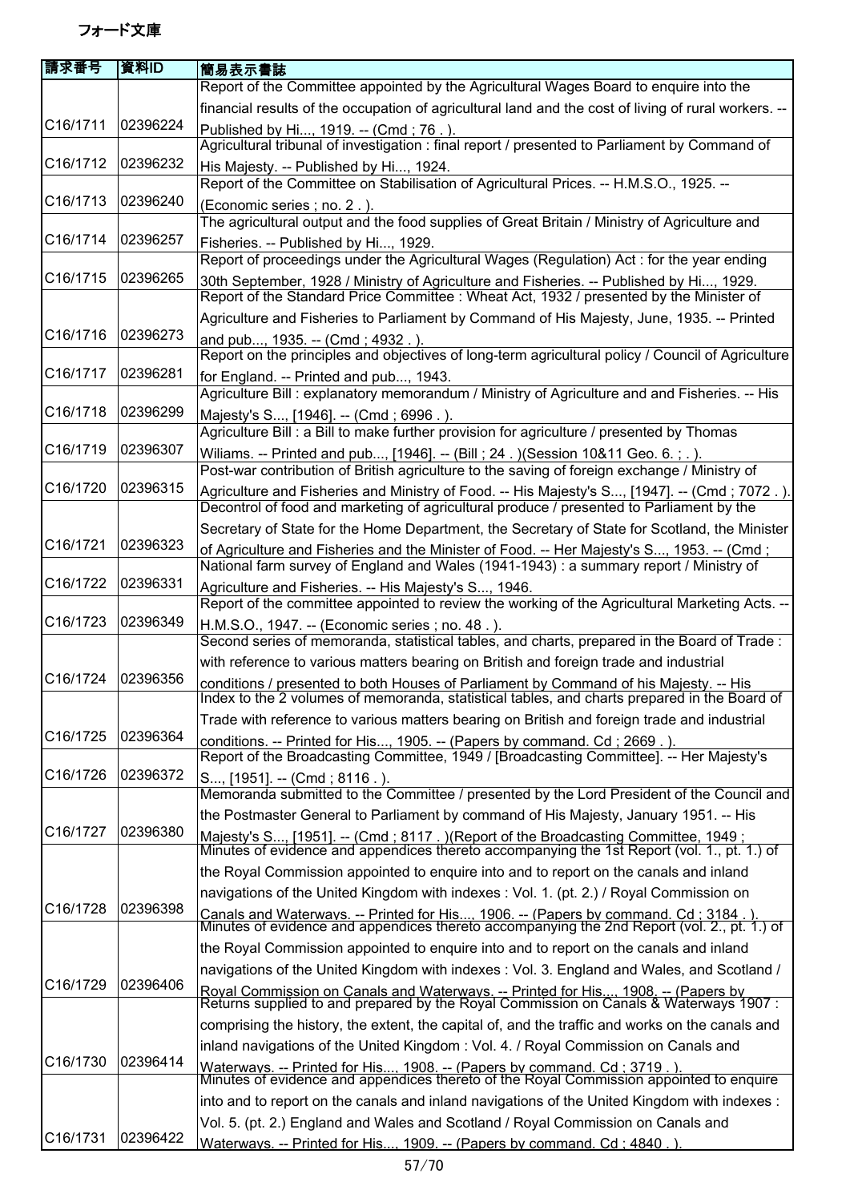フォード文庫

| 請求番号 | 資料ID | 簡易表示書誌 |
|---|---|---|
| C16/1711 | 02396224 | Report of the Committee appointed by the Agricultural Wages Board to enquire into the financial results of the occupation of agricultural land and the cost of living of rural workers. -- Published by Hi..., 1919. -- (Cmd ; 76 . ). |
| C16/1712 | 02396232 | Agricultural tribunal of investigation : final report / presented to Parliament by Command of His Majesty. -- Published by Hi..., 1924. |
| C16/1713 | 02396240 | Report of the Committee on Stabilisation of Agricultural Prices. -- H.M.S.O., 1925. -- (Economic series ; no. 2 . ). |
| C16/1714 | 02396257 | The agricultural output and the food supplies of Great Britain / Ministry of Agriculture and Fisheries. -- Published by Hi..., 1929. |
| C16/1715 | 02396265 | Report of proceedings under the Agricultural Wages (Regulation) Act : for the year ending 30th September, 1928 / Ministry of Agriculture and Fisheries. -- Published by Hi..., 1929. |
| C16/1716 | 02396273 | Report of the Standard Price Committee : Wheat Act, 1932 / presented by the Minister of Agriculture and Fisheries to Parliament by Command of His Majesty, June, 1935. -- Printed and pub..., 1935. -- (Cmd ; 4932 . ). |
| C16/1717 | 02396281 | Report on the principles and objectives of long-term agricultural policy / Council of Agriculture for England. -- Printed and pub..., 1943. |
| C16/1718 | 02396299 | Agriculture Bill : explanatory memorandum / Ministry of Agriculture and and Fisheries. -- His Majesty's S..., [1946]. -- (Cmd ; 6996 . ). |
| C16/1719 | 02396307 | Agriculture Bill : a Bill to make further provision for agriculture / presented by Thomas Wiliams. -- Printed and pub..., [1946]. -- (Bill ; 24 . )(Session 10&11 Geo. 6. ; . ). |
| C16/1720 | 02396315 | Post-war contribution of British agriculture to the saving of foreign exchange / Ministry of Agriculture and Fisheries and Ministry of Food. -- His Majesty's S..., [1947]. -- (Cmd ; 7072 . ). |
| C16/1721 | 02396323 | Decontrol of food and marketing of agricultural produce / presented to Parliament by the Secretary of State for the Home Department, the Secretary of State for Scotland, the Minister of Agriculture and Fisheries and the Minister of Food. -- Her Majesty's S..., 1953. -- (Cmd ; |
| C16/1722 | 02396331 | National farm survey of England and Wales (1941-1943) : a summary report / Ministry of Agriculture and Fisheries. -- His Majesty's S..., 1946. |
| C16/1723 | 02396349 | Report of the committee appointed to review the working of the Agricultural Marketing Acts. -- H.M.S.O., 1947. -- (Economic series ; no. 48 . ). |
| C16/1724 | 02396356 | Second series of memoranda, statistical tables, and charts, prepared in the Board of Trade : with reference to various matters bearing on British and foreign trade and industrial conditions / presented to both Houses of Parliament by Command of his Majesty. -- His |
| C16/1725 | 02396364 | Index to the 2 volumes of memoranda, statistical tables, and charts prepared in the Board of Trade with reference to various matters bearing on British and foreign trade and industrial conditions. -- Printed for His..., 1905. -- (Papers by command. Cd ; 2669 . ). |
| C16/1726 | 02396372 | Report of the Broadcasting Committee, 1949 / [Broadcasting Committee]. -- Her Majesty's S..., [1951]. -- (Cmd ; 8116 . ). |
| C16/1727 | 02396380 | Memoranda submitted to the Committee / presented by the Lord President of the Council and the Postmaster General to Parliament by command of His Majesty, January 1951. -- His Majesty's S..., [1951]. -- (Cmd ; 8117 . )(Report of the Broadcasting Committee, 1949 ; |
| C16/1728 | 02396398 | Minutes of evidence and appendices thereto accompanying the 1st Report (vol. 1., pt. 1.) of the Royal Commission appointed to enquire into and to report on the canals and inland navigations of the United Kingdom with indexes : Vol. 1. (pt. 2.) / Royal Commission on Canals and Waterways. -- Printed for His..., 1906. -- (Papers by command. Cd ; 3184 . ). |
| C16/1729 | 02396406 | Minutes of evidence and appendices thereto accompanying the 2nd Report (vol. 2., pt. 1.) of the Royal Commission appointed to enquire into and to report on the canals and inland navigations of the United Kingdom with indexes : Vol. 3. England and Wales, and Scotland / Royal Commission on Canals and Waterways. -- Printed for His..., 1908. -- (Papers by |
| C16/1730 | 02396414 | Returns supplied to and prepared by the Royal Commission on Canals & Waterways 1907 : comprising the history, the extent, the capital of, and the traffic and works on the canals and inland navigations of the United Kingdom : Vol. 4. / Royal Commission on Canals and Waterways. -- Printed for His..., 1908. -- (Papers by command. Cd ; 3719 . ). |
| C16/1731 | 02396422 | Minutes of evidence and appendices thereto of the Royal Commission appointed to enquire into and to report on the canals and inland navigations of the United Kingdom with indexes : Vol. 5. (pt. 2.) England and Wales and Scotland / Royal Commission on Canals and Waterways. -- Printed for His..., 1909. -- (Papers by command. Cd ; 4840 . ). |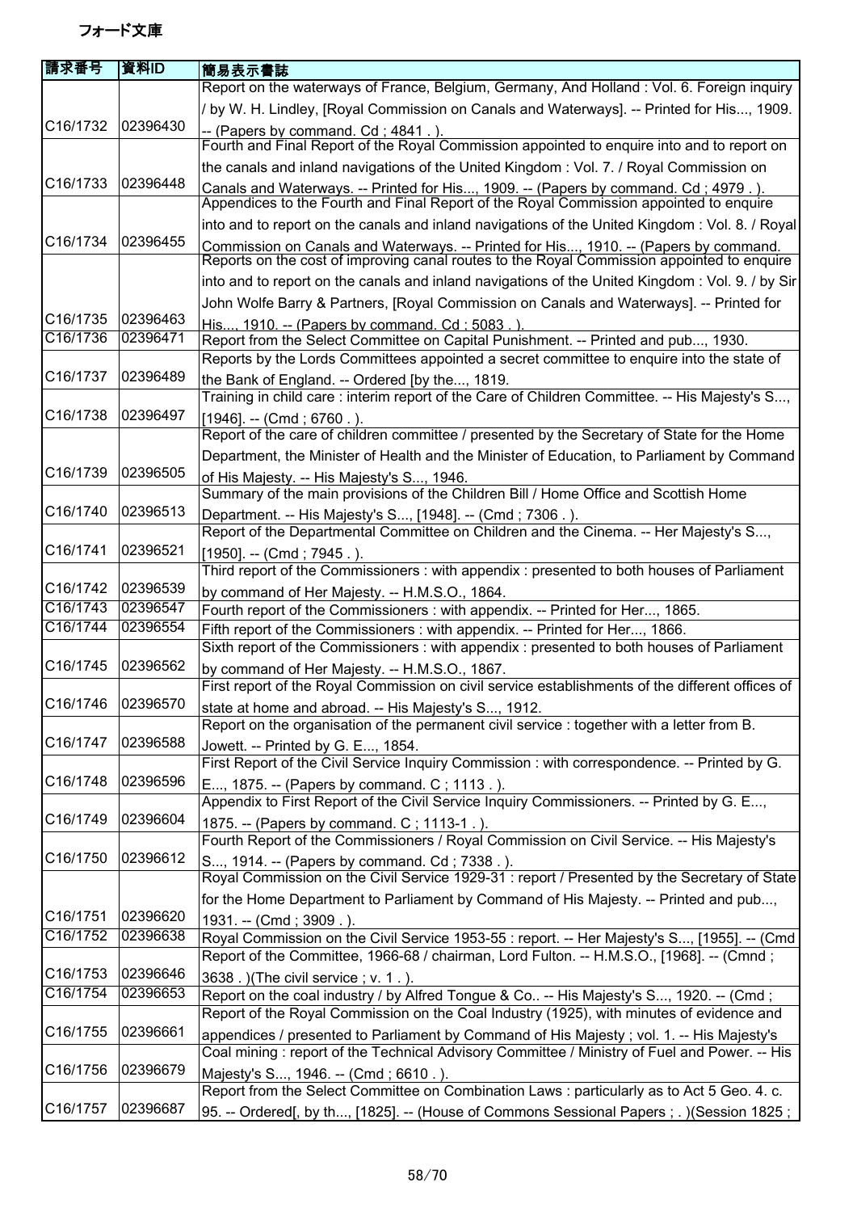フォード文庫

| 請求番号 | 資料ID | 簡易表示書誌 |
| --- | --- | --- |
| C16/1732 | 02396430 | Report on the waterways of France, Belgium, Germany, And Holland : Vol. 6. Foreign inquiry / by W. H. Lindley, [Royal Commission on Canals and Waterways]. -- Printed for His..., 1909. -- (Papers by command. Cd ; 4841 . ). |
| C16/1733 | 02396448 | Fourth and Final Report of the Royal Commission appointed to enquire into and to report on the canals and inland navigations of the United Kingdom : Vol. 7. / Royal Commission on Canals and Waterways. -- Printed for His..., 1909. -- (Papers by command. Cd ; 4979 . ). |
| C16/1734 | 02396455 | Appendices to the Fourth and Final Report of the Royal Commission appointed to enquire into and to report on the canals and inland navigations of the United Kingdom : Vol. 8. / Royal Commission on Canals and Waterways. -- Printed for His..., 1910. -- (Papers by command. |
| C16/1735 | 02396463 | Reports on the cost of improving canal routes to the Royal Commission appointed to enquire into and to report on the canals and inland navigations of the United Kingdom : Vol. 9. / by Sir John Wolfe Barry & Partners, [Royal Commission on Canals and Waterways]. -- Printed for His..., 1910. -- (Papers by command. Cd ; 5083 . ). |
| C16/1736 | 02396471 | Report from the Select Committee on Capital Punishment. -- Printed and pub..., 1930. |
| C16/1737 | 02396489 | Reports by the Lords Committees appointed a secret committee to enquire into the state of the Bank of England. -- Ordered [by the..., 1819. |
| C16/1738 | 02396497 | Training in child care : interim report of the Care of Children Committee. -- His Majesty's S..., [1946]. -- (Cmd ; 6760 . ). |
| C16/1739 | 02396505 | Report of the care of children committee / presented by the Secretary of State for the Home Department, the Minister of Health and the Minister of Education, to Parliament by Command of His Majesty. -- His Majesty's S..., 1946. |
| C16/1740 | 02396513 | Summary of the main provisions of the Children Bill / Home Office and Scottish Home Department. -- His Majesty's S..., [1948]. -- (Cmd ; 7306 . ). |
| C16/1741 | 02396521 | Report of the Departmental Committee on Children and the Cinema. -- Her Majesty's S..., [1950]. -- (Cmd ; 7945 . ). |
| C16/1742 | 02396539 | Third report of the Commissioners : with appendix : presented to both houses of Parliament by command of Her Majesty. -- H.M.S.O., 1864. |
| C16/1743 | 02396547 | Fourth report of the Commissioners : with appendix. -- Printed for Her..., 1865. |
| C16/1744 | 02396554 | Fifth report of the Commissioners : with appendix. -- Printed for Her..., 1866. |
| C16/1745 | 02396562 | Sixth report of the Commissioners : with appendix : presented to both houses of Parliament by command of Her Majesty. -- H.M.S.O., 1867. |
| C16/1746 | 02396570 | First report of the Royal Commission on civil service establishments of the different offices of state at home and abroad. -- His Majesty's S..., 1912. |
| C16/1747 | 02396588 | Report on the organisation of the permanent civil service : together with a letter from B. Jowett. -- Printed by G. E..., 1854. |
| C16/1748 | 02396596 | First Report of the Civil Service Inquiry Commission : with correspondence. -- Printed by G. E..., 1875. -- (Papers by command. C ; 1113 . ). |
| C16/1749 | 02396604 | Appendix to First Report of the Civil Service Inquiry Commissioners. -- Printed by G. E..., 1875. -- (Papers by command. C ; 1113-1 . ). |
| C16/1750 | 02396612 | Fourth Report of the Commissioners / Royal Commission on Civil Service. -- His Majesty's S..., 1914. -- (Papers by command. Cd ; 7338 . ). |
| C16/1751 | 02396620 | Royal Commission on the Civil Service 1929-31 : report / Presented by the Secretary of State for the Home Department to Parliament by Command of His Majesty. -- Printed and pub..., 1931. -- (Cmd ; 3909 . ). |
| C16/1752 | 02396638 | Royal Commission on the Civil Service 1953-55 : report. -- Her Majesty's S..., [1955]. -- (Cmd |
| C16/1753 | 02396646 | Report of the Committee, 1966-68 / chairman, Lord Fulton. -- H.M.S.O., [1968]. -- (Cmnd ; 3638 . )(The civil service ; v. 1 . ). |
| C16/1754 | 02396653 | Report on the coal industry / by Alfred Tongue & Co.. -- His Majesty's S..., 1920. -- (Cmd ; |
| C16/1755 | 02396661 | Report of the Royal Commission on the Coal Industry (1925), with minutes of evidence and appendices / presented to Parliament by Command of His Majesty ; vol. 1. -- His Majesty's |
| C16/1756 | 02396679 | Coal mining : report of the Technical Advisory Committee / Ministry of Fuel and Power. -- His Majesty's S..., 1946. -- (Cmd ; 6610 . ). |
| C16/1757 | 02396687 | Report from the Select Committee on Combination Laws : particularly as to Act 5 Geo. 4. c. 95. -- Ordered[, by th..., [1825]. -- (House of Commons Sessional Papers ; . )(Session 1825 ; |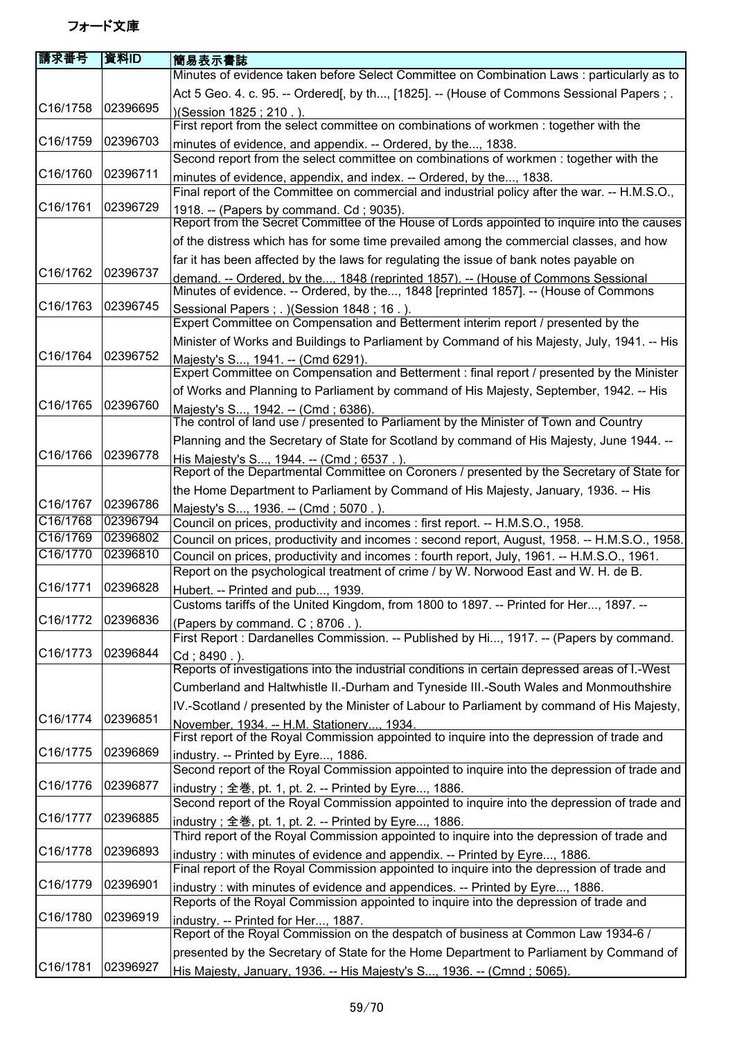フォード文庫

| 請求番号 | 資料ID | 簡易表示書誌 |
| --- | --- | --- |
| C16/1758 | 02396695 | Minutes of evidence taken before Select Committee on Combination Laws : particularly as to Act 5 Geo. 4. c. 95. -- Ordered[, by th..., [1825]. -- (House of Commons Sessional Papers ; . )(Session 1825 ; 210 . ). |
| C16/1759 | 02396703 | First report from the select committee on combinations of workmen : together with the minutes of evidence, and appendix. -- Ordered, by the..., 1838. |
| C16/1760 | 02396711 | Second report from the select committee on combinations of workmen : together with the minutes of evidence, appendix, and index. -- Ordered, by the..., 1838. |
| C16/1761 | 02396729 | Final report of the Committee on commercial and industrial policy after the war. -- H.M.S.O., 1918. -- (Papers by command. Cd ; 9035). |
| C16/1762 | 02396737 | Report from the Secret Committee of the House of Lords appointed to inquire into the causes of the distress which has for some time prevailed among the commercial classes, and how far it has been affected by the laws for regulating the issue of bank notes payable on demand. -- Ordered, by the..., 1848 (reprinted 1857). -- (House of Commons Sessional |
| C16/1763 | 02396745 | Minutes of evidence. -- Ordered, by the..., 1848 [reprinted 1857]. -- (House of Commons Sessional Papers ; . )(Session 1848 ; 16 . ). |
| C16/1764 | 02396752 | Expert Committee on Compensation and Betterment interim report / presented by the Minister of Works and Buildings to Parliament by Command of his Majesty, July, 1941. -- His Majesty's S..., 1941. -- (Cmd 6291). |
| C16/1765 | 02396760 | Expert Committee on Compensation and Betterment : final report / presented by the Minister of Works and Planning to Parliament by command of His Majesty, September, 1942. -- His Majesty's S..., 1942. -- (Cmd ; 6386). |
| C16/1766 | 02396778 | The control of land use / presented to Parliament by the Minister of Town and Country Planning and the Secretary of State for Scotland by command of His Majesty, June 1944. -- His Majesty's S..., 1944. -- (Cmd ; 6537 . ). |
| C16/1767 | 02396786 | Report of the Departmental Committee on Coroners / presented by the Secretary of State for the Home Department to Parliament by Command of His Majesty, January, 1936. -- His Majesty's S..., 1936. -- (Cmd ; 5070 . ). |
| C16/1768 | 02396794 | Council on prices, productivity and incomes : first report. -- H.M.S.O., 1958. |
| C16/1769 | 02396802 | Council on prices, productivity and incomes : second report, August, 1958. -- H.M.S.O., 1958. |
| C16/1770 | 02396810 | Council on prices, productivity and incomes : fourth report, July, 1961. -- H.M.S.O., 1961. |
| C16/1771 | 02396828 | Report on the psychological treatment of crime / by W. Norwood East and W. H. de B. Hubert. -- Printed and pub..., 1939. |
| C16/1772 | 02396836 | Customs tariffs of the United Kingdom, from 1800 to 1897. -- Printed for Her..., 1897. -- (Papers by command. C ; 8706 . ). |
| C16/1773 | 02396844 | First Report : Dardanelles Commission. -- Published by Hi..., 1917. -- (Papers by command. Cd ; 8490 . ). |
| C16/1774 | 02396851 | Reports of investigations into the industrial conditions in certain depressed areas of I.-West Cumberland and Haltwhistle II.-Durham and Tyneside III.-South Wales and Monmouthshire IV.-Scotland / presented by the Minister of Labour to Parliament by command of His Majesty, November, 1934. -- H.M. Stationery..., 1934. |
| C16/1775 | 02396869 | First report of the Royal Commission appointed to inquire into the depression of trade and industry. -- Printed by Eyre..., 1886. |
| C16/1776 | 02396877 | Second report of the Royal Commission appointed to inquire into the depression of trade and industry ; 全巻, pt. 1, pt. 2. -- Printed by Eyre..., 1886. |
| C16/1777 | 02396885 | Second report of the Royal Commission appointed to inquire into the depression of trade and industry ; 全巻, pt. 1, pt. 2. -- Printed by Eyre..., 1886. |
| C16/1778 | 02396893 | Third report of the Royal Commission appointed to inquire into the depression of trade and industry : with minutes of evidence and appendix. -- Printed by Eyre..., 1886. |
| C16/1779 | 02396901 | Final report of the Royal Commission appointed to inquire into the depression of trade and industry : with minutes of evidence and appendices. -- Printed by Eyre..., 1886. |
| C16/1780 | 02396919 | Reports of the Royal Commission appointed to inquire into the depression of trade and industry. -- Printed for Her..., 1887. |
| C16/1781 | 02396927 | Report of the Royal Commission on the despatch of business at Common Law 1934-6 / presented by the Secretary of State for the Home Department to Parliament by Command of His Majesty, January, 1936. -- His Majesty's S..., 1936. -- (Cmnd ; 5065). |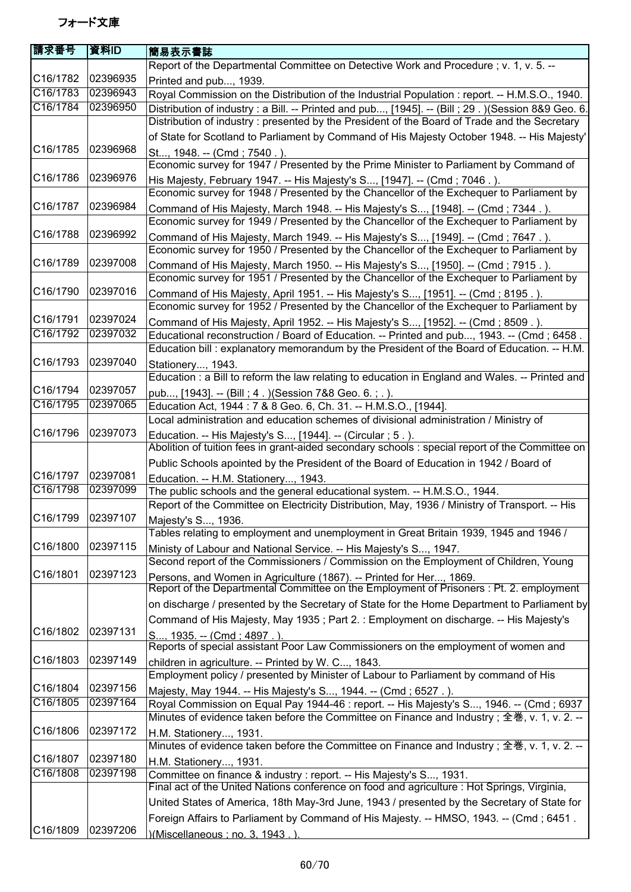フォード文庫

| 請求番号 | 資料ID | 簡易表示書誌 |
|---|---|---|
| C16/1782 | 02396935 | Report of the Departmental Committee on Detective Work and Procedure ; v. 1, v. 5. -- Printed and pub..., 1939. |
| C16/1783 | 02396943 | Royal Commission on the Distribution of the Industrial Population : report. -- H.M.S.O., 1940. |
| C16/1784 | 02396950 | Distribution of industry : a Bill. -- Printed and pub..., [1945]. -- (Bill ; 29 . )(Session 8&9 Geo. 6. |
| C16/1785 | 02396968 | Distribution of industry : presented by the President of the Board of Trade and the Secretary of State for Scotland to Parliament by Command of His Majesty October 1948. -- His Majesty' St..., 1948. -- (Cmd ; 7540 . ). |
| C16/1786 | 02396976 | Economic survey for 1947 / Presented by the Prime Minister to Parliament by Command of His Majesty, February 1947. -- His Majesty's S..., [1947]. -- (Cmd ; 7046 . ). |
| C16/1787 | 02396984 | Economic survey for 1948 / Presented by the Chancellor of the Exchequer to Parliament by Command of His Majesty, March 1948. -- His Majesty's S..., [1948]. -- (Cmd ; 7344 . ). |
| C16/1788 | 02396992 | Economic survey for 1949 / Presented by the Chancellor of the Exchequer to Parliament by Command of His Majesty, March 1949. -- His Majesty's S..., [1949]. -- (Cmd ; 7647 . ). |
| C16/1789 | 02397008 | Economic survey for 1950 / Presented by the Chancellor of the Exchequer to Parliament by Command of His Majesty, March 1950. -- His Majesty's S..., [1950]. -- (Cmd ; 7915 . ). |
| C16/1790 | 02397016 | Economic survey for 1951 / Presented by the Chancellor of the Exchequer to Parliament by Command of His Majesty, April 1951. -- His Majesty's S..., [1951]. -- (Cmd ; 8195 . ). |
| C16/1791 | 02397024 | Economic survey for 1952 / Presented by the Chancellor of the Exchequer to Parliament by Command of His Majesty, April 1952. -- His Majesty's S..., [1952]. -- (Cmd ; 8509 . ). |
| C16/1792 | 02397032 | Educational reconstruction / Board of Education. -- Printed and pub..., 1943. -- (Cmd ; 6458 . |
| C16/1793 | 02397040 | Education bill : explanatory memorandum by the President of the Board of Education. -- H.M. Stationery..., 1943. |
| C16/1794 | 02397057 | Education : a Bill to reform the law relating to education in England and Wales. -- Printed and pub..., [1943]. -- (Bill ; 4 . )(Session 7&8 Geo. 6. ; . ). |
| C16/1795 | 02397065 | Education Act, 1944 : 7 & 8 Geo. 6, Ch. 31. -- H.M.S.O., [1944]. |
| C16/1796 | 02397073 | Local administration and education schemes of divisional administration / Ministry of Education. -- His Majesty's S..., [1944]. -- (Circular ; 5 . ). |
| C16/1797 | 02397081 | Abolition of tuition fees in grant-aided secondary schools : special report of the Committee on Public Schools apointed by the President of the Board of Education in 1942 / Board of Education. -- H.M. Stationery..., 1943. |
| C16/1798 | 02397099 | The public schools and the general educational system. -- H.M.S.O., 1944. |
| C16/1799 | 02397107 | Report of the Committee on Electricity Distribution, May, 1936 / Ministry of Transport. -- His Majesty's S..., 1936. |
| C16/1800 | 02397115 | Tables relating to employment and unemployment in Great Britain 1939, 1945 and 1946 / Ministy of Labour and National Service. -- His Majesty's S..., 1947. |
| C16/1801 | 02397123 | Second report of the Commissioners / Commission on the Employment of Children, Young Persons, and Women in Agriculture (1867). -- Printed for Her..., 1869. |
| C16/1802 | 02397131 | Report of the Departmental Committee on the Employment of Prisoners : Pt. 2. employment on discharge / presented by the Secretary of State for the Home Department to Parliament by Command of His Majesty, May 1935 ; Part 2. : Employment on discharge. -- His Majesty's S..., 1935. -- (Cmd ; 4897 . ). |
| C16/1803 | 02397149 | Reports of special assistant Poor Law Commissioners on the employment of women and children in agriculture. -- Printed by W. C..., 1843. |
| C16/1804 | 02397156 | Employment policy / presented by Minister of Labour to Parliament by command of His Majesty, May 1944. -- His Majesty's S..., 1944. -- (Cmd ; 6527 . ). |
| C16/1805 | 02397164 | Royal Commission on Equal Pay 1944-46 : report. -- His Majesty's S..., 1946. -- (Cmd ; 6937 |
| C16/1806 | 02397172 | Minutes of evidence taken before the Committee on Finance and Industry ; 全巻, v. 1, v. 2. -- H.M. Stationery..., 1931. |
| C16/1807 | 02397180 | Minutes of evidence taken before the Committee on Finance and Industry ; 全巻, v. 1, v. 2. -- H.M. Stationery..., 1931. |
| C16/1808 | 02397198 | Committee on finance & industry : report. -- His Majesty's S..., 1931. |
| C16/1809 | 02397206 | Final act of the United Nations conference on food and agriculture : Hot Springs, Virginia, United States of America, 18th May-3rd June, 1943 / presented by the Secretary of State for Foreign Affairs to Parliament by Command of His Majesty. -- HMSO, 1943. -- (Cmd ; 6451 . )(Miscellaneous ; no. 3, 1943 . ). |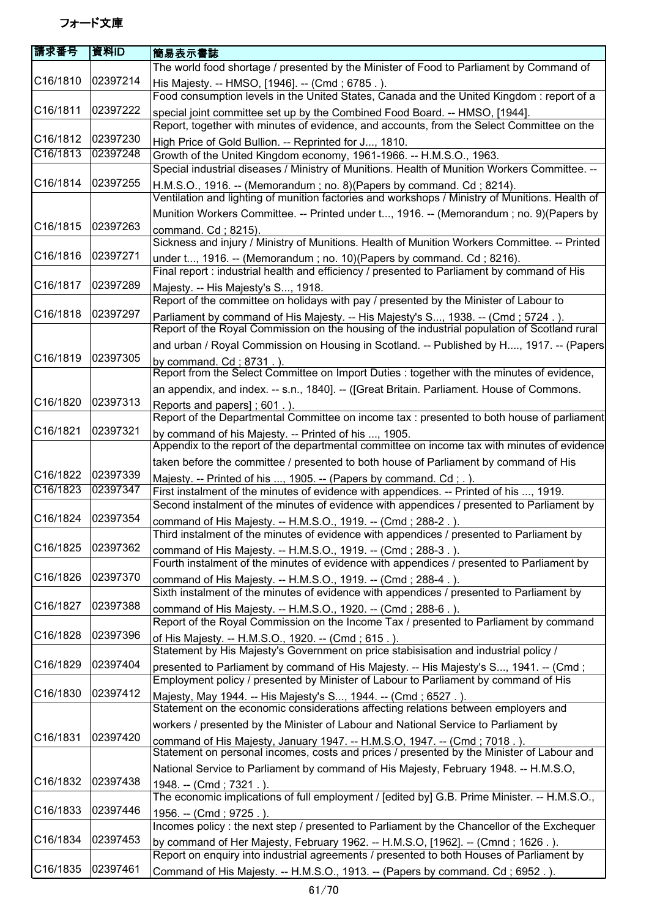フォード文庫

| 請求番号 | 資料ID | 簡易表示書誌 |
|---|---|---|
| C16/1810 | 02397214 | The world food shortage / presented by the Minister of Food to Parliament by Command of His Majesty. -- HMSO, [1946]. -- (Cmd ; 6785 . ). |
| C16/1811 | 02397222 | Food consumption levels in the United States, Canada and the United Kingdom : report of a special joint committee set up by the Combined Food Board. -- HMSO, [1944]. |
| C16/1812 | 02397230 | Report, together with minutes of evidence, and accounts, from the Select Committee on the High Price of Gold Bullion. -- Reprinted for J..., 1810. |
| C16/1813 | 02397248 | Growth of the United Kingdom economy, 1961-1966. -- H.M.S.O., 1963. |
| C16/1814 | 02397255 | Special industrial diseases / Ministry of Munitions. Health of Munition Workers Committee. -- H.M.S.O., 1916. -- (Memorandum ; no. 8)(Papers by command. Cd ; 8214). |
| C16/1815 | 02397263 | Ventilation and lighting of munition factories and workshops / Ministry of Munitions. Health of Munition Workers Committee. -- Printed under t..., 1916. -- (Memorandum ; no. 9)(Papers by command. Cd ; 8215). |
| C16/1816 | 02397271 | Sickness and injury / Ministry of Munitions. Health of Munition Workers Committee. -- Printed under t..., 1916. -- (Memorandum ; no. 10)(Papers by command. Cd ; 8216). |
| C16/1817 | 02397289 | Final report : industrial health and efficiency / presented to Parliament by command of His Majesty. -- His Majesty's S..., 1918. |
| C16/1818 | 02397297 | Report of the committee on holidays with pay / presented by the Minister of Labour to Parliament by command of His Majesty. -- His Majesty's S..., 1938. -- (Cmd ; 5724 . ). |
| C16/1819 | 02397305 | Report of the Royal Commission on the housing of the industrial population of Scotland rural and urban / Royal Commission on Housing in Scotland. -- Published by H...., 1917. -- (Papers by command. Cd ; 8731 . ). |
| C16/1820 | 02397313 | Report from the Select Committee on Import Duties : together with the minutes of evidence, an appendix, and index. -- s.n., 1840]. -- ([Great Britain. Parliament. House of Commons. Reports and papers] ; 601 . ). |
| C16/1821 | 02397321 | Report of the Departmental Committee on income tax : presented to both house of parliament by command of his Majesty. -- Printed of his ..., 1905. |
| C16/1822 | 02397339 | Appendix to the report of the departmental committee on income tax with minutes of evidence taken before the committee / presented to both house of Parliament by command of His Majesty. -- Printed of his ..., 1905. -- (Papers by command. Cd ; . ). |
| C16/1823 | 02397347 | First instalment of the minutes of evidence with appendices. -- Printed of his ..., 1919. |
| C16/1824 | 02397354 | Second instalment of the minutes of evidence with appendices / presented to Parliament by command of His Majesty. -- H.M.S.O., 1919. -- (Cmd ; 288-2 . ). |
| C16/1825 | 02397362 | Third instalment of the minutes of evidence with appendices / presented to Parliament by command of His Majesty. -- H.M.S.O., 1919. -- (Cmd ; 288-3 . ). |
| C16/1826 | 02397370 | Fourth instalment of the minutes of evidence with appendices / presented to Parliament by command of His Majesty. -- H.M.S.O., 1919. -- (Cmd ; 288-4 . ). |
| C16/1827 | 02397388 | Sixth instalment of the minutes of evidence with appendices / presented to Parliament by command of His Majesty. -- H.M.S.O., 1920. -- (Cmd ; 288-6 . ). |
| C16/1828 | 02397396 | Report of the Royal Commission on the Income Tax / presented to Parliament by command of His Majesty. -- H.M.S.O., 1920. -- (Cmd ; 615 . ). |
| C16/1829 | 02397404 | Statement by His Majesty's Government on price stabisisation and industrial policy / presented to Parliament by command of His Majesty. -- His Majesty's S..., 1941. -- (Cmd ; |
| C16/1830 | 02397412 | Employment policy / presented by Minister of Labour to Parliament by command of His Majesty, May 1944. -- His Majesty's S..., 1944. -- (Cmd ; 6527 . ). |
| C16/1831 | 02397420 | Statement on the economic considerations affecting relations between employers and workers / presented by the Minister of Labour and National Service to Parliament by command of His Majesty, January 1947. -- H.M.S.O, 1947. -- (Cmd ; 7018 . ). |
| C16/1832 | 02397438 | Statement on personal incomes, costs and prices / presented by the Minister of Labour and National Service to Parliament by command of His Majesty, February 1948. -- H.M.S.O, 1948. -- (Cmd ; 7321 . ). |
| C16/1833 | 02397446 | The economic implications of full employment / [edited by] G.B. Prime Minister. -- H.M.S.O., 1956. -- (Cmd ; 9725 . ). |
| C16/1834 | 02397453 | Incomes policy : the next step / presented to Parliament by the Chancellor of the Exchequer by command of Her Majesty, February 1962. -- H.M.S.O, [1962]. -- (Cmnd ; 1626 . ). |
| C16/1835 | 02397461 | Report on enquiry into industrial agreements / presented to both Houses of Parliament by Command of His Majesty. -- H.M.S.O., 1913. -- (Papers by command. Cd ; 6952 . ). |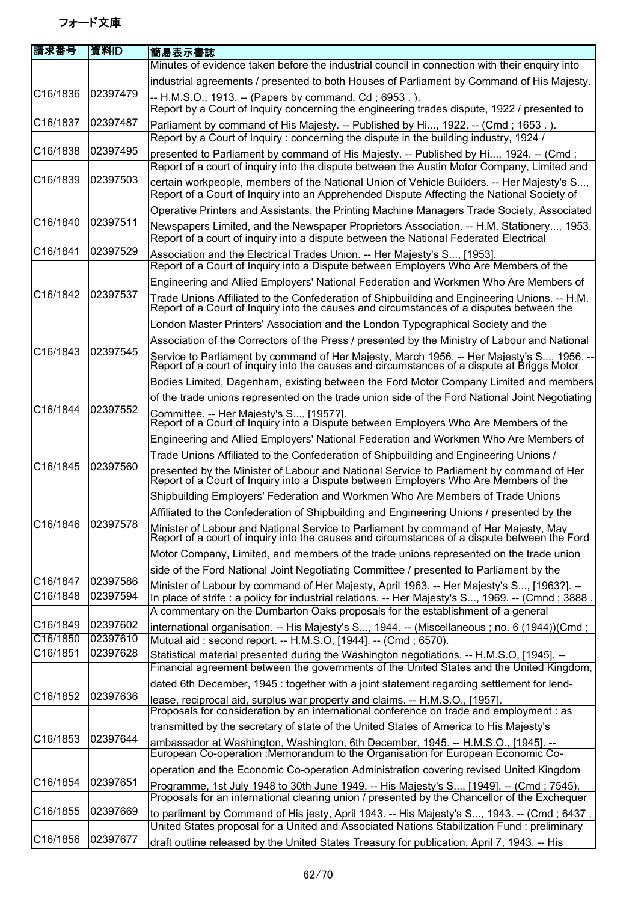# フォード文庫

| 請求番号 | 資料ID | 簡易表示書誌 |
|---|---|---|
| C16/1836 | 02397479 | Minutes of evidence taken before the industrial council in connection with their enquiry into industrial agreements / presented to both Houses of Parliament by Command of His Majesty. -- H.M.S.O., 1913. -- (Papers by command. Cd ; 6953 . ). |
| C16/1837 | 02397487 | Report by a Court of Inquiry concerning the engineering trades dispute, 1922 / presented to Parliament by command of His Majesty. -- Published by Hi..., 1922. -- (Cmd ; 1653 . ). |
| C16/1838 | 02397495 | Report by a Court of Inquiry : concerning the dispute in the building industry, 1924 / presented to Parliament by command of His Majesty. -- Published by Hi..., 1924. -- (Cmd ; |
| C16/1839 | 02397503 | Report of a court of inquiry into the dispute between the Austin Motor Company, Limited and certain workpeople, members of the National Union of Vehicle Builders. -- Her Majesty's S..., |
| C16/1840 | 02397511 | Report of a Court of Inquiry into an Apprehended Dispute Affecting the National Society of Operative Printers and Assistants, the Printing Machine Managers Trade Society, Associated Newspapers Limited, and the Newspaper Proprietors Association. -- H.M. Stationery..., 1953. |
| C16/1841 | 02397529 | Report of a court of inquiry into a dispute between the National Federated Electrical Association and the Electrical Trades Union. -- Her Majesty's S..., [1953]. |
| C16/1842 | 02397537 | Report of a Court of Inquiry into a Dispute between Employers Who Are Members of the Engineering and Allied Employers' National Federation and Workmen Who Are Members of Trade Unions Affiliated to the Confederation of Shipbuilding and Engineering Unions. -- H.M. |
| C16/1843 | 02397545 | Report of a Court of Inquiry into the causes and circumstances of a disputes between the London Master Printers' Association and the London Typographical Society and the Association of the Correctors of the Press / presented by the Ministry of Labour and National Service to Parliament by command of Her Majesty, March 1956. -- Her Majesty's S..., 1956. -- |
| C16/1844 | 02397552 | Report of a court of inquiry into the causes and circumstances of a dispute at Briggs Motor Bodies Limited, Dagenham, existing between the Ford Motor Company Limited and members of the trade unions represented on the trade union side of the Ford National Joint Negotiating Committee. -- Her Majesty's S..., [1957?]. |
| C16/1845 | 02397560 | Report of a Court of Inquiry into a Dispute between Employers Who Are Members of the Engineering and Allied Employers' National Federation and Workmen Who Are Members of Trade Unions Affiliated to the Confederation of Shipbuilding and Engineering Unions / presented by the Minister of Labour and National Service to Parliament by command of Her |
| C16/1846 | 02397578 | Report of a Court of Inquiry into a Dispute between Employers Who Are Members of the Shipbuilding Employers' Federation and Workmen Who Are Members of Trade Unions Affiliated to the Confederation of Shipbuilding and Engineering Unions / presented by the Minister of Labour and National Service to Parliament by command of Her Majesty, May |
| C16/1847 | 02397586 | Report of a court of inquiry into the causes and circumstances of a dispute between the Ford Motor Company, Limited, and members of the trade unions represented on the trade union side of the Ford National Joint Negotiating Committee / presented to Parliament by the Minister of Labour by command of Her Majesty, April 1963. -- Her Majesty's S..., [1963?]. -- |
| C16/1848 | 02397594 | In place of strife : a policy for industrial relations. -- Her Majesty's S..., 1969. -- (Cmnd ; 3888 . |
| C16/1849 | 02397602 | A commentary on the Dumbarton Oaks proposals for the establishment of a general international organisation. -- His Majesty's S..., 1944. -- (Miscellaneous ; no. 6 (1944))(Cmd ; |
| C16/1850 | 02397610 | Mutual aid : second report. -- H.M.S.O, [1944]. -- (Cmd ; 6570). |
| C16/1851 | 02397628 | Statistical material presented during the Washington negotiations. -- H.M.S.O, [1945]. -- |
| C16/1852 | 02397636 | Financial agreement between the governments of the United States and the United Kingdom, dated 6th December, 1945 : together with a joint statement regarding settlement for lend-lease, reciprocal aid, surplus war property and claims. -- H.M.S.O., [1957]. |
| C16/1853 | 02397644 | Proposals for consideration by an international conference on trade and employment : as transmitted by the secretary of state of the United States of America to His Majesty's ambassador at Washington, Washington, 6th December, 1945. -- H.M.S.O., [1945]. -- |
| C16/1854 | 02397651 | European Co-operation :Memorandum to the Organisation for European Economic Co-operation and the Economic Co-operation Administration covering revised United Kingdom Programme, 1st July 1948 to 30th June 1949. -- His Majesty's S..., [1949]. -- (Cmd ; 7545). |
| C16/1855 | 02397669 | Proposals for an international clearing union / presented by the Chancellor of the Exchequer to parliament by Command of His jesty, April 1943. -- His Majesty's S..., 1943. -- (Cmd ; 6437 . |
| C16/1856 | 02397677 | United States proposal for a United and Associated Nations Stabilization Fund : preliminary draft outline released by the United States Treasury for publication, April 7, 1943. -- His |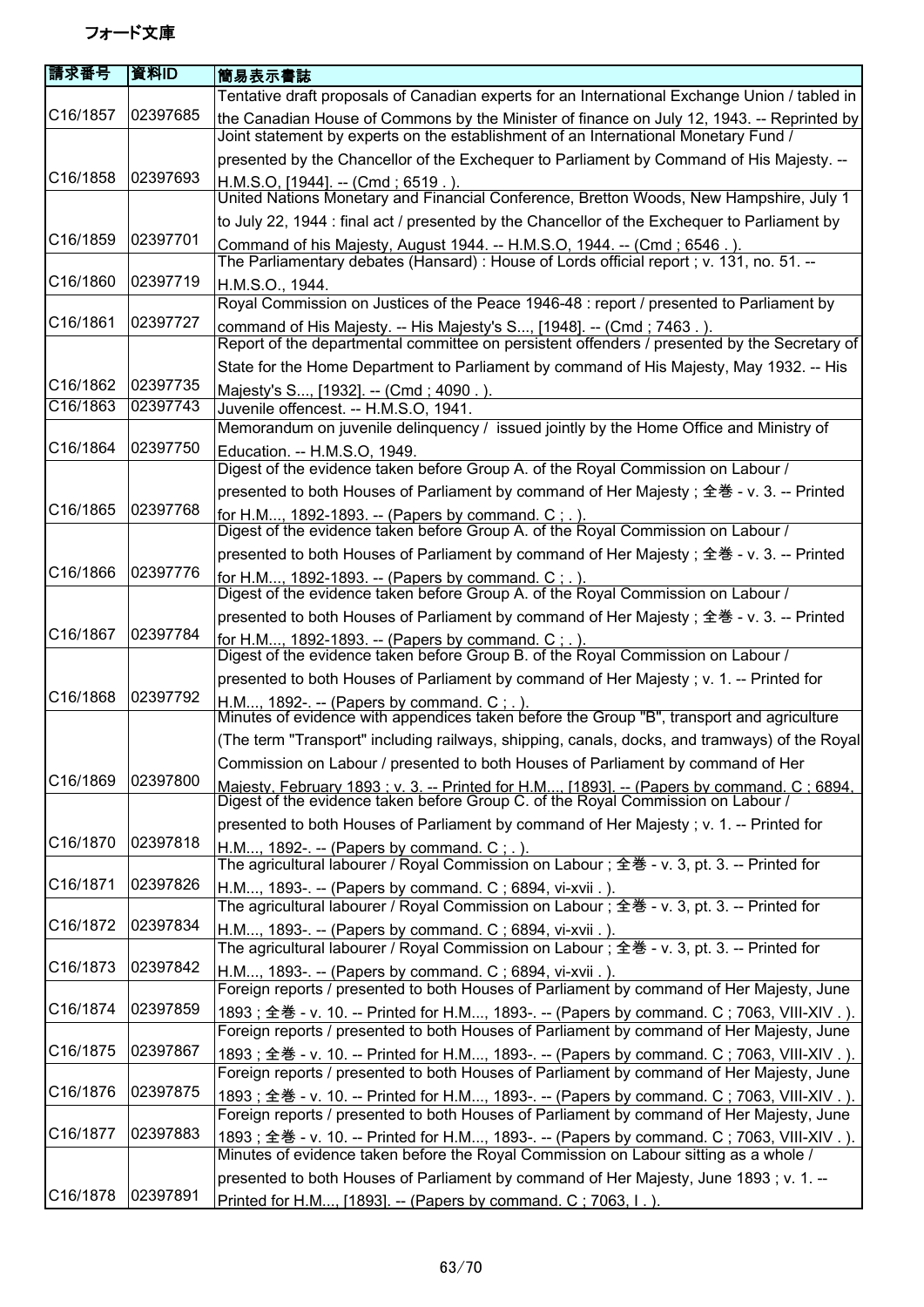フォード文庫

| 請求番号 | 資料ID | 簡易表示書誌 |
| --- | --- | --- |
| C16/1857 | 02397685 | Tentative draft proposals of Canadian experts for an International Exchange Union / tabled in the Canadian House of Commons by the Minister of finance on July 12, 1943. -- Reprinted by |
| C16/1858 | 02397693 | Joint statement by experts on the establishment of an International Monetary Fund / presented by the Chancellor of the Exchequer to Parliament by Command of His Majesty. -- H.M.S.O, [1944]. -- (Cmd ; 6519 . ). |
| C16/1859 | 02397701 | United Nations Monetary and Financial Conference, Bretton Woods, New Hampshire, July 1 to July 22, 1944 : final act / presented by the Chancellor of the Exchequer to Parliament by Command of his Majesty, August 1944. -- H.M.S.O, 1944. -- (Cmd ; 6546 . ). |
| C16/1860 | 02397719 | The Parliamentary debates (Hansard) : House of Lords official report ; v. 131, no. 51. -- H.M.S.O., 1944. |
| C16/1861 | 02397727 | Royal Commission on Justices of the Peace 1946-48 : report / presented to Parliament by command of His Majesty. -- His Majesty's S..., [1948]. -- (Cmd ; 7463 . ). |
| C16/1862 | 02397735 | Report of the departmental committee on persistent offenders / presented by the Secretary of State for the Home Department to Parliament by command of His Majesty, May 1932. -- His Majesty's S..., [1932]. -- (Cmd ; 4090 . ). |
| C16/1863 | 02397743 | Juvenile offencest. -- H.M.S.O, 1941. |
| C16/1864 | 02397750 | Memorandum on juvenile delinquency / issued jointly by the Home Office and Ministry of Education. -- H.M.S.O, 1949. |
| C16/1865 | 02397768 | Digest of the evidence taken before Group A. of the Royal Commission on Labour / presented to both Houses of Parliament by command of Her Majesty ; 全巻 - v. 3. -- Printed for H.M..., 1892-1893. -- (Papers by command. C ; . ). |
| C16/1866 | 02397776 | Digest of the evidence taken before Group A. of the Royal Commission on Labour / presented to both Houses of Parliament by command of Her Majesty ; 全巻 - v. 3. -- Printed for H.M..., 1892-1893. -- (Papers by command. C ; . ). |
| C16/1867 | 02397784 | Digest of the evidence taken before Group A. of the Royal Commission on Labour / presented to both Houses of Parliament by command of Her Majesty ; 全巻 - v. 3. -- Printed for H.M..., 1892-1893. -- (Papers by command. C ; . ). |
| C16/1868 | 02397792 | Digest of the evidence taken before Group B. of the Royal Commission on Labour / presented to both Houses of Parliament by command of Her Majesty ; v. 1. -- Printed for H.M..., 1892-. -- (Papers by command. C ; . ). |
| C16/1869 | 02397800 | Minutes of evidence with appendices taken before the Group "B", transport and agriculture (The term "Transport" including railways, shipping, canals, docks, and tramways) of the Royal Commission on Labour / presented to both Houses of Parliament by command of Her Majesty, February 1893 ; v. 3. -- Printed for H.M..., [1893]. -- (Papers by command. C ; 6894, |
| C16/1870 | 02397818 | Digest of the evidence taken before Group C. of the Royal Commission on Labour / presented to both Houses of Parliament by command of Her Majesty ; v. 1. -- Printed for H.M..., 1892-. -- (Papers by command. C ; . ). |
| C16/1871 | 02397826 | The agricultural labourer / Royal Commission on Labour ; 全巻 - v. 3, pt. 3. -- Printed for H.M..., 1893-. -- (Papers by command. C ; 6894, vi-xvii . ). |
| C16/1872 | 02397834 | The agricultural labourer / Royal Commission on Labour ; 全巻 - v. 3, pt. 3. -- Printed for H.M..., 1893-. -- (Papers by command. C ; 6894, vi-xvii . ). |
| C16/1873 | 02397842 | The agricultural labourer / Royal Commission on Labour ; 全巻 - v. 3, pt. 3. -- Printed for H.M..., 1893-. -- (Papers by command. C ; 6894, vi-xvii . ). |
| C16/1874 | 02397859 | Foreign reports / presented to both Houses of Parliament by command of Her Majesty, June 1893 ; 全巻 - v. 10. -- Printed for H.M..., 1893-. -- (Papers by command. C ; 7063, VIII-XIV . ). |
| C16/1875 | 02397867 | Foreign reports / presented to both Houses of Parliament by command of Her Majesty, June 1893 ; 全巻 - v. 10. -- Printed for H.M..., 1893-. -- (Papers by command. C ; 7063, VIII-XIV . ). |
| C16/1876 | 02397875 | Foreign reports / presented to both Houses of Parliament by command of Her Majesty, June 1893 ; 全巻 - v. 10. -- Printed for H.M..., 1893-. -- (Papers by command. C ; 7063, VIII-XIV . ). |
| C16/1877 | 02397883 | Foreign reports / presented to both Houses of Parliament by command of Her Majesty, June 1893 ; 全巻 - v. 10. -- Printed for H.M..., 1893-. -- (Papers by command. C ; 7063, VIII-XIV . ). |
| C16/1878 | 02397891 | Minutes of evidence taken before the Royal Commission on Labour sitting as a whole / presented to both Houses of Parliament by command of Her Majesty, June 1893 ; v. 1. -- Printed for H.M..., [1893]. -- (Papers by command. C ; 7063, I . ). |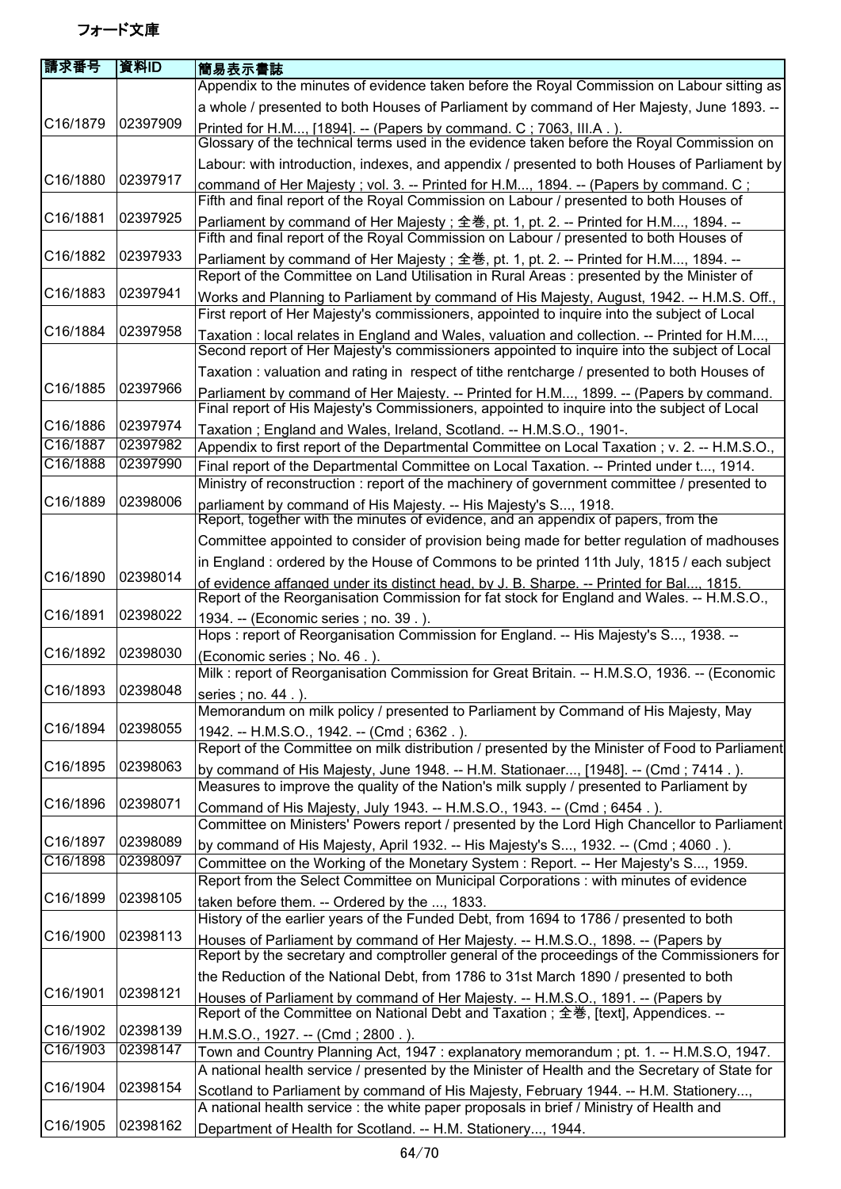フォード文庫

| 請求番号 | 資料ID | 簡易表示書誌 |
| --- | --- | --- |
| C16/1879 | 02397909 | Appendix to the minutes of evidence taken before the Royal Commission on Labour sitting as a whole / presented to both Houses of Parliament by command of Her Majesty, June 1893. -- Printed for H.M..., [1894]. -- (Papers by command. C ; 7063, III.A . ). |
| C16/1880 | 02397917 | Glossary of the technical terms used in the evidence taken before the Royal Commission on Labour: with introduction, indexes, and appendix / presented to both Houses of Parliament by command of Her Majesty ; vol. 3. -- Printed for H.M..., 1894. -- (Papers by command. C ; |
| C16/1881 | 02397925 | Fifth and final report of the Royal Commission on Labour / presented to both Houses of Parliament by command of Her Majesty ; 全巻, pt. 1, pt. 2. -- Printed for H.M..., 1894. -- |
| C16/1882 | 02397933 | Fifth and final report of the Royal Commission on Labour / presented to both Houses of Parliament by command of Her Majesty ; 全巻, pt. 1, pt. 2. -- Printed for H.M..., 1894. -- |
| C16/1883 | 02397941 | Report of the Committee on Land Utilisation in Rural Areas : presented by the Minister of Works and Planning to Parliament by command of His Majesty, August, 1942. -- H.M.S. Off., |
| C16/1884 | 02397958 | First report of Her Majesty's commissioners, appointed to inquire into the subject of Local Taxation : local relates in England and Wales, valuation and collection. -- Printed for H.M..., |
| C16/1885 | 02397966 | Second report of Her Majesty's commissioners appointed to inquire into the subject of Local Taxation : valuation and rating in respect of tithe rentcharge / presented to both Houses of Parliament by command of Her Majesty. -- Printed for H.M..., 1899. -- (Papers by command. |
| C16/1886 | 02397974 | Final report of His Majesty's Commissioners, appointed to inquire into the subject of Local Taxation ; England and Wales, Ireland, Scotland. -- H.M.S.O., 1901-. |
| C16/1887 | 02397982 | Appendix to first report of the Departmental Committee on Local Taxation ; v. 2. -- H.M.S.O., |
| C16/1888 | 02397990 | Final report of the Departmental Committee on Local Taxation. -- Printed under t..., 1914. |
| C16/1889 | 02398006 | Ministry of reconstruction : report of the machinery of government committee / presented to parliament by command of His Majesty. -- His Majesty's S..., 1918. |
| C16/1890 | 02398014 | Report, together with the minutes of evidence, and an appendix of papers, from the Committee appointed to consider of provision being made for better regulation of madhouses in England : ordered by the House of Commons to be printed 11th July, 1815 / each subject of evidence affanged under its distinct head, by J. B. Sharpe. -- Printed for Bal..., 1815. |
| C16/1891 | 02398022 | Report of the Reorganisation Commission for fat stock for England and Wales. -- H.M.S.O., 1934. -- (Economic series ; no. 39 . ). |
| C16/1892 | 02398030 | Hops : report of Reorganisation Commission for England. -- His Majesty's S..., 1938. -- (Economic series ; No. 46 . ). |
| C16/1893 | 02398048 | Milk : report of Reorganisation Commission for Great Britain. -- H.M.S.O, 1936. -- (Economic series ; no. 44 . ). |
| C16/1894 | 02398055 | Memorandum on milk policy / presented to Parliament by Command of His Majesty, May 1942. -- H.M.S.O., 1942. -- (Cmd ; 6362 . ). |
| C16/1895 | 02398063 | Report of the Committee on milk distribution / presented by the Minister of Food to Parliament by command of His Majesty, June 1948. -- H.M. Stationaer..., [1948]. -- (Cmd ; 7414 . ). |
| C16/1896 | 02398071 | Measures to improve the quality of the Nation's milk supply / presented to Parliament by Command of His Majesty, July 1943. -- H.M.S.O., 1943. -- (Cmd ; 6454 . ). |
| C16/1897 | 02398089 | Committee on Ministers' Powers report / presented by the Lord High Chancellor to Parliament by command of His Majesty, April 1932. -- His Majesty's S..., 1932. -- (Cmd ; 4060 . ). |
| C16/1898 | 02398097 | Committee on the Working of the Monetary System : Report. -- Her Majesty's S..., 1959. |
| C16/1899 | 02398105 | Report from the Select Committee on Municipal Corporations : with minutes of evidence taken before them. -- Ordered by the ..., 1833. |
| C16/1900 | 02398113 | History of the earlier years of the Funded Debt, from 1694 to 1786 / presented to both Houses of Parliament by command of Her Majesty. -- H.M.S.O., 1898. -- (Papers by |
| C16/1901 | 02398121 | Report by the secretary and comptroller general of the proceedings of the Commissioners for the Reduction of the National Debt, from 1786 to 31st March 1890 / presented to both Houses of Parliament by command of Her Majesty. -- H.M.S.O., 1891. -- (Papers by |
| C16/1902 | 02398139 | Report of the Committee on National Debt and Taxation ; 全巻, [text], Appendices. -- H.M.S.O., 1927. -- (Cmd ; 2800 . ). |
| C16/1903 | 02398147 | Town and Country Planning Act, 1947 : explanatory memorandum ; pt. 1. -- H.M.S.O, 1947. |
| C16/1904 | 02398154 | A national health service / presented by the Minister of Health and the Secretary of State for Scotland to Parliament by command of His Majesty, February 1944. -- H.M. Stationery..., |
| C16/1905 | 02398162 | A national health service : the white paper proposals in brief / Ministry of Health and Department of Health for Scotland. -- H.M. Stationery..., 1944. |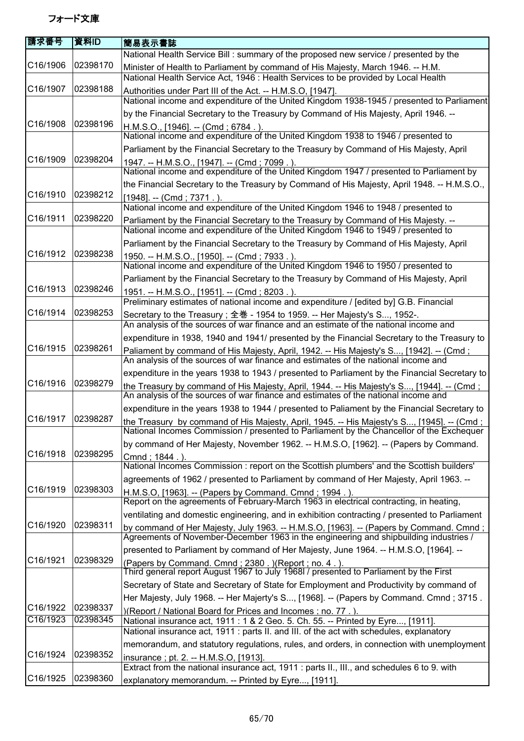フォード文庫

| 請求番号 | 資料ID | 簡易表示書誌 |
|---|---|---|
| C16/1906 | 02398170 | National Health Service Bill : summary of the proposed new service / presented by the Minister of Health to Parliament by command of His Majesty, March 1946. -- H.M. |
| C16/1907 | 02398188 | National Health Service Act, 1946 : Health Services to be provided by Local Health Authorities under Part III of the Act. -- H.M.S.O, [1947]. |
| C16/1908 | 02398196 | National income and expenditure of the United Kingdom 1938-1945 / presented to Parliament by the Financial Secretary to the Treasury by Command of His Majesty, April 1946. -- H.M.S.O., [1946]. -- (Cmd ; 6784 . ). |
| C16/1909 | 02398204 | National income and expenditure of the United Kingdom 1938 to 1946 / presented to Parliament by the Financial Secretary to the Treasury by Command of His Majesty, April 1947. -- H.M.S.O., [1947]. -- (Cmd ; 7099 . ). |
| C16/1910 | 02398212 | National income and expenditure of the United Kingdom 1947 / presented to Parliament by the Financial Secretary to the Treasury by Command of His Majesty, April 1948. -- H.M.S.O., [1948]. -- (Cmd ; 7371 . ). |
| C16/1911 | 02398220 | National income and expenditure of the United Kingdom 1946 to 1948 / presented to Parliament by the Financial Secretary to the Treasury by Command of His Majesty. -- |
| C16/1912 | 02398238 | National income and expenditure of the United Kingdom 1946 to 1949 / presented to Parliament by the Financial Secretary to the Treasury by Command of His Majesty, April 1950. -- H.M.S.O., [1950]. -- (Cmd ; 7933 . ). |
| C16/1913 | 02398246 | National income and expenditure of the United Kingdom 1946 to 1950 / presented to Parliament by the Financial Secretary to the Treasury by Command of His Majesty, April 1951. -- H.M.S.O., [1951]. -- (Cmd ; 8203 . ). |
| C16/1914 | 02398253 | Preliminary estimates of national income and expenditure / [edited by] G.B. Financial Secretary to the Treasury ; 全巻 - 1954 to 1959. -- Her Majesty's S..., 1952-. |
| C16/1915 | 02398261 | An analysis of the sources of war finance and an estimate of the national income and expenditure in 1938, 1940 and 1941/ presented by the Financial Secretary to the Treasury to Paliament by command of His Majesty, April, 1942. -- His Majesty's S..., [1942]. -- (Cmd ; |
| C16/1916 | 02398279 | An analysis of the sources of war finance and estimates of the national income and expenditure in the years 1938 to 1943 / presented to Parliament by the Financial Secretary to the Treasury by command of His Majesty, April, 1944. -- His Majesty's S..., [1944]. -- (Cmd ; |
| C16/1917 | 02398287 | An analysis of the sources of war finance and estimates of the national income and expenditure in the years 1938 to 1944 / presented to Paliament by the Financial Secretary to the Treasury by command of His Majesty, April, 1945. -- His Majesty's S..., [1945]. -- (Cmd ; |
| C16/1918 | 02398295 | National Incomes Commission / presented to Parliament by the Chancellor of the Exchequer by command of Her Majesty, November 1962. -- H.M.S.O, [1962]. -- (Papers by Command. Cmnd ; 1844 . ). |
| C16/1919 | 02398303 | National Incomes Commission : report on the Scottish plumbers' and the Scottish builders' agreements of 1962 / presented to Parliament by command of Her Majesty, April 1963. -- H.M.S.O, [1963]. -- (Papers by Command. Cmnd ; 1994 . ). |
| C16/1920 | 02398311 | Report on the agreements of February-March 1963 in electrical contracting, in heating, ventilating and domestic engineering, and in exhibition contracting / presented to Parliament by command of Her Majesty, July 1963. -- H.M.S.O, [1963]. -- (Papers by Command. Cmnd ; |
| C16/1921 | 02398329 | Agreements of November-December 1963 in the engineering and shipbuilding industries / presented to Parliament by command of Her Majesty, June 1964. -- H.M.S.O, [1964]. -- (Papers by Command. Cmnd ; 2380 . )(Report ; no. 4 . ). |
| C16/1922 | 02398337 | Third general report August 1967 to July 1968l / presented to Parliament by the First Secretary of State and Secretary of State for Employment and Productivity by command of Her Majesty, July 1968. -- Her Majerty's S..., [1968]. -- (Papers by Command. Cmnd ; 3715 . )(Report / National Board for Prices and Incomes ; no. 77 . ). |
| C16/1923 | 02398345 | National insurance act, 1911 : 1 & 2 Geo. 5. Ch. 55. -- Printed by Eyre..., [1911]. |
| C16/1924 | 02398352 | National insurance act, 1911 : parts II. and III. of the act with schedules, explanatory memorandum, and statutory regulations, rules, and orders, in connection with unemployment insurance ; pt. 2. -- H.M.S.O, [1913]. |
| C16/1925 | 02398360 | Extract from the national insurance act, 1911 : parts II., III., and schedules 6 to 9. with explanatory memorandum. -- Printed by Eyre..., [1911]. |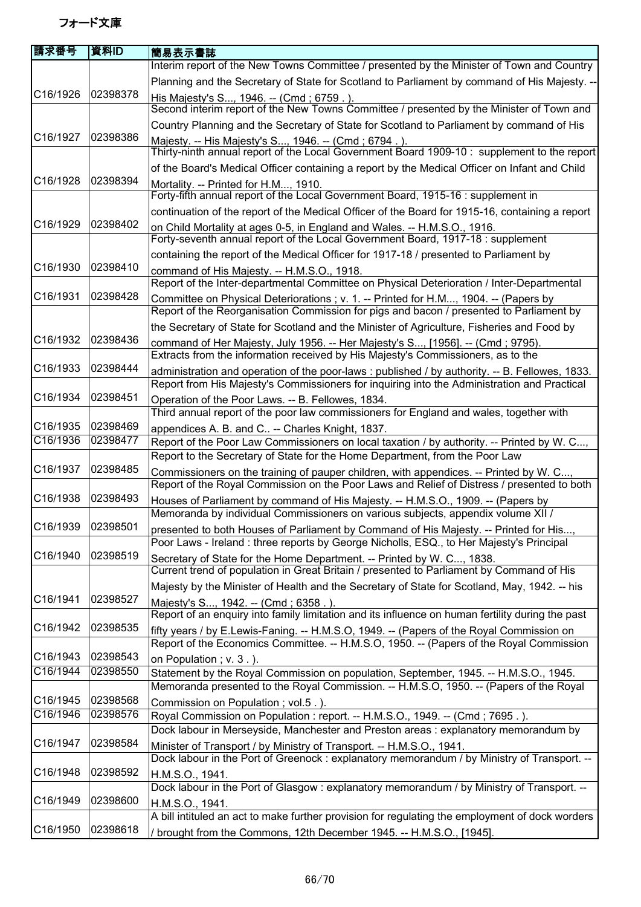フォード文庫

| 請求番号 | 資料ID | 簡易表示書誌 |
|---|---|---|
| C16/1926 | 02398378 | Interim report of the New Towns Committee / presented by the Minister of Town and Country Planning and the Secretary of State for Scotland to Parliament by command of His Majesty. -- His Majesty's S..., 1946. -- (Cmd ; 6759 . ). |
| C16/1927 | 02398386 | Second interim report of the New Towns Committee / presented by the Minister of Town and Country Planning and the Secretary of State for Scotland to Parliament by command of His Majesty. -- His Majesty's S..., 1946. -- (Cmd ; 6794 . ). |
| C16/1928 | 02398394 | Thirty-ninth annual report of the Local Government Board 1909-10 : supplement to the report of the Board's Medical Officer containing a report by the Medical Officer on Infant and Child Mortality. -- Printed for H.M..., 1910. |
| C16/1929 | 02398402 | Forty-fifth annual report of the Local Government Board, 1915-16 : supplement in continuation of the report of the Medical Officer of the Board for 1915-16, containing a report on Child Mortality at ages 0-5, in England and Wales. -- H.M.S.O., 1916. |
| C16/1930 | 02398410 | Forty-seventh annual report of the Local Government Board, 1917-18 : supplement containing the report of the Medical Officer for 1917-18 / presented to Parliament by command of His Majesty. -- H.M.S.O., 1918. |
| C16/1931 | 02398428 | Report of the Inter-departmental Committee on Physical Deterioration / Inter-Departmental Committee on Physical Deteriorations ; v. 1. -- Printed for H.M..., 1904. -- (Papers by |
| C16/1932 | 02398436 | Report of the Reorganisation Commission for pigs and bacon / presented to Parliament by the Secretary of State for Scotland and the Minister of Agriculture, Fisheries and Food by command of Her Majesty, July 1956. -- Her Majesty's S..., [1956]. -- (Cmd ; 9795). |
| C16/1933 | 02398444 | Extracts from the information received by His Majesty's Commissioners, as to the administration and operation of the poor-laws : published / by authority. -- B. Fellowes, 1833. |
| C16/1934 | 02398451 | Report from His Majesty's Commissioners for inquiring into the Administration and Practical Operation of the Poor Laws. -- B. Fellowes, 1834. |
| C16/1935 | 02398469 | Third annual report of the poor law commissioners for England and wales, together with appendices A. B. and C.. -- Charles Knight, 1837. |
| C16/1936 | 02398477 | Report of the Poor Law Commissioners on local taxation / by authority. -- Printed by W. C..., |
| C16/1937 | 02398485 | Report to the Secretary of State for the Home Department, from the Poor Law Commissioners on the training of pauper children, with appendices. -- Printed by W. C..., |
| C16/1938 | 02398493 | Report of the Royal Commission on the Poor Laws and Relief of Distress / presented to both Houses of Parliament by command of His Majesty. -- H.M.S.O., 1909. -- (Papers by |
| C16/1939 | 02398501 | Memoranda by individual Commissioners on various subjects, appendix volume XII / presented to both Houses of Parliament by Command of His Majesty. -- Printed for His..., |
| C16/1940 | 02398519 | Poor Laws - Ireland : three reports by George Nicholls, ESQ., to Her Majesty's Principal Secretary of State for the Home Department. -- Printed by W. C..., 1838. |
| C16/1941 | 02398527 | Current trend of population in Great Britain / presented to Parliament by Command of His Majesty by the Minister of Health and the Secretary of State for Scotland, May, 1942. -- his Majesty's S..., 1942. -- (Cmd ; 6358 . ). |
| C16/1942 | 02398535 | Report of an enquiry into family limitation and its influence on human fertility during the past fifty years / by E.Lewis-Faning. -- H.M.S.O, 1949. -- (Papers of the Royal Commission on |
| C16/1943 | 02398543 | Report of the Economics Committee. -- H.M.S.O, 1950. -- (Papers of the Royal Commission on Population ; v. 3 . ). |
| C16/1944 | 02398550 | Statement by the Royal Commission on population, September, 1945. -- H.M.S.O., 1945. |
| C16/1945 | 02398568 | Memoranda presented to the Royal Commission. -- H.M.S.O, 1950. -- (Papers of the Royal Commission on Population ; vol.5 . ). |
| C16/1946 | 02398576 | Royal Commission on Population : report. -- H.M.S.O., 1949. -- (Cmd ; 7695 . ). |
| C16/1947 | 02398584 | Dock labour in Merseyside, Manchester and Preston areas : explanatory memorandum by Minister of Transport / by Ministry of Transport. -- H.M.S.O., 1941. |
| C16/1948 | 02398592 | Dock labour in the Port of Greenock : explanatory memorandum / by Ministry of Transport. -- H.M.S.O., 1941. |
| C16/1949 | 02398600 | Dock labour in the Port of Glasgow : explanatory memorandum / by Ministry of Transport. -- H.M.S.O., 1941. |
| C16/1950 | 02398618 | A bill intituled an act to make further provision for regulating the employment of dock worders / brought from the Commons, 12th December 1945. -- H.M.S.O., [1945]. |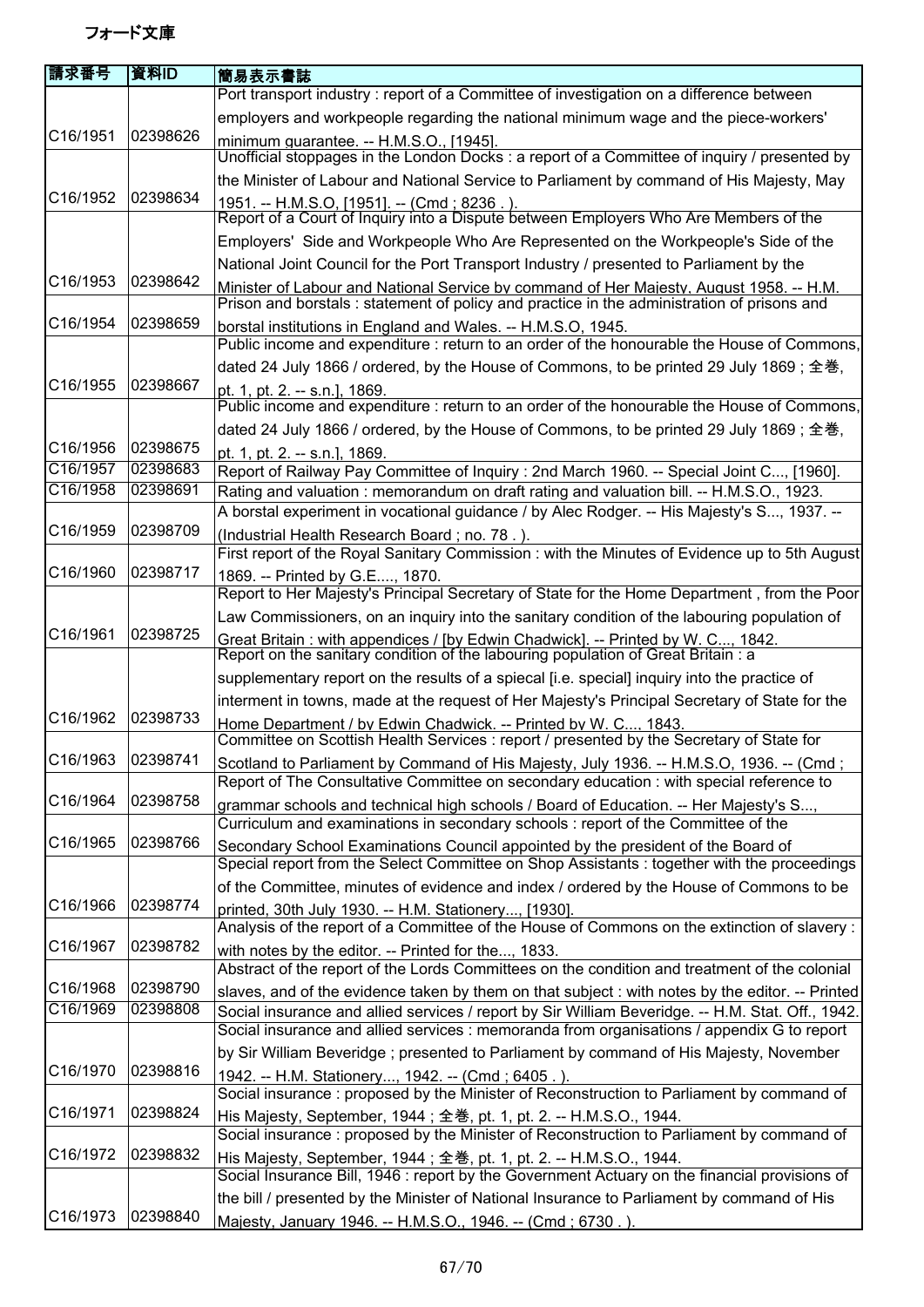フォード文庫

| 請求番号 | 資料ID | 簡易表示書誌 |
|---|---|---|
| C16/1951 | 02398626 | Port transport industry : report of a Committee of investigation on a difference between employers and workpeople regarding the national minimum wage and the piece-workers' minimum guarantee. -- H.M.S.O., [1945]. |
| C16/1952 | 02398634 | Unofficial stoppages in the London Docks : a report of a Committee of inquiry / presented by the Minister of Labour and National Service to Parliament by command of His Majesty, May 1951. -- H.M.S.O, [1951]. -- (Cmd ; 8236 . ). |
| C16/1953 | 02398642 | Report of a Court of Inquiry into a Dispute between Employers Who Are Members of the Employers' Side and Workpeople Who Are Represented on the Workpeople's Side of the National Joint Council for the Port Transport Industry / presented to Parliament by the Minister of Labour and National Service by command of Her Majesty, August 1958. -- H.M. |
| C16/1954 | 02398659 | Prison and borstals : statement of policy and practice in the administration of prisons and borstal institutions in England and Wales. -- H.M.S.O, 1945. |
| C16/1955 | 02398667 | Public income and expenditure : return to an order of the honourable the House of Commons, dated 24 July 1866 / ordered, by the House of Commons, to be printed 29 July 1869 ; 全巻, pt. 1, pt. 2. -- s.n.], 1869. |
| C16/1956 | 02398675 | Public income and expenditure : return to an order of the honourable the House of Commons, dated 24 July 1866 / ordered, by the House of Commons, to be printed 29 July 1869 ; 全巻, pt. 1, pt. 2. -- s.n.], 1869. |
| C16/1957 | 02398683 | Report of Railway Pay Committee of Inquiry : 2nd March 1960. -- Special Joint C..., [1960]. |
| C16/1958 | 02398691 | Rating and valuation : memorandum on draft rating and valuation bill. -- H.M.S.O., 1923. |
| C16/1959 | 02398709 | A borstal experiment in vocational guidance / by Alec Rodger. -- His Majesty's S..., 1937. -- (Industrial Health Research Board ; no. 78 . ). |
| C16/1960 | 02398717 | First report of the Royal Sanitary Commission : with the Minutes of Evidence up to 5th August 1869. -- Printed by G.E...., 1870. |
| C16/1961 | 02398725 | Report to Her Majesty's Principal Secretary of State for the Home Department , from the Poor Law Commissioners, on an inquiry into the sanitary condition of the labouring population of Great Britain : with appendices / [by Edwin Chadwick]. -- Printed by W. C..., 1842. |
| C16/1962 | 02398733 | Report on the sanitary condition of the labouring population of Great Britain : a supplementary report on the results of a spiecal [i.e. special] inquiry into the practice of interment in towns, made at the request of Her Majesty's Principal Secretary of State for the Home Department / by Edwin Chadwick. -- Printed by W. C..., 1843. |
| C16/1963 | 02398741 | Committee on Scottish Health Services : report / presented by the Secretary of State for Scotland to Parliament by Command of His Majesty, July 1936. -- H.M.S.O, 1936. -- (Cmd ; |
| C16/1964 | 02398758 | Report of The Consultative Committee on secondary education : with special reference to grammar schools and technical high schools / Board of Education. -- Her Majesty's S..., |
| C16/1965 | 02398766 | Curriculum and examinations in secondary schools : report of the Committee of the Secondary School Examinations Council appointed by the president of the Board of |
| C16/1966 | 02398774 | Special report from the Select Committee on Shop Assistants : together with the proceedings of the Committee, minutes of evidence and index / ordered by the House of Commons to be printed, 30th July 1930. -- H.M. Stationery..., [1930]. |
| C16/1967 | 02398782 | Analysis of the report of a Committee of the House of Commons on the extinction of slavery : with notes by the editor. -- Printed for the..., 1833. |
| C16/1968 | 02398790 | Abstract of the report of the Lords Committees on the condition and treatment of the colonial slaves, and of the evidence taken by them on that subject : with notes by the editor. -- Printed |
| C16/1969 | 02398808 | Social insurance and allied services / report by Sir William Beveridge. -- H.M. Stat. Off., 1942. |
| C16/1970 | 02398816 | Social insurance and allied services : memoranda from organisations / appendix G to report by Sir William Beveridge ; presented to Parliament by command of His Majesty, November 1942. -- H.M. Stationery..., 1942. -- (Cmd ; 6405 . ). |
| C16/1971 | 02398824 | Social insurance : proposed by the Minister of Reconstruction to Parliament by command of His Majesty, September, 1944 ; 全巻, pt. 1, pt. 2. -- H.M.S.O., 1944. |
| C16/1972 | 02398832 | Social insurance : proposed by the Minister of Reconstruction to Parliament by command of His Majesty, September, 1944 ; 全巻, pt. 1, pt. 2. -- H.M.S.O., 1944. |
| C16/1973 | 02398840 | Social Insurance Bill, 1946 : report by the Government Actuary on the financial provisions of the bill / presented by the Minister of National Insurance to Parliament by command of His Majesty, January 1946. -- H.M.S.O., 1946. -- (Cmd ; 6730 . ). |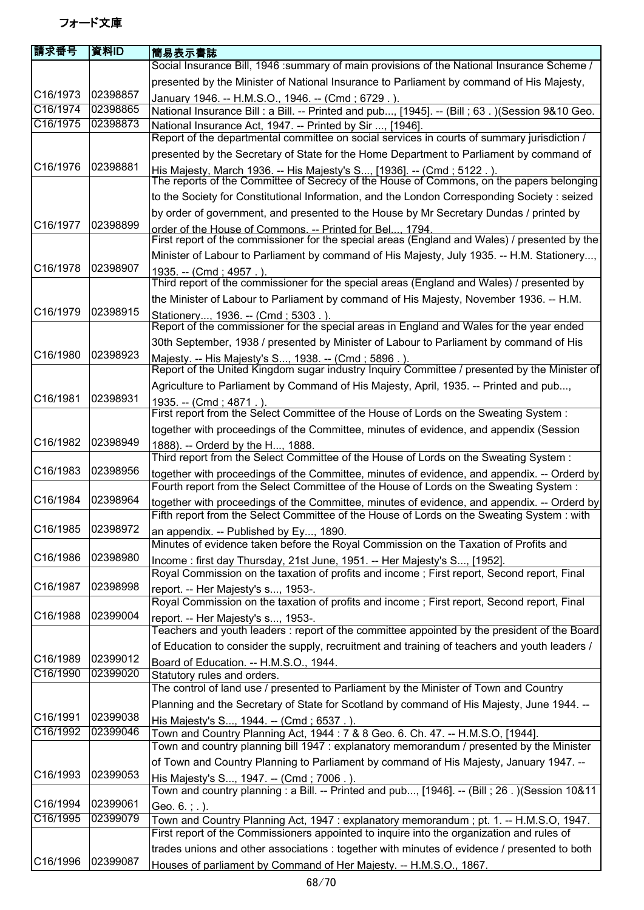フォード文庫

| 請求番号 | 資料ID | 簡易表示書誌 |
| --- | --- | --- |
| C16/1973 | 02398857 | Social Insurance Bill, 1946 :summary of main provisions of the National Insurance Scheme / presented by the Minister of National Insurance to Parliament by command of His Majesty, January 1946. -- H.M.S.O., 1946. -- (Cmd ; 6729 . ). |
| C16/1974 | 02398865 | National Insurance Bill : a Bill. -- Printed and pub..., [1945]. -- (Bill ; 63 . )(Session 9&10 Geo. |
| C16/1975 | 02398873 | National Insurance Act, 1947. -- Printed by Sir ..., [1946]. |
| C16/1976 | 02398881 | Report of the departmental committee on social services in courts of summary jurisdiction / presented by the Secretary of State for the Home Department to Parliament by command of His Majesty, March 1936. -- His Majesty's S..., [1936]. -- (Cmd ; 5122 . ). |
| C16/1977 | 02398899 | The reports of the Committee of Secrecy of the House of Commons, on the papers belonging to the Society for Constitutional Information, and the London Corresponding Society : seized by order of government, and presented to the House by Mr Secretary Dundas / printed by order of the House of Commons. -- Printed for Bel..., 1794. |
| C16/1978 | 02398907 | First report of the commissioner for the special areas (England and Wales) / presented by the Minister of Labour to Parliament by command of His Majesty, July 1935. -- H.M. Stationery..., 1935. -- (Cmd ; 4957 . ). |
| C16/1979 | 02398915 | Third report of the commissioner for the special areas (England and Wales) / presented by the Minister of Labour to Parliament by command of His Majesty, November 1936. -- H.M. Stationery..., 1936. -- (Cmd ; 5303 . ). |
| C16/1980 | 02398923 | Report of the commissioner for the special areas in England and Wales for the year ended 30th September, 1938 / presented by Minister of Labour to Parliament by command of His Majesty. -- His Majesty's S..., 1938. -- (Cmd ; 5896 . ). |
| C16/1981 | 02398931 | Report of the United Kingdom sugar industry Inquiry Committee / presented by the Minister of Agriculture to Parliament by Command of His Majesty, April, 1935. -- Printed and pub..., 1935. -- (Cmd ; 4871 . ). |
| C16/1982 | 02398949 | First report from the Select Committee of the House of Lords on the Sweating System : together with proceedings of the Committee, minutes of evidence, and appendix (Session 1888). -- Orderd by the H..., 1888. |
| C16/1983 | 02398956 | Third report from the Select Committee of the House of Lords on the Sweating System : together with proceedings of the Committee, minutes of evidence, and appendix. -- Orderd by |
| C16/1984 | 02398964 | Fourth report from the Select Committee of the House of Lords on the Sweating System : together with proceedings of the Committee, minutes of evidence, and appendix. -- Orderd by |
| C16/1985 | 02398972 | Fifth report from the Select Committee of the House of Lords on the Sweating System : with an appendix. -- Published by Ey..., 1890. |
| C16/1986 | 02398980 | Minutes of evidence taken before the Royal Commission on the Taxation of Profits and Income : first day Thursday, 21st June, 1951. -- Her Majesty's S..., [1952]. |
| C16/1987 | 02398998 | Royal Commission on the taxation of profits and income ; First report, Second report, Final report. -- Her Majesty's s..., 1953-. |
| C16/1988 | 02399004 | Royal Commission on the taxation of profits and income ; First report, Second report, Final report. -- Her Majesty's s..., 1953-. |
| C16/1989 | 02399012 | Teachers and youth leaders : report of the committee appointed by the president of the Board of Education to consider the supply, recruitment and training of teachers and youth leaders / Board of Education. -- H.M.S.O., 1944. |
| C16/1990 | 02399020 | Statutory rules and orders. |
| C16/1991 | 02399038 | The control of land use / presented to Parliament by the Minister of Town and Country Planning and the Secretary of State for Scotland by command of His Majesty, June 1944. -- His Majesty's S..., 1944. -- (Cmd ; 6537 . ). |
| C16/1992 | 02399046 | Town and Country Planning Act, 1944 : 7 & 8 Geo. 6. Ch. 47. -- H.M.S.O, [1944]. |
| C16/1993 | 02399053 | Town and country planning bill 1947 : explanatory memorandum / presented by the Minister of Town and Country Planning to Parliament by command of His Majesty, January 1947. -- His Majesty's S..., 1947. -- (Cmd ; 7006 . ). |
| C16/1994 | 02399061 | Town and country planning : a Bill. -- Printed and pub..., [1946]. -- (Bill ; 26 . )(Session 10&11 Geo. 6. ; . ). |
| C16/1995 | 02399079 | Town and Country Planning Act, 1947 : explanatory memorandum ; pt. 1. -- H.M.S.O, 1947. |
| C16/1996 | 02399087 | First report of the Commissioners appointed to inquire into the organization and rules of trades unions and other associations : together with minutes of evidence / presented to both Houses of parliament by Command of Her Majesty. -- H.M.S.O., 1867. |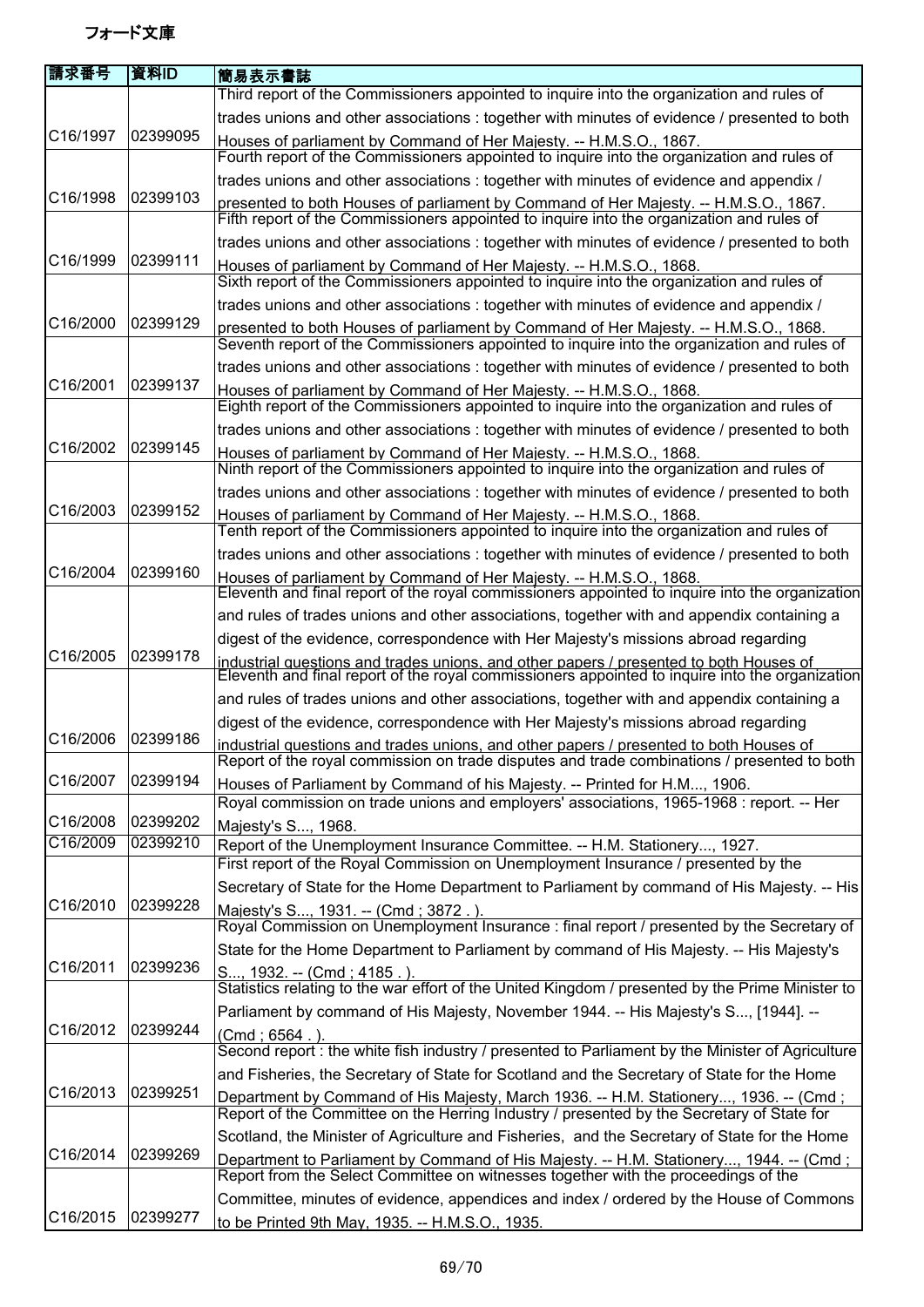フォード文庫

| 請求番号 | 資料ID | 簡易表示書誌 |
|---|---|---|
| C16/1997 | 02399095 | Third report of the Commissioners appointed to inquire into the organization and rules of trades unions and other associations : together with minutes of evidence / presented to both Houses of parliament by Command of Her Majesty. -- H.M.S.O., 1867. |
| C16/1998 | 02399103 | Fourth report of the Commissioners appointed to inquire into the organization and rules of trades unions and other associations : together with minutes of evidence and appendix / presented to both Houses of parliament by Command of Her Majesty. -- H.M.S.O., 1867. |
| C16/1999 | 02399111 | Fifth report of the Commissioners appointed to inquire into the organization and rules of trades unions and other associations : together with minutes of evidence / presented to both Houses of parliament by Command of Her Majesty. -- H.M.S.O., 1868. |
| C16/2000 | 02399129 | Sixth report of the Commissioners appointed to inquire into the organization and rules of trades unions and other associations : together with minutes of evidence and appendix / presented to both Houses of parliament by Command of Her Majesty. -- H.M.S.O., 1868. |
| C16/2001 | 02399137 | Seventh report of the Commissioners appointed to inquire into the organization and rules of trades unions and other associations : together with minutes of evidence / presented to both Houses of parliament by Command of Her Majesty. -- H.M.S.O., 1868. |
| C16/2002 | 02399145 | Eighth report of the Commissioners appointed to inquire into the organization and rules of trades unions and other associations : together with minutes of evidence / presented to both Houses of parliament by Command of Her Majesty. -- H.M.S.O., 1868. |
| C16/2003 | 02399152 | Ninth report of the Commissioners appointed to inquire into the organization and rules of trades unions and other associations : together with minutes of evidence / presented to both Houses of parliament by Command of Her Majesty. -- H.M.S.O., 1868. |
| C16/2004 | 02399160 | Tenth report of the Commissioners appointed to inquire into the organization and rules of trades unions and other associations : together with minutes of evidence / presented to both Houses of parliament by Command of Her Majesty. -- H.M.S.O., 1868. |
| C16/2005 | 02399178 | Eleventh and final report of the royal commissioners appointed to inquire into the organization and rules of trades unions and other associations, together with and appendix containing a digest of the evidence, correspondence with Her Majesty's missions abroad regarding industrial questions and trades unions, and other papers / presented to both Houses of |
| C16/2006 | 02399186 | Eleventh and final report of the royal commissioners appointed to inquire into the organization and rules of trades unions and other associations, together with and appendix containing a digest of the evidence, correspondence with Her Majesty's missions abroad regarding industrial questions and trades unions, and other papers / presented to both Houses of |
| C16/2007 | 02399194 | Report of the royal commission on trade disputes and trade combinations / presented to both Houses of Parliament by Command of his Majesty. -- Printed for H.M..., 1906. |
| C16/2008 | 02399202 | Royal commission on trade unions and employers' associations, 1965-1968 : report. -- Her Majesty's S..., 1968. |
| C16/2009 | 02399210 | Report of the Unemployment Insurance Committee. -- H.M. Stationery..., 1927. |
| C16/2010 | 02399228 | First report of the Royal Commission on Unemployment Insurance / presented by the Secretary of State for the Home Department to Parliament by command of His Majesty. -- His Majesty's S..., 1931. -- (Cmd ; 3872 . ). |
| C16/2011 | 02399236 | Royal Commission on Unemployment Insurance : final report / presented by the Secretary of State for the Home Department to Parliament by command of His Majesty. -- His Majesty's S..., 1932. -- (Cmd ; 4185 . ). |
| C16/2012 | 02399244 | Statistics relating to the war effort of the United Kingdom / presented by the Prime Minister to Parliament by command of His Majesty, November 1944. -- His Majesty's S..., [1944]. -- (Cmd ; 6564 . ). |
| C16/2013 | 02399251 | Second report : the white fish industry / presented to Parliament by the Minister of Agriculture and Fisheries, the Secretary of State for Scotland and the Secretary of State for the Home Department by Command of His Majesty, March 1936. -- H.M. Stationery..., 1936. -- (Cmd ; |
| C16/2014 | 02399269 | Report of the Committee on the Herring Industry / presented by the Secretary of State for Scotland, the Minister of Agriculture and Fisheries, and the Secretary of State for the Home Department to Parliament by Command of His Majesty. -- H.M. Stationery..., 1944. -- (Cmd ; |
| C16/2015 | 02399277 | Report from the Select Committee on witnesses together with the proceedings of the Committee, minutes of evidence, appendices and index / ordered by the House of Commons to be Printed 9th May, 1935. -- H.M.S.O., 1935. |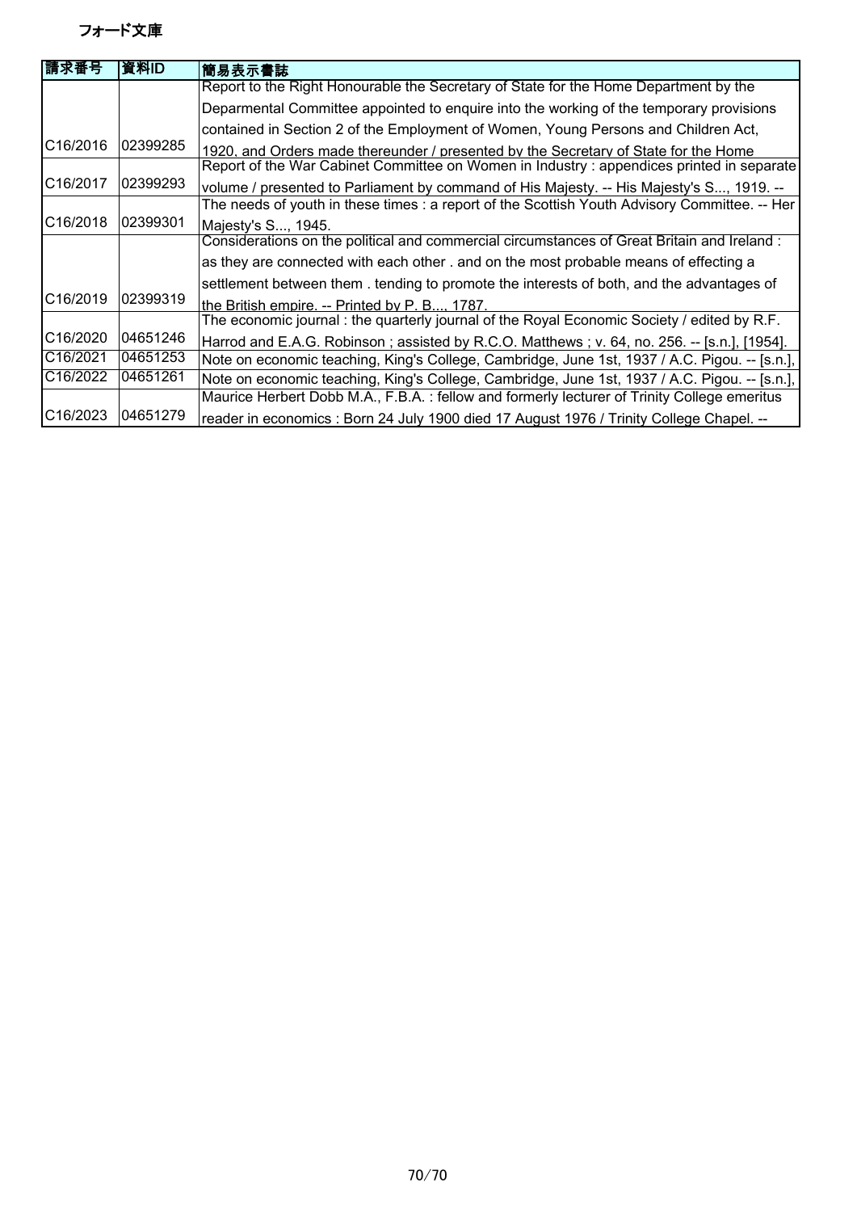# フォード文庫

| 請求番号 | 資料ID | 簡易表示書誌 |
|---|---|---|
| C16/2016 | 02399285 | Report to the Right Honourable the Secretary of State for the Home Department by the Deparmental Committee appointed to enquire into the working of the temporary provisions contained in Section 2 of the Employment of Women, Young Persons and Children Act, 1920, and Orders made thereunder / presented by the Secretary of State for the Home |
| C16/2017 | 02399293 | Report of the War Cabinet Committee on Women in Industry : appendices printed in separate volume / presented to Parliament by command of His Majesty. -- His Majesty's S..., 1919. -- |
| C16/2018 | 02399301 | The needs of youth in these times : a report of the Scottish Youth Advisory Committee. -- Her Majesty's S..., 1945. |
| C16/2019 | 02399319 | Considerations on the political and commercial circumstances of Great Britain and Ireland : as they are connected with each other . and on the most probable means of effecting a settlement between them . tending to promote the interests of both, and the advantages of the British empire. -- Printed by P. B..., 1787. |
| C16/2020 | 04651246 | The economic journal : the quarterly journal of the Royal Economic Society / edited by R.F. Harrod and E.A.G. Robinson ; assisted by R.C.O. Matthews ; v. 64, no. 256. -- [s.n.], [1954]. |
| C16/2021 | 04651253 | Note on economic teaching, King's College, Cambridge, June 1st, 1937 / A.C. Pigou. -- [s.n.], |
| C16/2022 | 04651261 | Note on economic teaching, King's College, Cambridge, June 1st, 1937 / A.C. Pigou. -- [s.n.], |
| C16/2023 | 04651279 | Maurice Herbert Dobb M.A., F.B.A. : fellow and formerly lecturer of Trinity College emeritus reader in economics : Born 24 July 1900 died 17 August 1976 / Trinity College Chapel. -- |